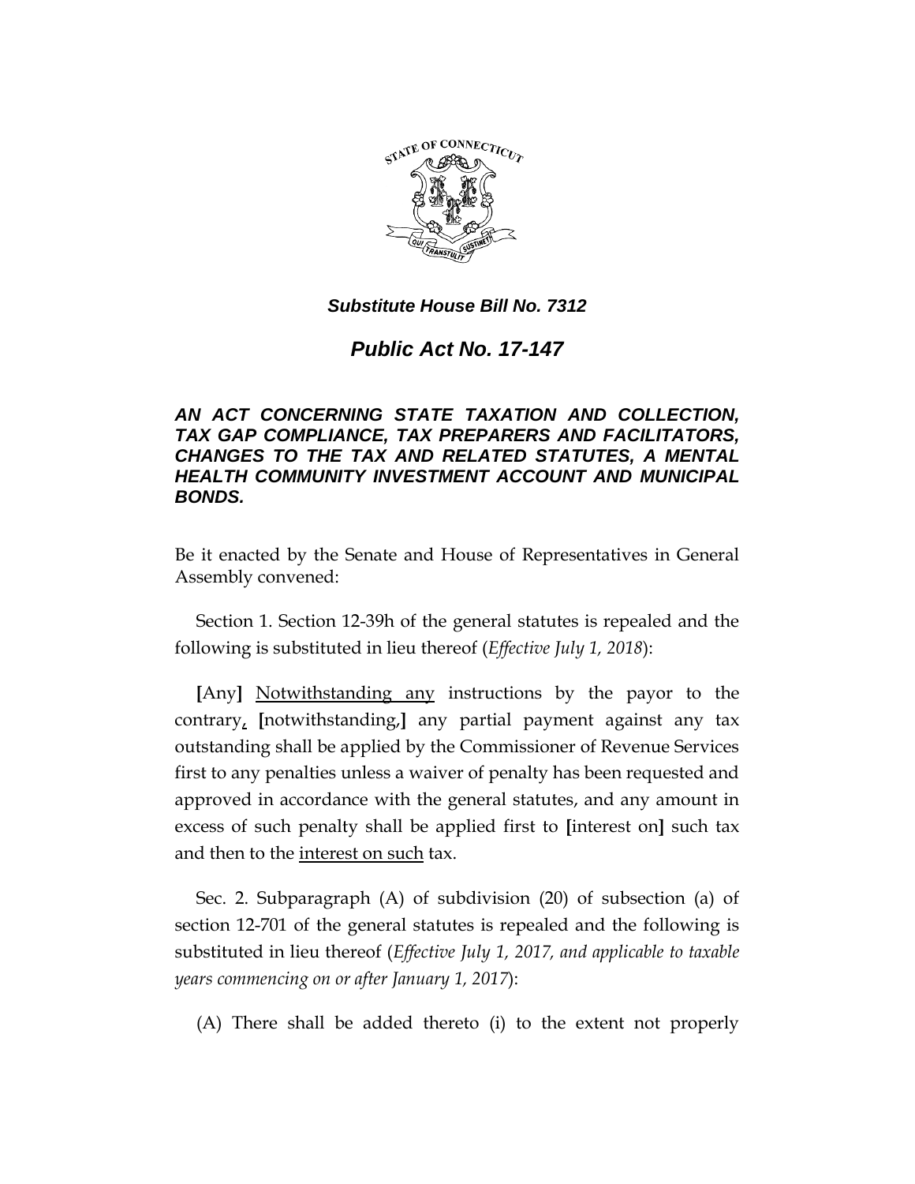***Substitute House Bill No. 7312***

# *Public Act No. 17-147*

***AN ACT CONCERNING STATE TAXATION AND COLLECTION, TAX GAP COMPLIANCE, TAX PREPARERS AND FACILITATORS, CHANGES TO THE TAX AND RELATED STATUTES, A MENTAL HEALTH COMMUNITY INVESTMENT ACCOUNT AND MUNICIPAL BONDS.***

Be it enacted by the Senate and House of Representatives in General Assembly convened:

Section 1. Section 12-39h of the general statutes is repealed and the following is substituted in lieu thereof (*Effective July 1, 2018*):

**[**Any**]** <u>Notwithstanding any</u> instructions by the payor to the contrary<u>,</u> **[**notwithstanding,**]** any partial payment against any tax outstanding shall be applied by the Commissioner of Revenue Services first to any penalties unless a waiver of penalty has been requested and approved in accordance with the general statutes, and any amount in excess of such penalty shall be applied first to **[**interest on**]** such tax and then to the <u>interest on such</u> tax.

Sec. 2. Subparagraph (A) of subdivision (20) of subsection (a) of section 12-701 of the general statutes is repealed and the following is substituted in lieu thereof (*Effective July 1, 2017, and applicable to taxable years commencing on or after January 1, 2017*):

(A) There shall be added thereto (i) to the extent not properly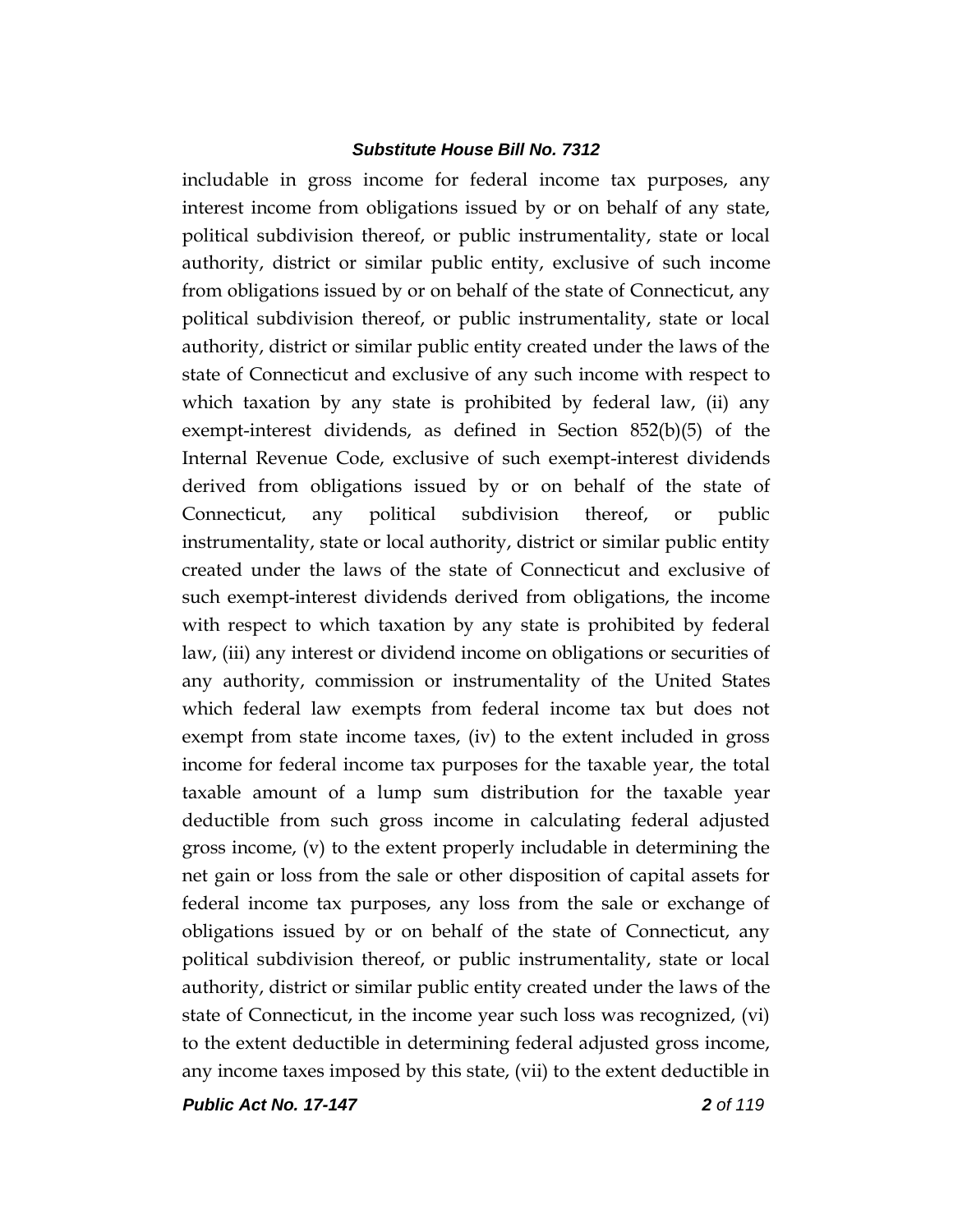includable in gross income for federal income tax purposes, any interest income from obligations issued by or on behalf of any state, political subdivision thereof, or public instrumentality, state or local authority, district or similar public entity, exclusive of such income from obligations issued by or on behalf of the state of Connecticut, any political subdivision thereof, or public instrumentality, state or local authority, district or similar public entity created under the laws of the state of Connecticut and exclusive of any such income with respect to which taxation by any state is prohibited by federal law, (ii) any exempt-interest dividends, as defined in Section 852(b)(5) of the Internal Revenue Code, exclusive of such exempt-interest dividends derived from obligations issued by or on behalf of the state of Connecticut, any political subdivision thereof, or public instrumentality, state or local authority, district or similar public entity created under the laws of the state of Connecticut and exclusive of such exempt-interest dividends derived from obligations, the income with respect to which taxation by any state is prohibited by federal law, (iii) any interest or dividend income on obligations or securities of any authority, commission or instrumentality of the United States which federal law exempts from federal income tax but does not exempt from state income taxes, (iv) to the extent included in gross income for federal income tax purposes for the taxable year, the total taxable amount of a lump sum distribution for the taxable year deductible from such gross income in calculating federal adjusted gross income, (v) to the extent properly includable in determining the net gain or loss from the sale or other disposition of capital assets for federal income tax purposes, any loss from the sale or exchange of obligations issued by or on behalf of the state of Connecticut, any political subdivision thereof, or public instrumentality, state or local authority, district or similar public entity created under the laws of the state of Connecticut, in the income year such loss was recognized, (vi) to the extent deductible in determining federal adjusted gross income, any income taxes imposed by this state, (vii) to the extent deductible in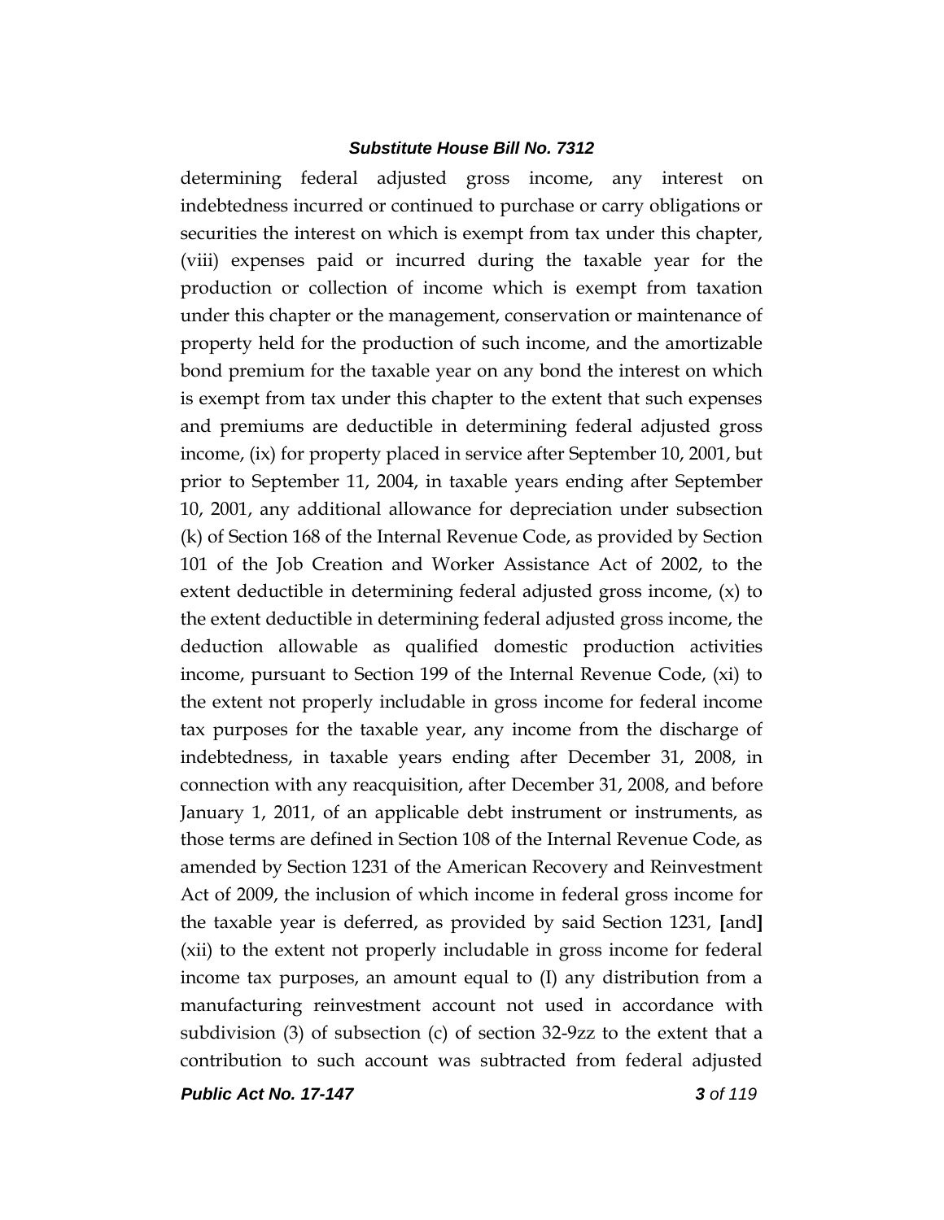determining federal adjusted gross income, any interest on indebtedness incurred or continued to purchase or carry obligations or securities the interest on which is exempt from tax under this chapter, (viii) expenses paid or incurred during the taxable year for the production or collection of income which is exempt from taxation under this chapter or the management, conservation or maintenance of property held for the production of such income, and the amortizable bond premium for the taxable year on any bond the interest on which is exempt from tax under this chapter to the extent that such expenses and premiums are deductible in determining federal adjusted gross income, (ix) for property placed in service after September 10, 2001, but prior to September 11, 2004, in taxable years ending after September 10, 2001, any additional allowance for depreciation under subsection (k) of Section 168 of the Internal Revenue Code, as provided by Section 101 of the Job Creation and Worker Assistance Act of 2002, to the extent deductible in determining federal adjusted gross income, (x) to the extent deductible in determining federal adjusted gross income, the deduction allowable as qualified domestic production activities income, pursuant to Section 199 of the Internal Revenue Code, (xi) to the extent not properly includable in gross income for federal income tax purposes for the taxable year, any income from the discharge of indebtedness, in taxable years ending after December 31, 2008, in connection with any reacquisition, after December 31, 2008, and before January 1, 2011, of an applicable debt instrument or instruments, as those terms are defined in Section 108 of the Internal Revenue Code, as amended by Section 1231 of the American Recovery and Reinvestment Act of 2009, the inclusion of which income in federal gross income for the taxable year is deferred, as provided by said Section 1231, **[**and**]** (xii) to the extent not properly includable in gross income for federal income tax purposes, an amount equal to (I) any distribution from a manufacturing reinvestment account not used in accordance with subdivision (3) of subsection (c) of section 32-9zz to the extent that a contribution to such account was subtracted from federal adjusted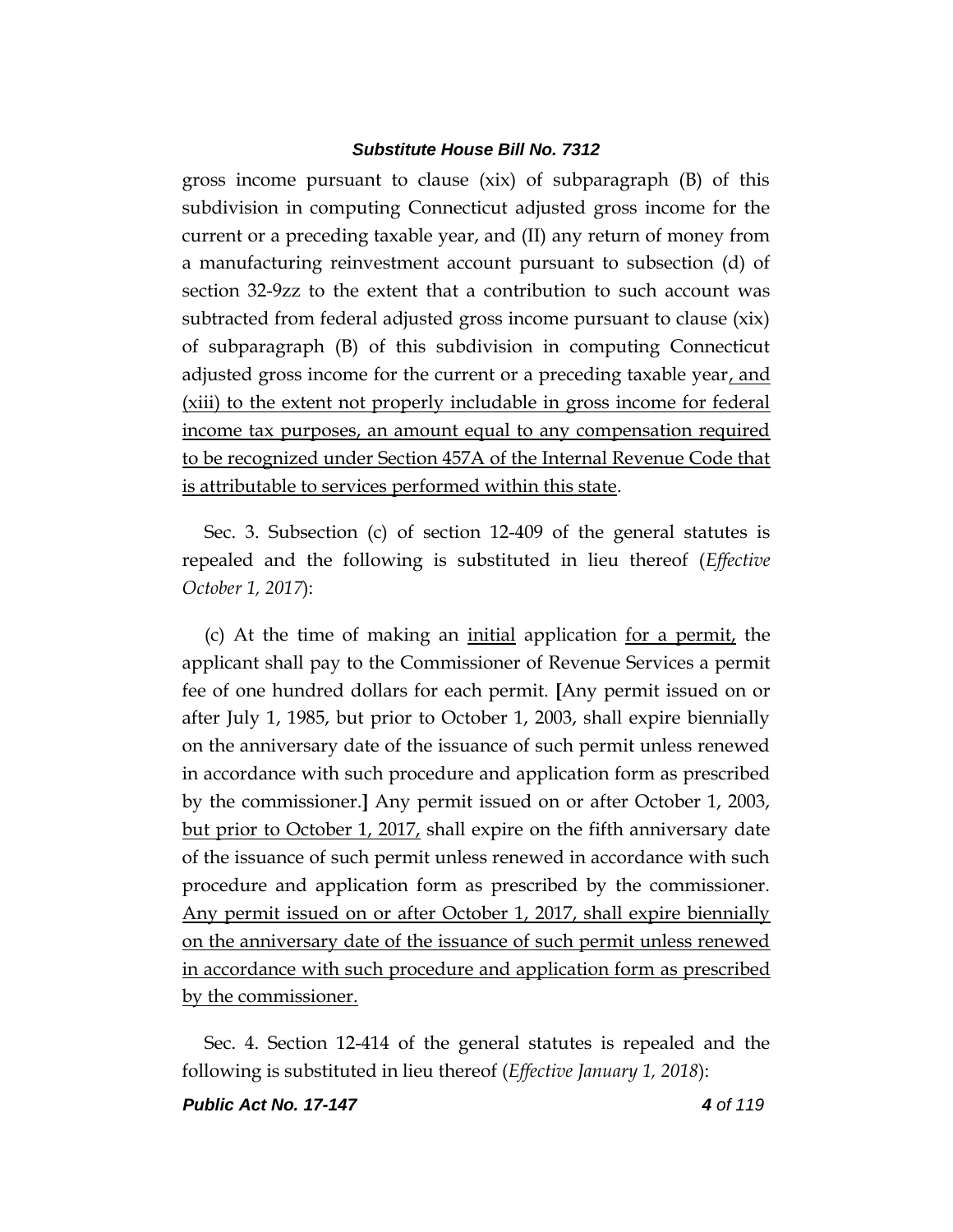gross income pursuant to clause (xix) of subparagraph (B) of this subdivision in computing Connecticut adjusted gross income for the current or a preceding taxable year, and (II) any return of money from a manufacturing reinvestment account pursuant to subsection (d) of section 32-9zz to the extent that a contribution to such account was subtracted from federal adjusted gross income pursuant to clause (xix) of subparagraph (B) of this subdivision in computing Connecticut adjusted gross income for the current or a preceding taxable year<u>, and (xiii) to the extent not properly includable in gross income for federal income tax purposes, an amount equal to any compensation required to be recognized under Section 457A of the Internal Revenue Code that is attributable to services performed within this state</u>.

Sec. 3. Subsection (c) of section 12-409 of the general statutes is repealed and the following is substituted in lieu thereof (*Effective October 1, 2017*):

(c) At the time of making an <u>initial</u> application <u>for a permit,</u> the applicant shall pay to the Commissioner of Revenue Services a permit fee of one hundred dollars for each permit. **[**Any permit issued on or after July 1, 1985, but prior to October 1, 2003, shall expire biennially on the anniversary date of the issuance of such permit unless renewed in accordance with such procedure and application form as prescribed by the commissioner.**]** Any permit issued on or after October 1, 2003, <u>but prior to October 1, 2017,</u> shall expire on the fifth anniversary date of the issuance of such permit unless renewed in accordance with such procedure and application form as prescribed by the commissioner. <u>Any permit issued on or after October 1, 2017, shall expire biennially on the anniversary date of the issuance of such permit unless renewed in accordance with such procedure and application form as prescribed by the commissioner.</u>

Sec. 4. Section 12-414 of the general statutes is repealed and the following is substituted in lieu thereof (*Effective January 1, 2018*):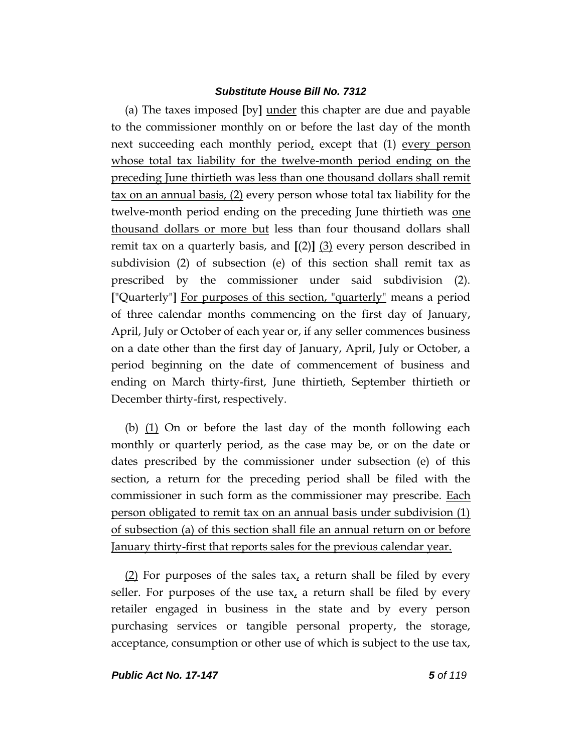(a) The taxes imposed [by] under this chapter are due and payable to the commissioner monthly on or before the last day of the month next succeeding each monthly period, except that (1) every person whose total tax liability for the twelve-month period ending on the preceding June thirtieth was less than one thousand dollars shall remit tax on an annual basis, (2) every person whose total tax liability for the twelve-month period ending on the preceding June thirtieth was one thousand dollars or more but less than four thousand dollars shall remit tax on a quarterly basis, and [(2)] (3) every person described in subdivision (2) of subsection (e) of this section shall remit tax as prescribed by the commissioner under said subdivision (2). ["Quarterly"] For purposes of this section, "quarterly" means a period of three calendar months commencing on the first day of January, April, July or October of each year or, if any seller commences business on a date other than the first day of January, April, July or October, a period beginning on the date of commencement of business and ending on March thirty-first, June thirtieth, September thirtieth or December thirty-first, respectively.

(b) (1) On or before the last day of the month following each monthly or quarterly period, as the case may be, or on the date or dates prescribed by the commissioner under subsection (e) of this section, a return for the preceding period shall be filed with the commissioner in such form as the commissioner may prescribe. Each person obligated to remit tax on an annual basis under subdivision (1) of subsection (a) of this section shall file an annual return on or before January thirty-first that reports sales for the previous calendar year.

(2) For purposes of the sales tax, a return shall be filed by every seller. For purposes of the use tax, a return shall be filed by every retailer engaged in business in the state and by every person purchasing services or tangible personal property, the storage, acceptance, consumption or other use of which is subject to the use tax,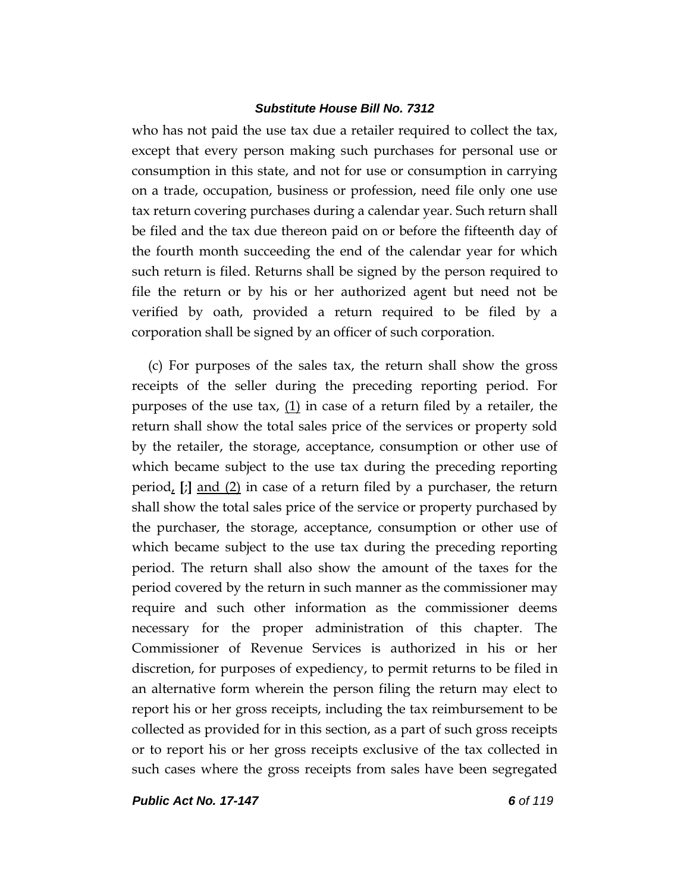who has not paid the use tax due a retailer required to collect the tax, except that every person making such purchases for personal use or consumption in this state, and not for use or consumption in carrying on a trade, occupation, business or profession, need file only one use tax return covering purchases during a calendar year. Such return shall be filed and the tax due thereon paid on or before the fifteenth day of the fourth month succeeding the end of the calendar year for which such return is filed. Returns shall be signed by the person required to file the return or by his or her authorized agent but need not be verified by oath, provided a return required to be filed by a corporation shall be signed by an officer of such corporation.

(c) For purposes of the sales tax, the return shall show the gross receipts of the seller during the preceding reporting period. For purposes of the use tax, <u>(1)</u> in case of a return filed by a retailer, the return shall show the total sales price of the services or property sold by the retailer, the storage, acceptance, consumption or other use of which became subject to the use tax during the preceding reporting period<u>,</u> **[**;**]** <u>and (2)</u> in case of a return filed by a purchaser, the return shall show the total sales price of the service or property purchased by the purchaser, the storage, acceptance, consumption or other use of which became subject to the use tax during the preceding reporting period. The return shall also show the amount of the taxes for the period covered by the return in such manner as the commissioner may require and such other information as the commissioner deems necessary for the proper administration of this chapter. The Commissioner of Revenue Services is authorized in his or her discretion, for purposes of expediency, to permit returns to be filed in an alternative form wherein the person filing the return may elect to report his or her gross receipts, including the tax reimbursement to be collected as provided for in this section, as a part of such gross receipts or to report his or her gross receipts exclusive of the tax collected in such cases where the gross receipts from sales have been segregated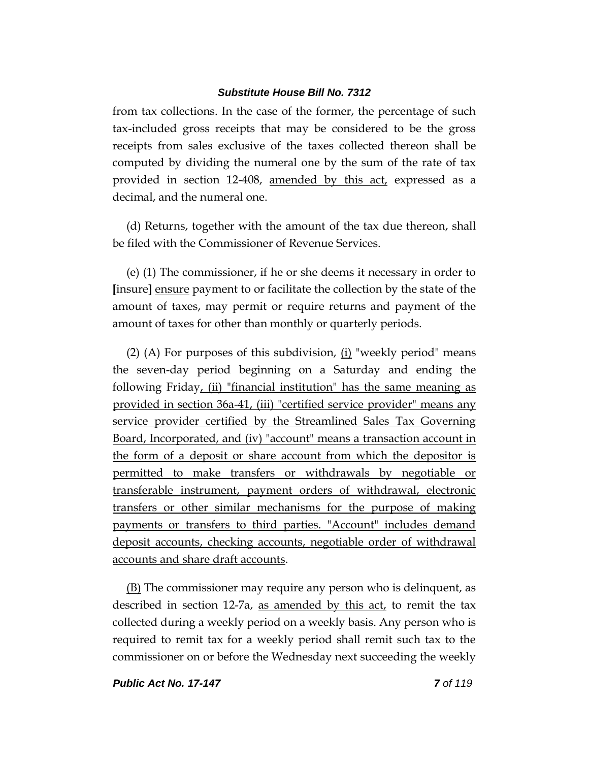from tax collections. In the case of the former, the percentage of such tax-included gross receipts that may be considered to be the gross receipts from sales exclusive of the taxes collected thereon shall be computed by dividing the numeral one by the sum of the rate of tax provided in section 12-408, <u>amended by this act,</u> expressed as a decimal, and the numeral one.

(d) Returns, together with the amount of the tax due thereon, shall be filed with the Commissioner of Revenue Services.

(e) (1) The commissioner, if he or she deems it necessary in order to **[**insure**]** <u>ensure</u> payment to or facilitate the collection by the state of the amount of taxes, may permit or require returns and payment of the amount of taxes for other than monthly or quarterly periods.

(2) (A) For purposes of this subdivision, <u>(i)</u> "weekly period" means the seven-day period beginning on a Saturday and ending the following Friday<u>, (ii) "financial institution" has the same meaning as provided in section 36a-41, (iii) "certified service provider" means any service provider certified by the Streamlined Sales Tax Governing Board, Incorporated, and (iv) "account" means a transaction account in the form of a deposit or share account from which the depositor is permitted to make transfers or withdrawals by negotiable or transferable instrument, payment orders of withdrawal, electronic transfers or other similar mechanisms for the purpose of making payments or transfers to third parties. "Account" includes demand deposit accounts, checking accounts, negotiable order of withdrawal accounts and share draft accounts</u>.

<u>(B)</u> The commissioner may require any person who is delinquent, as described in section 12-7a, <u>as amended by this act,</u> to remit the tax collected during a weekly period on a weekly basis. Any person who is required to remit tax for a weekly period shall remit such tax to the commissioner on or before the Wednesday next succeeding the weekly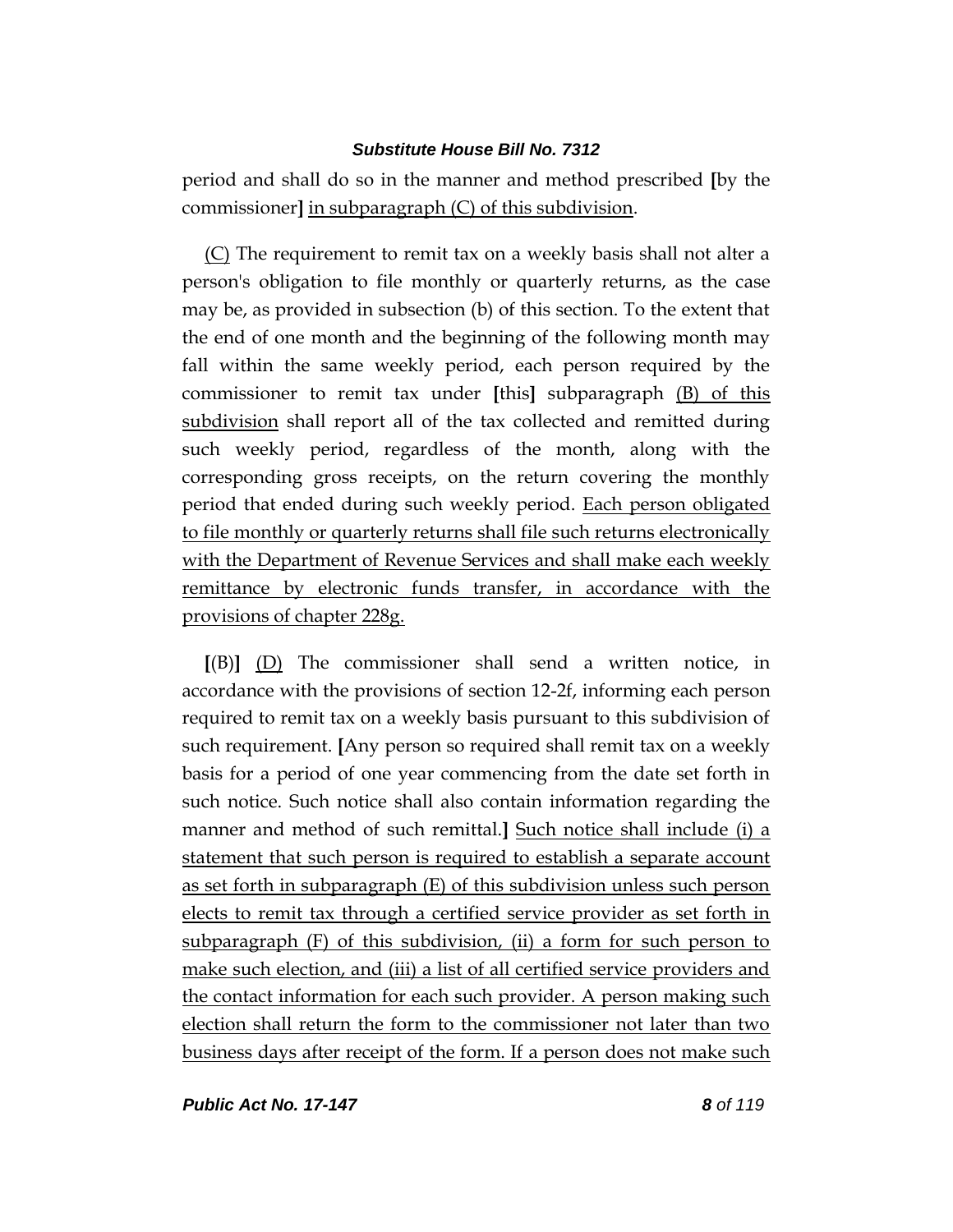period and shall do so in the manner and method prescribed **[**by the commissioner**]** <u>in subparagraph (C) of this subdivision</u>.

<u>(C)</u> The requirement to remit tax on a weekly basis shall not alter a person's obligation to file monthly or quarterly returns, as the case may be, as provided in subsection (b) of this section. To the extent that the end of one month and the beginning of the following month may fall within the same weekly period, each person required by the commissioner to remit tax under **[**this**]** subparagraph <u>(B) of this subdivision</u> shall report all of the tax collected and remitted during such weekly period, regardless of the month, along with the corresponding gross receipts, on the return covering the monthly period that ended during such weekly period. <u>Each person obligated to file monthly or quarterly returns shall file such returns electronically with the Department of Revenue Services and shall make each weekly remittance by electronic funds transfer, in accordance with the provisions of chapter 228g.</u>

**[**(B)**]** <u>(D)</u> The commissioner shall send a written notice, in accordance with the provisions of section 12-2f, informing each person required to remit tax on a weekly basis pursuant to this subdivision of such requirement. **[**Any person so required shall remit tax on a weekly basis for a period of one year commencing from the date set forth in such notice. Such notice shall also contain information regarding the manner and method of such remittal.**]** <u>Such notice shall include (i) a statement that such person is required to establish a separate account as set forth in subparagraph (E) of this subdivision unless such person elects to remit tax through a certified service provider as set forth in subparagraph (F) of this subdivision, (ii) a form for such person to make such election, and (iii) a list of all certified service providers and the contact information for each such provider. A person making such election shall return the form to the commissioner not later than two business days after receipt of the form. If a person does not make such</u>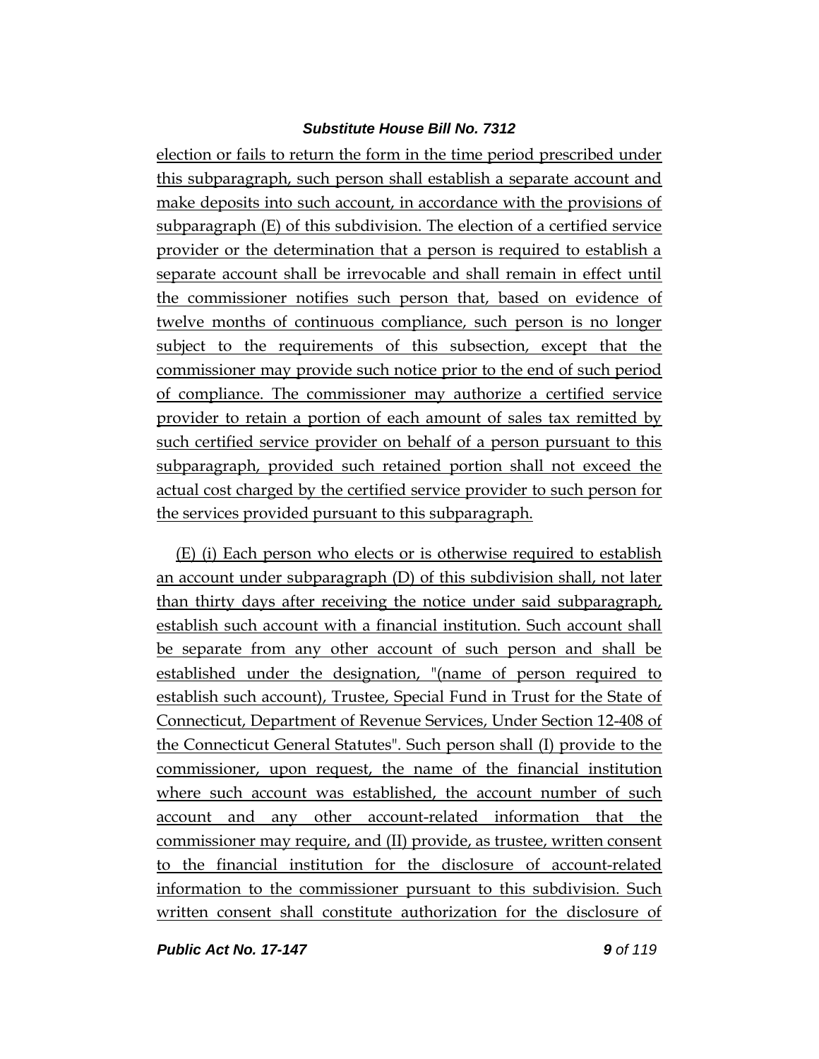election or fails to return the form in the time period prescribed under this subparagraph, such person shall establish a separate account and make deposits into such account, in accordance with the provisions of subparagraph (E) of this subdivision. The election of a certified service provider or the determination that a person is required to establish a separate account shall be irrevocable and shall remain in effect until the commissioner notifies such person that, based on evidence of twelve months of continuous compliance, such person is no longer subject to the requirements of this subsection, except that the commissioner may provide such notice prior to the end of such period of compliance. The commissioner may authorize a certified service provider to retain a portion of each amount of sales tax remitted by such certified service provider on behalf of a person pursuant to this subparagraph, provided such retained portion shall not exceed the actual cost charged by the certified service provider to such person for the services provided pursuant to this subparagraph.

(E) (i) Each person who elects or is otherwise required to establish an account under subparagraph (D) of this subdivision shall, not later than thirty days after receiving the notice under said subparagraph, establish such account with a financial institution. Such account shall be separate from any other account of such person and shall be established under the designation, "(name of person required to establish such account), Trustee, Special Fund in Trust for the State of Connecticut, Department of Revenue Services, Under Section 12-408 of the Connecticut General Statutes". Such person shall (I) provide to the commissioner, upon request, the name of the financial institution where such account was established, the account number of such account and any other account-related information that the commissioner may require, and (II) provide, as trustee, written consent to the financial institution for the disclosure of account-related information to the commissioner pursuant to this subdivision. Such written consent shall constitute authorization for the disclosure of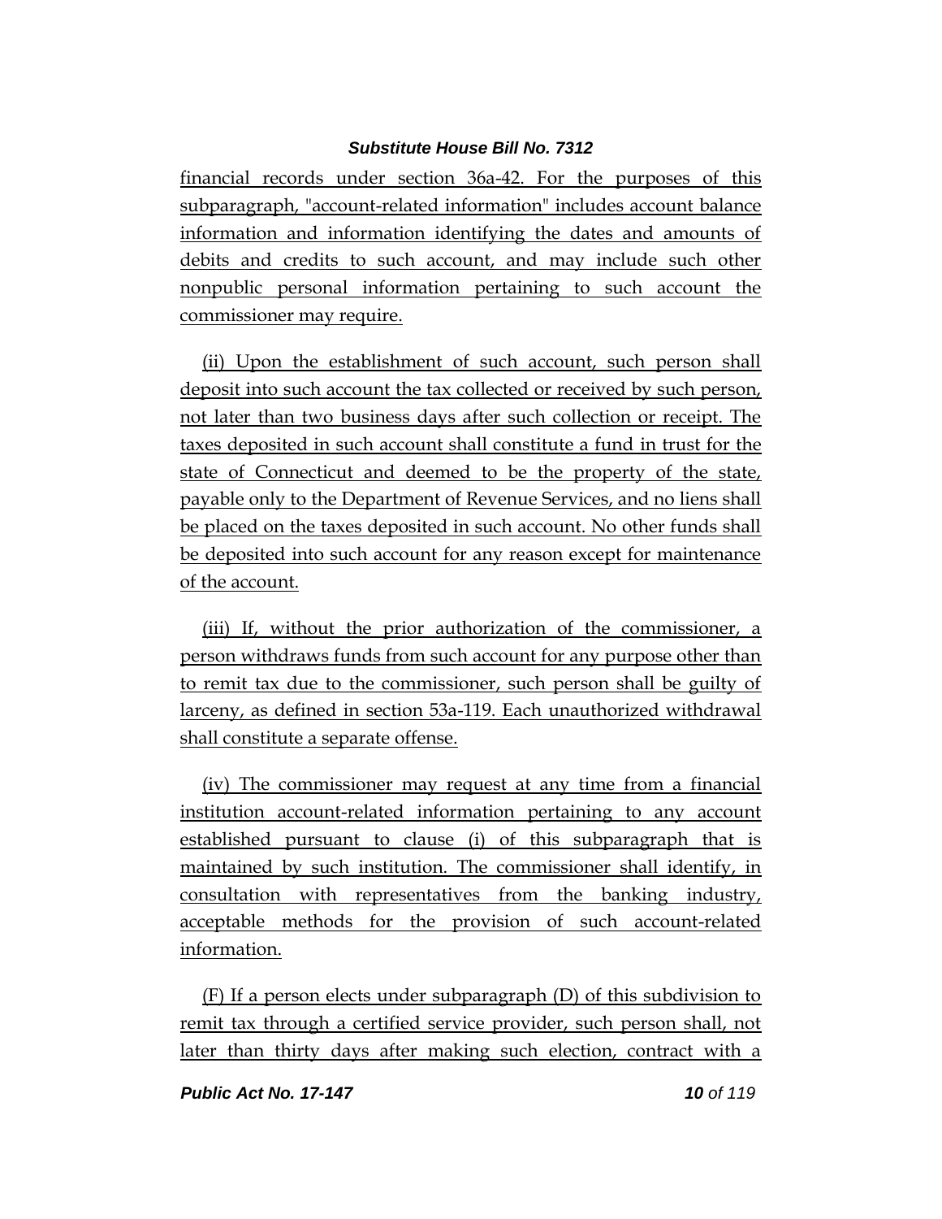financial records under section 36a-42. For the purposes of this subparagraph, "account-related information" includes account balance information and information identifying the dates and amounts of debits and credits to such account, and may include such other nonpublic personal information pertaining to such account the commissioner may require.

(ii) Upon the establishment of such account, such person shall deposit into such account the tax collected or received by such person, not later than two business days after such collection or receipt. The taxes deposited in such account shall constitute a fund in trust for the state of Connecticut and deemed to be the property of the state, payable only to the Department of Revenue Services, and no liens shall be placed on the taxes deposited in such account. No other funds shall be deposited into such account for any reason except for maintenance of the account.

(iii) If, without the prior authorization of the commissioner, a person withdraws funds from such account for any purpose other than to remit tax due to the commissioner, such person shall be guilty of larceny, as defined in section 53a-119. Each unauthorized withdrawal shall constitute a separate offense.

(iv) The commissioner may request at any time from a financial institution account-related information pertaining to any account established pursuant to clause (i) of this subparagraph that is maintained by such institution. The commissioner shall identify, in consultation with representatives from the banking industry, acceptable methods for the provision of such account-related information.

(F) If a person elects under subparagraph (D) of this subdivision to remit tax through a certified service provider, such person shall, not later than thirty days after making such election, contract with a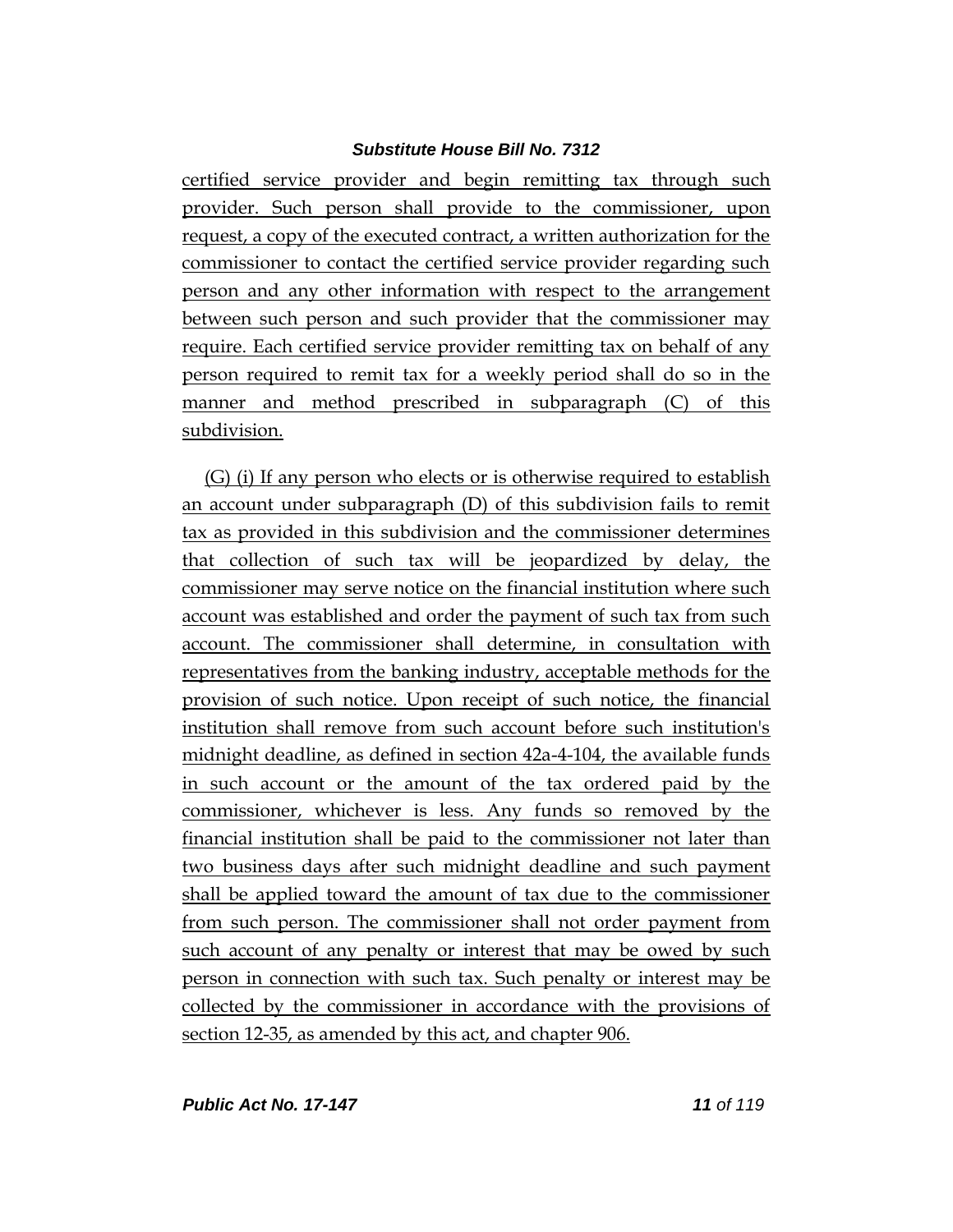certified service provider and begin remitting tax through such provider. Such person shall provide to the commissioner, upon request, a copy of the executed contract, a written authorization for the commissioner to contact the certified service provider regarding such person and any other information with respect to the arrangement between such person and such provider that the commissioner may require. Each certified service provider remitting tax on behalf of any person required to remit tax for a weekly period shall do so in the manner and method prescribed in subparagraph (C) of this subdivision.

(G) (i) If any person who elects or is otherwise required to establish an account under subparagraph (D) of this subdivision fails to remit tax as provided in this subdivision and the commissioner determines that collection of such tax will be jeopardized by delay, the commissioner may serve notice on the financial institution where such account was established and order the payment of such tax from such account. The commissioner shall determine, in consultation with representatives from the banking industry, acceptable methods for the provision of such notice. Upon receipt of such notice, the financial institution shall remove from such account before such institution's midnight deadline, as defined in section 42a-4-104, the available funds in such account or the amount of the tax ordered paid by the commissioner, whichever is less. Any funds so removed by the financial institution shall be paid to the commissioner not later than two business days after such midnight deadline and such payment shall be applied toward the amount of tax due to the commissioner from such person. The commissioner shall not order payment from such account of any penalty or interest that may be owed by such person in connection with such tax. Such penalty or interest may be collected by the commissioner in accordance with the provisions of section 12-35, as amended by this act, and chapter 906.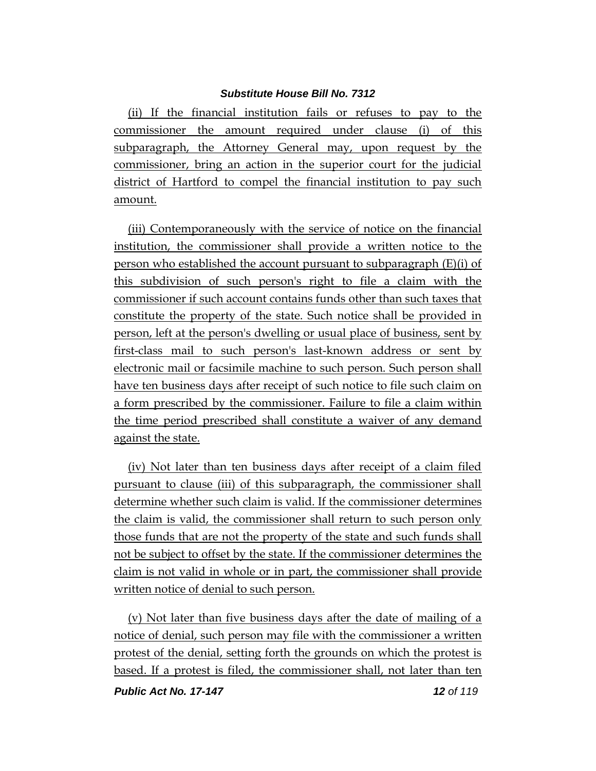(ii) If the financial institution fails or refuses to pay to the commissioner the amount required under clause (i) of this subparagraph, the Attorney General may, upon request by the commissioner, bring an action in the superior court for the judicial district of Hartford to compel the financial institution to pay such amount.

(iii) Contemporaneously with the service of notice on the financial institution, the commissioner shall provide a written notice to the person who established the account pursuant to subparagraph (E)(i) of this subdivision of such person's right to file a claim with the commissioner if such account contains funds other than such taxes that constitute the property of the state. Such notice shall be provided in person, left at the person's dwelling or usual place of business, sent by first-class mail to such person's last-known address or sent by electronic mail or facsimile machine to such person. Such person shall have ten business days after receipt of such notice to file such claim on a form prescribed by the commissioner. Failure to file a claim within the time period prescribed shall constitute a waiver of any demand against the state.

(iv) Not later than ten business days after receipt of a claim filed pursuant to clause (iii) of this subparagraph, the commissioner shall determine whether such claim is valid. If the commissioner determines the claim is valid, the commissioner shall return to such person only those funds that are not the property of the state and such funds shall not be subject to offset by the state. If the commissioner determines the claim is not valid in whole or in part, the commissioner shall provide written notice of denial to such person.

(v) Not later than five business days after the date of mailing of a notice of denial, such person may file with the commissioner a written protest of the denial, setting forth the grounds on which the protest is based. If a protest is filed, the commissioner shall, not later than ten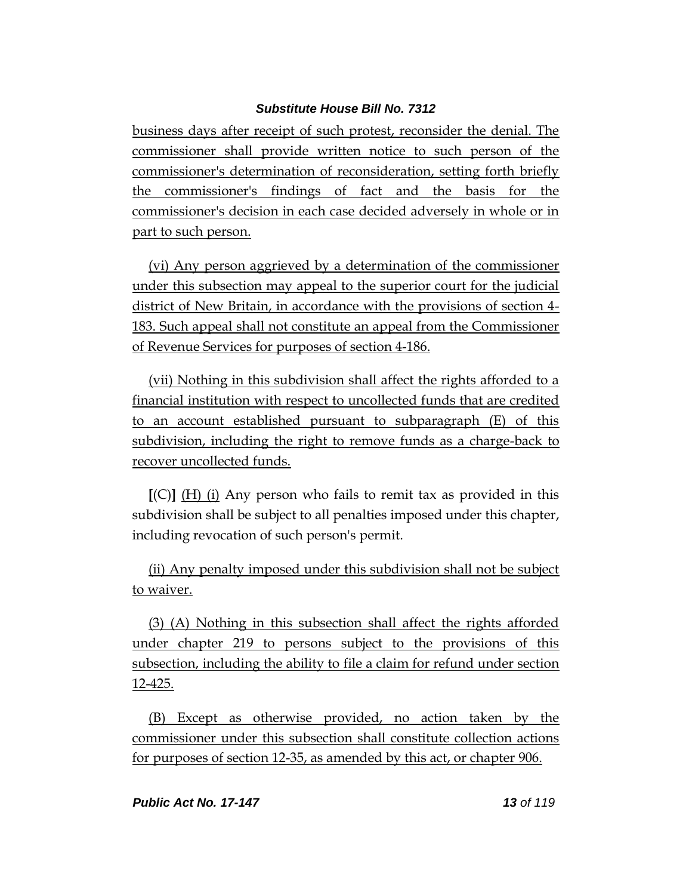business days after receipt of such protest, reconsider the denial. The commissioner shall provide written notice to such person of the commissioner's determination of reconsideration, setting forth briefly the commissioner's findings of fact and the basis for the commissioner's decision in each case decided adversely in whole or in part to such person.

(vi) Any person aggrieved by a determination of the commissioner under this subsection may appeal to the superior court for the judicial district of New Britain, in accordance with the provisions of section 4-183. Such appeal shall not constitute an appeal from the Commissioner of Revenue Services for purposes of section 4-186.

(vii) Nothing in this subdivision shall affect the rights afforded to a financial institution with respect to uncollected funds that are credited to an account established pursuant to subparagraph (E) of this subdivision, including the right to remove funds as a charge-back to recover uncollected funds.

**[**(C)**]** (H) (i) Any person who fails to remit tax as provided in this subdivision shall be subject to all penalties imposed under this chapter, including revocation of such person's permit.

(ii) Any penalty imposed under this subdivision shall not be subject to waiver.

(3) (A) Nothing in this subsection shall affect the rights afforded under chapter 219 to persons subject to the provisions of this subsection, including the ability to file a claim for refund under section 12-425.

(B) Except as otherwise provided, no action taken by the commissioner under this subsection shall constitute collection actions for purposes of section 12-35, as amended by this act, or chapter 906.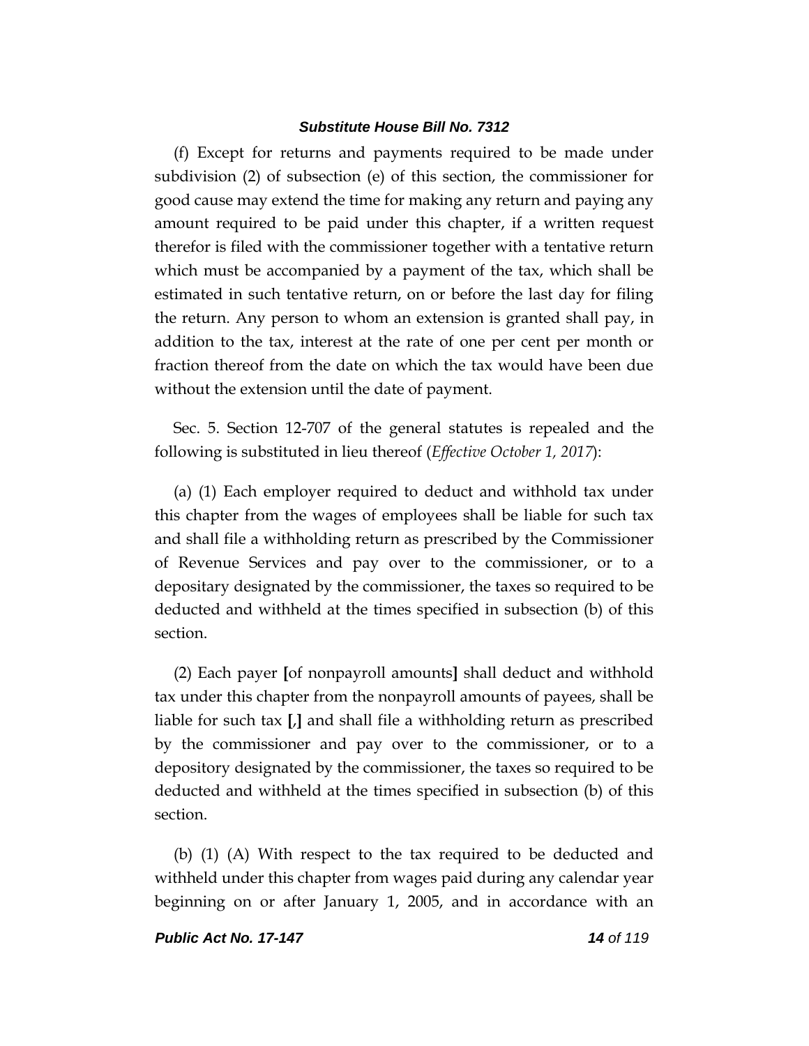(f) Except for returns and payments required to be made under subdivision (2) of subsection (e) of this section, the commissioner for good cause may extend the time for making any return and paying any amount required to be paid under this chapter, if a written request therefor is filed with the commissioner together with a tentative return which must be accompanied by a payment of the tax, which shall be estimated in such tentative return, on or before the last day for filing the return. Any person to whom an extension is granted shall pay, in addition to the tax, interest at the rate of one per cent per month or fraction thereof from the date on which the tax would have been due without the extension until the date of payment.

Sec. 5. Section 12-707 of the general statutes is repealed and the following is substituted in lieu thereof (*Effective October 1, 2017*):

(a) (1) Each employer required to deduct and withhold tax under this chapter from the wages of employees shall be liable for such tax and shall file a withholding return as prescribed by the Commissioner of Revenue Services and pay over to the commissioner, or to a depositary designated by the commissioner, the taxes so required to be deducted and withheld at the times specified in subsection (b) of this section.

(2) Each payer **[**of nonpayroll amounts**]** shall deduct and withhold tax under this chapter from the nonpayroll amounts of payees, shall be liable for such tax **[**,**]** and shall file a withholding return as prescribed by the commissioner and pay over to the commissioner, or to a depository designated by the commissioner, the taxes so required to be deducted and withheld at the times specified in subsection (b) of this section.

(b) (1) (A) With respect to the tax required to be deducted and withheld under this chapter from wages paid during any calendar year beginning on or after January 1, 2005, and in accordance with an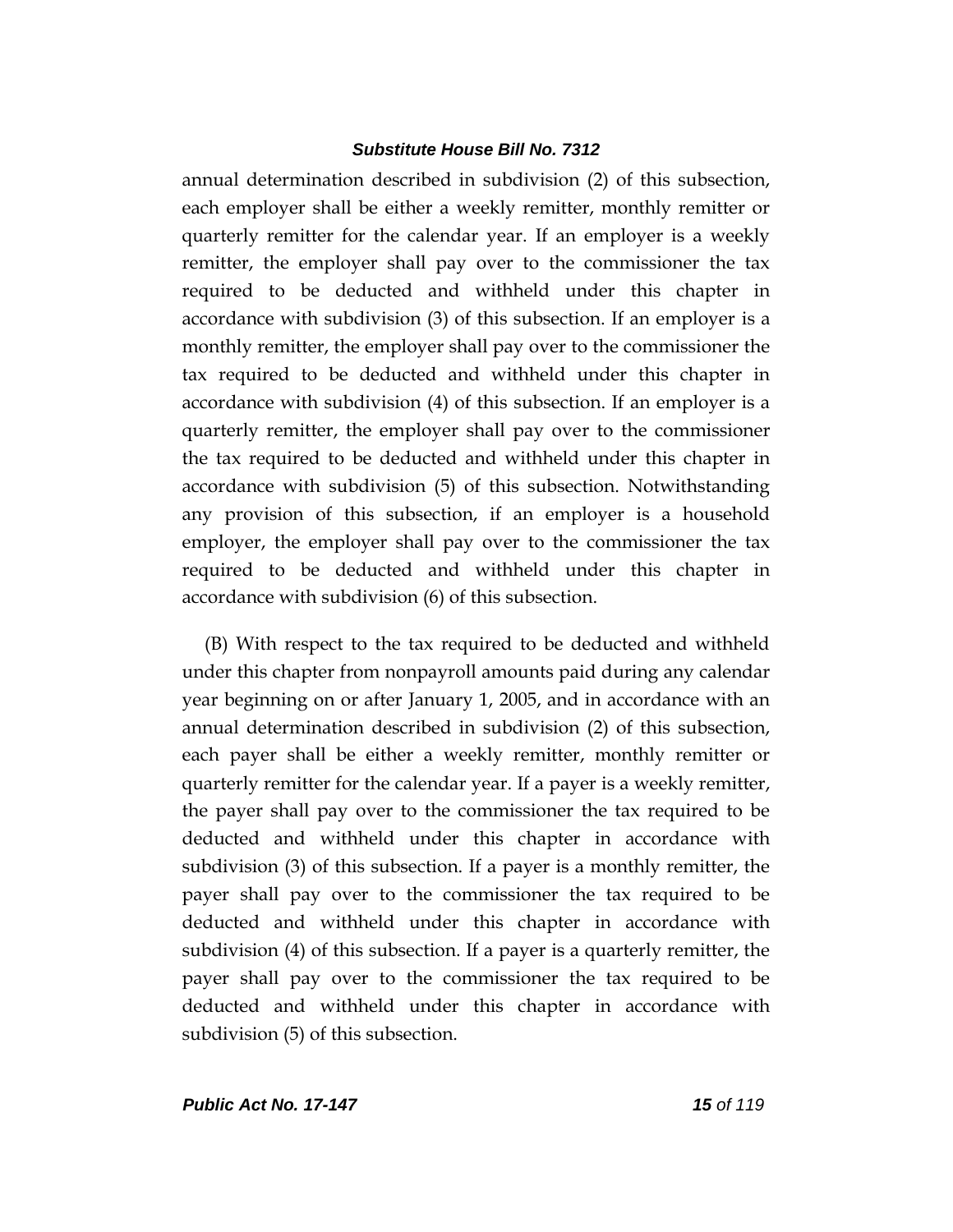annual determination described in subdivision (2) of this subsection, each employer shall be either a weekly remitter, monthly remitter or quarterly remitter for the calendar year. If an employer is a weekly remitter, the employer shall pay over to the commissioner the tax required to be deducted and withheld under this chapter in accordance with subdivision (3) of this subsection. If an employer is a monthly remitter, the employer shall pay over to the commissioner the tax required to be deducted and withheld under this chapter in accordance with subdivision (4) of this subsection. If an employer is a quarterly remitter, the employer shall pay over to the commissioner the tax required to be deducted and withheld under this chapter in accordance with subdivision (5) of this subsection. Notwithstanding any provision of this subsection, if an employer is a household employer, the employer shall pay over to the commissioner the tax required to be deducted and withheld under this chapter in accordance with subdivision (6) of this subsection.

(B) With respect to the tax required to be deducted and withheld under this chapter from nonpayroll amounts paid during any calendar year beginning on or after January 1, 2005, and in accordance with an annual determination described in subdivision (2) of this subsection, each payer shall be either a weekly remitter, monthly remitter or quarterly remitter for the calendar year. If a payer is a weekly remitter, the payer shall pay over to the commissioner the tax required to be deducted and withheld under this chapter in accordance with subdivision (3) of this subsection. If a payer is a monthly remitter, the payer shall pay over to the commissioner the tax required to be deducted and withheld under this chapter in accordance with subdivision (4) of this subsection. If a payer is a quarterly remitter, the payer shall pay over to the commissioner the tax required to be deducted and withheld under this chapter in accordance with subdivision (5) of this subsection.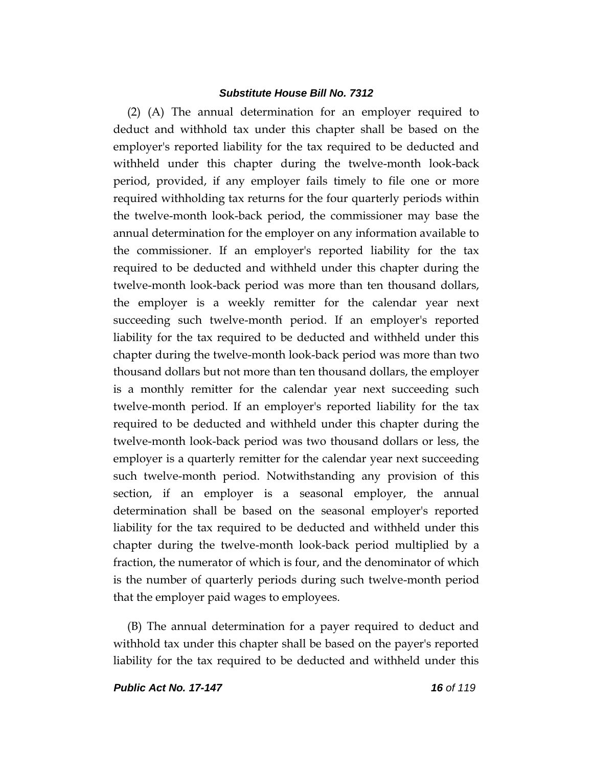(2) (A) The annual determination for an employer required to deduct and withhold tax under this chapter shall be based on the employer's reported liability for the tax required to be deducted and withheld under this chapter during the twelve-month look-back period, provided, if any employer fails timely to file one or more required withholding tax returns for the four quarterly periods within the twelve-month look-back period, the commissioner may base the annual determination for the employer on any information available to the commissioner. If an employer's reported liability for the tax required to be deducted and withheld under this chapter during the twelve-month look-back period was more than ten thousand dollars, the employer is a weekly remitter for the calendar year next succeeding such twelve-month period. If an employer's reported liability for the tax required to be deducted and withheld under this chapter during the twelve-month look-back period was more than two thousand dollars but not more than ten thousand dollars, the employer is a monthly remitter for the calendar year next succeeding such twelve-month period. If an employer's reported liability for the tax required to be deducted and withheld under this chapter during the twelve-month look-back period was two thousand dollars or less, the employer is a quarterly remitter for the calendar year next succeeding such twelve-month period. Notwithstanding any provision of this section, if an employer is a seasonal employer, the annual determination shall be based on the seasonal employer's reported liability for the tax required to be deducted and withheld under this chapter during the twelve-month look-back period multiplied by a fraction, the numerator of which is four, and the denominator of which is the number of quarterly periods during such twelve-month period that the employer paid wages to employees.

(B) The annual determination for a payer required to deduct and withhold tax under this chapter shall be based on the payer's reported liability for the tax required to be deducted and withheld under this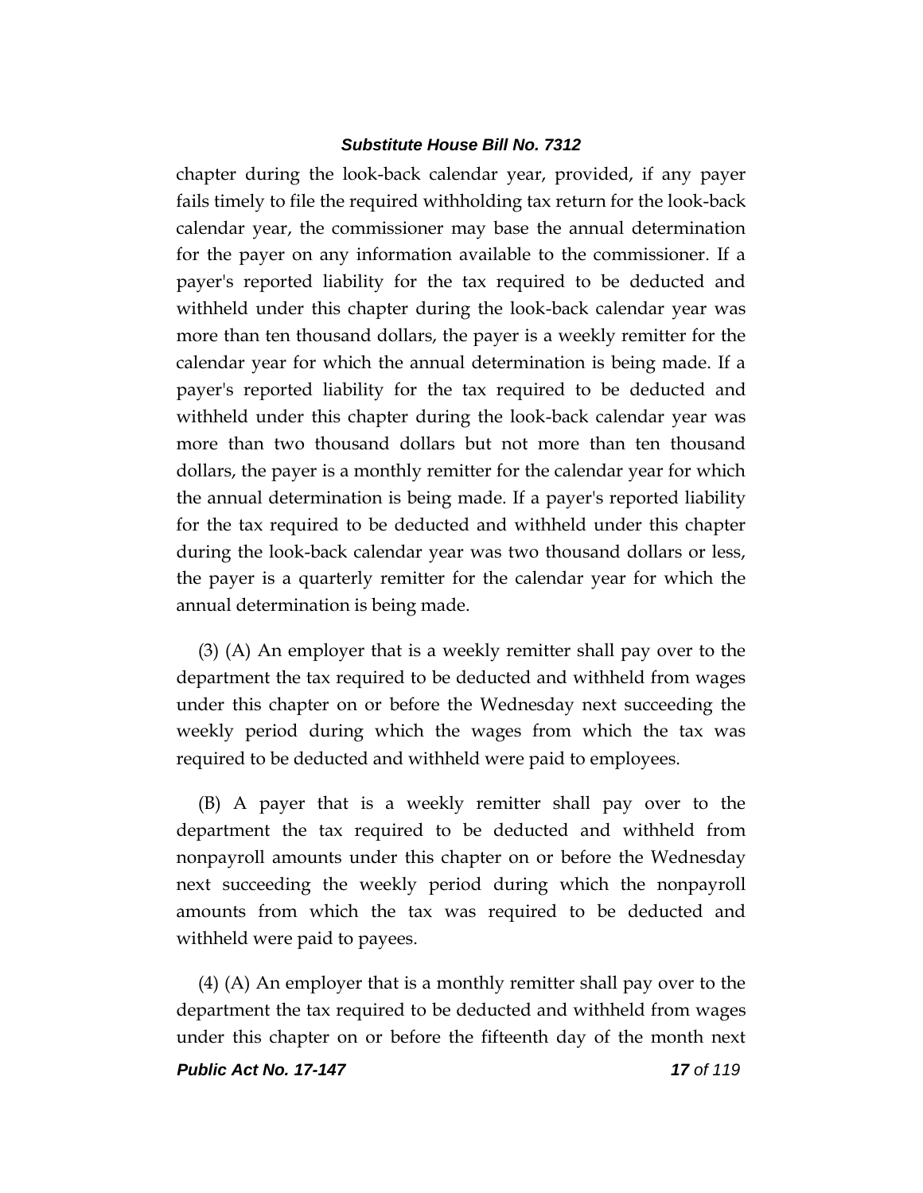chapter during the look-back calendar year, provided, if any payer fails timely to file the required withholding tax return for the look-back calendar year, the commissioner may base the annual determination for the payer on any information available to the commissioner. If a payer's reported liability for the tax required to be deducted and withheld under this chapter during the look-back calendar year was more than ten thousand dollars, the payer is a weekly remitter for the calendar year for which the annual determination is being made. If a payer's reported liability for the tax required to be deducted and withheld under this chapter during the look-back calendar year was more than two thousand dollars but not more than ten thousand dollars, the payer is a monthly remitter for the calendar year for which the annual determination is being made. If a payer's reported liability for the tax required to be deducted and withheld under this chapter during the look-back calendar year was two thousand dollars or less, the payer is a quarterly remitter for the calendar year for which the annual determination is being made.

(3) (A) An employer that is a weekly remitter shall pay over to the department the tax required to be deducted and withheld from wages under this chapter on or before the Wednesday next succeeding the weekly period during which the wages from which the tax was required to be deducted and withheld were paid to employees.

(B) A payer that is a weekly remitter shall pay over to the department the tax required to be deducted and withheld from nonpayroll amounts under this chapter on or before the Wednesday next succeeding the weekly period during which the nonpayroll amounts from which the tax was required to be deducted and withheld were paid to payees.

(4) (A) An employer that is a monthly remitter shall pay over to the department the tax required to be deducted and withheld from wages under this chapter on or before the fifteenth day of the month next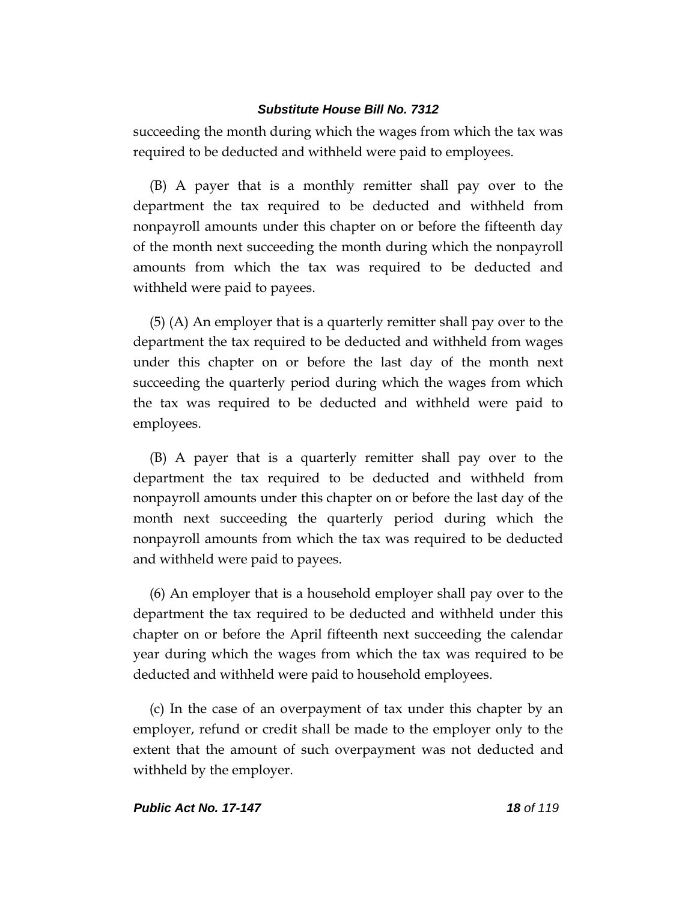succeeding the month during which the wages from which the tax was required to be deducted and withheld were paid to employees.

(B) A payer that is a monthly remitter shall pay over to the department the tax required to be deducted and withheld from nonpayroll amounts under this chapter on or before the fifteenth day of the month next succeeding the month during which the nonpayroll amounts from which the tax was required to be deducted and withheld were paid to payees.

(5) (A) An employer that is a quarterly remitter shall pay over to the department the tax required to be deducted and withheld from wages under this chapter on or before the last day of the month next succeeding the quarterly period during which the wages from which the tax was required to be deducted and withheld were paid to employees.

(B) A payer that is a quarterly remitter shall pay over to the department the tax required to be deducted and withheld from nonpayroll amounts under this chapter on or before the last day of the month next succeeding the quarterly period during which the nonpayroll amounts from which the tax was required to be deducted and withheld were paid to payees.

(6) An employer that is a household employer shall pay over to the department the tax required to be deducted and withheld under this chapter on or before the April fifteenth next succeeding the calendar year during which the wages from which the tax was required to be deducted and withheld were paid to household employees.

(c) In the case of an overpayment of tax under this chapter by an employer, refund or credit shall be made to the employer only to the extent that the amount of such overpayment was not deducted and withheld by the employer.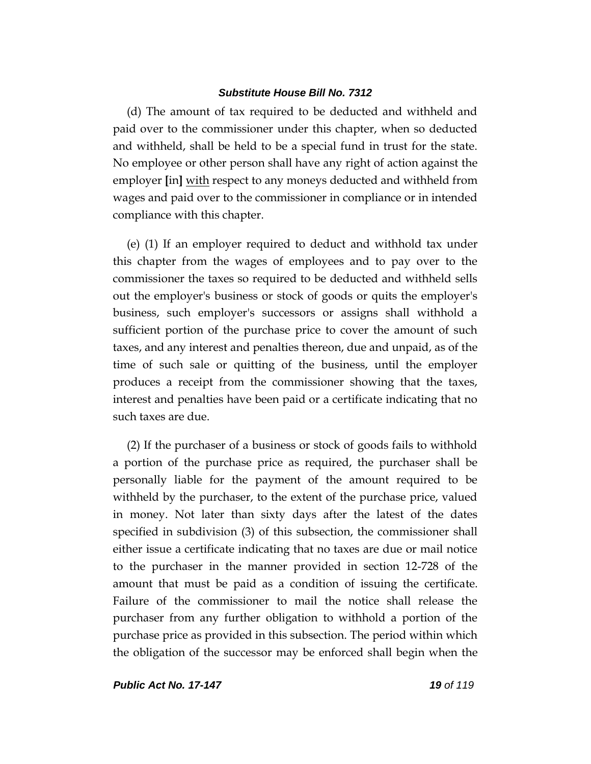(d) The amount of tax required to be deducted and withheld and paid over to the commissioner under this chapter, when so deducted and withheld, shall be held to be a special fund in trust for the state. No employee or other person shall have any right of action against the employer **[**in**]** <u>with</u> respect to any moneys deducted and withheld from wages and paid over to the commissioner in compliance or in intended compliance with this chapter.

(e) (1) If an employer required to deduct and withhold tax under this chapter from the wages of employees and to pay over to the commissioner the taxes so required to be deducted and withheld sells out the employer's business or stock of goods or quits the employer's business, such employer's successors or assigns shall withhold a sufficient portion of the purchase price to cover the amount of such taxes, and any interest and penalties thereon, due and unpaid, as of the time of such sale or quitting of the business, until the employer produces a receipt from the commissioner showing that the taxes, interest and penalties have been paid or a certificate indicating that no such taxes are due.

(2) If the purchaser of a business or stock of goods fails to withhold a portion of the purchase price as required, the purchaser shall be personally liable for the payment of the amount required to be withheld by the purchaser, to the extent of the purchase price, valued in money. Not later than sixty days after the latest of the dates specified in subdivision (3) of this subsection, the commissioner shall either issue a certificate indicating that no taxes are due or mail notice to the purchaser in the manner provided in section 12-728 of the amount that must be paid as a condition of issuing the certificate. Failure of the commissioner to mail the notice shall release the purchaser from any further obligation to withhold a portion of the purchase price as provided in this subsection. The period within which the obligation of the successor may be enforced shall begin when the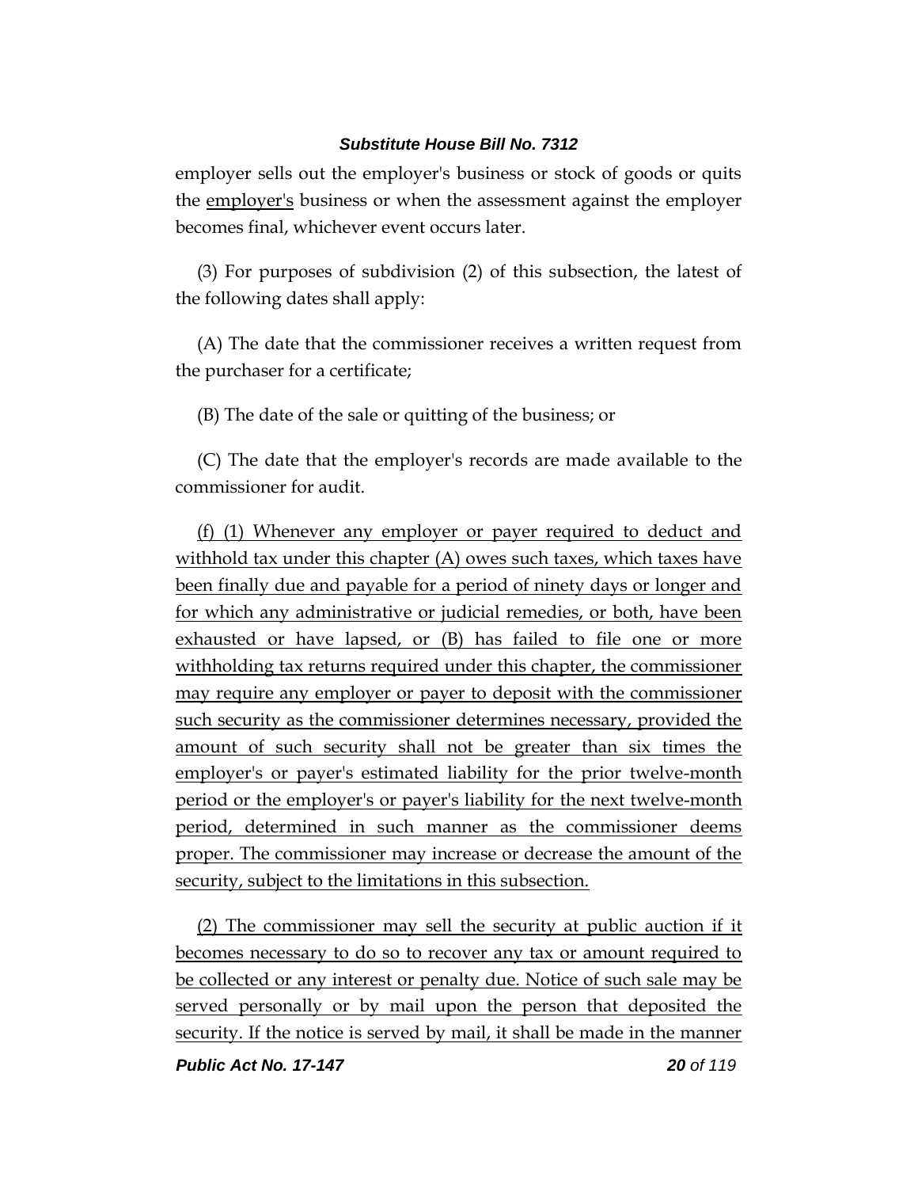employer sells out the employer's business or stock of goods or quits the employer's business or when the assessment against the employer becomes final, whichever event occurs later.

(3) For purposes of subdivision (2) of this subsection, the latest of the following dates shall apply:

(A) The date that the commissioner receives a written request from the purchaser for a certificate;

(B) The date of the sale or quitting of the business; or

(C) The date that the employer's records are made available to the commissioner for audit.

(f) (1) Whenever any employer or payer required to deduct and withhold tax under this chapter (A) owes such taxes, which taxes have been finally due and payable for a period of ninety days or longer and for which any administrative or judicial remedies, or both, have been exhausted or have lapsed, or (B) has failed to file one or more withholding tax returns required under this chapter, the commissioner may require any employer or payer to deposit with the commissioner such security as the commissioner determines necessary, provided the amount of such security shall not be greater than six times the employer's or payer's estimated liability for the prior twelve-month period or the employer's or payer's liability for the next twelve-month period, determined in such manner as the commissioner deems proper. The commissioner may increase or decrease the amount of the security, subject to the limitations in this subsection.

(2) The commissioner may sell the security at public auction if it becomes necessary to do so to recover any tax or amount required to be collected or any interest or penalty due. Notice of such sale may be served personally or by mail upon the person that deposited the security. If the notice is served by mail, it shall be made in the manner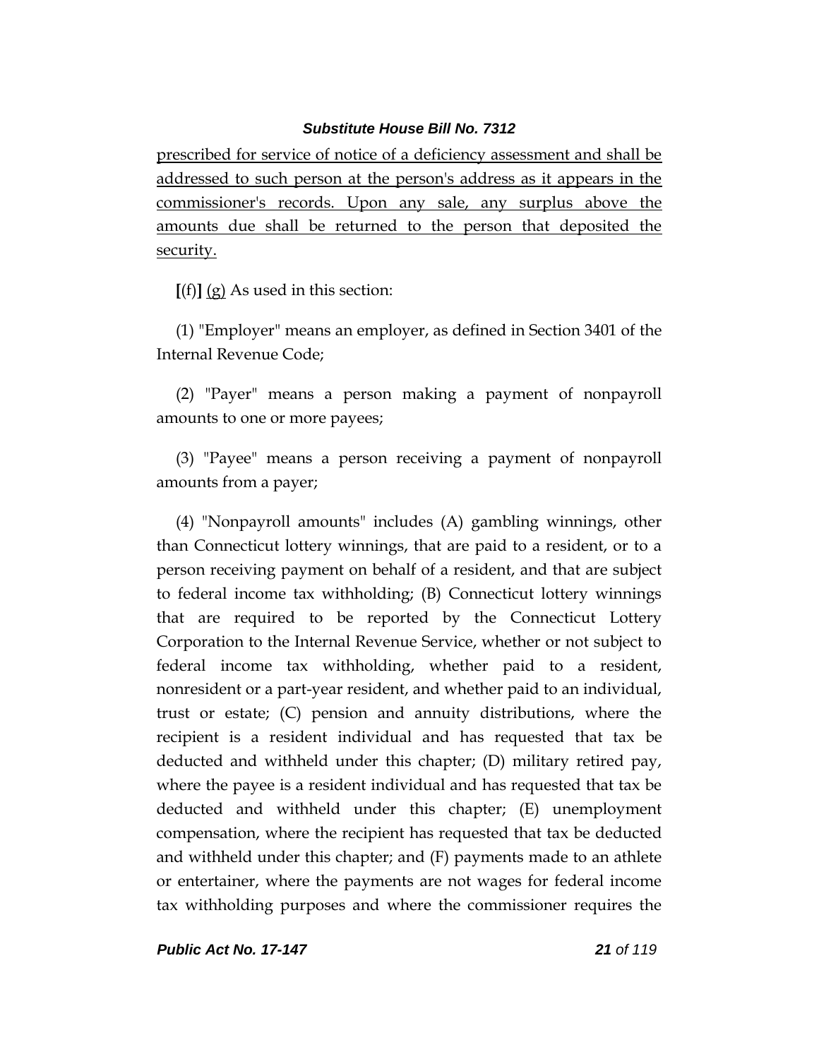prescribed for service of notice of a deficiency assessment and shall be addressed to such person at the person's address as it appears in the commissioner's records. Upon any sale, any surplus above the amounts due shall be returned to the person that deposited the security.

**[**(f)**]** (g) As used in this section:

(1) "Employer" means an employer, as defined in Section 3401 of the Internal Revenue Code;

(2) "Payer" means a person making a payment of nonpayroll amounts to one or more payees;

(3) "Payee" means a person receiving a payment of nonpayroll amounts from a payer;

(4) "Nonpayroll amounts" includes (A) gambling winnings, other than Connecticut lottery winnings, that are paid to a resident, or to a person receiving payment on behalf of a resident, and that are subject to federal income tax withholding; (B) Connecticut lottery winnings that are required to be reported by the Connecticut Lottery Corporation to the Internal Revenue Service, whether or not subject to federal income tax withholding, whether paid to a resident, nonresident or a part-year resident, and whether paid to an individual, trust or estate; (C) pension and annuity distributions, where the recipient is a resident individual and has requested that tax be deducted and withheld under this chapter; (D) military retired pay, where the payee is a resident individual and has requested that tax be deducted and withheld under this chapter; (E) unemployment compensation, where the recipient has requested that tax be deducted and withheld under this chapter; and (F) payments made to an athlete or entertainer, where the payments are not wages for federal income tax withholding purposes and where the commissioner requires the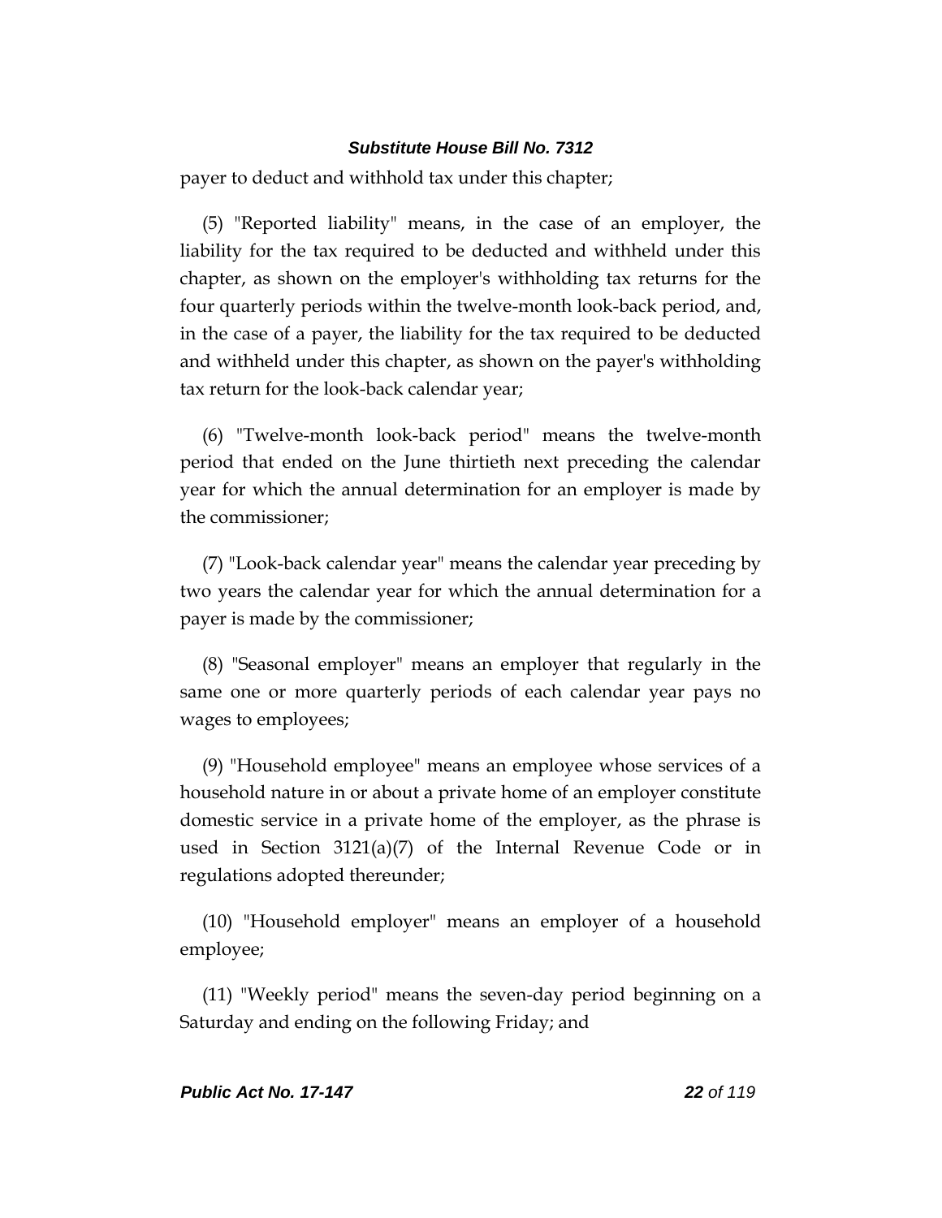payer to deduct and withhold tax under this chapter;

(5) "Reported liability" means, in the case of an employer, the liability for the tax required to be deducted and withheld under this chapter, as shown on the employer's withholding tax returns for the four quarterly periods within the twelve-month look-back period, and, in the case of a payer, the liability for the tax required to be deducted and withheld under this chapter, as shown on the payer's withholding tax return for the look-back calendar year;

(6) "Twelve-month look-back period" means the twelve-month period that ended on the June thirtieth next preceding the calendar year for which the annual determination for an employer is made by the commissioner;

(7) "Look-back calendar year" means the calendar year preceding by two years the calendar year for which the annual determination for a payer is made by the commissioner;

(8) "Seasonal employer" means an employer that regularly in the same one or more quarterly periods of each calendar year pays no wages to employees;

(9) "Household employee" means an employee whose services of a household nature in or about a private home of an employer constitute domestic service in a private home of the employer, as the phrase is used in Section 3121(a)(7) of the Internal Revenue Code or in regulations adopted thereunder;

(10) "Household employer" means an employer of a household employee;

(11) "Weekly period" means the seven-day period beginning on a Saturday and ending on the following Friday; and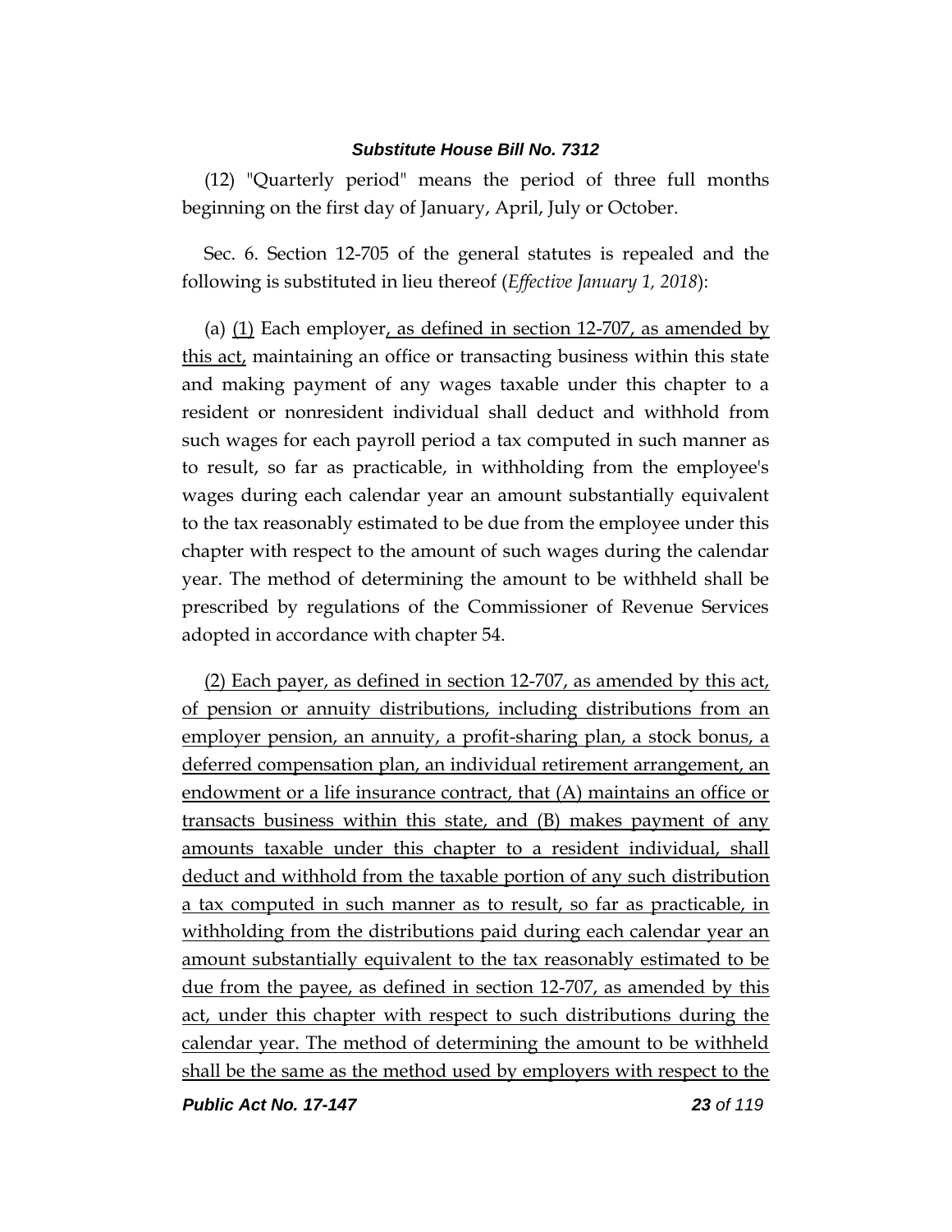(12) "Quarterly period" means the period of three full months beginning on the first day of January, April, July or October.

Sec. 6. Section 12-705 of the general statutes is repealed and the following is substituted in lieu thereof (*Effective January 1, 2018*):

(a) <u>(1)</u> Each employer<u>, as defined in section 12-707, as amended by this act,</u> maintaining an office or transacting business within this state and making payment of any wages taxable under this chapter to a resident or nonresident individual shall deduct and withhold from such wages for each payroll period a tax computed in such manner as to result, so far as practicable, in withholding from the employee's wages during each calendar year an amount substantially equivalent to the tax reasonably estimated to be due from the employee under this chapter with respect to the amount of such wages during the calendar year. The method of determining the amount to be withheld shall be prescribed by regulations of the Commissioner of Revenue Services adopted in accordance with chapter 54.

<u>(2) Each payer, as defined in section 12-707, as amended by this act, of pension or annuity distributions, including distributions from an employer pension, an annuity, a profit-sharing plan, a stock bonus, a deferred compensation plan, an individual retirement arrangement, an endowment or a life insurance contract, that (A) maintains an office or transacts business within this state, and (B) makes payment of any amounts taxable under this chapter to a resident individual, shall deduct and withhold from the taxable portion of any such distribution a tax computed in such manner as to result, so far as practicable, in withholding from the distributions paid during each calendar year an amount substantially equivalent to the tax reasonably estimated to be due from the payee, as defined in section 12-707, as amended by this act, under this chapter with respect to such distributions during the calendar year. The method of determining the amount to be withheld shall be the same as the method used by employers with respect to the</u>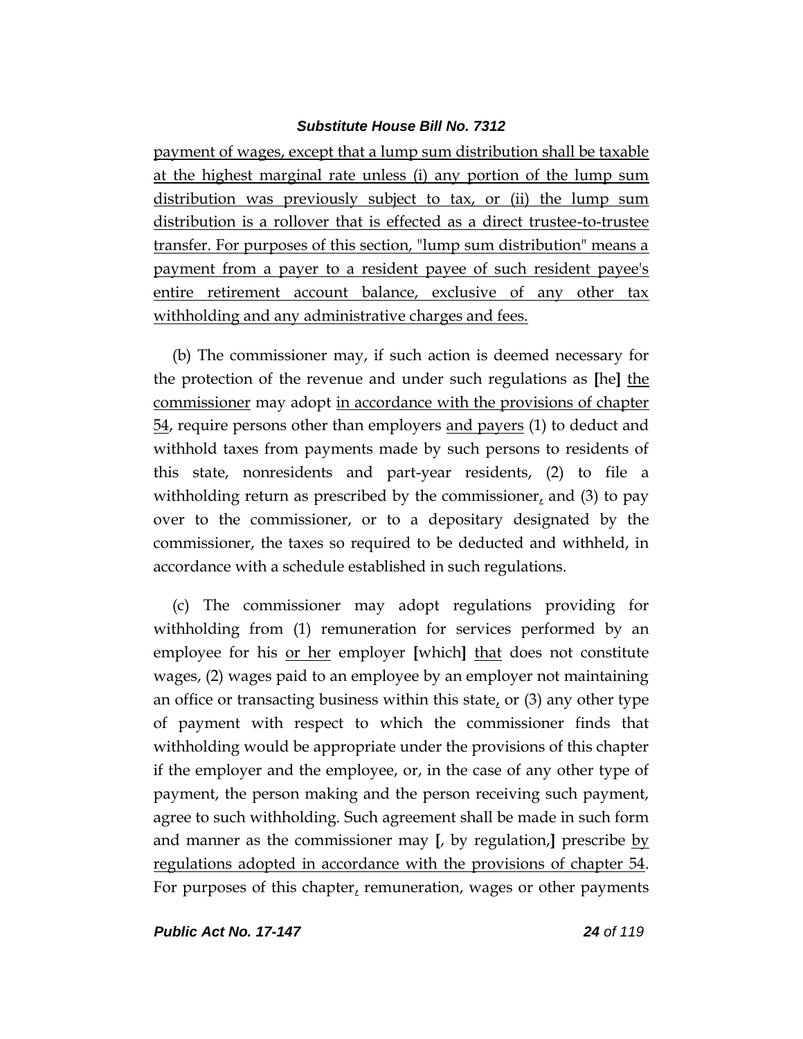payment of wages, except that a lump sum distribution shall be taxable at the highest marginal rate unless (i) any portion of the lump sum distribution was previously subject to tax, or (ii) the lump sum distribution is a rollover that is effected as a direct trustee-to-trustee transfer. For purposes of this section, "lump sum distribution" means a payment from a payer to a resident payee of such resident payee's entire retirement account balance, exclusive of any other tax withholding and any administrative charges and fees.

(b) The commissioner may, if such action is deemed necessary for the protection of the revenue and under such regulations as [he] the commissioner may adopt in accordance with the provisions of chapter 54, require persons other than employers and payers (1) to deduct and withhold taxes from payments made by such persons to residents of this state, nonresidents and part-year residents, (2) to file a withholding return as prescribed by the commissioner, and (3) to pay over to the commissioner, or to a depositary designated by the commissioner, the taxes so required to be deducted and withheld, in accordance with a schedule established in such regulations.

(c) The commissioner may adopt regulations providing for withholding from (1) remuneration for services performed by an employee for his or her employer [which] that does not constitute wages, (2) wages paid to an employee by an employer not maintaining an office or transacting business within this state, or (3) any other type of payment with respect to which the commissioner finds that withholding would be appropriate under the provisions of this chapter if the employer and the employee, or, in the case of any other type of payment, the person making and the person receiving such payment, agree to such withholding. Such agreement shall be made in such form and manner as the commissioner may [, by regulation,] prescribe by regulations adopted in accordance with the provisions of chapter 54. For purposes of this chapter, remuneration, wages or other payments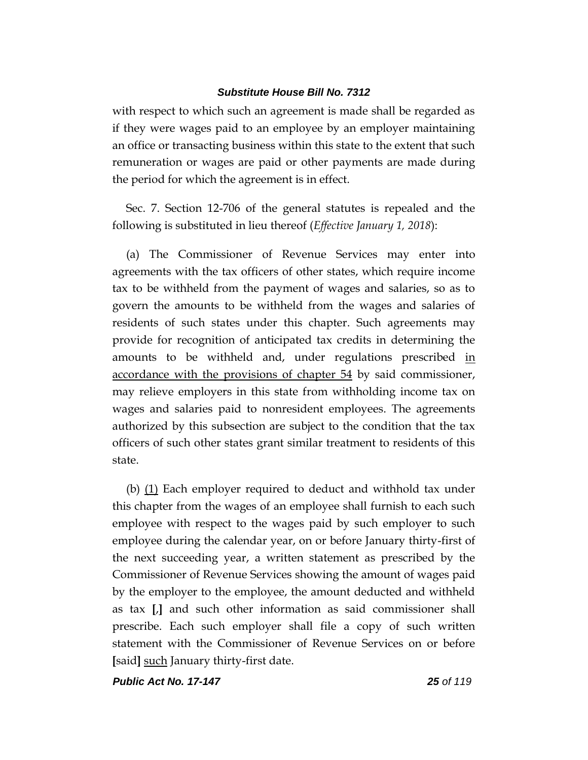with respect to which such an agreement is made shall be regarded as if they were wages paid to an employee by an employer maintaining an office or transacting business within this state to the extent that such remuneration or wages are paid or other payments are made during the period for which the agreement is in effect.

Sec. 7. Section 12-706 of the general statutes is repealed and the following is substituted in lieu thereof (*Effective January 1, 2018*):

(a) The Commissioner of Revenue Services may enter into agreements with the tax officers of other states, which require income tax to be withheld from the payment of wages and salaries, so as to govern the amounts to be withheld from the wages and salaries of residents of such states under this chapter. Such agreements may provide for recognition of anticipated tax credits in determining the amounts to be withheld and, under regulations prescribed <u>in accordance with the provisions of chapter 54</u> by said commissioner, may relieve employers in this state from withholding income tax on wages and salaries paid to nonresident employees. The agreements authorized by this subsection are subject to the condition that the tax officers of such other states grant similar treatment to residents of this state.

(b) <u>(1)</u> Each employer required to deduct and withhold tax under this chapter from the wages of an employee shall furnish to each such employee with respect to the wages paid by such employer to such employee during the calendar year, on or before January thirty-first of the next succeeding year, a written statement as prescribed by the Commissioner of Revenue Services showing the amount of wages paid by the employer to the employee, the amount deducted and withheld as tax **[**,**]** and such other information as said commissioner shall prescribe. Each such employer shall file a copy of such written statement with the Commissioner of Revenue Services on or before **[**said**]** <u>such</u> January thirty-first date.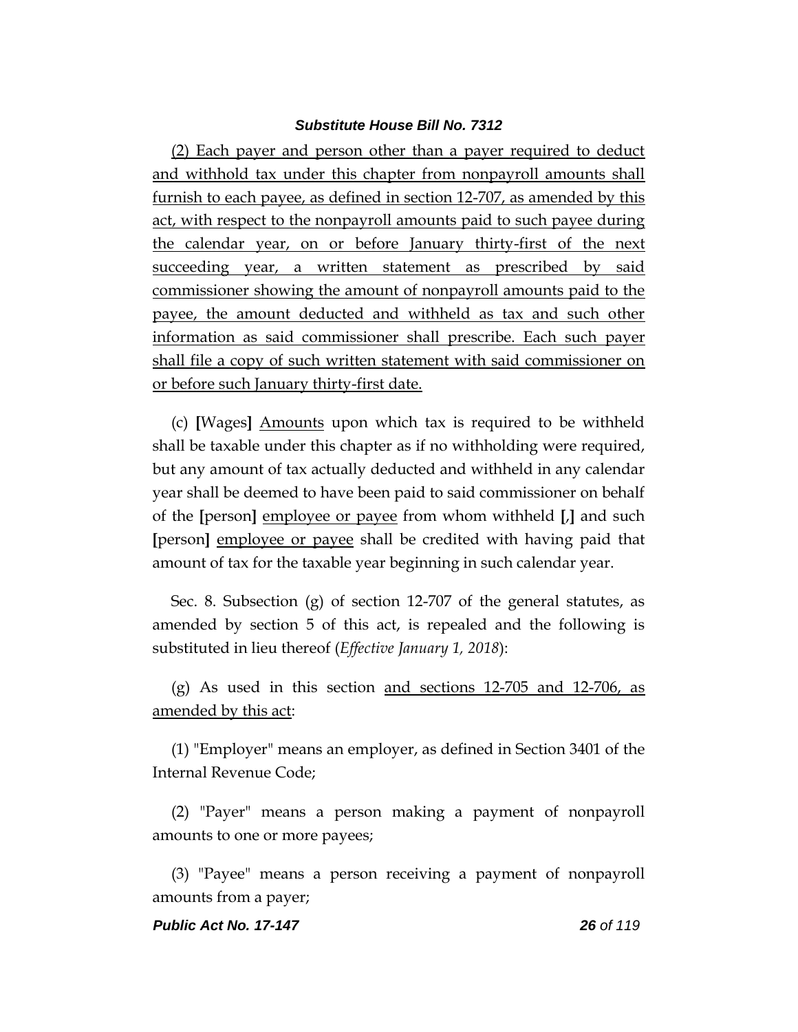(2) Each payer and person other than a payer required to deduct and withhold tax under this chapter from nonpayroll amounts shall furnish to each payee, as defined in section 12-707, as amended by this act, with respect to the nonpayroll amounts paid to such payee during the calendar year, on or before January thirty-first of the next succeeding year, a written statement as prescribed by said commissioner showing the amount of nonpayroll amounts paid to the payee, the amount deducted and withheld as tax and such other information as said commissioner shall prescribe. Each such payer shall file a copy of such written statement with said commissioner on or before such January thirty-first date.

(c) **[**Wages**]** Amounts upon which tax is required to be withheld shall be taxable under this chapter as if no withholding were required, but any amount of tax actually deducted and withheld in any calendar year shall be deemed to have been paid to said commissioner on behalf of the **[**person**]** employee or payee from whom withheld **[**,**]** and such **[**person**]** employee or payee shall be credited with having paid that amount of tax for the taxable year beginning in such calendar year.

Sec. 8. Subsection (g) of section 12-707 of the general statutes, as amended by section 5 of this act, is repealed and the following is substituted in lieu thereof (*Effective January 1, 2018*):

(g) As used in this section and sections 12-705 and 12-706, as amended by this act:

(1) "Employer" means an employer, as defined in Section 3401 of the Internal Revenue Code;

(2) "Payer" means a person making a payment of nonpayroll amounts to one or more payees;

(3) "Payee" means a person receiving a payment of nonpayroll amounts from a payer;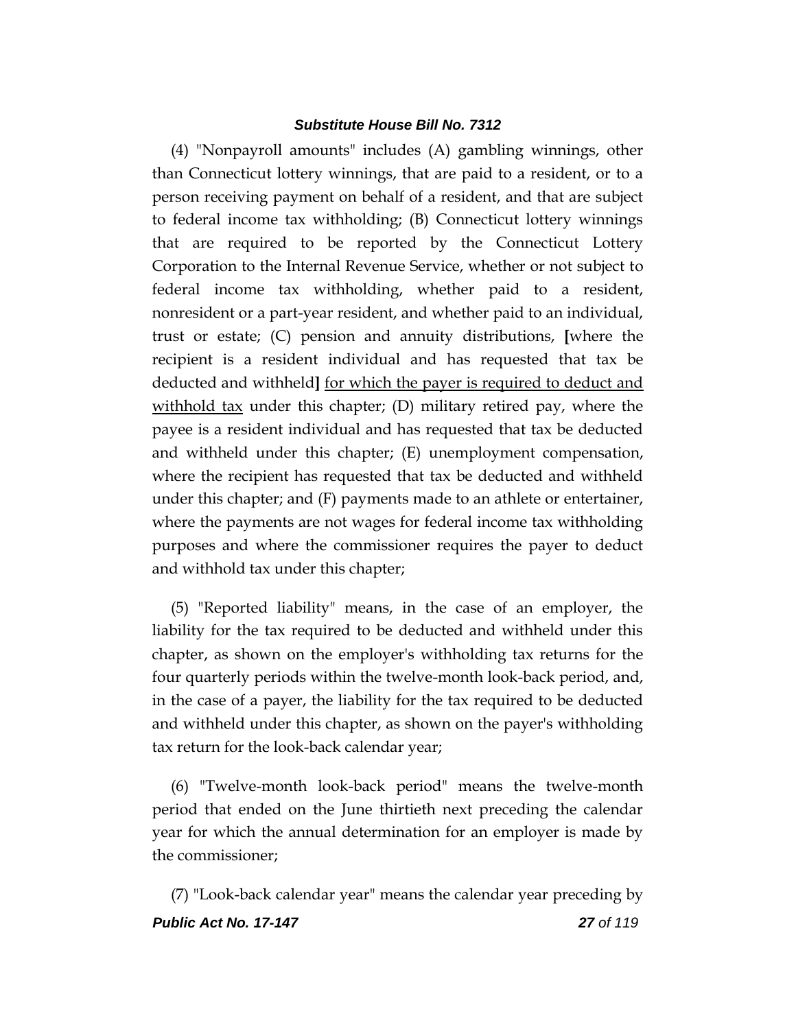(4) "Nonpayroll amounts" includes (A) gambling winnings, other than Connecticut lottery winnings, that are paid to a resident, or to a person receiving payment on behalf of a resident, and that are subject to federal income tax withholding; (B) Connecticut lottery winnings that are required to be reported by the Connecticut Lottery Corporation to the Internal Revenue Service, whether or not subject to federal income tax withholding, whether paid to a resident, nonresident or a part-year resident, and whether paid to an individual, trust or estate; (C) pension and annuity distributions, **[**where the recipient is a resident individual and has requested that tax be deducted and withheld**]** <u>for which the payer is required to deduct and withhold tax</u> under this chapter; (D) military retired pay, where the payee is a resident individual and has requested that tax be deducted and withheld under this chapter; (E) unemployment compensation, where the recipient has requested that tax be deducted and withheld under this chapter; and (F) payments made to an athlete or entertainer, where the payments are not wages for federal income tax withholding purposes and where the commissioner requires the payer to deduct and withhold tax under this chapter;

(5) "Reported liability" means, in the case of an employer, the liability for the tax required to be deducted and withheld under this chapter, as shown on the employer's withholding tax returns for the four quarterly periods within the twelve-month look-back period, and, in the case of a payer, the liability for the tax required to be deducted and withheld under this chapter, as shown on the payer's withholding tax return for the look-back calendar year;

(6) "Twelve-month look-back period" means the twelve-month period that ended on the June thirtieth next preceding the calendar year for which the annual determination for an employer is made by the commissioner;

(7) "Look-back calendar year" means the calendar year preceding by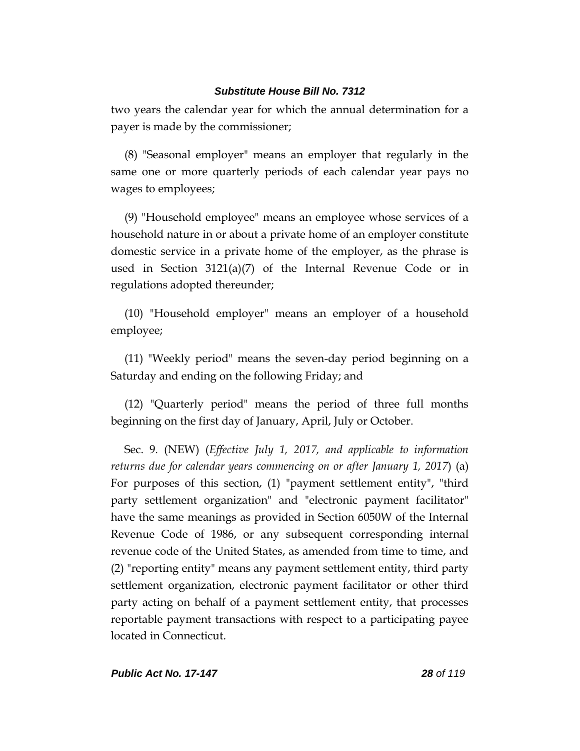two years the calendar year for which the annual determination for a payer is made by the commissioner;

(8) "Seasonal employer" means an employer that regularly in the same one or more quarterly periods of each calendar year pays no wages to employees;

(9) "Household employee" means an employee whose services of a household nature in or about a private home of an employer constitute domestic service in a private home of the employer, as the phrase is used in Section 3121(a)(7) of the Internal Revenue Code or in regulations adopted thereunder;

(10) "Household employer" means an employer of a household employee;

(11) "Weekly period" means the seven-day period beginning on a Saturday and ending on the following Friday; and

(12) "Quarterly period" means the period of three full months beginning on the first day of January, April, July or October.

Sec. 9. (NEW) (*Effective July 1, 2017, and applicable to information returns due for calendar years commencing on or after January 1, 2017*) (a) For purposes of this section, (1) "payment settlement entity", "third party settlement organization" and "electronic payment facilitator" have the same meanings as provided in Section 6050W of the Internal Revenue Code of 1986, or any subsequent corresponding internal revenue code of the United States, as amended from time to time, and (2) "reporting entity" means any payment settlement entity, third party settlement organization, electronic payment facilitator or other third party acting on behalf of a payment settlement entity, that processes reportable payment transactions with respect to a participating payee located in Connecticut.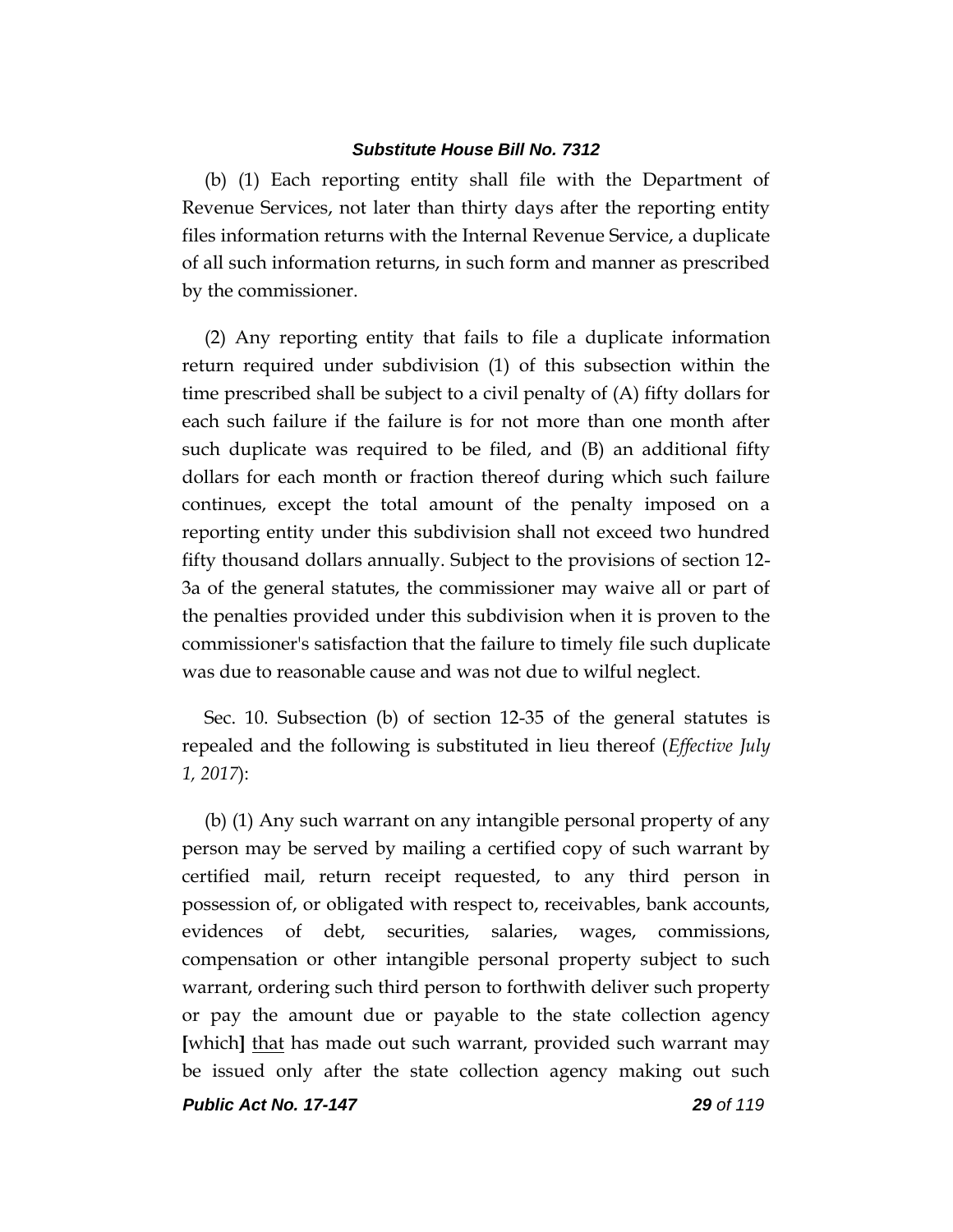(b) (1) Each reporting entity shall file with the Department of Revenue Services, not later than thirty days after the reporting entity files information returns with the Internal Revenue Service, a duplicate of all such information returns, in such form and manner as prescribed by the commissioner.

(2) Any reporting entity that fails to file a duplicate information return required under subdivision (1) of this subsection within the time prescribed shall be subject to a civil penalty of (A) fifty dollars for each such failure if the failure is for not more than one month after such duplicate was required to be filed, and (B) an additional fifty dollars for each month or fraction thereof during which such failure continues, except the total amount of the penalty imposed on a reporting entity under this subdivision shall not exceed two hundred fifty thousand dollars annually. Subject to the provisions of section 12-3a of the general statutes, the commissioner may waive all or part of the penalties provided under this subdivision when it is proven to the commissioner's satisfaction that the failure to timely file such duplicate was due to reasonable cause and was not due to wilful neglect.

Sec. 10. Subsection (b) of section 12-35 of the general statutes is repealed and the following is substituted in lieu thereof (*Effective July 1, 2017*):

(b) (1) Any such warrant on any intangible personal property of any person may be served by mailing a certified copy of such warrant by certified mail, return receipt requested, to any third person in possession of, or obligated with respect to, receivables, bank accounts, evidences of debt, securities, salaries, wages, commissions, compensation or other intangible personal property subject to such warrant, ordering such third person to forthwith deliver such property or pay the amount due or payable to the state collection agency **[**which**]** <u>that</u> has made out such warrant, provided such warrant may be issued only after the state collection agency making out such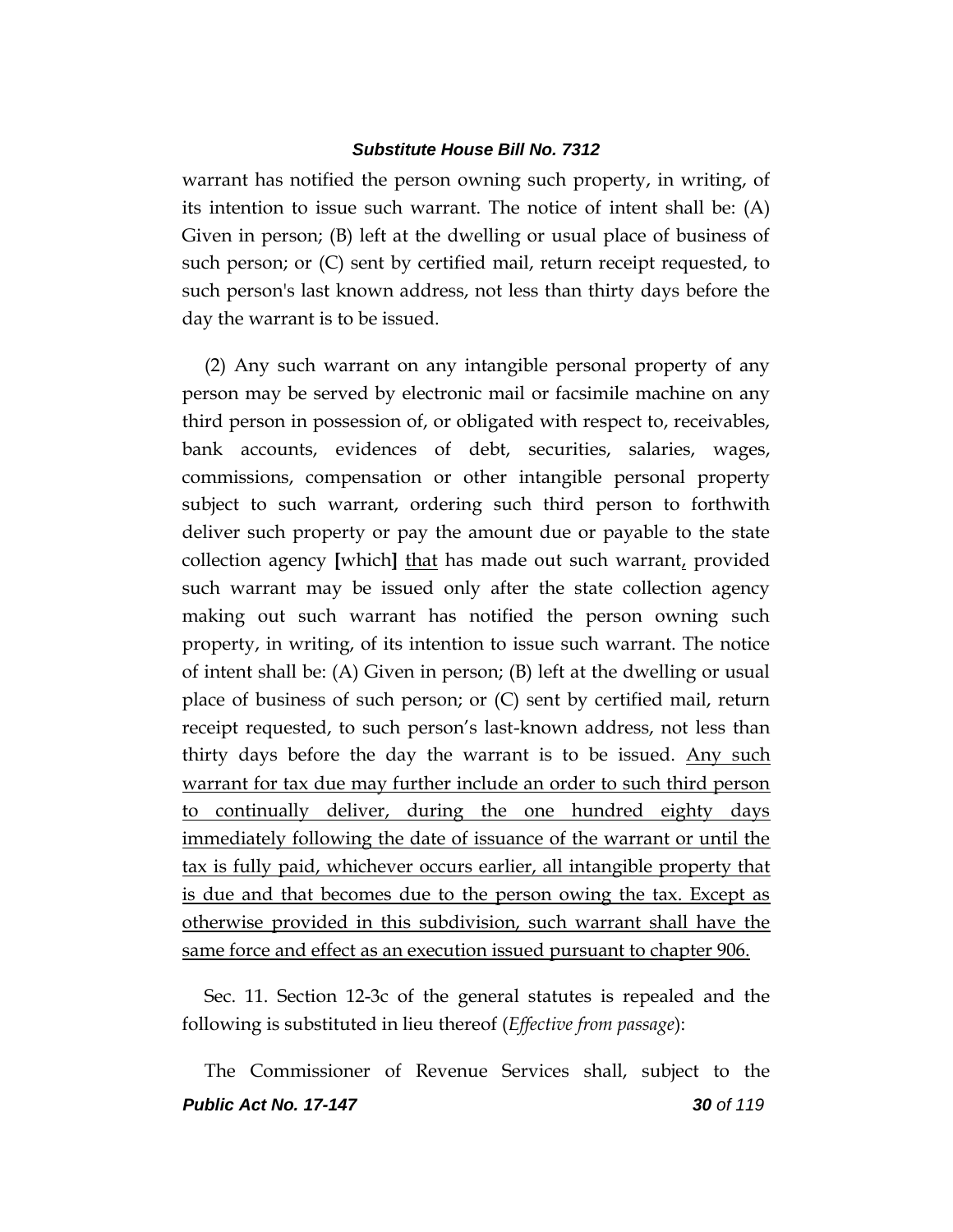warrant has notified the person owning such property, in writing, of its intention to issue such warrant. The notice of intent shall be: (A) Given in person; (B) left at the dwelling or usual place of business of such person; or (C) sent by certified mail, return receipt requested, to such person's last known address, not less than thirty days before the day the warrant is to be issued.

(2) Any such warrant on any intangible personal property of any person may be served by electronic mail or facsimile machine on any third person in possession of, or obligated with respect to, receivables, bank accounts, evidences of debt, securities, salaries, wages, commissions, compensation or other intangible personal property subject to such warrant, ordering such third person to forthwith deliver such property or pay the amount due or payable to the state collection agency **[**which**]** <u>that</u> has made out such warrant<u>,</u> provided such warrant may be issued only after the state collection agency making out such warrant has notified the person owning such property, in writing, of its intention to issue such warrant. The notice of intent shall be: (A) Given in person; (B) left at the dwelling or usual place of business of such person; or (C) sent by certified mail, return receipt requested, to such person's last-known address, not less than thirty days before the day the warrant is to be issued. <u>Any such warrant for tax due may further include an order to such third person to continually deliver, during the one hundred eighty days immediately following the date of issuance of the warrant or until the tax is fully paid, whichever occurs earlier, all intangible property that is due and that becomes due to the person owing the tax. Except as otherwise provided in this subdivision, such warrant shall have the same force and effect as an execution issued pursuant to chapter 906.</u>

Sec. 11. Section 12-3c of the general statutes is repealed and the following is substituted in lieu thereof (*Effective from passage*):

The Commissioner of Revenue Services shall, subject to the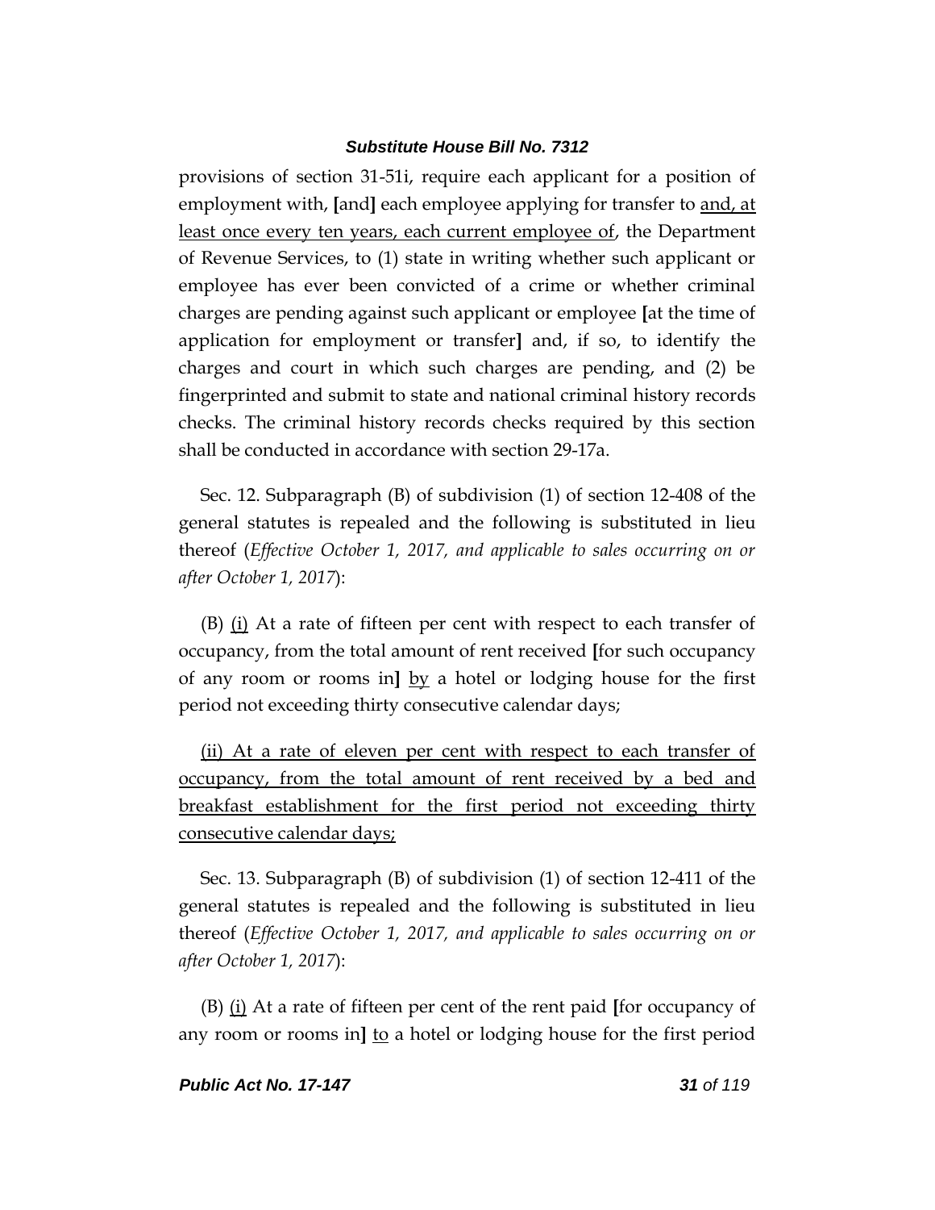provisions of section 31-51i, require each applicant for a position of employment with, [and] each employee applying for transfer to <u>and, at least once every ten years, each current employee of</u>, the Department of Revenue Services, to (1) state in writing whether such applicant or employee has ever been convicted of a crime or whether criminal charges are pending against such applicant or employee [at the time of application for employment or transfer] and, if so, to identify the charges and court in which such charges are pending, and (2) be fingerprinted and submit to state and national criminal history records checks. The criminal history records checks required by this section shall be conducted in accordance with section 29-17a.

Sec. 12. Subparagraph (B) of subdivision (1) of section 12-408 of the general statutes is repealed and the following is substituted in lieu thereof (*Effective October 1, 2017, and applicable to sales occurring on or after October 1, 2017*):

(B) <u>(i)</u> At a rate of fifteen per cent with respect to each transfer of occupancy, from the total amount of rent received [for such occupancy of any room or rooms in] <u>by</u> a hotel or lodging house for the first period not exceeding thirty consecutive calendar days;

<u>(ii) At a rate of eleven per cent with respect to each transfer of occupancy, from the total amount of rent received by a bed and breakfast establishment for the first period not exceeding thirty consecutive calendar days;</u>

Sec. 13. Subparagraph (B) of subdivision (1) of section 12-411 of the general statutes is repealed and the following is substituted in lieu thereof (*Effective October 1, 2017, and applicable to sales occurring on or after October 1, 2017*):

(B) <u>(i)</u> At a rate of fifteen per cent of the rent paid [for occupancy of any room or rooms in] <u>to</u> a hotel or lodging house for the first period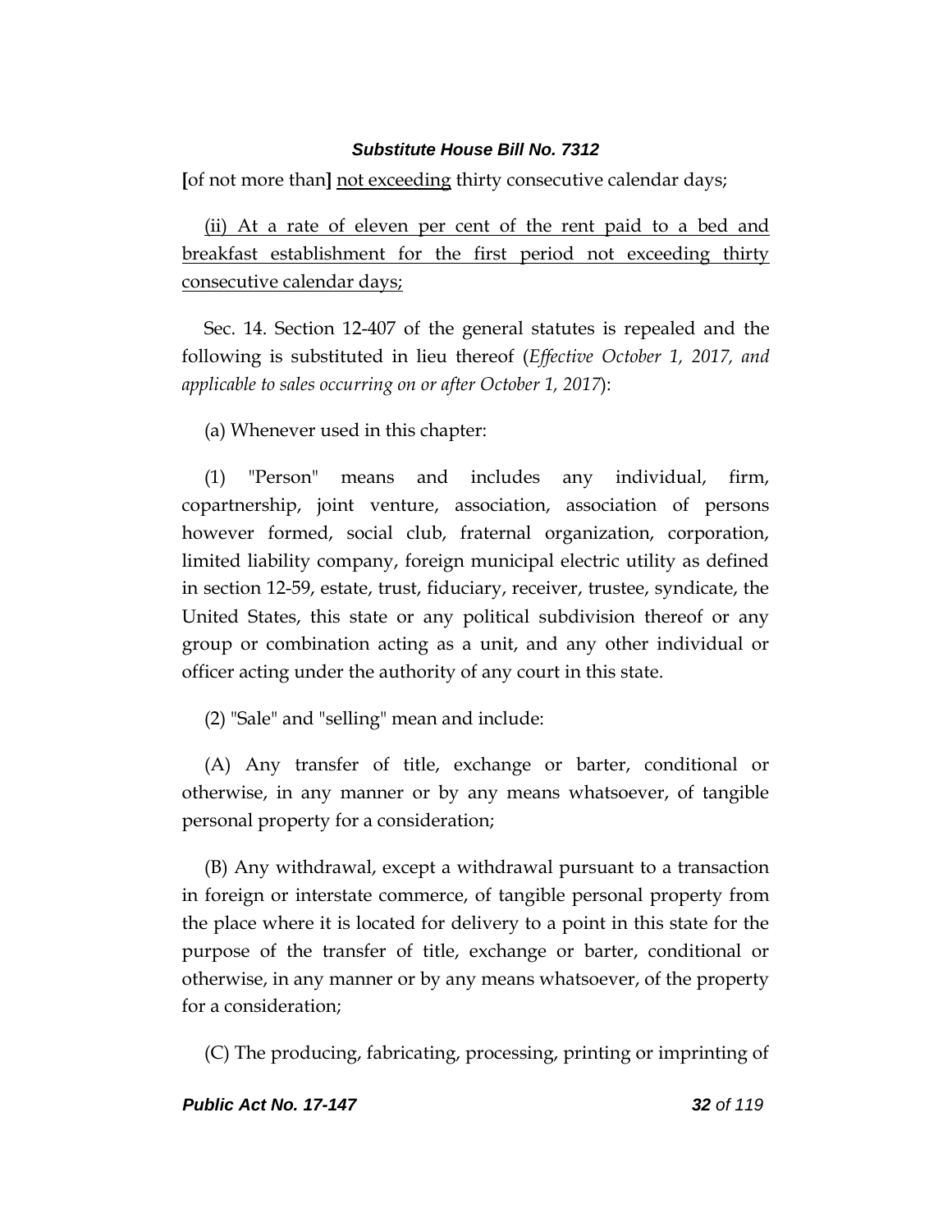[of not more than] <u>not exceeding</u> thirty consecutive calendar days;

<u>(ii) At a rate of eleven per cent of the rent paid to a bed and breakfast establishment for the first period not exceeding thirty consecutive calendar days;</u>

Sec. 14. Section 12-407 of the general statutes is repealed and the following is substituted in lieu thereof (*Effective October 1, 2017, and applicable to sales occurring on or after October 1, 2017*):

(a) Whenever used in this chapter:

(1) "Person" means and includes any individual, firm, copartnership, joint venture, association, association of persons however formed, social club, fraternal organization, corporation, limited liability company, foreign municipal electric utility as defined in section 12-59, estate, trust, fiduciary, receiver, trustee, syndicate, the United States, this state or any political subdivision thereof or any group or combination acting as a unit, and any other individual or officer acting under the authority of any court in this state.

(2) "Sale" and "selling" mean and include:

(A) Any transfer of title, exchange or barter, conditional or otherwise, in any manner or by any means whatsoever, of tangible personal property for a consideration;

(B) Any withdrawal, except a withdrawal pursuant to a transaction in foreign or interstate commerce, of tangible personal property from the place where it is located for delivery to a point in this state for the purpose of the transfer of title, exchange or barter, conditional or otherwise, in any manner or by any means whatsoever, of the property for a consideration;

(C) The producing, fabricating, processing, printing or imprinting of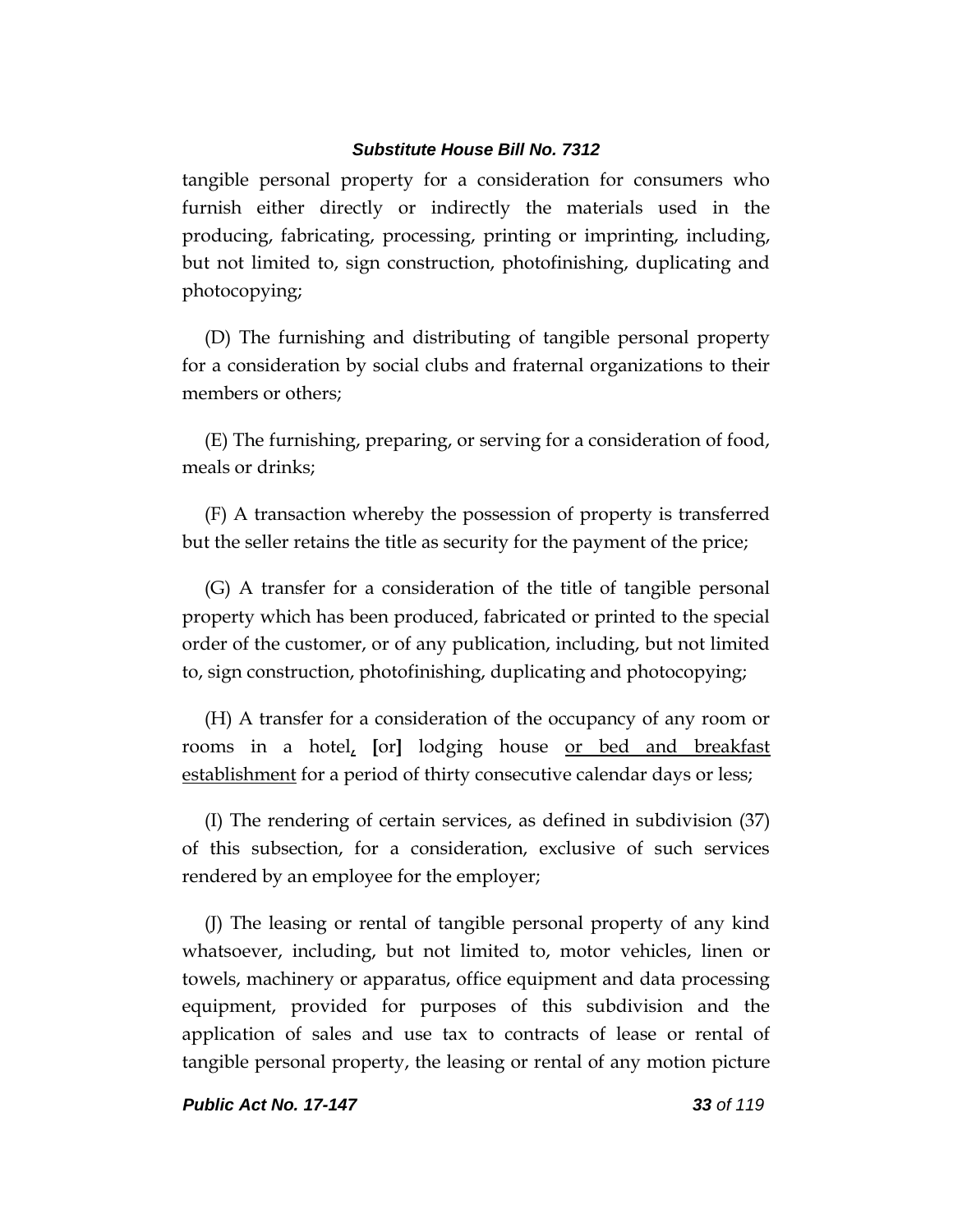tangible personal property for a consideration for consumers who furnish either directly or indirectly the materials used in the producing, fabricating, processing, printing or imprinting, including, but not limited to, sign construction, photofinishing, duplicating and photocopying;

(D) The furnishing and distributing of tangible personal property for a consideration by social clubs and fraternal organizations to their members or others;

(E) The furnishing, preparing, or serving for a consideration of food, meals or drinks;

(F) A transaction whereby the possession of property is transferred but the seller retains the title as security for the payment of the price;

(G) A transfer for a consideration of the title of tangible personal property which has been produced, fabricated or printed to the special order of the customer, or of any publication, including, but not limited to, sign construction, photofinishing, duplicating and photocopying;

(H) A transfer for a consideration of the occupancy of any room or rooms in a hotel, [or] lodging house or bed and breakfast establishment for a period of thirty consecutive calendar days or less;

(I) The rendering of certain services, as defined in subdivision (37) of this subsection, for a consideration, exclusive of such services rendered by an employee for the employer;

(J) The leasing or rental of tangible personal property of any kind whatsoever, including, but not limited to, motor vehicles, linen or towels, machinery or apparatus, office equipment and data processing equipment, provided for purposes of this subdivision and the application of sales and use tax to contracts of lease or rental of tangible personal property, the leasing or rental of any motion picture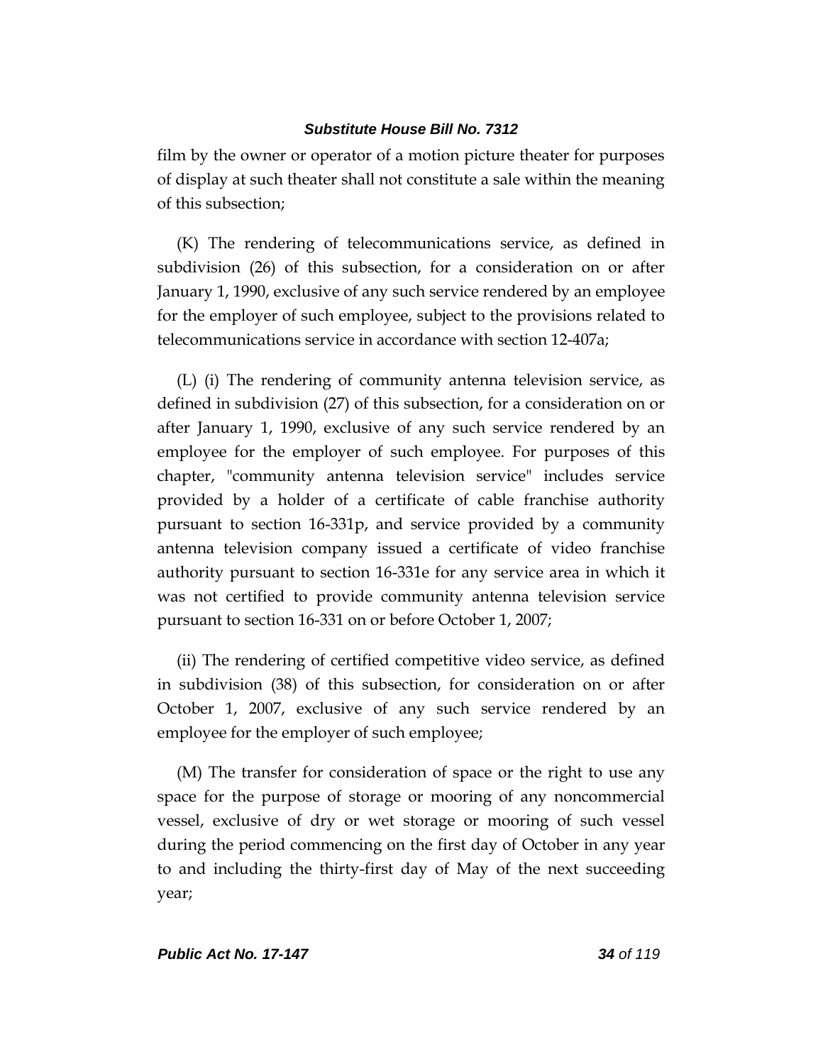film by the owner or operator of a motion picture theater for purposes of display at such theater shall not constitute a sale within the meaning of this subsection;

(K) The rendering of telecommunications service, as defined in subdivision (26) of this subsection, for a consideration on or after January 1, 1990, exclusive of any such service rendered by an employee for the employer of such employee, subject to the provisions related to telecommunications service in accordance with section 12-407a;

(L) (i) The rendering of community antenna television service, as defined in subdivision (27) of this subsection, for a consideration on or after January 1, 1990, exclusive of any such service rendered by an employee for the employer of such employee. For purposes of this chapter, "community antenna television service" includes service provided by a holder of a certificate of cable franchise authority pursuant to section 16-331p, and service provided by a community antenna television company issued a certificate of video franchise authority pursuant to section 16-331e for any service area in which it was not certified to provide community antenna television service pursuant to section 16-331 on or before October 1, 2007;

(ii) The rendering of certified competitive video service, as defined in subdivision (38) of this subsection, for consideration on or after October 1, 2007, exclusive of any such service rendered by an employee for the employer of such employee;

(M) The transfer for consideration of space or the right to use any space for the purpose of storage or mooring of any noncommercial vessel, exclusive of dry or wet storage or mooring of such vessel during the period commencing on the first day of October in any year to and including the thirty-first day of May of the next succeeding year;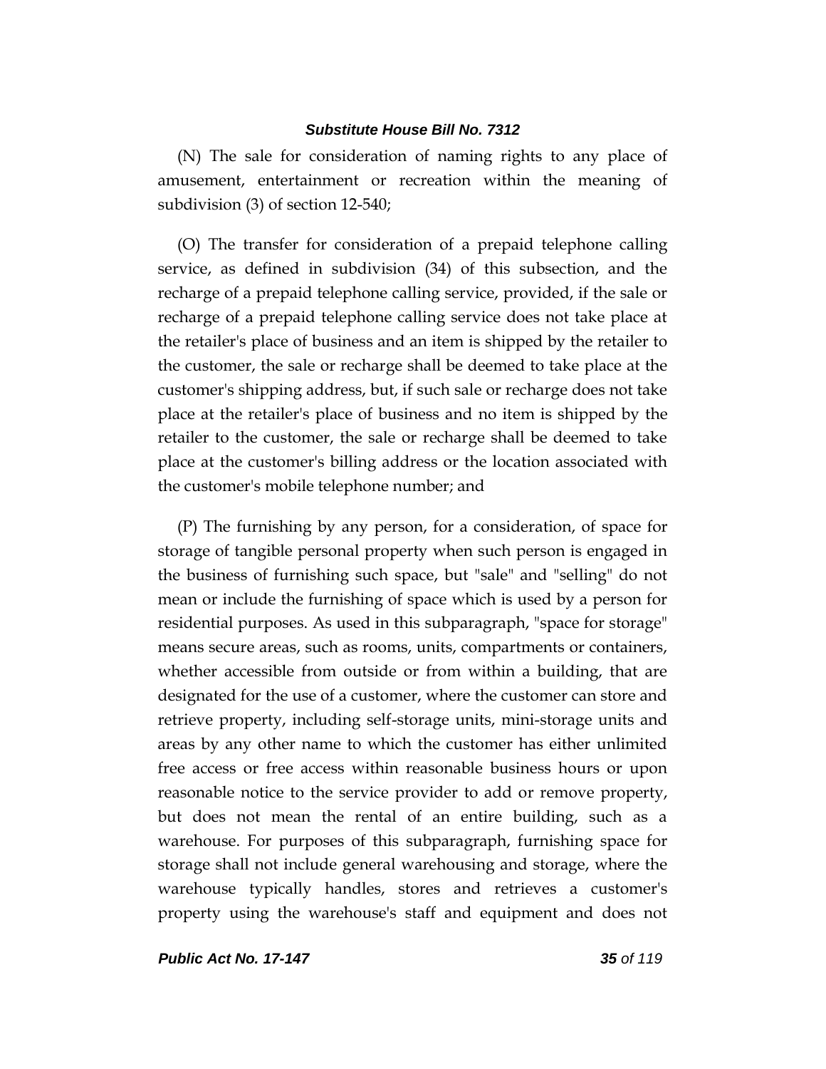(N) The sale for consideration of naming rights to any place of amusement, entertainment or recreation within the meaning of subdivision (3) of section 12-540;

(O) The transfer for consideration of a prepaid telephone calling service, as defined in subdivision (34) of this subsection, and the recharge of a prepaid telephone calling service, provided, if the sale or recharge of a prepaid telephone calling service does not take place at the retailer's place of business and an item is shipped by the retailer to the customer, the sale or recharge shall be deemed to take place at the customer's shipping address, but, if such sale or recharge does not take place at the retailer's place of business and no item is shipped by the retailer to the customer, the sale or recharge shall be deemed to take place at the customer's billing address or the location associated with the customer's mobile telephone number; and

(P) The furnishing by any person, for a consideration, of space for storage of tangible personal property when such person is engaged in the business of furnishing such space, but "sale" and "selling" do not mean or include the furnishing of space which is used by a person for residential purposes. As used in this subparagraph, "space for storage" means secure areas, such as rooms, units, compartments or containers, whether accessible from outside or from within a building, that are designated for the use of a customer, where the customer can store and retrieve property, including self-storage units, mini-storage units and areas by any other name to which the customer has either unlimited free access or free access within reasonable business hours or upon reasonable notice to the service provider to add or remove property, but does not mean the rental of an entire building, such as a warehouse. For purposes of this subparagraph, furnishing space for storage shall not include general warehousing and storage, where the warehouse typically handles, stores and retrieves a customer's property using the warehouse's staff and equipment and does not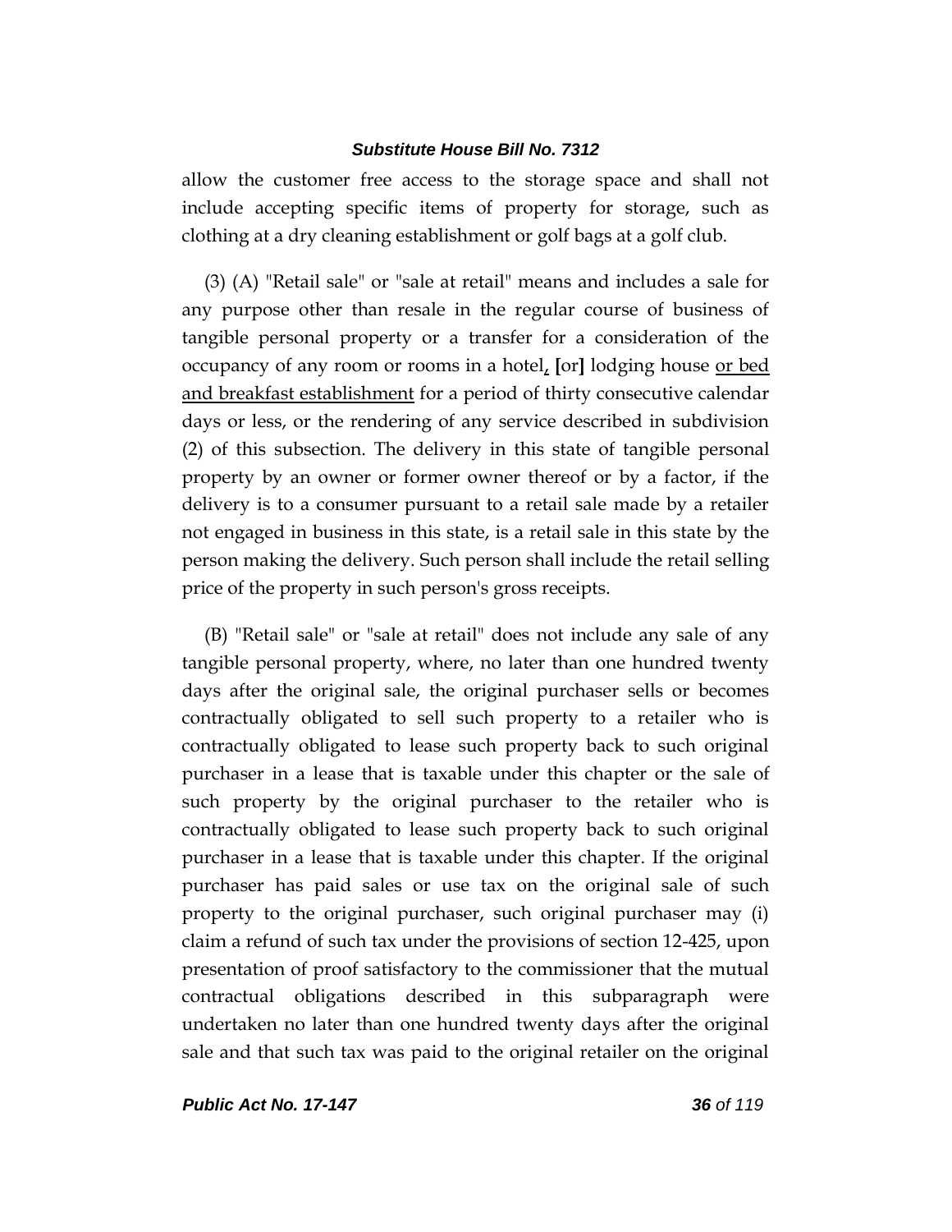allow the customer free access to the storage space and shall not include accepting specific items of property for storage, such as clothing at a dry cleaning establishment or golf bags at a golf club.

(3) (A) "Retail sale" or "sale at retail" means and includes a sale for any purpose other than resale in the regular course of business of tangible personal property or a transfer for a consideration of the occupancy of any room or rooms in a hotel, [or] lodging house or bed and breakfast establishment for a period of thirty consecutive calendar days or less, or the rendering of any service described in subdivision (2) of this subsection. The delivery in this state of tangible personal property by an owner or former owner thereof or by a factor, if the delivery is to a consumer pursuant to a retail sale made by a retailer not engaged in business in this state, is a retail sale in this state by the person making the delivery. Such person shall include the retail selling price of the property in such person's gross receipts.

(B) "Retail sale" or "sale at retail" does not include any sale of any tangible personal property, where, no later than one hundred twenty days after the original sale, the original purchaser sells or becomes contractually obligated to sell such property to a retailer who is contractually obligated to lease such property back to such original purchaser in a lease that is taxable under this chapter or the sale of such property by the original purchaser to the retailer who is contractually obligated to lease such property back to such original purchaser in a lease that is taxable under this chapter. If the original purchaser has paid sales or use tax on the original sale of such property to the original purchaser, such original purchaser may (i) claim a refund of such tax under the provisions of section 12-425, upon presentation of proof satisfactory to the commissioner that the mutual contractual obligations described in this subparagraph were undertaken no later than one hundred twenty days after the original sale and that such tax was paid to the original retailer on the original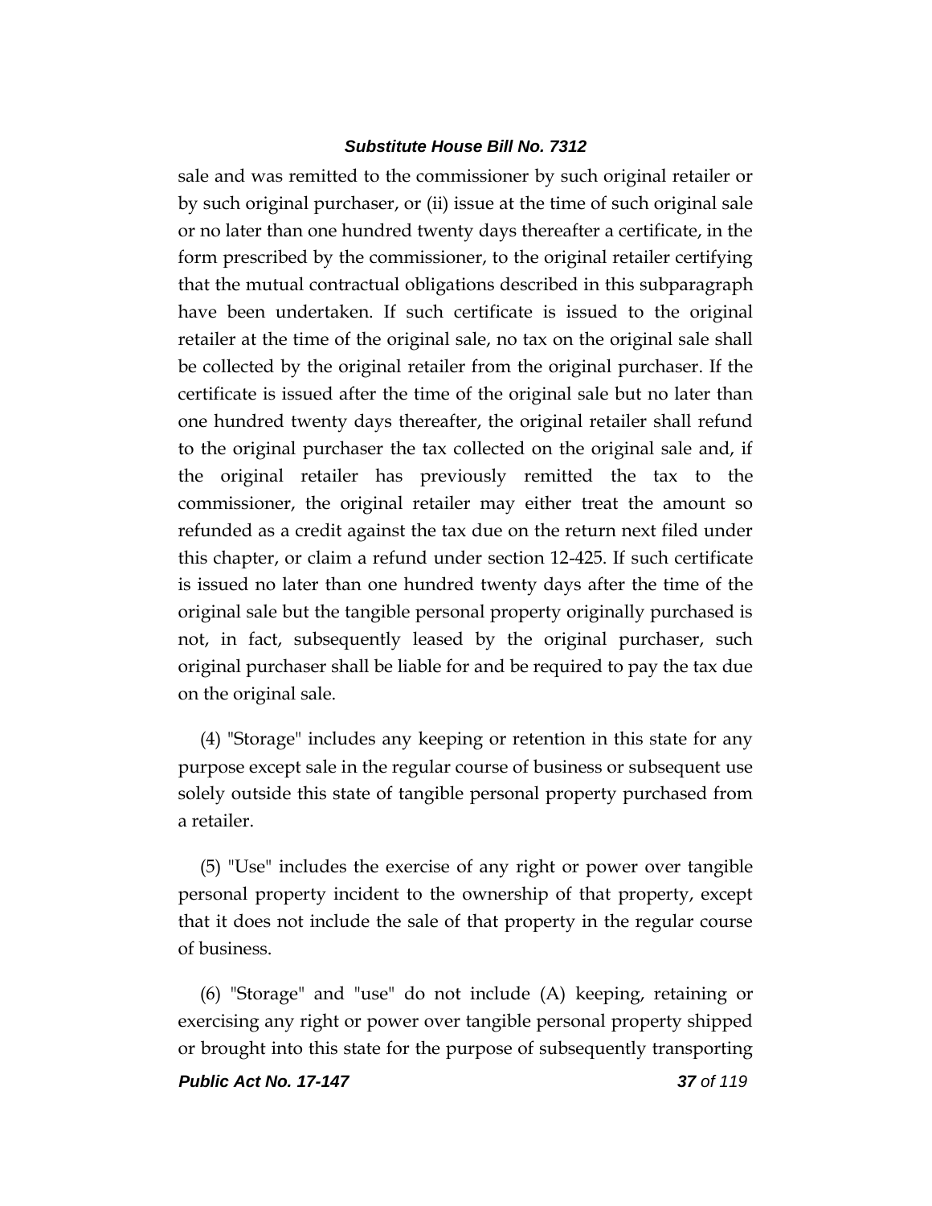sale and was remitted to the commissioner by such original retailer or by such original purchaser, or (ii) issue at the time of such original sale or no later than one hundred twenty days thereafter a certificate, in the form prescribed by the commissioner, to the original retailer certifying that the mutual contractual obligations described in this subparagraph have been undertaken. If such certificate is issued to the original retailer at the time of the original sale, no tax on the original sale shall be collected by the original retailer from the original purchaser. If the certificate is issued after the time of the original sale but no later than one hundred twenty days thereafter, the original retailer shall refund to the original purchaser the tax collected on the original sale and, if the original retailer has previously remitted the tax to the commissioner, the original retailer may either treat the amount so refunded as a credit against the tax due on the return next filed under this chapter, or claim a refund under section 12-425. If such certificate is issued no later than one hundred twenty days after the time of the original sale but the tangible personal property originally purchased is not, in fact, subsequently leased by the original purchaser, such original purchaser shall be liable for and be required to pay the tax due on the original sale.

(4) "Storage" includes any keeping or retention in this state for any purpose except sale in the regular course of business or subsequent use solely outside this state of tangible personal property purchased from a retailer.

(5) "Use" includes the exercise of any right or power over tangible personal property incident to the ownership of that property, except that it does not include the sale of that property in the regular course of business.

(6) "Storage" and "use" do not include (A) keeping, retaining or exercising any right or power over tangible personal property shipped or brought into this state for the purpose of subsequently transporting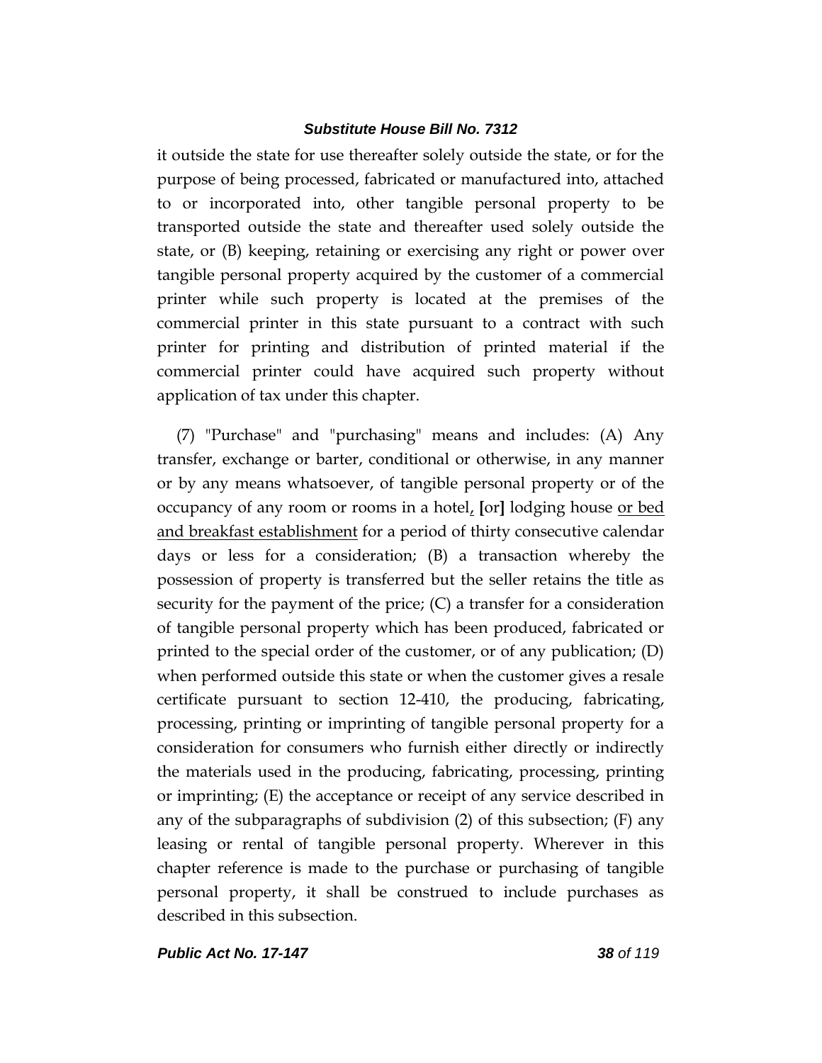it outside the state for use thereafter solely outside the state, or for the purpose of being processed, fabricated or manufactured into, attached to or incorporated into, other tangible personal property to be transported outside the state and thereafter used solely outside the state, or (B) keeping, retaining or exercising any right or power over tangible personal property acquired by the customer of a commercial printer while such property is located at the premises of the commercial printer in this state pursuant to a contract with such printer for printing and distribution of printed material if the commercial printer could have acquired such property without application of tax under this chapter.

(7) "Purchase" and "purchasing" means and includes: (A) Any transfer, exchange or barter, conditional or otherwise, in any manner or by any means whatsoever, of tangible personal property or of the occupancy of any room or rooms in a hotel, [or] lodging house or bed and breakfast establishment for a period of thirty consecutive calendar days or less for a consideration; (B) a transaction whereby the possession of property is transferred but the seller retains the title as security for the payment of the price; (C) a transfer for a consideration of tangible personal property which has been produced, fabricated or printed to the special order of the customer, or of any publication; (D) when performed outside this state or when the customer gives a resale certificate pursuant to section 12-410, the producing, fabricating, processing, printing or imprinting of tangible personal property for a consideration for consumers who furnish either directly or indirectly the materials used in the producing, fabricating, processing, printing or imprinting; (E) the acceptance or receipt of any service described in any of the subparagraphs of subdivision (2) of this subsection; (F) any leasing or rental of tangible personal property. Wherever in this chapter reference is made to the purchase or purchasing of tangible personal property, it shall be construed to include purchases as described in this subsection.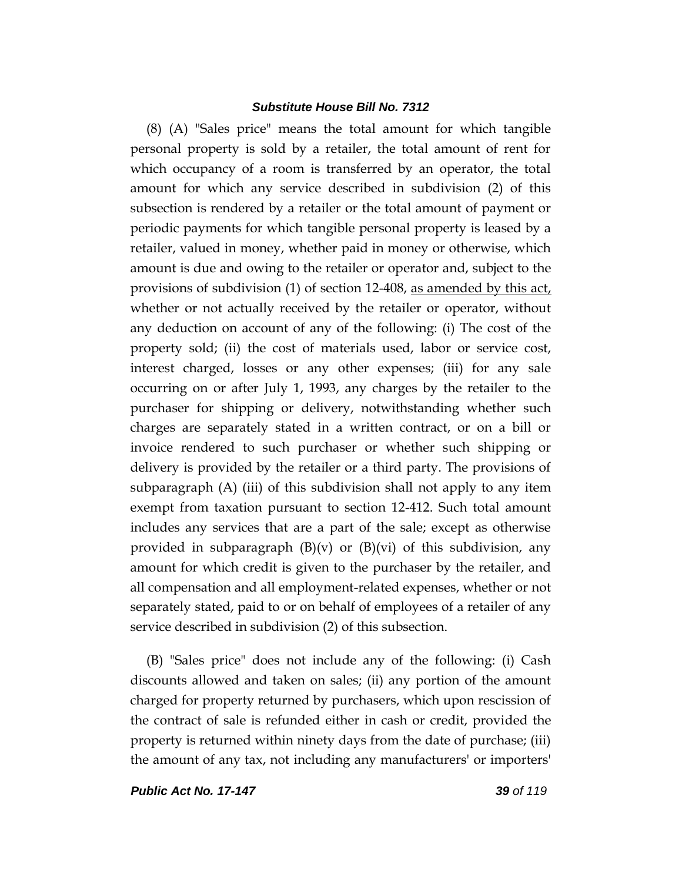(8) (A) "Sales price" means the total amount for which tangible personal property is sold by a retailer, the total amount of rent for which occupancy of a room is transferred by an operator, the total amount for which any service described in subdivision (2) of this subsection is rendered by a retailer or the total amount of payment or periodic payments for which tangible personal property is leased by a retailer, valued in money, whether paid in money or otherwise, which amount is due and owing to the retailer or operator and, subject to the provisions of subdivision (1) of section 12-408, <u>as amended by this act,</u> whether or not actually received by the retailer or operator, without any deduction on account of any of the following: (i) The cost of the property sold; (ii) the cost of materials used, labor or service cost, interest charged, losses or any other expenses; (iii) for any sale occurring on or after July 1, 1993, any charges by the retailer to the purchaser for shipping or delivery, notwithstanding whether such charges are separately stated in a written contract, or on a bill or invoice rendered to such purchaser or whether such shipping or delivery is provided by the retailer or a third party. The provisions of subparagraph (A) (iii) of this subdivision shall not apply to any item exempt from taxation pursuant to section 12-412. Such total amount includes any services that are a part of the sale; except as otherwise provided in subparagraph (B)(v) or (B)(vi) of this subdivision, any amount for which credit is given to the purchaser by the retailer, and all compensation and all employment-related expenses, whether or not separately stated, paid to or on behalf of employees of a retailer of any service described in subdivision (2) of this subsection.

(B) "Sales price" does not include any of the following: (i) Cash discounts allowed and taken on sales; (ii) any portion of the amount charged for property returned by purchasers, which upon rescission of the contract of sale is refunded either in cash or credit, provided the property is returned within ninety days from the date of purchase; (iii) the amount of any tax, not including any manufacturers' or importers'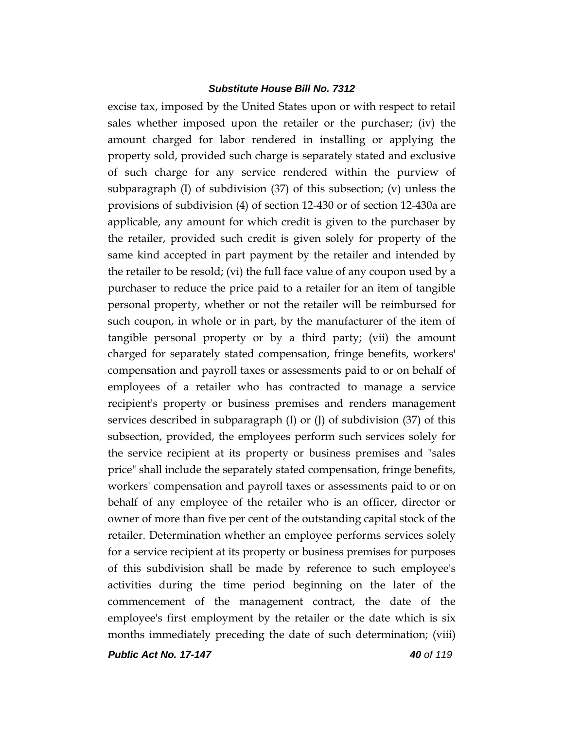excise tax, imposed by the United States upon or with respect to retail sales whether imposed upon the retailer or the purchaser; (iv) the amount charged for labor rendered in installing or applying the property sold, provided such charge is separately stated and exclusive of such charge for any service rendered within the purview of subparagraph (I) of subdivision (37) of this subsection; (v) unless the provisions of subdivision (4) of section 12-430 or of section 12-430a are applicable, any amount for which credit is given to the purchaser by the retailer, provided such credit is given solely for property of the same kind accepted in part payment by the retailer and intended by the retailer to be resold; (vi) the full face value of any coupon used by a purchaser to reduce the price paid to a retailer for an item of tangible personal property, whether or not the retailer will be reimbursed for such coupon, in whole or in part, by the manufacturer of the item of tangible personal property or by a third party; (vii) the amount charged for separately stated compensation, fringe benefits, workers' compensation and payroll taxes or assessments paid to or on behalf of employees of a retailer who has contracted to manage a service recipient's property or business premises and renders management services described in subparagraph (I) or (J) of subdivision (37) of this subsection, provided, the employees perform such services solely for the service recipient at its property or business premises and "sales price" shall include the separately stated compensation, fringe benefits, workers' compensation and payroll taxes or assessments paid to or on behalf of any employee of the retailer who is an officer, director or owner of more than five per cent of the outstanding capital stock of the retailer. Determination whether an employee performs services solely for a service recipient at its property or business premises for purposes of this subdivision shall be made by reference to such employee's activities during the time period beginning on the later of the commencement of the management contract, the date of the employee's first employment by the retailer or the date which is six months immediately preceding the date of such determination; (viii)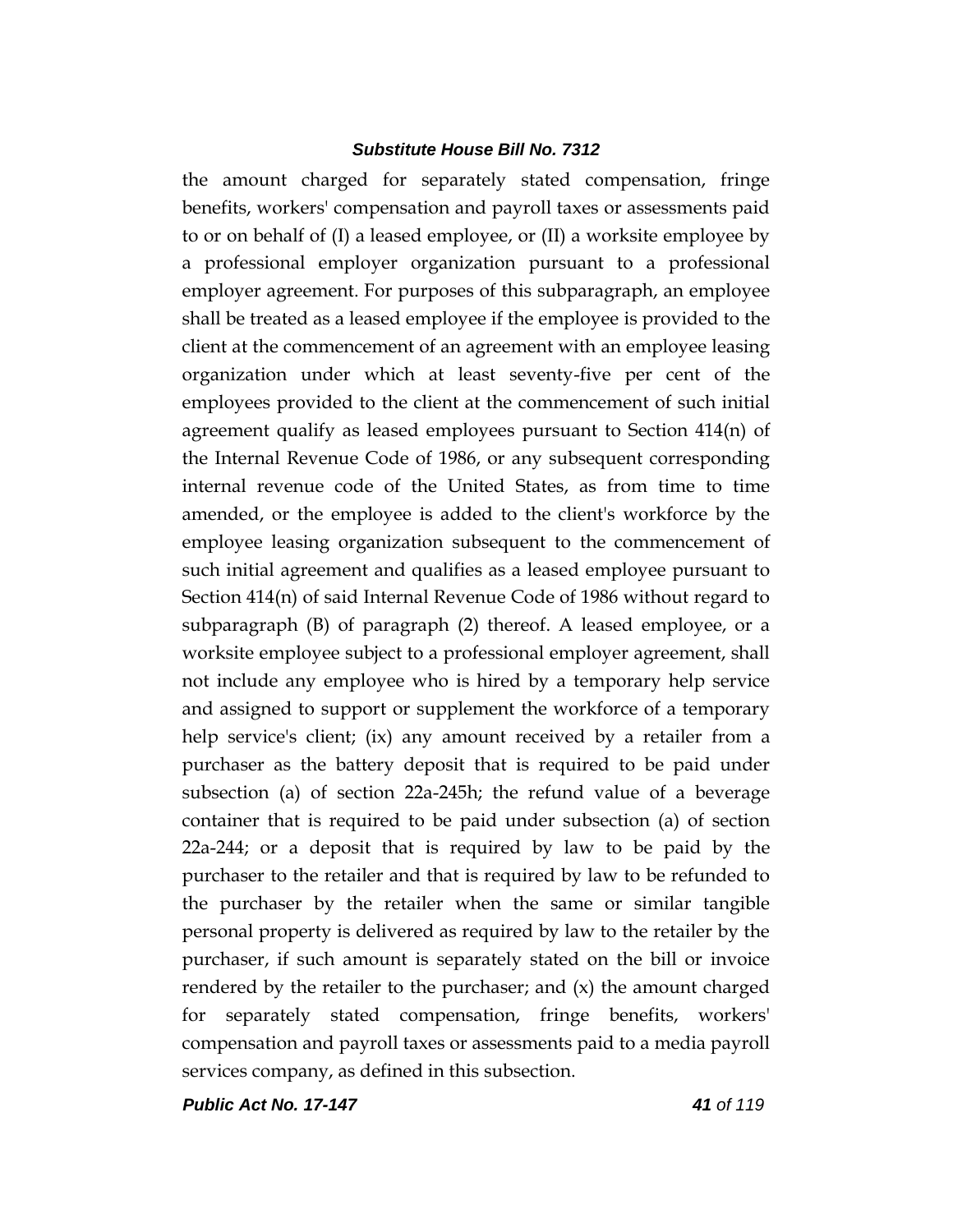the amount charged for separately stated compensation, fringe benefits, workers' compensation and payroll taxes or assessments paid to or on behalf of (I) a leased employee, or (II) a worksite employee by a professional employer organization pursuant to a professional employer agreement. For purposes of this subparagraph, an employee shall be treated as a leased employee if the employee is provided to the client at the commencement of an agreement with an employee leasing organization under which at least seventy-five per cent of the employees provided to the client at the commencement of such initial agreement qualify as leased employees pursuant to Section 414(n) of the Internal Revenue Code of 1986, or any subsequent corresponding internal revenue code of the United States, as from time to time amended, or the employee is added to the client's workforce by the employee leasing organization subsequent to the commencement of such initial agreement and qualifies as a leased employee pursuant to Section 414(n) of said Internal Revenue Code of 1986 without regard to subparagraph (B) of paragraph (2) thereof. A leased employee, or a worksite employee subject to a professional employer agreement, shall not include any employee who is hired by a temporary help service and assigned to support or supplement the workforce of a temporary help service's client; (ix) any amount received by a retailer from a purchaser as the battery deposit that is required to be paid under subsection (a) of section 22a-245h; the refund value of a beverage container that is required to be paid under subsection (a) of section 22a-244; or a deposit that is required by law to be paid by the purchaser to the retailer and that is required by law to be refunded to the purchaser by the retailer when the same or similar tangible personal property is delivered as required by law to the retailer by the purchaser, if such amount is separately stated on the bill or invoice rendered by the retailer to the purchaser; and (x) the amount charged for separately stated compensation, fringe benefits, workers' compensation and payroll taxes or assessments paid to a media payroll services company, as defined in this subsection.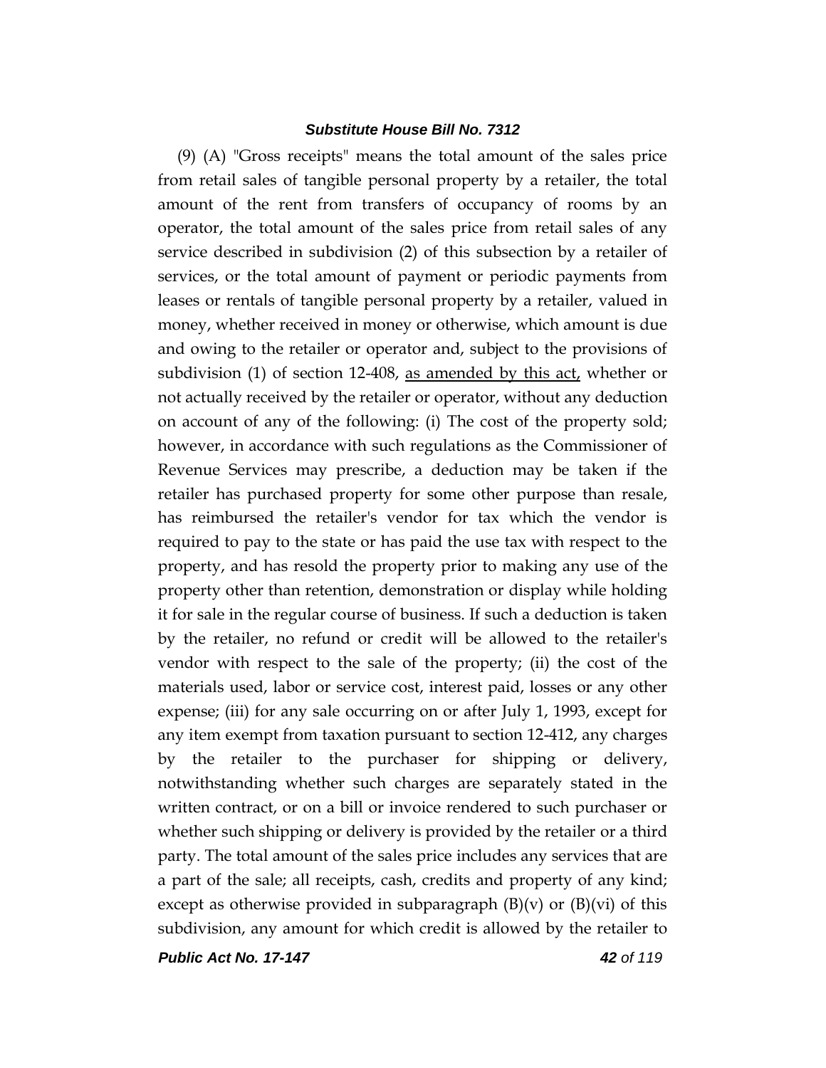(9) (A) "Gross receipts" means the total amount of the sales price from retail sales of tangible personal property by a retailer, the total amount of the rent from transfers of occupancy of rooms by an operator, the total amount of the sales price from retail sales of any service described in subdivision (2) of this subsection by a retailer of services, or the total amount of payment or periodic payments from leases or rentals of tangible personal property by a retailer, valued in money, whether received in money or otherwise, which amount is due and owing to the retailer or operator and, subject to the provisions of subdivision (1) of section 12-408, <u>as amended by this act,</u> whether or not actually received by the retailer or operator, without any deduction on account of any of the following: (i) The cost of the property sold; however, in accordance with such regulations as the Commissioner of Revenue Services may prescribe, a deduction may be taken if the retailer has purchased property for some other purpose than resale, has reimbursed the retailer's vendor for tax which the vendor is required to pay to the state or has paid the use tax with respect to the property, and has resold the property prior to making any use of the property other than retention, demonstration or display while holding it for sale in the regular course of business. If such a deduction is taken by the retailer, no refund or credit will be allowed to the retailer's vendor with respect to the sale of the property; (ii) the cost of the materials used, labor or service cost, interest paid, losses or any other expense; (iii) for any sale occurring on or after July 1, 1993, except for any item exempt from taxation pursuant to section 12-412, any charges by the retailer to the purchaser for shipping or delivery, notwithstanding whether such charges are separately stated in the written contract, or on a bill or invoice rendered to such purchaser or whether such shipping or delivery is provided by the retailer or a third party. The total amount of the sales price includes any services that are a part of the sale; all receipts, cash, credits and property of any kind; except as otherwise provided in subparagraph (B)(v) or (B)(vi) of this subdivision, any amount for which credit is allowed by the retailer to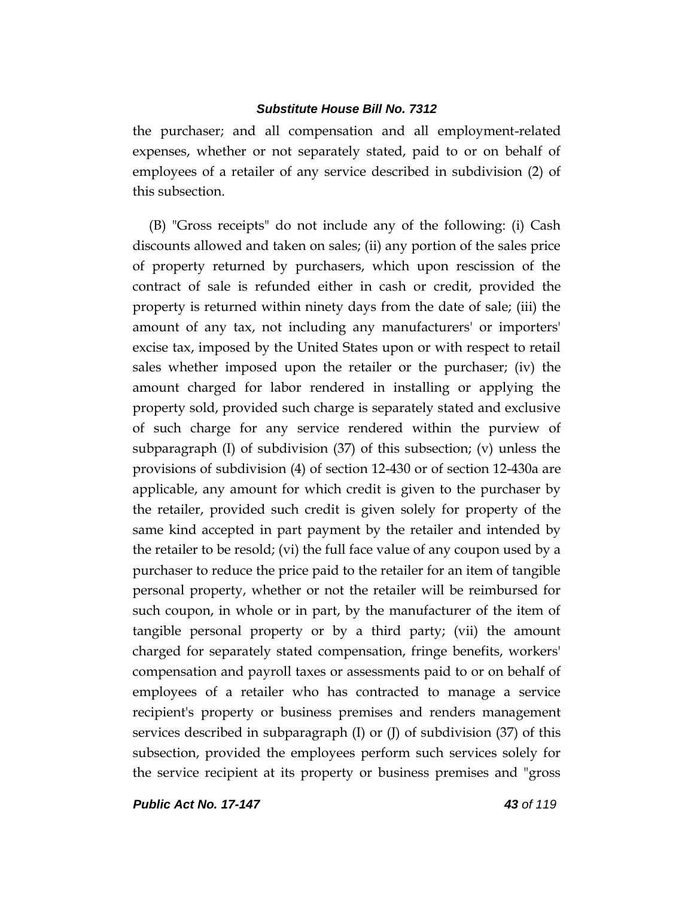the purchaser; and all compensation and all employment-related expenses, whether or not separately stated, paid to or on behalf of employees of a retailer of any service described in subdivision (2) of this subsection.

(B) "Gross receipts" do not include any of the following: (i) Cash discounts allowed and taken on sales; (ii) any portion of the sales price of property returned by purchasers, which upon rescission of the contract of sale is refunded either in cash or credit, provided the property is returned within ninety days from the date of sale; (iii) the amount of any tax, not including any manufacturers' or importers' excise tax, imposed by the United States upon or with respect to retail sales whether imposed upon the retailer or the purchaser; (iv) the amount charged for labor rendered in installing or applying the property sold, provided such charge is separately stated and exclusive of such charge for any service rendered within the purview of subparagraph (I) of subdivision (37) of this subsection; (v) unless the provisions of subdivision (4) of section 12-430 or of section 12-430a are applicable, any amount for which credit is given to the purchaser by the retailer, provided such credit is given solely for property of the same kind accepted in part payment by the retailer and intended by the retailer to be resold; (vi) the full face value of any coupon used by a purchaser to reduce the price paid to the retailer for an item of tangible personal property, whether or not the retailer will be reimbursed for such coupon, in whole or in part, by the manufacturer of the item of tangible personal property or by a third party; (vii) the amount charged for separately stated compensation, fringe benefits, workers' compensation and payroll taxes or assessments paid to or on behalf of employees of a retailer who has contracted to manage a service recipient's property or business premises and renders management services described in subparagraph (I) or (J) of subdivision (37) of this subsection, provided the employees perform such services solely for the service recipient at its property or business premises and "gross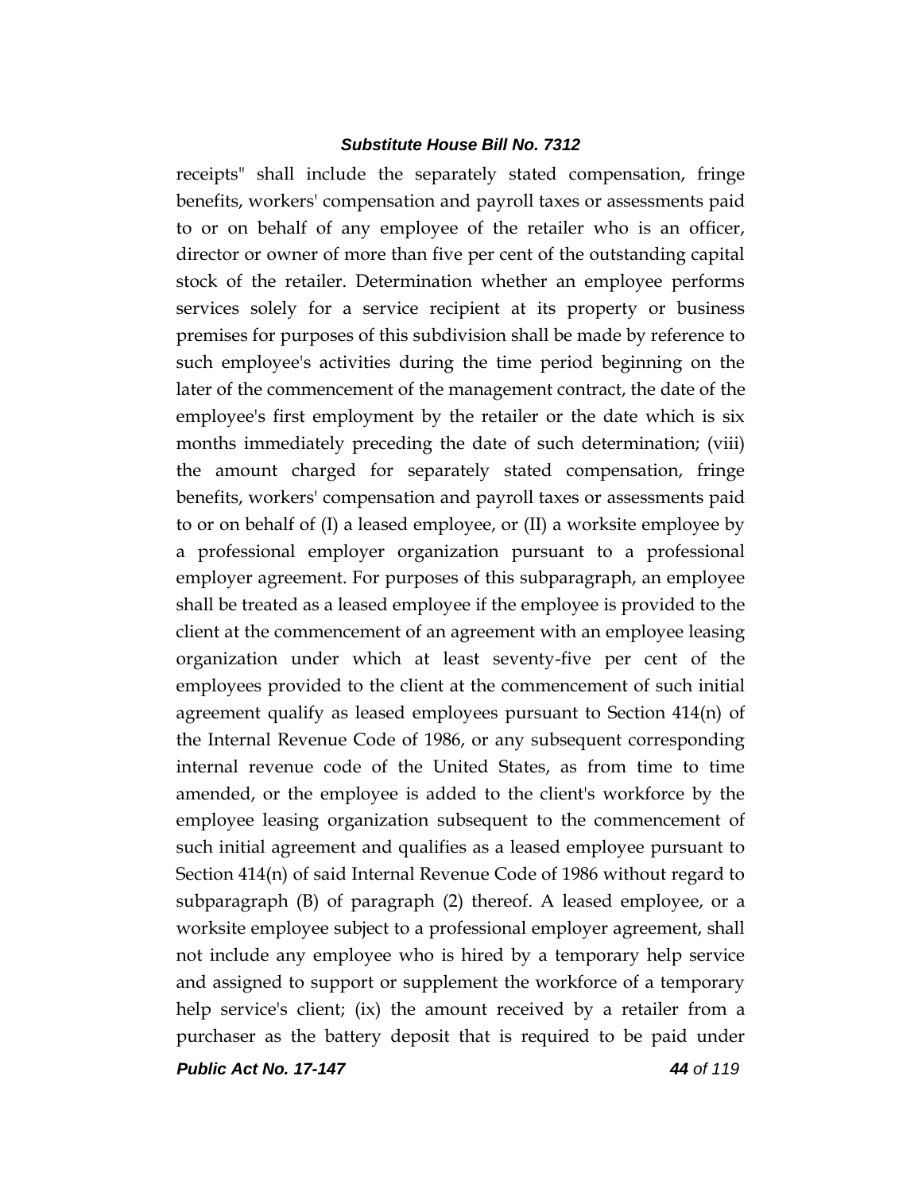receipts" shall include the separately stated compensation, fringe benefits, workers' compensation and payroll taxes or assessments paid to or on behalf of any employee of the retailer who is an officer, director or owner of more than five per cent of the outstanding capital stock of the retailer. Determination whether an employee performs services solely for a service recipient at its property or business premises for purposes of this subdivision shall be made by reference to such employee's activities during the time period beginning on the later of the commencement of the management contract, the date of the employee's first employment by the retailer or the date which is six months immediately preceding the date of such determination; (viii) the amount charged for separately stated compensation, fringe benefits, workers' compensation and payroll taxes or assessments paid to or on behalf of (I) a leased employee, or (II) a worksite employee by a professional employer organization pursuant to a professional employer agreement. For purposes of this subparagraph, an employee shall be treated as a leased employee if the employee is provided to the client at the commencement of an agreement with an employee leasing organization under which at least seventy-five per cent of the employees provided to the client at the commencement of such initial agreement qualify as leased employees pursuant to Section 414(n) of the Internal Revenue Code of 1986, or any subsequent corresponding internal revenue code of the United States, as from time to time amended, or the employee is added to the client's workforce by the employee leasing organization subsequent to the commencement of such initial agreement and qualifies as a leased employee pursuant to Section 414(n) of said Internal Revenue Code of 1986 without regard to subparagraph (B) of paragraph (2) thereof. A leased employee, or a worksite employee subject to a professional employer agreement, shall not include any employee who is hired by a temporary help service and assigned to support or supplement the workforce of a temporary help service's client; (ix) the amount received by a retailer from a purchaser as the battery deposit that is required to be paid under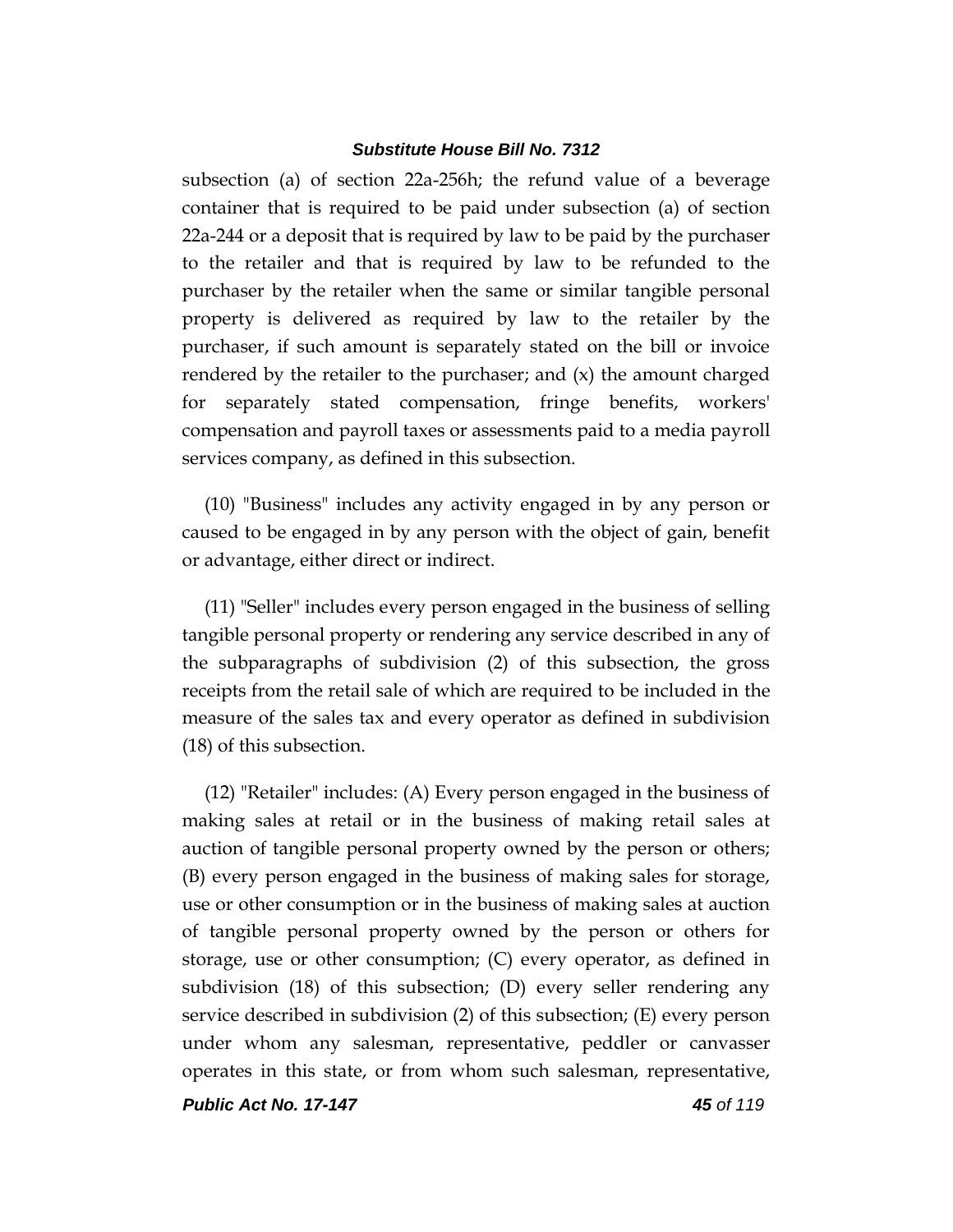subsection (a) of section 22a-256h; the refund value of a beverage container that is required to be paid under subsection (a) of section 22a-244 or a deposit that is required by law to be paid by the purchaser to the retailer and that is required by law to be refunded to the purchaser by the retailer when the same or similar tangible personal property is delivered as required by law to the retailer by the purchaser, if such amount is separately stated on the bill or invoice rendered by the retailer to the purchaser; and (x) the amount charged for separately stated compensation, fringe benefits, workers' compensation and payroll taxes or assessments paid to a media payroll services company, as defined in this subsection.

(10) "Business" includes any activity engaged in by any person or caused to be engaged in by any person with the object of gain, benefit or advantage, either direct or indirect.

(11) "Seller" includes every person engaged in the business of selling tangible personal property or rendering any service described in any of the subparagraphs of subdivision (2) of this subsection, the gross receipts from the retail sale of which are required to be included in the measure of the sales tax and every operator as defined in subdivision (18) of this subsection.

(12) "Retailer" includes: (A) Every person engaged in the business of making sales at retail or in the business of making retail sales at auction of tangible personal property owned by the person or others; (B) every person engaged in the business of making sales for storage, use or other consumption or in the business of making sales at auction of tangible personal property owned by the person or others for storage, use or other consumption; (C) every operator, as defined in subdivision (18) of this subsection; (D) every seller rendering any service described in subdivision (2) of this subsection; (E) every person under whom any salesman, representative, peddler or canvasser operates in this state, or from whom such salesman, representative,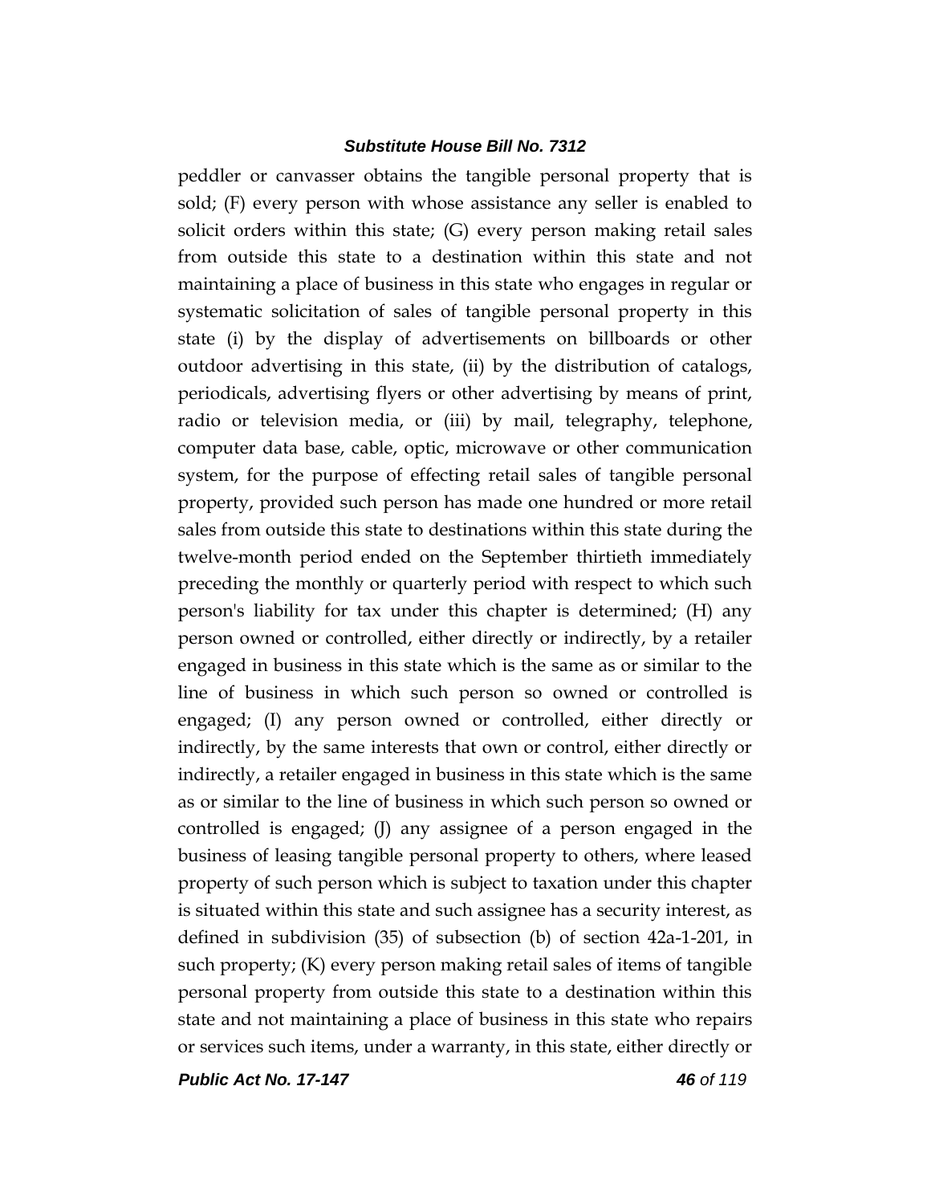peddler or canvasser obtains the tangible personal property that is sold; (F) every person with whose assistance any seller is enabled to solicit orders within this state; (G) every person making retail sales from outside this state to a destination within this state and not maintaining a place of business in this state who engages in regular or systematic solicitation of sales of tangible personal property in this state (i) by the display of advertisements on billboards or other outdoor advertising in this state, (ii) by the distribution of catalogs, periodicals, advertising flyers or other advertising by means of print, radio or television media, or (iii) by mail, telegraphy, telephone, computer data base, cable, optic, microwave or other communication system, for the purpose of effecting retail sales of tangible personal property, provided such person has made one hundred or more retail sales from outside this state to destinations within this state during the twelve-month period ended on the September thirtieth immediately preceding the monthly or quarterly period with respect to which such person's liability for tax under this chapter is determined; (H) any person owned or controlled, either directly or indirectly, by a retailer engaged in business in this state which is the same as or similar to the line of business in which such person so owned or controlled is engaged; (I) any person owned or controlled, either directly or indirectly, by the same interests that own or control, either directly or indirectly, a retailer engaged in business in this state which is the same as or similar to the line of business in which such person so owned or controlled is engaged; (J) any assignee of a person engaged in the business of leasing tangible personal property to others, where leased property of such person which is subject to taxation under this chapter is situated within this state and such assignee has a security interest, as defined in subdivision (35) of subsection (b) of section 42a-1-201, in such property; (K) every person making retail sales of items of tangible personal property from outside this state to a destination within this state and not maintaining a place of business in this state who repairs or services such items, under a warranty, in this state, either directly or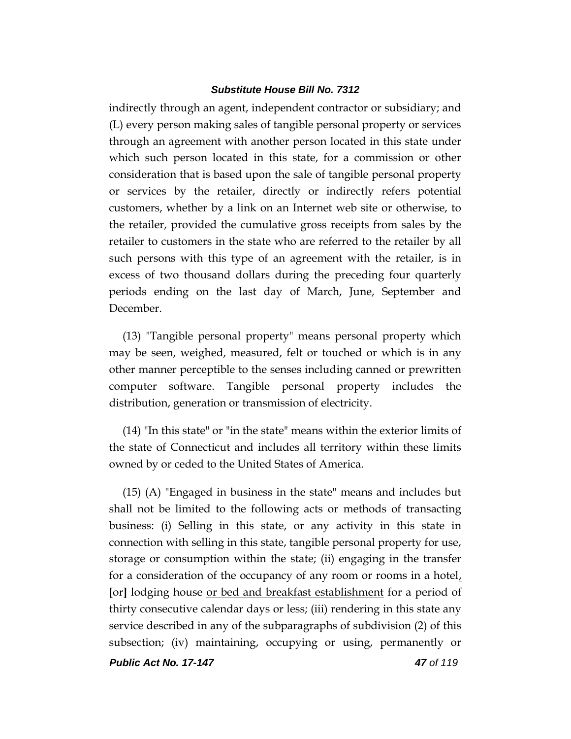indirectly through an agent, independent contractor or subsidiary; and (L) every person making sales of tangible personal property or services through an agreement with another person located in this state under which such person located in this state, for a commission or other consideration that is based upon the sale of tangible personal property or services by the retailer, directly or indirectly refers potential customers, whether by a link on an Internet web site or otherwise, to the retailer, provided the cumulative gross receipts from sales by the retailer to customers in the state who are referred to the retailer by all such persons with this type of an agreement with the retailer, is in excess of two thousand dollars during the preceding four quarterly periods ending on the last day of March, June, September and December.

(13) "Tangible personal property" means personal property which may be seen, weighed, measured, felt or touched or which is in any other manner perceptible to the senses including canned or prewritten computer software. Tangible personal property includes the distribution, generation or transmission of electricity.

(14) "In this state" or "in the state" means within the exterior limits of the state of Connecticut and includes all territory within these limits owned by or ceded to the United States of America.

(15) (A) "Engaged in business in the state" means and includes but shall not be limited to the following acts or methods of transacting business: (i) Selling in this state, or any activity in this state in connection with selling in this state, tangible personal property for use, storage or consumption within the state; (ii) engaging in the transfer for a consideration of the occupancy of any room or rooms in a hotel<u>,</u> **[**or**]** lodging house <u>or bed and breakfast establishment</u> for a period of thirty consecutive calendar days or less; (iii) rendering in this state any service described in any of the subparagraphs of subdivision (2) of this subsection; (iv) maintaining, occupying or using, permanently or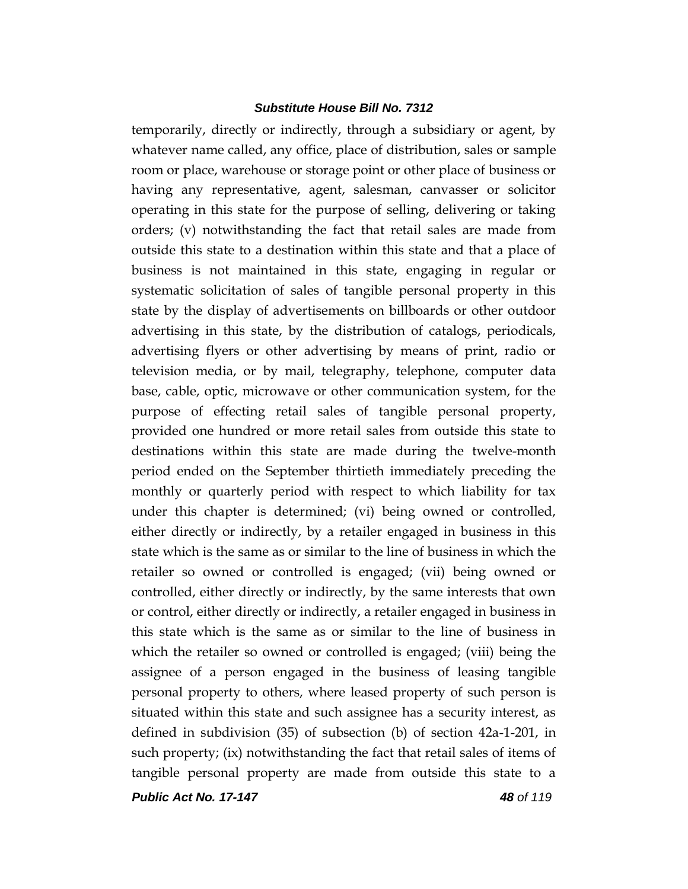temporarily, directly or indirectly, through a subsidiary or agent, by whatever name called, any office, place of distribution, sales or sample room or place, warehouse or storage point or other place of business or having any representative, agent, salesman, canvasser or solicitor operating in this state for the purpose of selling, delivering or taking orders; (v) notwithstanding the fact that retail sales are made from outside this state to a destination within this state and that a place of business is not maintained in this state, engaging in regular or systematic solicitation of sales of tangible personal property in this state by the display of advertisements on billboards or other outdoor advertising in this state, by the distribution of catalogs, periodicals, advertising flyers or other advertising by means of print, radio or television media, or by mail, telegraphy, telephone, computer data base, cable, optic, microwave or other communication system, for the purpose of effecting retail sales of tangible personal property, provided one hundred or more retail sales from outside this state to destinations within this state are made during the twelve-month period ended on the September thirtieth immediately preceding the monthly or quarterly period with respect to which liability for tax under this chapter is determined; (vi) being owned or controlled, either directly or indirectly, by a retailer engaged in business in this state which is the same as or similar to the line of business in which the retailer so owned or controlled is engaged; (vii) being owned or controlled, either directly or indirectly, by the same interests that own or control, either directly or indirectly, a retailer engaged in business in this state which is the same as or similar to the line of business in which the retailer so owned or controlled is engaged; (viii) being the assignee of a person engaged in the business of leasing tangible personal property to others, where leased property of such person is situated within this state and such assignee has a security interest, as defined in subdivision (35) of subsection (b) of section 42a-1-201, in such property; (ix) notwithstanding the fact that retail sales of items of tangible personal property are made from outside this state to a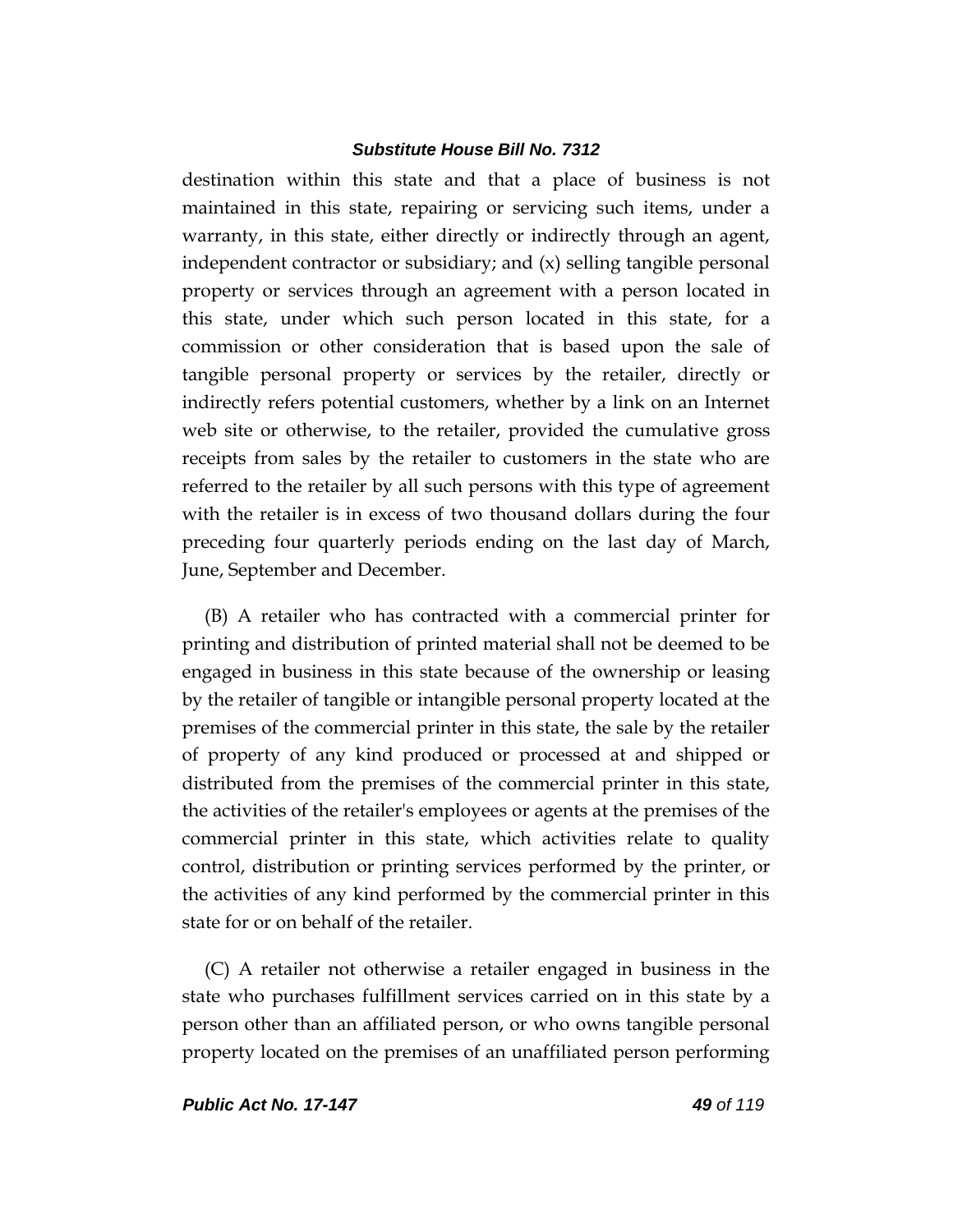destination within this state and that a place of business is not maintained in this state, repairing or servicing such items, under a warranty, in this state, either directly or indirectly through an agent, independent contractor or subsidiary; and (x) selling tangible personal property or services through an agreement with a person located in this state, under which such person located in this state, for a commission or other consideration that is based upon the sale of tangible personal property or services by the retailer, directly or indirectly refers potential customers, whether by a link on an Internet web site or otherwise, to the retailer, provided the cumulative gross receipts from sales by the retailer to customers in the state who are referred to the retailer by all such persons with this type of agreement with the retailer is in excess of two thousand dollars during the four preceding four quarterly periods ending on the last day of March, June, September and December.

(B) A retailer who has contracted with a commercial printer for printing and distribution of printed material shall not be deemed to be engaged in business in this state because of the ownership or leasing by the retailer of tangible or intangible personal property located at the premises of the commercial printer in this state, the sale by the retailer of property of any kind produced or processed at and shipped or distributed from the premises of the commercial printer in this state, the activities of the retailer's employees or agents at the premises of the commercial printer in this state, which activities relate to quality control, distribution or printing services performed by the printer, or the activities of any kind performed by the commercial printer in this state for or on behalf of the retailer.

(C) A retailer not otherwise a retailer engaged in business in the state who purchases fulfillment services carried on in this state by a person other than an affiliated person, or who owns tangible personal property located on the premises of an unaffiliated person performing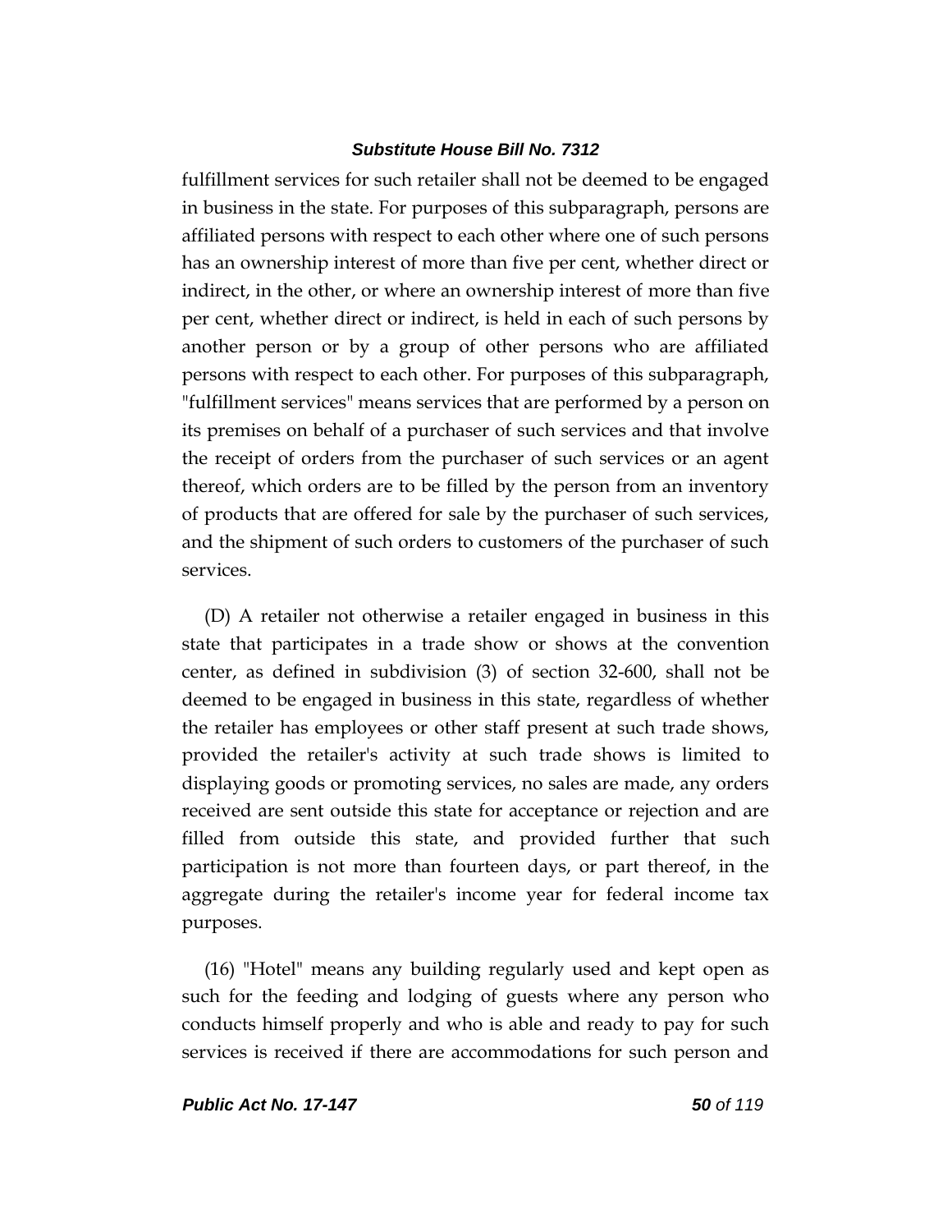fulfillment services for such retailer shall not be deemed to be engaged in business in the state. For purposes of this subparagraph, persons are affiliated persons with respect to each other where one of such persons has an ownership interest of more than five per cent, whether direct or indirect, in the other, or where an ownership interest of more than five per cent, whether direct or indirect, is held in each of such persons by another person or by a group of other persons who are affiliated persons with respect to each other. For purposes of this subparagraph, "fulfillment services" means services that are performed by a person on its premises on behalf of a purchaser of such services and that involve the receipt of orders from the purchaser of such services or an agent thereof, which orders are to be filled by the person from an inventory of products that are offered for sale by the purchaser of such services, and the shipment of such orders to customers of the purchaser of such services.

(D) A retailer not otherwise a retailer engaged in business in this state that participates in a trade show or shows at the convention center, as defined in subdivision (3) of section 32-600, shall not be deemed to be engaged in business in this state, regardless of whether the retailer has employees or other staff present at such trade shows, provided the retailer's activity at such trade shows is limited to displaying goods or promoting services, no sales are made, any orders received are sent outside this state for acceptance or rejection and are filled from outside this state, and provided further that such participation is not more than fourteen days, or part thereof, in the aggregate during the retailer's income year for federal income tax purposes.

(16) "Hotel" means any building regularly used and kept open as such for the feeding and lodging of guests where any person who conducts himself properly and who is able and ready to pay for such services is received if there are accommodations for such person and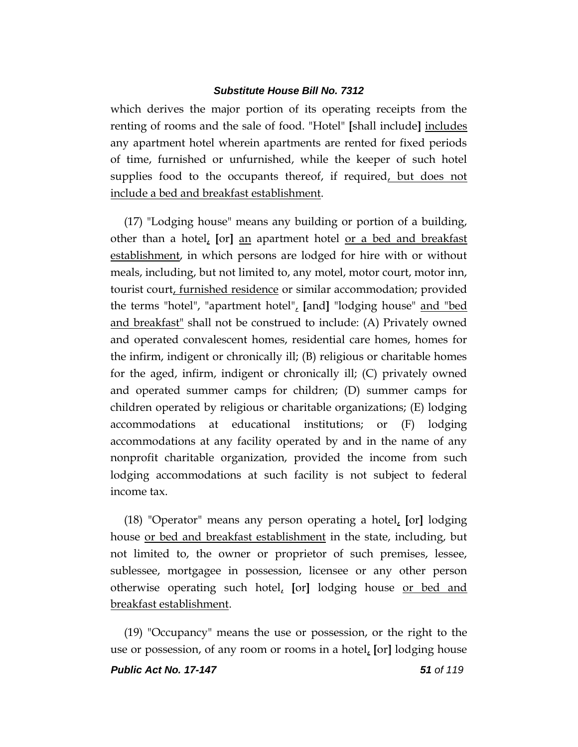which derives the major portion of its operating receipts from the renting of rooms and the sale of food. "Hotel" [shall include] includes any apartment hotel wherein apartments are rented for fixed periods of time, furnished or unfurnished, while the keeper of such hotel supplies food to the occupants thereof, if required, but does not include a bed and breakfast establishment.

(17) "Lodging house" means any building or portion of a building, other than a hotel, [or] an apartment hotel or a bed and breakfast establishment, in which persons are lodged for hire with or without meals, including, but not limited to, any motel, motor court, motor inn, tourist court, furnished residence or similar accommodation; provided the terms "hotel", "apartment hotel", [and] "lodging house" and "bed and breakfast" shall not be construed to include: (A) Privately owned and operated convalescent homes, residential care homes, homes for the infirm, indigent or chronically ill; (B) religious or charitable homes for the aged, infirm, indigent or chronically ill; (C) privately owned and operated summer camps for children; (D) summer camps for children operated by religious or charitable organizations; (E) lodging accommodations at educational institutions; or (F) lodging accommodations at any facility operated by and in the name of any nonprofit charitable organization, provided the income from such lodging accommodations at such facility is not subject to federal income tax.

(18) "Operator" means any person operating a hotel, [or] lodging house or bed and breakfast establishment in the state, including, but not limited to, the owner or proprietor of such premises, lessee, sublessee, mortgagee in possession, licensee or any other person otherwise operating such hotel, [or] lodging house or bed and breakfast establishment.

(19) "Occupancy" means the use or possession, or the right to the use or possession, of any room or rooms in a hotel, [or] lodging house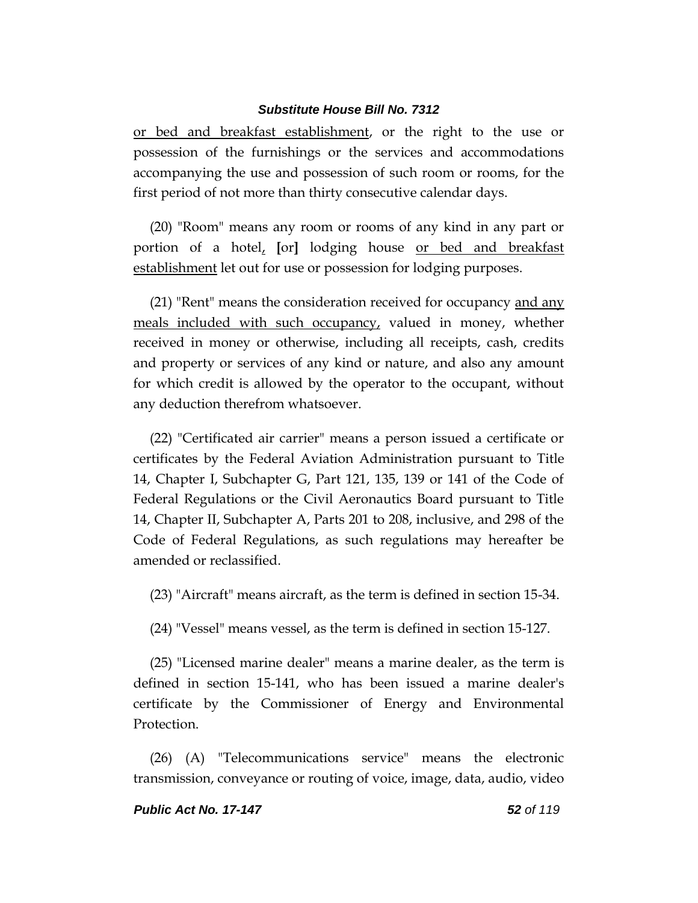or bed and breakfast establishment, or the right to the use or possession of the furnishings or the services and accommodations accompanying the use and possession of such room or rooms, for the first period of not more than thirty consecutive calendar days.

(20) "Room" means any room or rooms of any kind in any part or portion of a hotel, [or] lodging house or bed and breakfast establishment let out for use or possession for lodging purposes.

(21) "Rent" means the consideration received for occupancy and any meals included with such occupancy, valued in money, whether received in money or otherwise, including all receipts, cash, credits and property or services of any kind or nature, and also any amount for which credit is allowed by the operator to the occupant, without any deduction therefrom whatsoever.

(22) "Certificated air carrier" means a person issued a certificate or certificates by the Federal Aviation Administration pursuant to Title 14, Chapter I, Subchapter G, Part 121, 135, 139 or 141 of the Code of Federal Regulations or the Civil Aeronautics Board pursuant to Title 14, Chapter II, Subchapter A, Parts 201 to 208, inclusive, and 298 of the Code of Federal Regulations, as such regulations may hereafter be amended or reclassified.

(23) "Aircraft" means aircraft, as the term is defined in section 15-34.

(24) "Vessel" means vessel, as the term is defined in section 15-127.

(25) "Licensed marine dealer" means a marine dealer, as the term is defined in section 15-141, who has been issued a marine dealer's certificate by the Commissioner of Energy and Environmental Protection.

(26) (A) "Telecommunications service" means the electronic transmission, conveyance or routing of voice, image, data, audio, video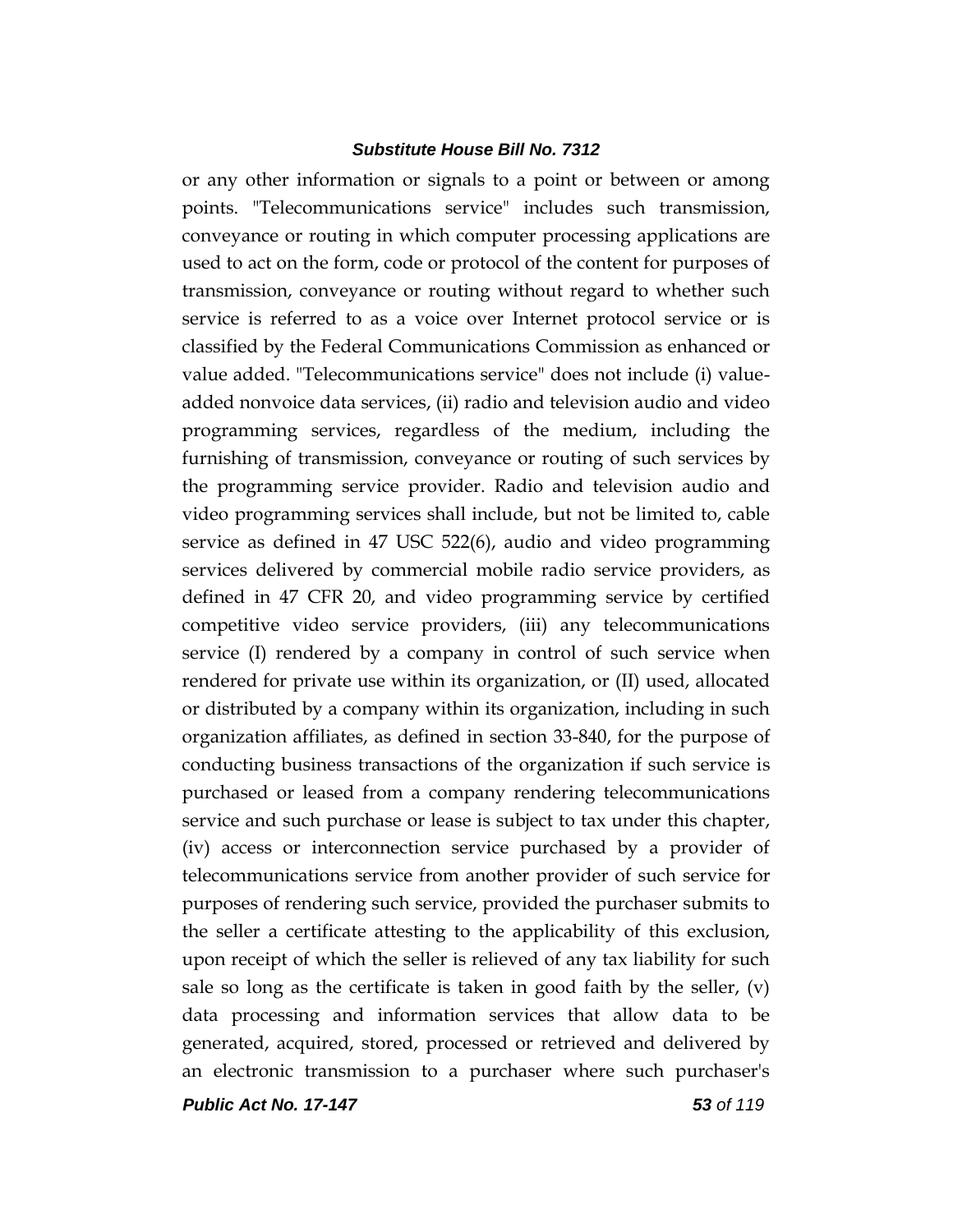or any other information or signals to a point or between or among points. "Telecommunications service" includes such transmission, conveyance or routing in which computer processing applications are used to act on the form, code or protocol of the content for purposes of transmission, conveyance or routing without regard to whether such service is referred to as a voice over Internet protocol service or is classified by the Federal Communications Commission as enhanced or value added. "Telecommunications service" does not include (i) value-added nonvoice data services, (ii) radio and television audio and video programming services, regardless of the medium, including the furnishing of transmission, conveyance or routing of such services by the programming service provider. Radio and television audio and video programming services shall include, but not be limited to, cable service as defined in 47 USC 522(6), audio and video programming services delivered by commercial mobile radio service providers, as defined in 47 CFR 20, and video programming service by certified competitive video service providers, (iii) any telecommunications service (I) rendered by a company in control of such service when rendered for private use within its organization, or (II) used, allocated or distributed by a company within its organization, including in such organization affiliates, as defined in section 33-840, for the purpose of conducting business transactions of the organization if such service is purchased or leased from a company rendering telecommunications service and such purchase or lease is subject to tax under this chapter, (iv) access or interconnection service purchased by a provider of telecommunications service from another provider of such service for purposes of rendering such service, provided the purchaser submits to the seller a certificate attesting to the applicability of this exclusion, upon receipt of which the seller is relieved of any tax liability for such sale so long as the certificate is taken in good faith by the seller, (v) data processing and information services that allow data to be generated, acquired, stored, processed or retrieved and delivered by an electronic transmission to a purchaser where such purchaser's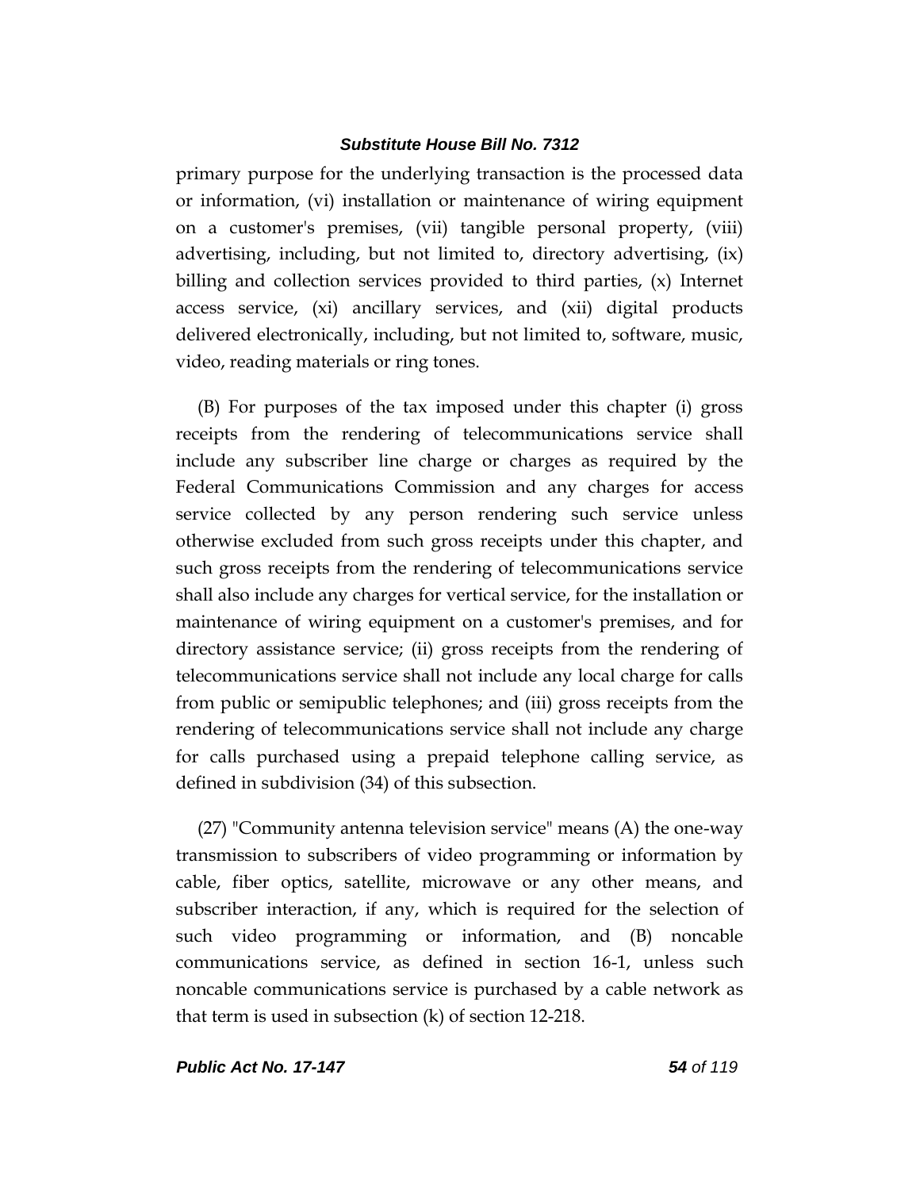primary purpose for the underlying transaction is the processed data or information, (vi) installation or maintenance of wiring equipment on a customer's premises, (vii) tangible personal property, (viii) advertising, including, but not limited to, directory advertising, (ix) billing and collection services provided to third parties, (x) Internet access service, (xi) ancillary services, and (xii) digital products delivered electronically, including, but not limited to, software, music, video, reading materials or ring tones.

(B) For purposes of the tax imposed under this chapter (i) gross receipts from the rendering of telecommunications service shall include any subscriber line charge or charges as required by the Federal Communications Commission and any charges for access service collected by any person rendering such service unless otherwise excluded from such gross receipts under this chapter, and such gross receipts from the rendering of telecommunications service shall also include any charges for vertical service, for the installation or maintenance of wiring equipment on a customer's premises, and for directory assistance service; (ii) gross receipts from the rendering of telecommunications service shall not include any local charge for calls from public or semipublic telephones; and (iii) gross receipts from the rendering of telecommunications service shall not include any charge for calls purchased using a prepaid telephone calling service, as defined in subdivision (34) of this subsection.

(27) "Community antenna television service" means (A) the one-way transmission to subscribers of video programming or information by cable, fiber optics, satellite, microwave or any other means, and subscriber interaction, if any, which is required for the selection of such video programming or information, and (B) noncable communications service, as defined in section 16-1, unless such noncable communications service is purchased by a cable network as that term is used in subsection (k) of section 12-218.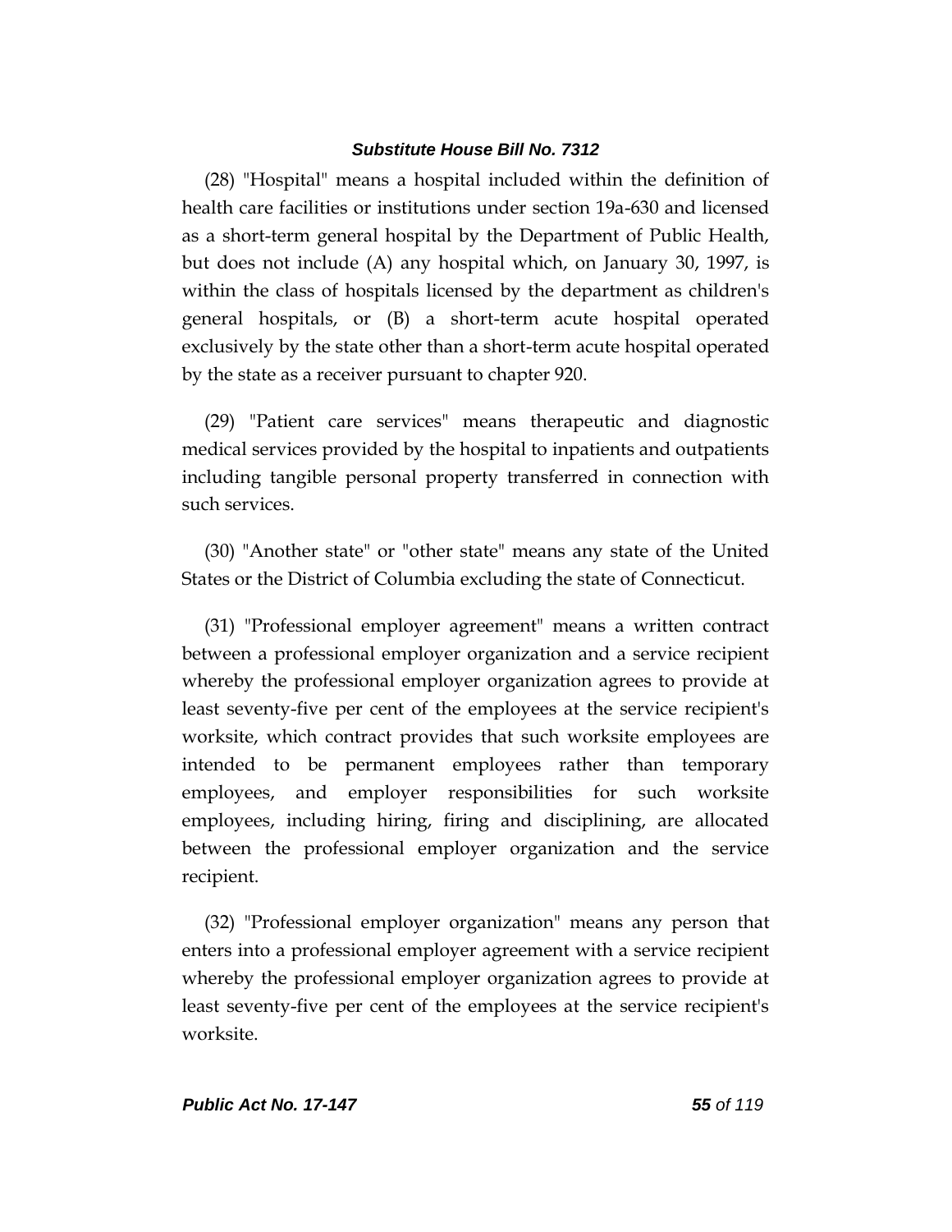(28) "Hospital" means a hospital included within the definition of health care facilities or institutions under section 19a-630 and licensed as a short-term general hospital by the Department of Public Health, but does not include (A) any hospital which, on January 30, 1997, is within the class of hospitals licensed by the department as children's general hospitals, or (B) a short-term acute hospital operated exclusively by the state other than a short-term acute hospital operated by the state as a receiver pursuant to chapter 920.

(29) "Patient care services" means therapeutic and diagnostic medical services provided by the hospital to inpatients and outpatients including tangible personal property transferred in connection with such services.

(30) "Another state" or "other state" means any state of the United States or the District of Columbia excluding the state of Connecticut.

(31) "Professional employer agreement" means a written contract between a professional employer organization and a service recipient whereby the professional employer organization agrees to provide at least seventy-five per cent of the employees at the service recipient's worksite, which contract provides that such worksite employees are intended to be permanent employees rather than temporary employees, and employer responsibilities for such worksite employees, including hiring, firing and disciplining, are allocated between the professional employer organization and the service recipient.

(32) "Professional employer organization" means any person that enters into a professional employer agreement with a service recipient whereby the professional employer organization agrees to provide at least seventy-five per cent of the employees at the service recipient's worksite.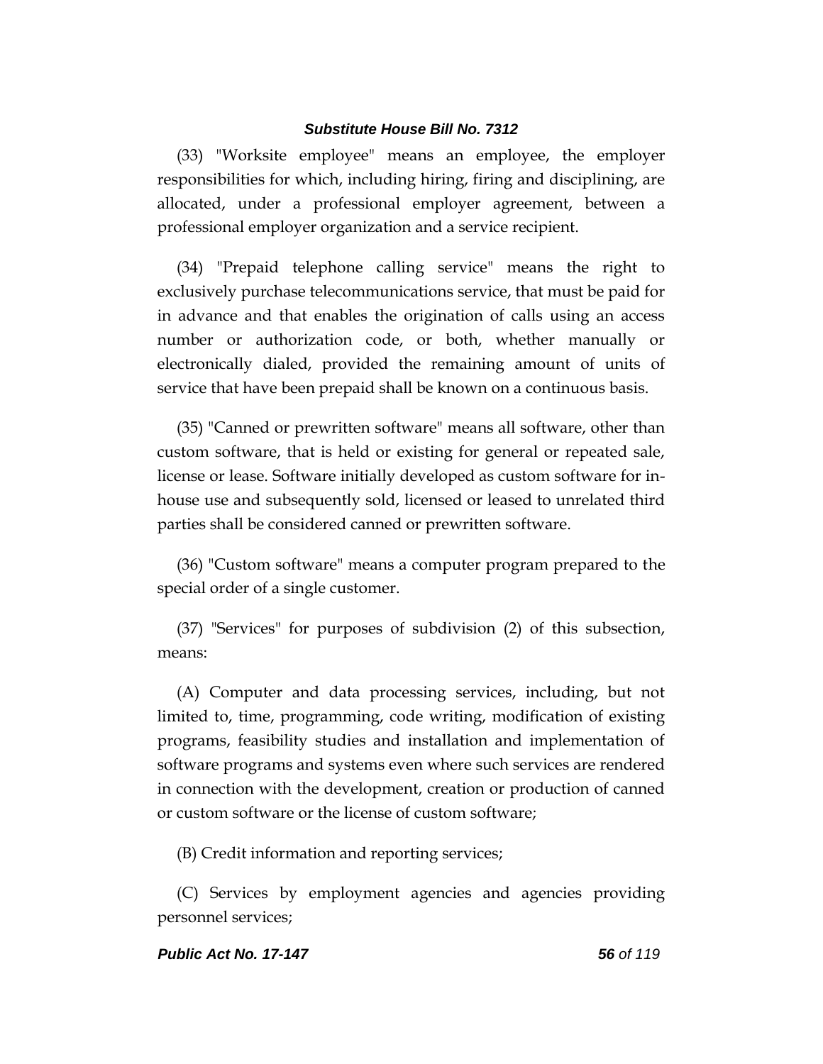(33) "Worksite employee" means an employee, the employer responsibilities for which, including hiring, firing and disciplining, are allocated, under a professional employer agreement, between a professional employer organization and a service recipient.

(34) "Prepaid telephone calling service" means the right to exclusively purchase telecommunications service, that must be paid for in advance and that enables the origination of calls using an access number or authorization code, or both, whether manually or electronically dialed, provided the remaining amount of units of service that have been prepaid shall be known on a continuous basis.

(35) "Canned or prewritten software" means all software, other than custom software, that is held or existing for general or repeated sale, license or lease. Software initially developed as custom software for in-house use and subsequently sold, licensed or leased to unrelated third parties shall be considered canned or prewritten software.

(36) "Custom software" means a computer program prepared to the special order of a single customer.

(37) "Services" for purposes of subdivision (2) of this subsection, means:

(A) Computer and data processing services, including, but not limited to, time, programming, code writing, modification of existing programs, feasibility studies and installation and implementation of software programs and systems even where such services are rendered in connection with the development, creation or production of canned or custom software or the license of custom software;

(B) Credit information and reporting services;

(C) Services by employment agencies and agencies providing personnel services;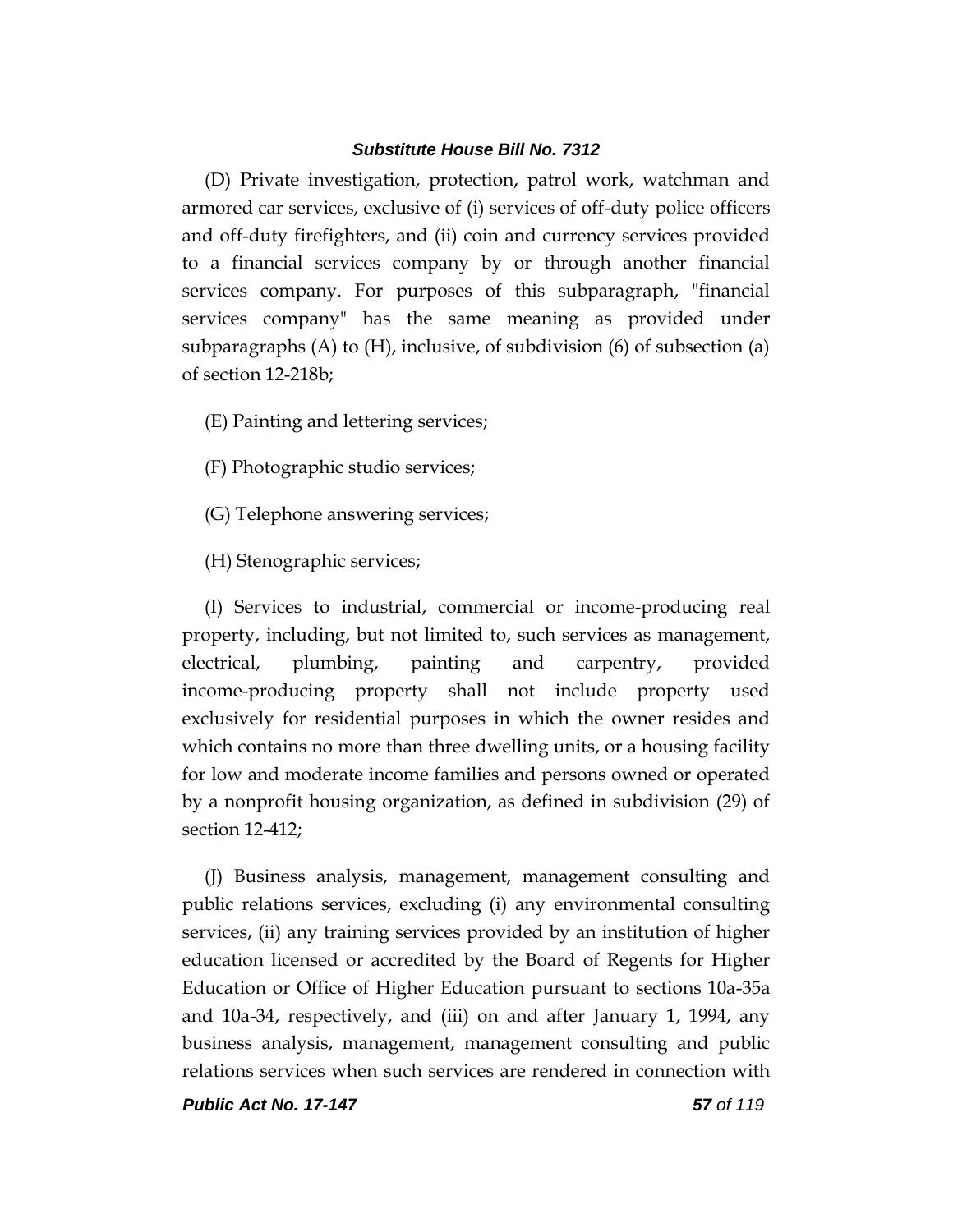(D) Private investigation, protection, patrol work, watchman and armored car services, exclusive of (i) services of off-duty police officers and off-duty firefighters, and (ii) coin and currency services provided to a financial services company by or through another financial services company. For purposes of this subparagraph, "financial services company" has the same meaning as provided under subparagraphs (A) to (H), inclusive, of subdivision (6) of subsection (a) of section 12-218b;

(E) Painting and lettering services;

(F) Photographic studio services;

(G) Telephone answering services;

(H) Stenographic services;

(I) Services to industrial, commercial or income-producing real property, including, but not limited to, such services as management, electrical, plumbing, painting and carpentry, provided income-producing property shall not include property used exclusively for residential purposes in which the owner resides and which contains no more than three dwelling units, or a housing facility for low and moderate income families and persons owned or operated by a nonprofit housing organization, as defined in subdivision (29) of section 12-412;

(J) Business analysis, management, management consulting and public relations services, excluding (i) any environmental consulting services, (ii) any training services provided by an institution of higher education licensed or accredited by the Board of Regents for Higher Education or Office of Higher Education pursuant to sections 10a-35a and 10a-34, respectively, and (iii) on and after January 1, 1994, any business analysis, management, management consulting and public relations services when such services are rendered in connection with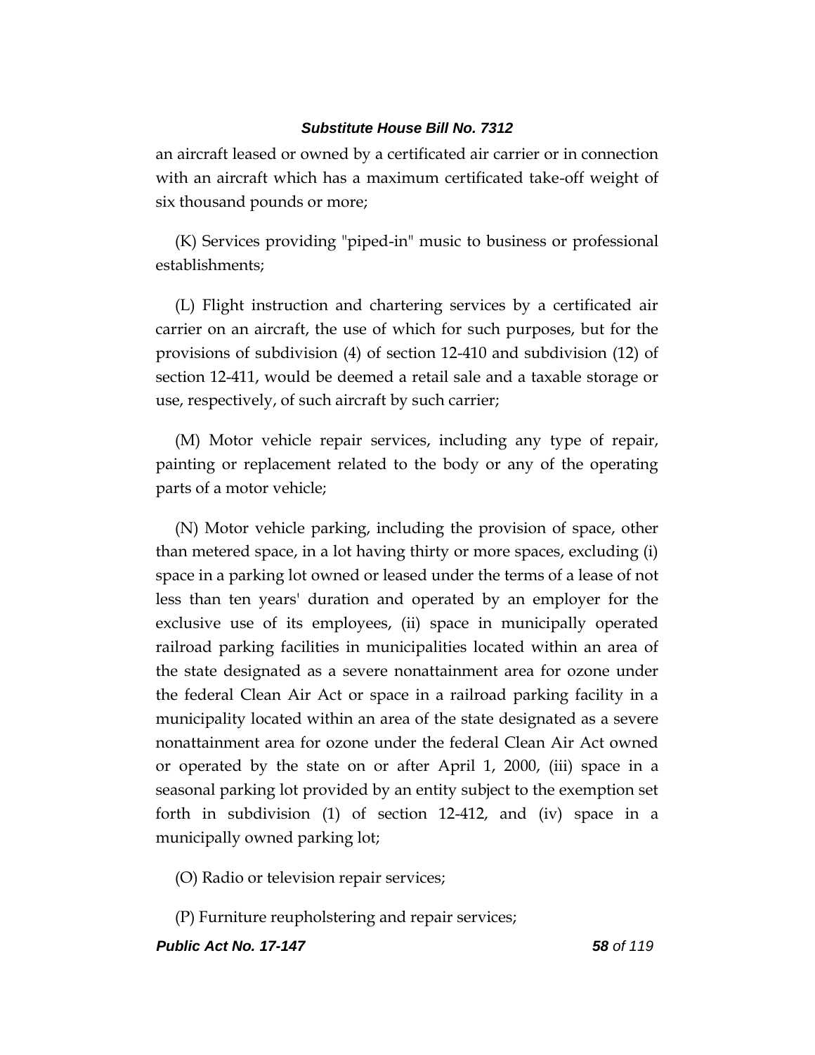an aircraft leased or owned by a certificated air carrier or in connection with an aircraft which has a maximum certificated take-off weight of six thousand pounds or more;

(K) Services providing "piped-in" music to business or professional establishments;

(L) Flight instruction and chartering services by a certificated air carrier on an aircraft, the use of which for such purposes, but for the provisions of subdivision (4) of section 12-410 and subdivision (12) of section 12-411, would be deemed a retail sale and a taxable storage or use, respectively, of such aircraft by such carrier;

(M) Motor vehicle repair services, including any type of repair, painting or replacement related to the body or any of the operating parts of a motor vehicle;

(N) Motor vehicle parking, including the provision of space, other than metered space, in a lot having thirty or more spaces, excluding (i) space in a parking lot owned or leased under the terms of a lease of not less than ten years' duration and operated by an employer for the exclusive use of its employees, (ii) space in municipally operated railroad parking facilities in municipalities located within an area of the state designated as a severe nonattainment area for ozone under the federal Clean Air Act or space in a railroad parking facility in a municipality located within an area of the state designated as a severe nonattainment area for ozone under the federal Clean Air Act owned or operated by the state on or after April 1, 2000, (iii) space in a seasonal parking lot provided by an entity subject to the exemption set forth in subdivision (1) of section 12-412, and (iv) space in a municipally owned parking lot;

(O) Radio or television repair services;

(P) Furniture reupholstering and repair services;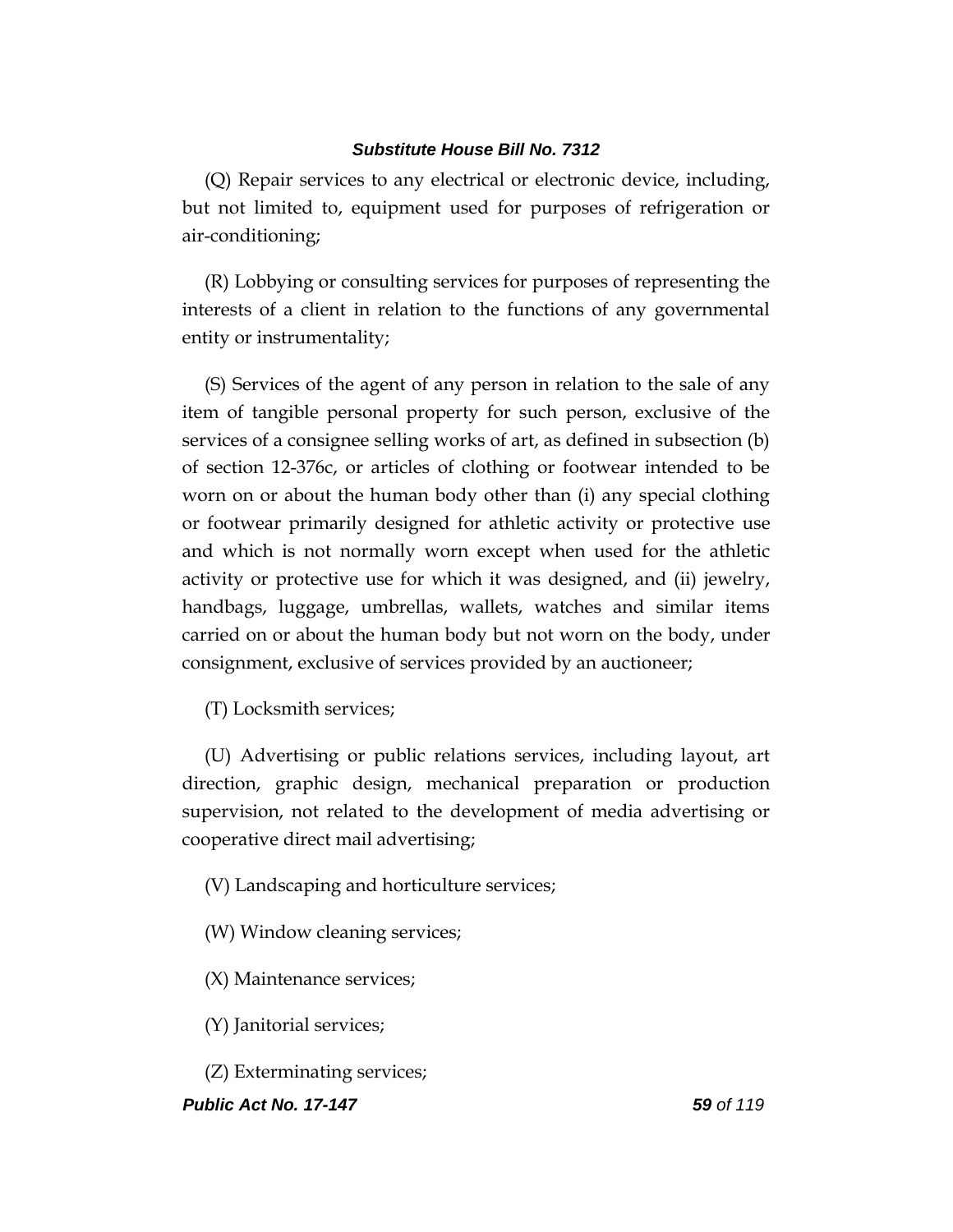(Q) Repair services to any electrical or electronic device, including, but not limited to, equipment used for purposes of refrigeration or air-conditioning;

(R) Lobbying or consulting services for purposes of representing the interests of a client in relation to the functions of any governmental entity or instrumentality;

(S) Services of the agent of any person in relation to the sale of any item of tangible personal property for such person, exclusive of the services of a consignee selling works of art, as defined in subsection (b) of section 12-376c, or articles of clothing or footwear intended to be worn on or about the human body other than (i) any special clothing or footwear primarily designed for athletic activity or protective use and which is not normally worn except when used for the athletic activity or protective use for which it was designed, and (ii) jewelry, handbags, luggage, umbrellas, wallets, watches and similar items carried on or about the human body but not worn on the body, under consignment, exclusive of services provided by an auctioneer;

(T) Locksmith services;

(U) Advertising or public relations services, including layout, art direction, graphic design, mechanical preparation or production supervision, not related to the development of media advertising or cooperative direct mail advertising;

(V) Landscaping and horticulture services;

(W) Window cleaning services;

(X) Maintenance services;

(Y) Janitorial services;

(Z) Exterminating services;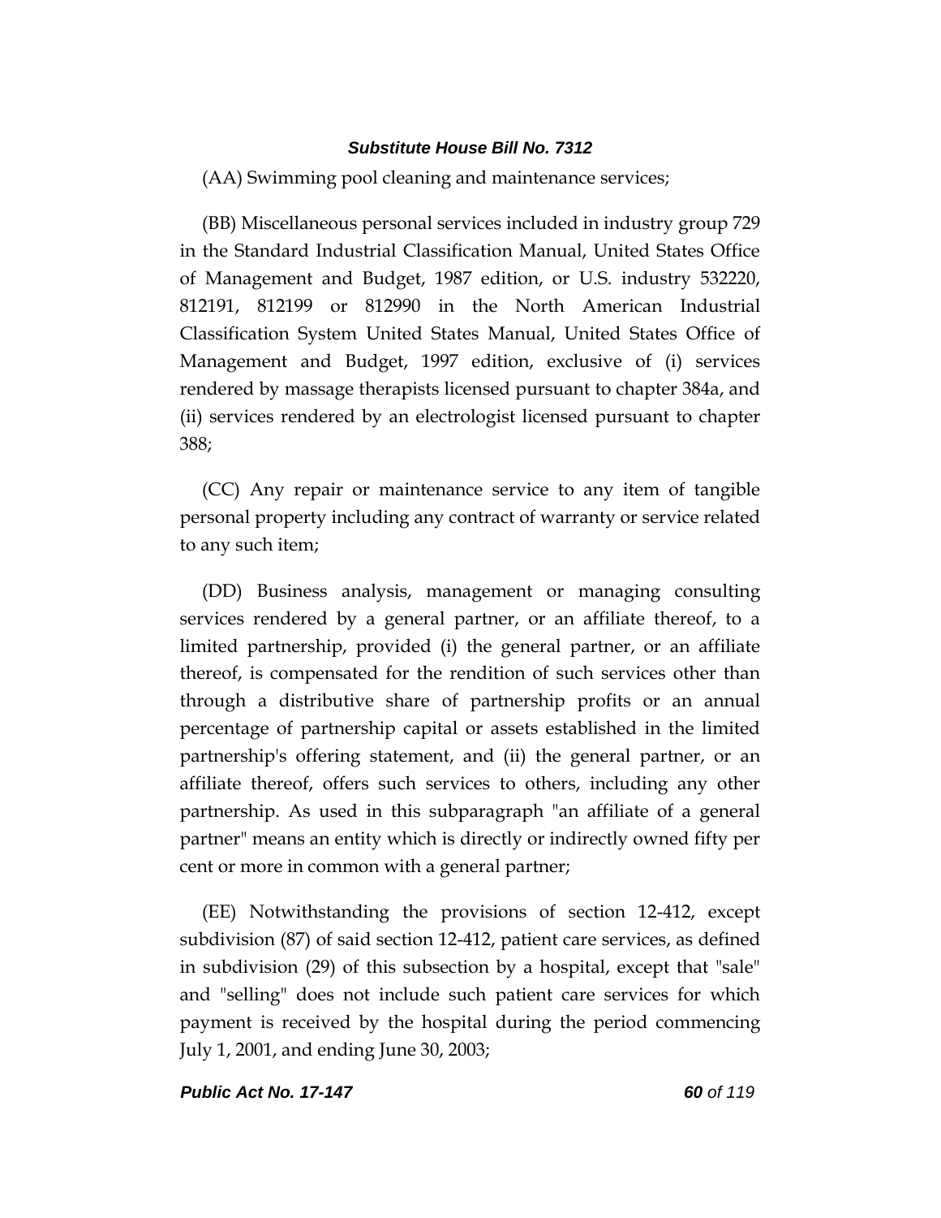(AA) Swimming pool cleaning and maintenance services;

(BB) Miscellaneous personal services included in industry group 729 in the Standard Industrial Classification Manual, United States Office of Management and Budget, 1987 edition, or U.S. industry 532220, 812191, 812199 or 812990 in the North American Industrial Classification System United States Manual, United States Office of Management and Budget, 1997 edition, exclusive of (i) services rendered by massage therapists licensed pursuant to chapter 384a, and (ii) services rendered by an electrologist licensed pursuant to chapter 388;

(CC) Any repair or maintenance service to any item of tangible personal property including any contract of warranty or service related to any such item;

(DD) Business analysis, management or managing consulting services rendered by a general partner, or an affiliate thereof, to a limited partnership, provided (i) the general partner, or an affiliate thereof, is compensated for the rendition of such services other than through a distributive share of partnership profits or an annual percentage of partnership capital or assets established in the limited partnership's offering statement, and (ii) the general partner, or an affiliate thereof, offers such services to others, including any other partnership. As used in this subparagraph "an affiliate of a general partner" means an entity which is directly or indirectly owned fifty per cent or more in common with a general partner;

(EE) Notwithstanding the provisions of section 12-412, except subdivision (87) of said section 12-412, patient care services, as defined in subdivision (29) of this subsection by a hospital, except that "sale" and "selling" does not include such patient care services for which payment is received by the hospital during the period commencing July 1, 2001, and ending June 30, 2003;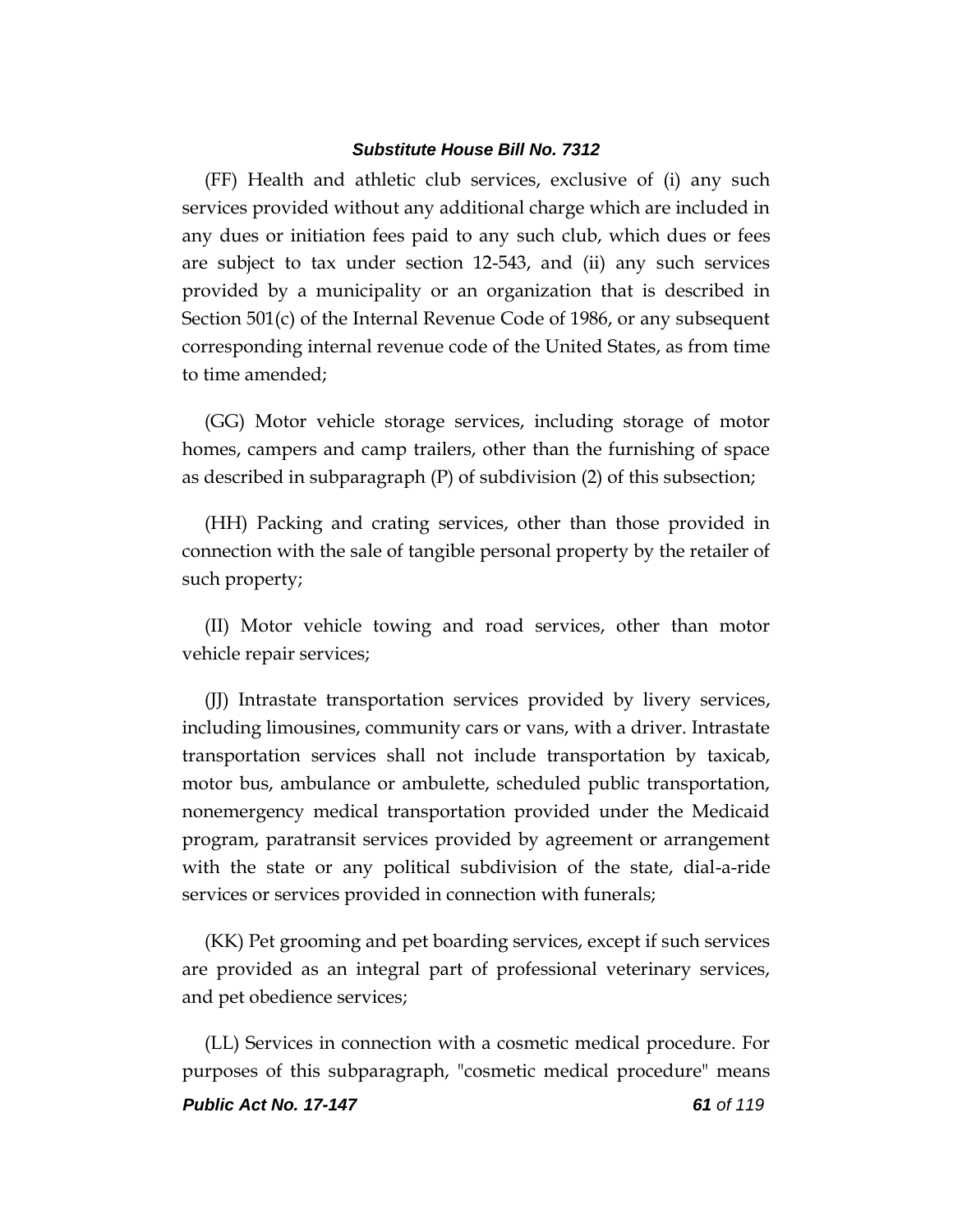(FF) Health and athletic club services, exclusive of (i) any such services provided without any additional charge which are included in any dues or initiation fees paid to any such club, which dues or fees are subject to tax under section 12-543, and (ii) any such services provided by a municipality or an organization that is described in Section 501(c) of the Internal Revenue Code of 1986, or any subsequent corresponding internal revenue code of the United States, as from time to time amended;

(GG) Motor vehicle storage services, including storage of motor homes, campers and camp trailers, other than the furnishing of space as described in subparagraph (P) of subdivision (2) of this subsection;

(HH) Packing and crating services, other than those provided in connection with the sale of tangible personal property by the retailer of such property;

(II) Motor vehicle towing and road services, other than motor vehicle repair services;

(JJ) Intrastate transportation services provided by livery services, including limousines, community cars or vans, with a driver. Intrastate transportation services shall not include transportation by taxicab, motor bus, ambulance or ambulette, scheduled public transportation, nonemergency medical transportation provided under the Medicaid program, paratransit services provided by agreement or arrangement with the state or any political subdivision of the state, dial-a-ride services or services provided in connection with funerals;

(KK) Pet grooming and pet boarding services, except if such services are provided as an integral part of professional veterinary services, and pet obedience services;

(LL) Services in connection with a cosmetic medical procedure. For purposes of this subparagraph, "cosmetic medical procedure" means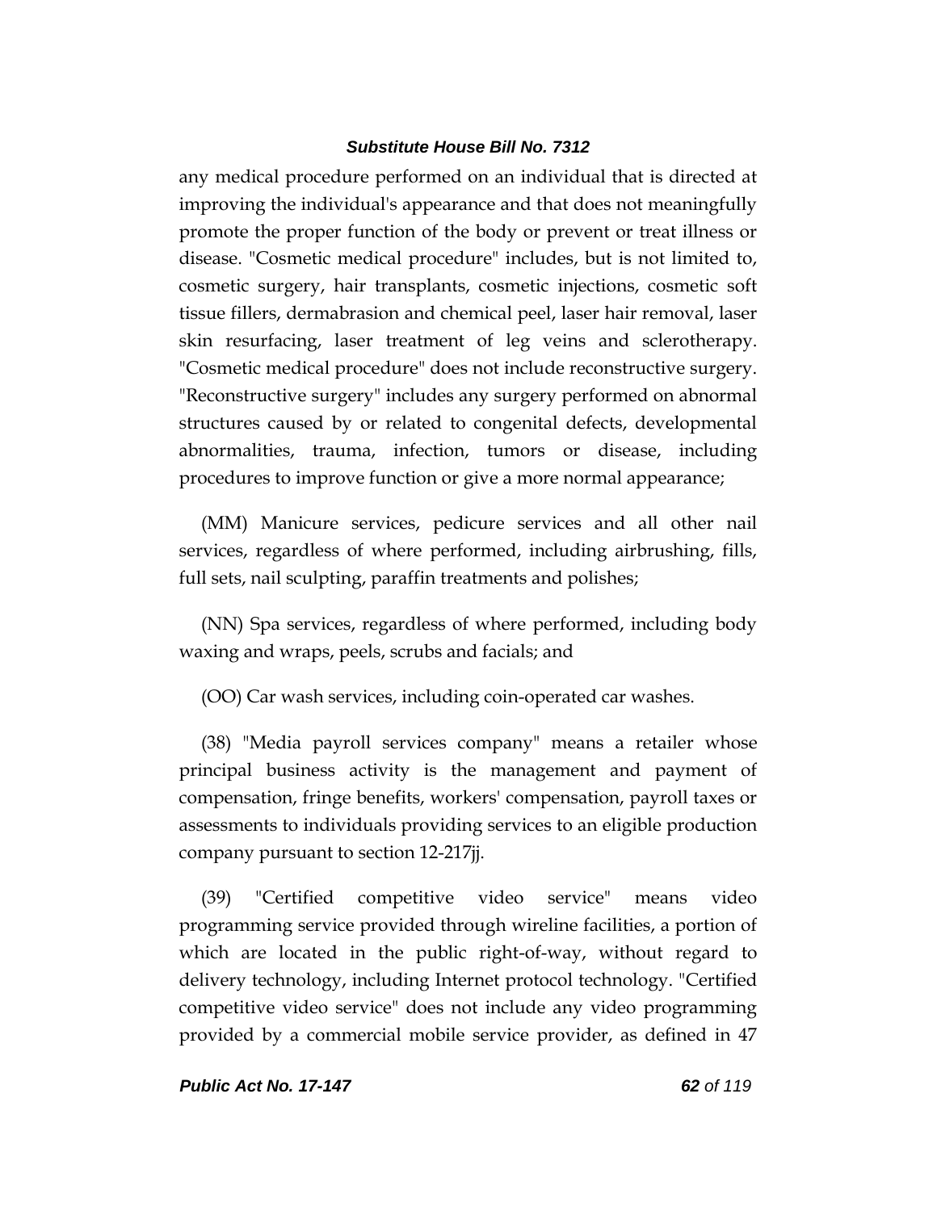any medical procedure performed on an individual that is directed at improving the individual's appearance and that does not meaningfully promote the proper function of the body or prevent or treat illness or disease. "Cosmetic medical procedure" includes, but is not limited to, cosmetic surgery, hair transplants, cosmetic injections, cosmetic soft tissue fillers, dermabrasion and chemical peel, laser hair removal, laser skin resurfacing, laser treatment of leg veins and sclerotherapy. "Cosmetic medical procedure" does not include reconstructive surgery. "Reconstructive surgery" includes any surgery performed on abnormal structures caused by or related to congenital defects, developmental abnormalities, trauma, infection, tumors or disease, including procedures to improve function or give a more normal appearance;

(MM) Manicure services, pedicure services and all other nail services, regardless of where performed, including airbrushing, fills, full sets, nail sculpting, paraffin treatments and polishes;

(NN) Spa services, regardless of where performed, including body waxing and wraps, peels, scrubs and facials; and

(OO) Car wash services, including coin-operated car washes.

(38) "Media payroll services company" means a retailer whose principal business activity is the management and payment of compensation, fringe benefits, workers' compensation, payroll taxes or assessments to individuals providing services to an eligible production company pursuant to section 12-217jj.

(39) "Certified competitive video service" means video programming service provided through wireline facilities, a portion of which are located in the public right-of-way, without regard to delivery technology, including Internet protocol technology. "Certified competitive video service" does not include any video programming provided by a commercial mobile service provider, as defined in 47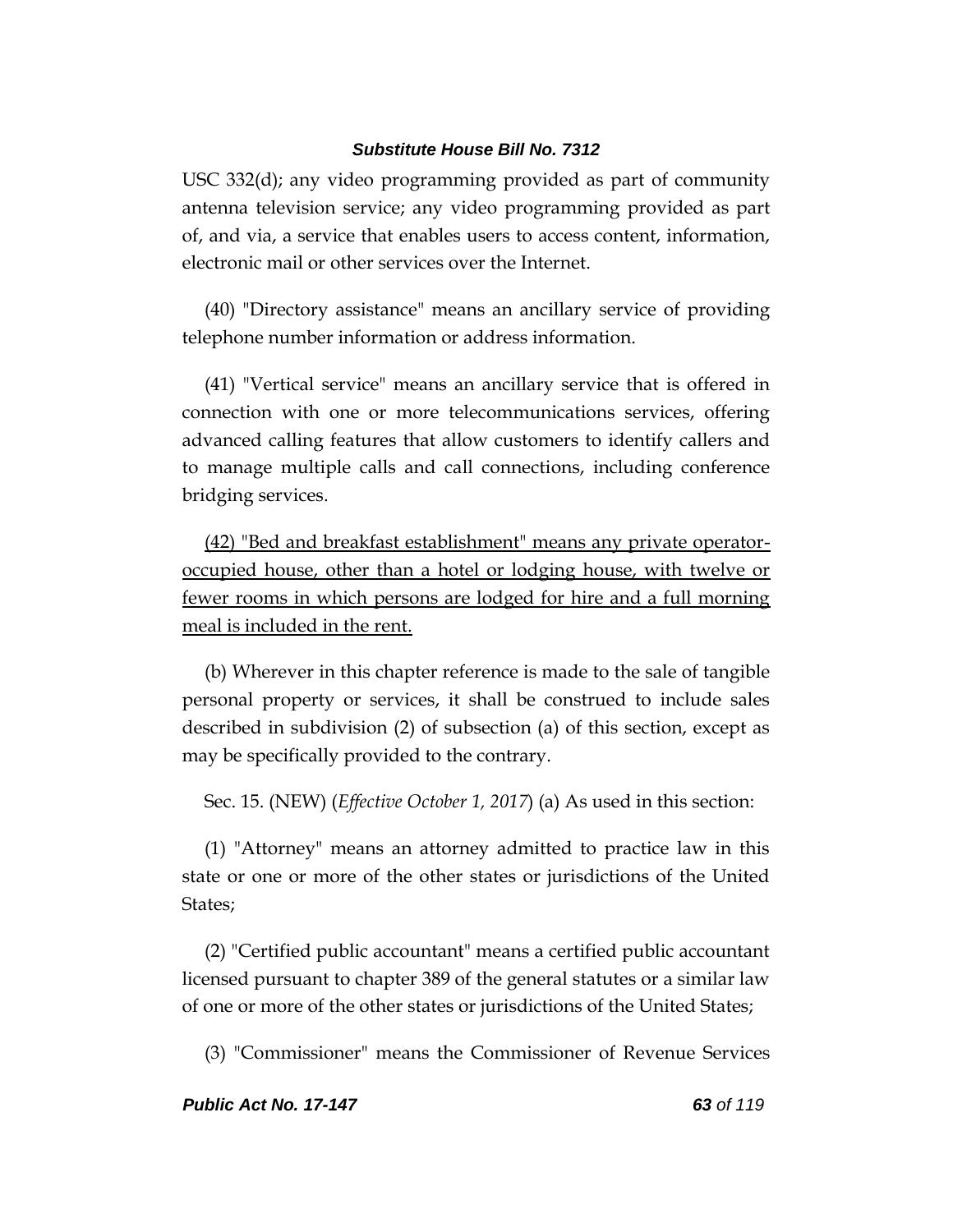USC 332(d); any video programming provided as part of community antenna television service; any video programming provided as part of, and via, a service that enables users to access content, information, electronic mail or other services over the Internet.

(40) "Directory assistance" means an ancillary service of providing telephone number information or address information.

(41) "Vertical service" means an ancillary service that is offered in connection with one or more telecommunications services, offering advanced calling features that allow customers to identify callers and to manage multiple calls and call connections, including conference bridging services.

<u>(42) "Bed and breakfast establishment" means any private operator-occupied house, other than a hotel or lodging house, with twelve or fewer rooms in which persons are lodged for hire and a full morning meal is included in the rent.</u>

(b) Wherever in this chapter reference is made to the sale of tangible personal property or services, it shall be construed to include sales described in subdivision (2) of subsection (a) of this section, except as may be specifically provided to the contrary.

Sec. 15. (NEW) (*Effective October 1, 2017*) (a) As used in this section:

(1) "Attorney" means an attorney admitted to practice law in this state or one or more of the other states or jurisdictions of the United States;

(2) "Certified public accountant" means a certified public accountant licensed pursuant to chapter 389 of the general statutes or a similar law of one or more of the other states or jurisdictions of the United States;

(3) "Commissioner" means the Commissioner of Revenue Services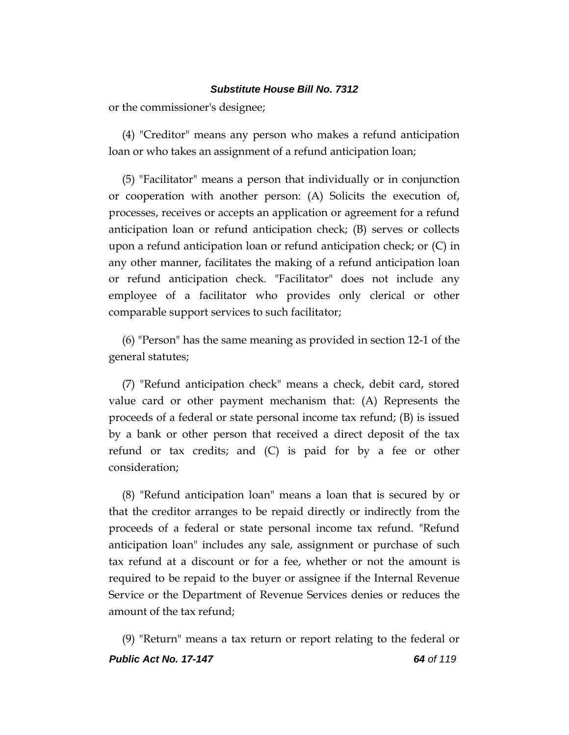or the commissioner's designee;

(4) "Creditor" means any person who makes a refund anticipation loan or who takes an assignment of a refund anticipation loan;

(5) "Facilitator" means a person that individually or in conjunction or cooperation with another person: (A) Solicits the execution of, processes, receives or accepts an application or agreement for a refund anticipation loan or refund anticipation check; (B) serves or collects upon a refund anticipation loan or refund anticipation check; or (C) in any other manner, facilitates the making of a refund anticipation loan or refund anticipation check. "Facilitator" does not include any employee of a facilitator who provides only clerical or other comparable support services to such facilitator;

(6) "Person" has the same meaning as provided in section 12-1 of the general statutes;

(7) "Refund anticipation check" means a check, debit card, stored value card or other payment mechanism that: (A) Represents the proceeds of a federal or state personal income tax refund; (B) is issued by a bank or other person that received a direct deposit of the tax refund or tax credits; and (C) is paid for by a fee or other consideration;

(8) "Refund anticipation loan" means a loan that is secured by or that the creditor arranges to be repaid directly or indirectly from the proceeds of a federal or state personal income tax refund. "Refund anticipation loan" includes any sale, assignment or purchase of such tax refund at a discount or for a fee, whether or not the amount is required to be repaid to the buyer or assignee if the Internal Revenue Service or the Department of Revenue Services denies or reduces the amount of the tax refund;

(9) "Return" means a tax return or report relating to the federal or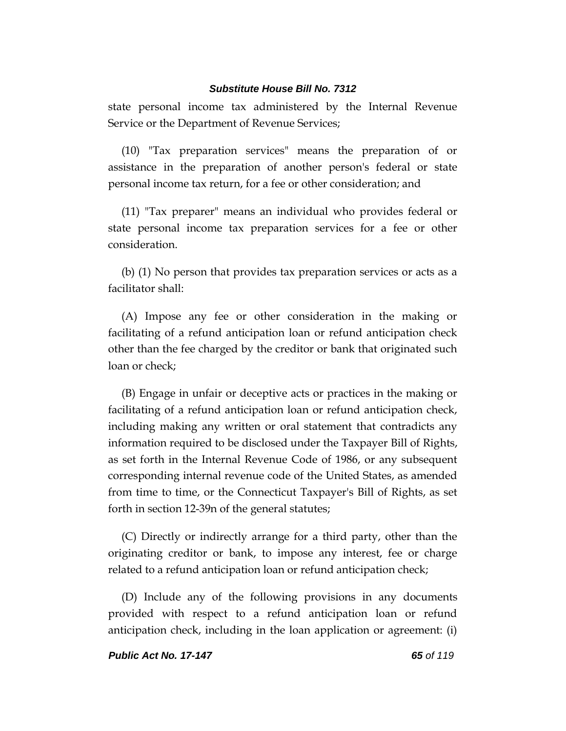state personal income tax administered by the Internal Revenue Service or the Department of Revenue Services;

(10) "Tax preparation services" means the preparation of or assistance in the preparation of another person's federal or state personal income tax return, for a fee or other consideration; and

(11) "Tax preparer" means an individual who provides federal or state personal income tax preparation services for a fee or other consideration.

(b) (1) No person that provides tax preparation services or acts as a facilitator shall:

(A) Impose any fee or other consideration in the making or facilitating of a refund anticipation loan or refund anticipation check other than the fee charged by the creditor or bank that originated such loan or check;

(B) Engage in unfair or deceptive acts or practices in the making or facilitating of a refund anticipation loan or refund anticipation check, including making any written or oral statement that contradicts any information required to be disclosed under the Taxpayer Bill of Rights, as set forth in the Internal Revenue Code of 1986, or any subsequent corresponding internal revenue code of the United States, as amended from time to time, or the Connecticut Taxpayer's Bill of Rights, as set forth in section 12-39n of the general statutes;

(C) Directly or indirectly arrange for a third party, other than the originating creditor or bank, to impose any interest, fee or charge related to a refund anticipation loan or refund anticipation check;

(D) Include any of the following provisions in any documents provided with respect to a refund anticipation loan or refund anticipation check, including in the loan application or agreement: (i)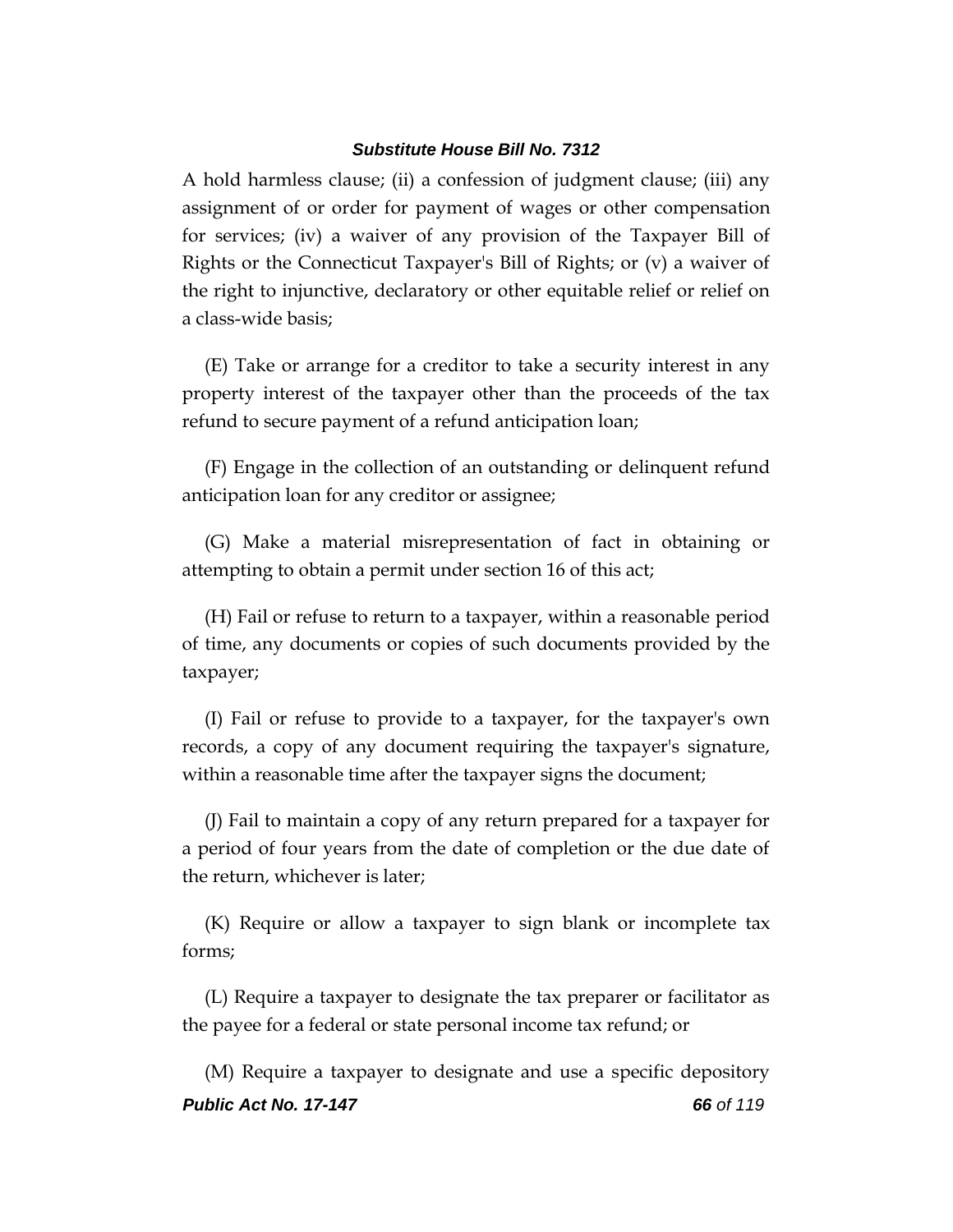A hold harmless clause; (ii) a confession of judgment clause; (iii) any assignment of or order for payment of wages or other compensation for services; (iv) a waiver of any provision of the Taxpayer Bill of Rights or the Connecticut Taxpayer's Bill of Rights; or (v) a waiver of the right to injunctive, declaratory or other equitable relief or relief on a class-wide basis;

(E) Take or arrange for a creditor to take a security interest in any property interest of the taxpayer other than the proceeds of the tax refund to secure payment of a refund anticipation loan;

(F) Engage in the collection of an outstanding or delinquent refund anticipation loan for any creditor or assignee;

(G) Make a material misrepresentation of fact in obtaining or attempting to obtain a permit under section 16 of this act;

(H) Fail or refuse to return to a taxpayer, within a reasonable period of time, any documents or copies of such documents provided by the taxpayer;

(I) Fail or refuse to provide to a taxpayer, for the taxpayer's own records, a copy of any document requiring the taxpayer's signature, within a reasonable time after the taxpayer signs the document;

(J) Fail to maintain a copy of any return prepared for a taxpayer for a period of four years from the date of completion or the due date of the return, whichever is later;

(K) Require or allow a taxpayer to sign blank or incomplete tax forms;

(L) Require a taxpayer to designate the tax preparer or facilitator as the payee for a federal or state personal income tax refund; or

(M) Require a taxpayer to designate and use a specific depository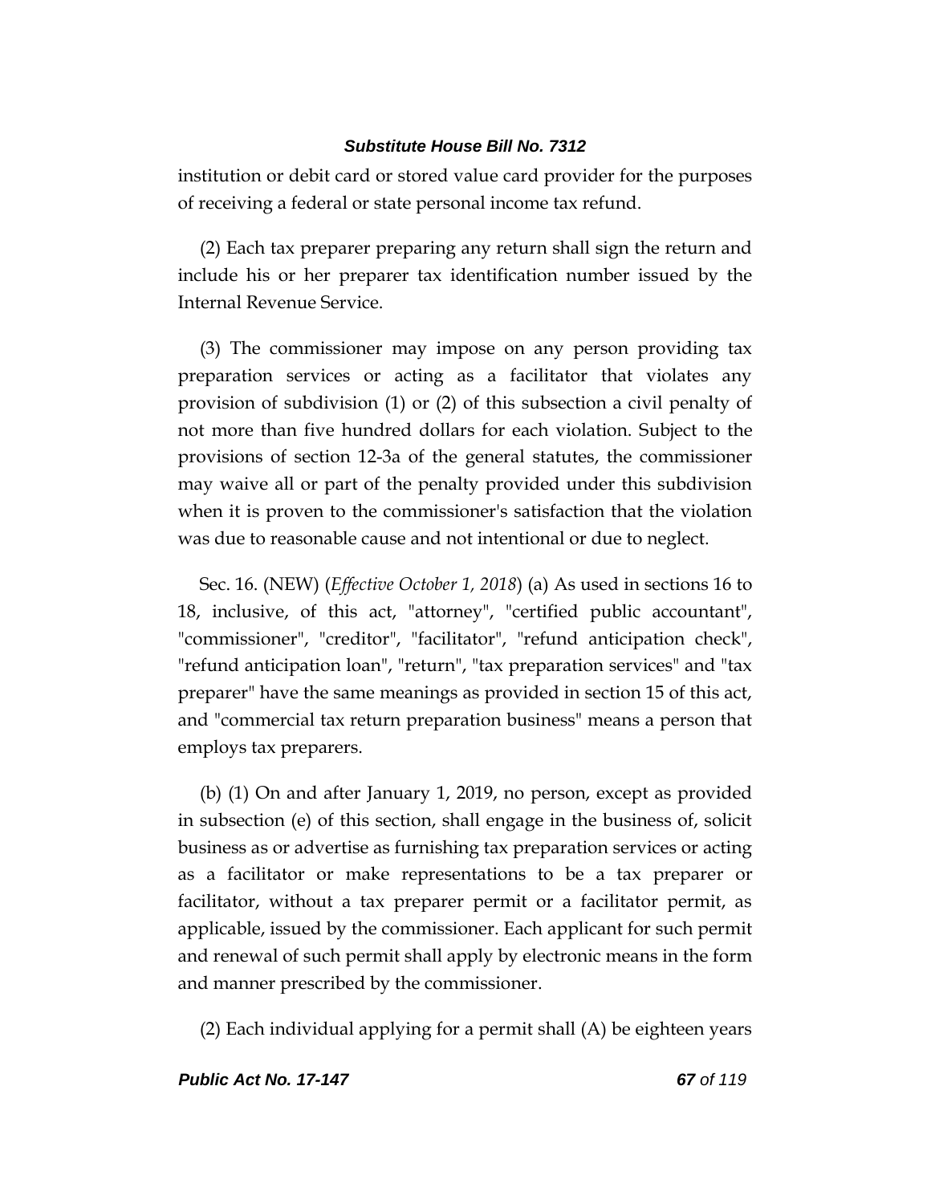institution or debit card or stored value card provider for the purposes of receiving a federal or state personal income tax refund.

(2) Each tax preparer preparing any return shall sign the return and include his or her preparer tax identification number issued by the Internal Revenue Service.

(3) The commissioner may impose on any person providing tax preparation services or acting as a facilitator that violates any provision of subdivision (1) or (2) of this subsection a civil penalty of not more than five hundred dollars for each violation. Subject to the provisions of section 12-3a of the general statutes, the commissioner may waive all or part of the penalty provided under this subdivision when it is proven to the commissioner's satisfaction that the violation was due to reasonable cause and not intentional or due to neglect.

Sec. 16. (NEW) (*Effective October 1, 2018*) (a) As used in sections 16 to 18, inclusive, of this act, "attorney", "certified public accountant", "commissioner", "creditor", "facilitator", "refund anticipation check", "refund anticipation loan", "return", "tax preparation services" and "tax preparer" have the same meanings as provided in section 15 of this act, and "commercial tax return preparation business" means a person that employs tax preparers.

(b) (1) On and after January 1, 2019, no person, except as provided in subsection (e) of this section, shall engage in the business of, solicit business as or advertise as furnishing tax preparation services or acting as a facilitator or make representations to be a tax preparer or facilitator, without a tax preparer permit or a facilitator permit, as applicable, issued by the commissioner. Each applicant for such permit and renewal of such permit shall apply by electronic means in the form and manner prescribed by the commissioner.

(2) Each individual applying for a permit shall (A) be eighteen years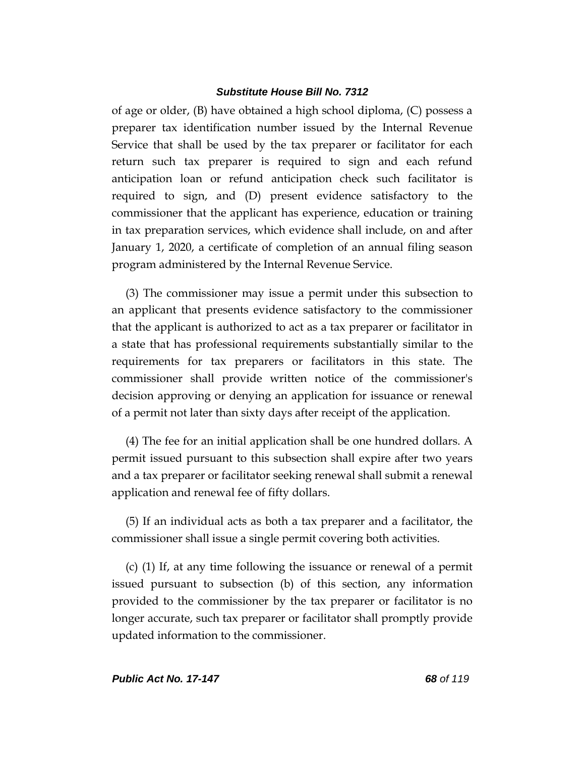of age or older, (B) have obtained a high school diploma, (C) possess a preparer tax identification number issued by the Internal Revenue Service that shall be used by the tax preparer or facilitator for each return such tax preparer is required to sign and each refund anticipation loan or refund anticipation check such facilitator is required to sign, and (D) present evidence satisfactory to the commissioner that the applicant has experience, education or training in tax preparation services, which evidence shall include, on and after January 1, 2020, a certificate of completion of an annual filing season program administered by the Internal Revenue Service.

(3) The commissioner may issue a permit under this subsection to an applicant that presents evidence satisfactory to the commissioner that the applicant is authorized to act as a tax preparer or facilitator in a state that has professional requirements substantially similar to the requirements for tax preparers or facilitators in this state. The commissioner shall provide written notice of the commissioner's decision approving or denying an application for issuance or renewal of a permit not later than sixty days after receipt of the application.

(4) The fee for an initial application shall be one hundred dollars. A permit issued pursuant to this subsection shall expire after two years and a tax preparer or facilitator seeking renewal shall submit a renewal application and renewal fee of fifty dollars.

(5) If an individual acts as both a tax preparer and a facilitator, the commissioner shall issue a single permit covering both activities.

(c) (1) If, at any time following the issuance or renewal of a permit issued pursuant to subsection (b) of this section, any information provided to the commissioner by the tax preparer or facilitator is no longer accurate, such tax preparer or facilitator shall promptly provide updated information to the commissioner.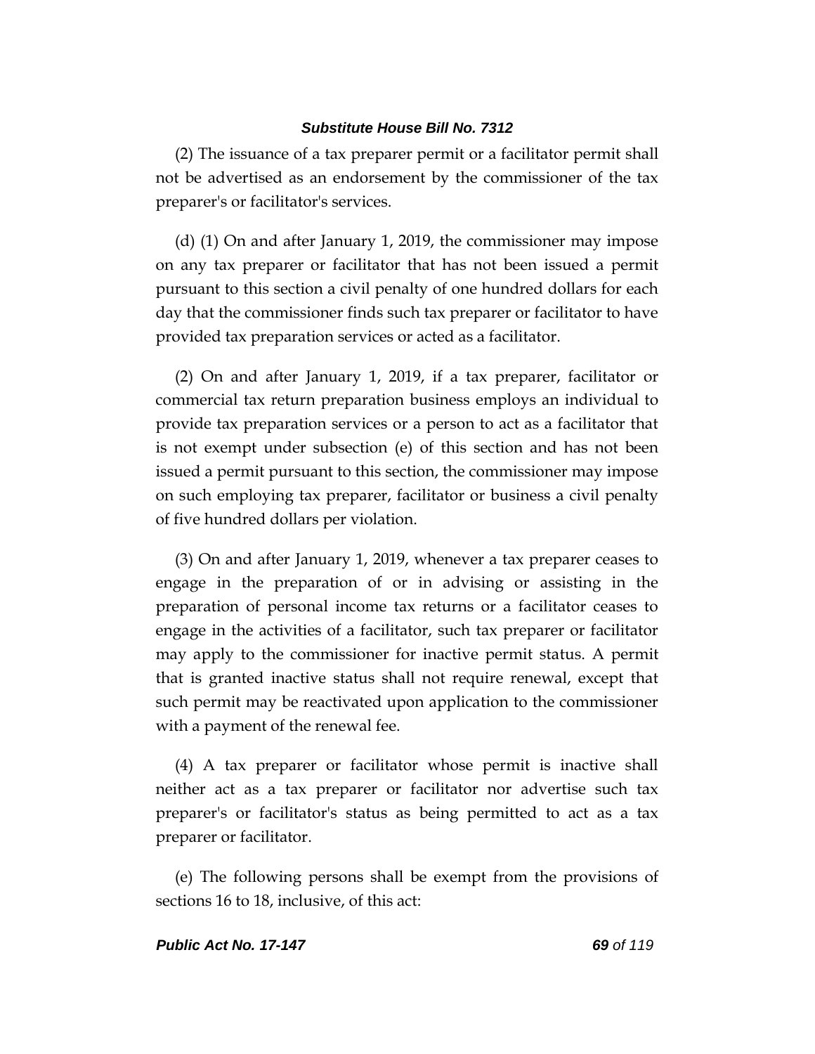(2) The issuance of a tax preparer permit or a facilitator permit shall not be advertised as an endorsement by the commissioner of the tax preparer's or facilitator's services.

(d) (1) On and after January 1, 2019, the commissioner may impose on any tax preparer or facilitator that has not been issued a permit pursuant to this section a civil penalty of one hundred dollars for each day that the commissioner finds such tax preparer or facilitator to have provided tax preparation services or acted as a facilitator.

(2) On and after January 1, 2019, if a tax preparer, facilitator or commercial tax return preparation business employs an individual to provide tax preparation services or a person to act as a facilitator that is not exempt under subsection (e) of this section and has not been issued a permit pursuant to this section, the commissioner may impose on such employing tax preparer, facilitator or business a civil penalty of five hundred dollars per violation.

(3) On and after January 1, 2019, whenever a tax preparer ceases to engage in the preparation of or in advising or assisting in the preparation of personal income tax returns or a facilitator ceases to engage in the activities of a facilitator, such tax preparer or facilitator may apply to the commissioner for inactive permit status. A permit that is granted inactive status shall not require renewal, except that such permit may be reactivated upon application to the commissioner with a payment of the renewal fee.

(4) A tax preparer or facilitator whose permit is inactive shall neither act as a tax preparer or facilitator nor advertise such tax preparer's or facilitator's status as being permitted to act as a tax preparer or facilitator.

(e) The following persons shall be exempt from the provisions of sections 16 to 18, inclusive, of this act: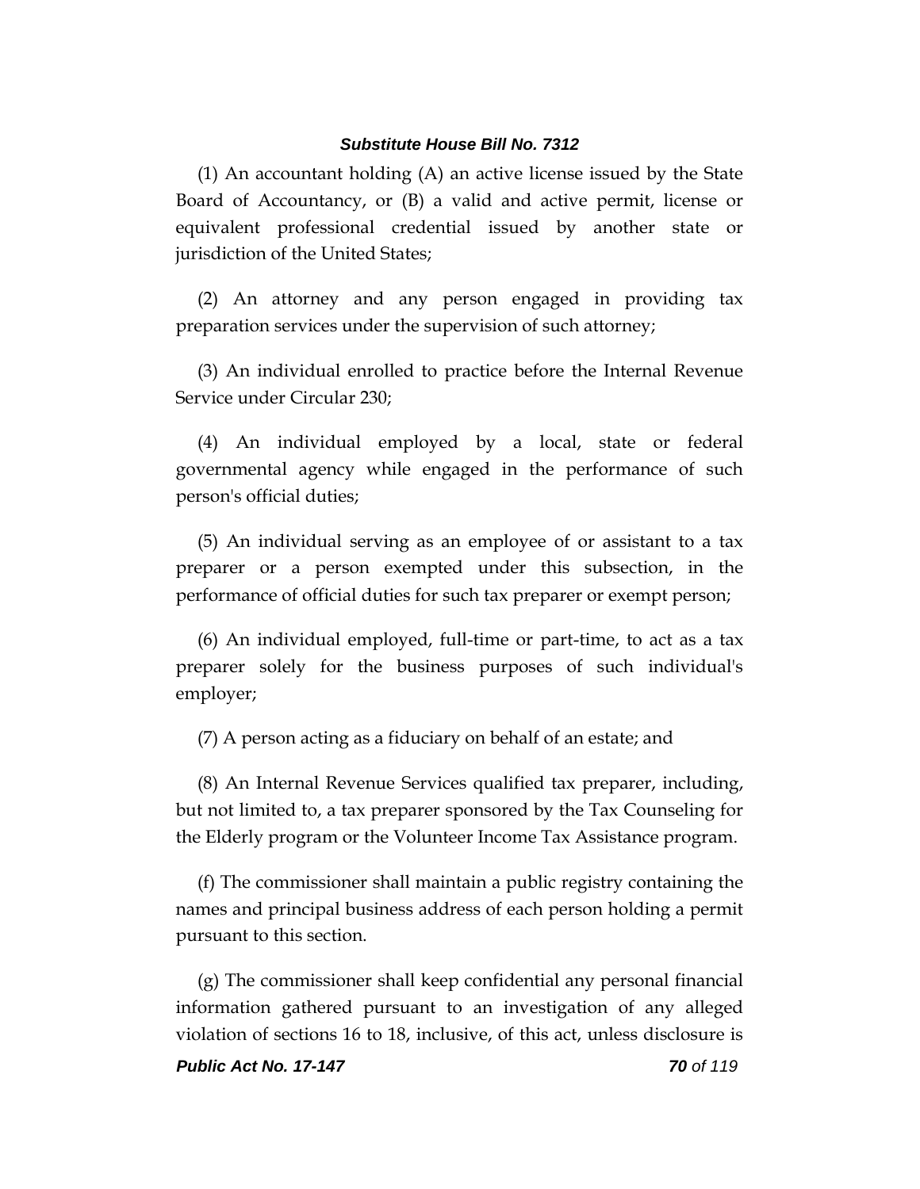(1) An accountant holding (A) an active license issued by the State Board of Accountancy, or (B) a valid and active permit, license or equivalent professional credential issued by another state or jurisdiction of the United States;

(2) An attorney and any person engaged in providing tax preparation services under the supervision of such attorney;

(3) An individual enrolled to practice before the Internal Revenue Service under Circular 230;

(4) An individual employed by a local, state or federal governmental agency while engaged in the performance of such person's official duties;

(5) An individual serving as an employee of or assistant to a tax preparer or a person exempted under this subsection, in the performance of official duties for such tax preparer or exempt person;

(6) An individual employed, full-time or part-time, to act as a tax preparer solely for the business purposes of such individual's employer;

(7) A person acting as a fiduciary on behalf of an estate; and

(8) An Internal Revenue Services qualified tax preparer, including, but not limited to, a tax preparer sponsored by the Tax Counseling for the Elderly program or the Volunteer Income Tax Assistance program.

(f) The commissioner shall maintain a public registry containing the names and principal business address of each person holding a permit pursuant to this section.

(g) The commissioner shall keep confidential any personal financial information gathered pursuant to an investigation of any alleged violation of sections 16 to 18, inclusive, of this act, unless disclosure is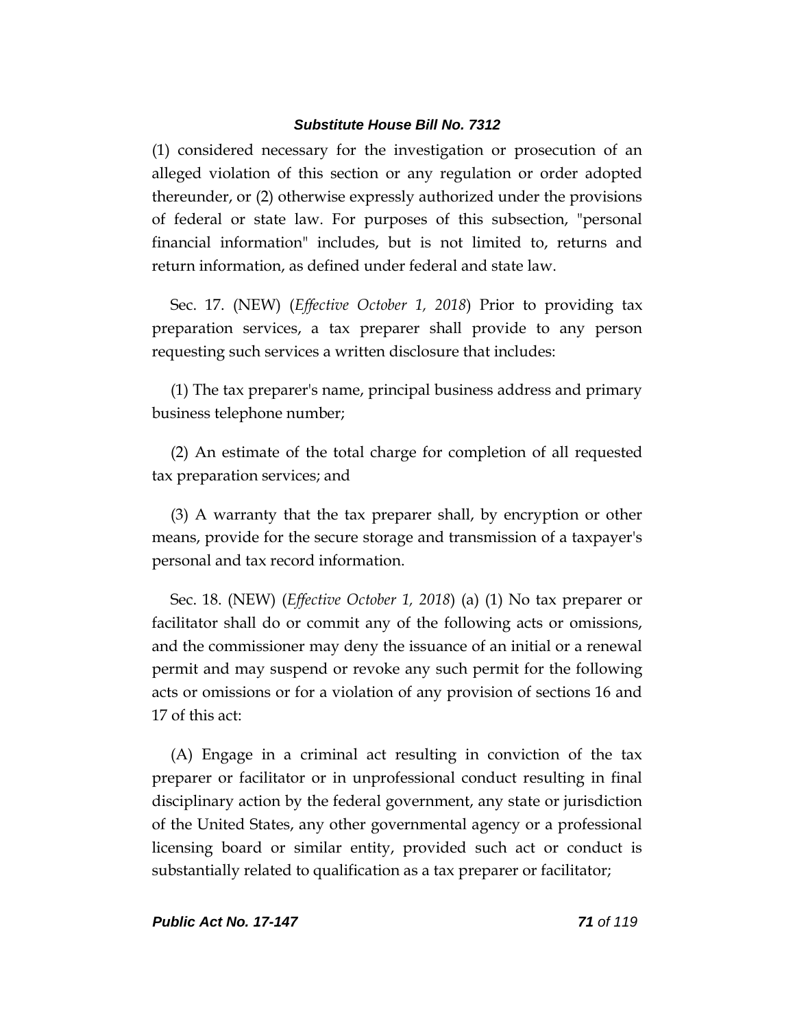(1) considered necessary for the investigation or prosecution of an alleged violation of this section or any regulation or order adopted thereunder, or (2) otherwise expressly authorized under the provisions of federal or state law. For purposes of this subsection, "personal financial information" includes, but is not limited to, returns and return information, as defined under federal and state law.

Sec. 17. (NEW) (*Effective October 1, 2018*) Prior to providing tax preparation services, a tax preparer shall provide to any person requesting such services a written disclosure that includes:

(1) The tax preparer's name, principal business address and primary business telephone number;

(2) An estimate of the total charge for completion of all requested tax preparation services; and

(3) A warranty that the tax preparer shall, by encryption or other means, provide for the secure storage and transmission of a taxpayer's personal and tax record information.

Sec. 18. (NEW) (*Effective October 1, 2018*) (a) (1) No tax preparer or facilitator shall do or commit any of the following acts or omissions, and the commissioner may deny the issuance of an initial or a renewal permit and may suspend or revoke any such permit for the following acts or omissions or for a violation of any provision of sections 16 and 17 of this act:

(A) Engage in a criminal act resulting in conviction of the tax preparer or facilitator or in unprofessional conduct resulting in final disciplinary action by the federal government, any state or jurisdiction of the United States, any other governmental agency or a professional licensing board or similar entity, provided such act or conduct is substantially related to qualification as a tax preparer or facilitator;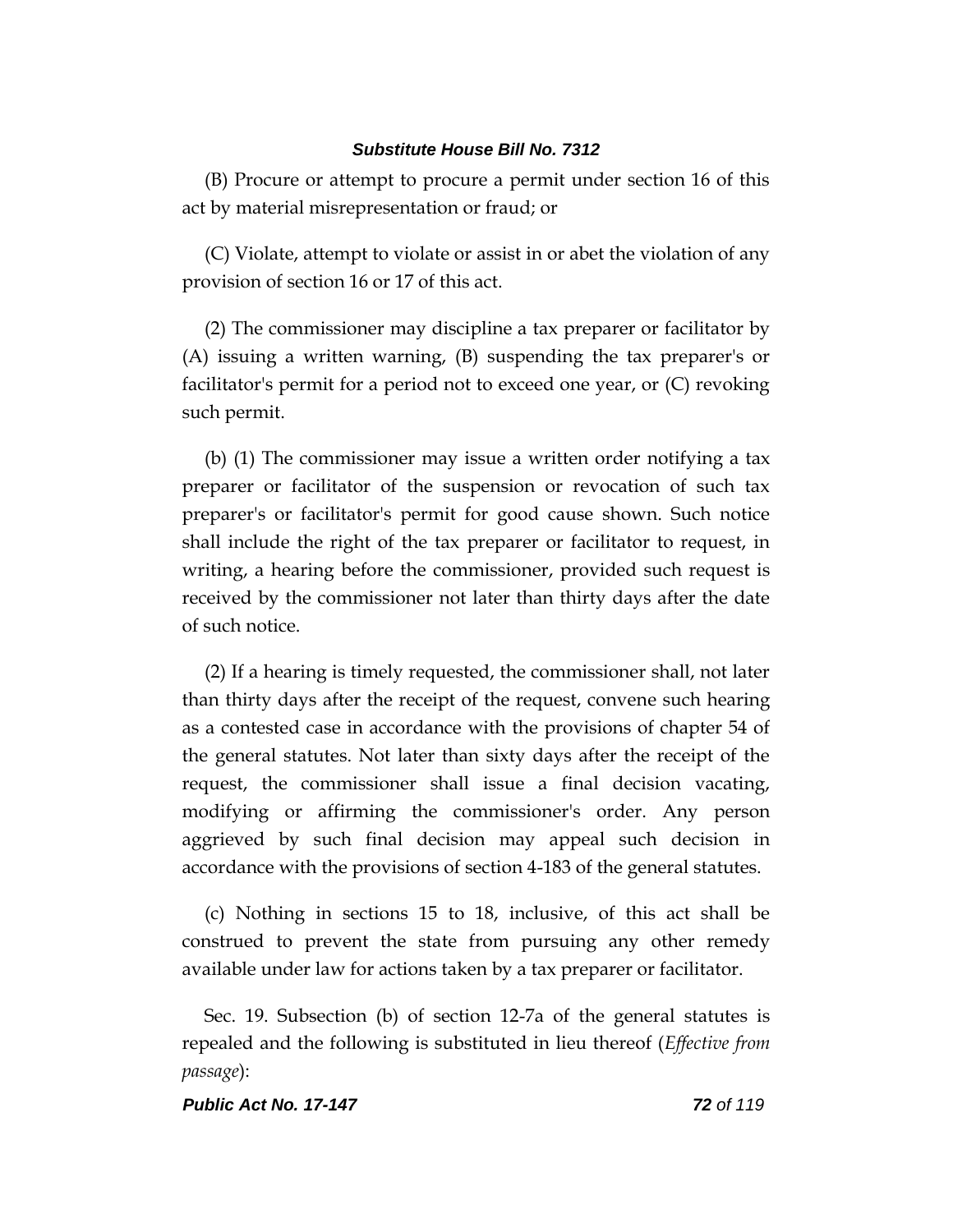(B) Procure or attempt to procure a permit under section 16 of this act by material misrepresentation or fraud; or

(C) Violate, attempt to violate or assist in or abet the violation of any provision of section 16 or 17 of this act.

(2) The commissioner may discipline a tax preparer or facilitator by (A) issuing a written warning, (B) suspending the tax preparer's or facilitator's permit for a period not to exceed one year, or (C) revoking such permit.

(b) (1) The commissioner may issue a written order notifying a tax preparer or facilitator of the suspension or revocation of such tax preparer's or facilitator's permit for good cause shown. Such notice shall include the right of the tax preparer or facilitator to request, in writing, a hearing before the commissioner, provided such request is received by the commissioner not later than thirty days after the date of such notice.

(2) If a hearing is timely requested, the commissioner shall, not later than thirty days after the receipt of the request, convene such hearing as a contested case in accordance with the provisions of chapter 54 of the general statutes. Not later than sixty days after the receipt of the request, the commissioner shall issue a final decision vacating, modifying or affirming the commissioner's order. Any person aggrieved by such final decision may appeal such decision in accordance with the provisions of section 4-183 of the general statutes.

(c) Nothing in sections 15 to 18, inclusive, of this act shall be construed to prevent the state from pursuing any other remedy available under law for actions taken by a tax preparer or facilitator.

Sec. 19. Subsection (b) of section 12-7a of the general statutes is repealed and the following is substituted in lieu thereof (*Effective from passage*):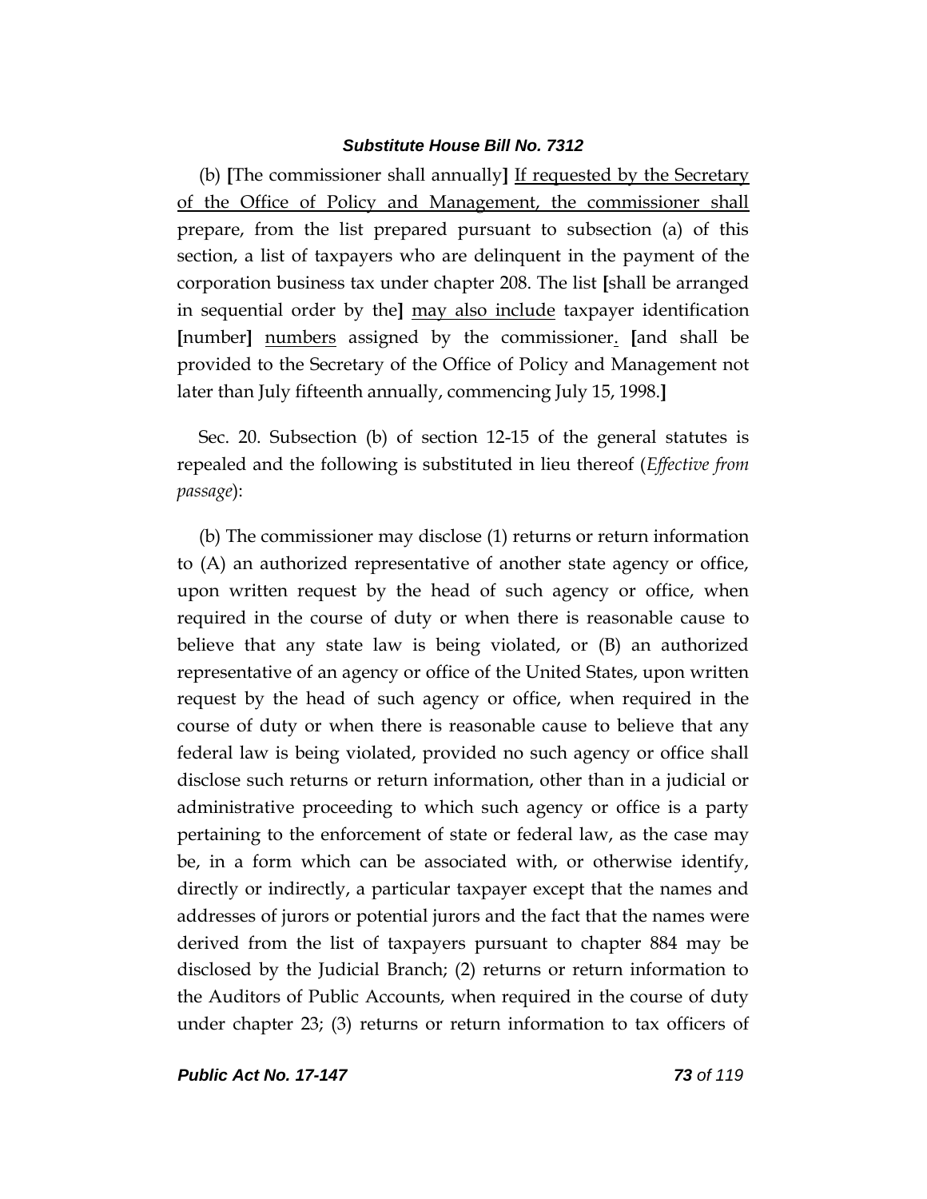(b) **[**The commissioner shall annually**]** <u>If requested by the Secretary of the Office of Policy and Management, the commissioner shall</u> prepare, from the list prepared pursuant to subsection (a) of this section, a list of taxpayers who are delinquent in the payment of the corporation business tax under chapter 208. The list **[**shall be arranged in sequential order by the**]** <u>may also include</u> taxpayer identification **[**number**]** <u>numbers</u> assigned by the commissioner<u>.</u> **[**and shall be provided to the Secretary of the Office of Policy and Management not later than July fifteenth annually, commencing July 15, 1998.**]**

Sec. 20. Subsection (b) of section 12-15 of the general statutes is repealed and the following is substituted in lieu thereof (*Effective from passage*):

(b) The commissioner may disclose (1) returns or return information to (A) an authorized representative of another state agency or office, upon written request by the head of such agency or office, when required in the course of duty or when there is reasonable cause to believe that any state law is being violated, or (B) an authorized representative of an agency or office of the United States, upon written request by the head of such agency or office, when required in the course of duty or when there is reasonable cause to believe that any federal law is being violated, provided no such agency or office shall disclose such returns or return information, other than in a judicial or administrative proceeding to which such agency or office is a party pertaining to the enforcement of state or federal law, as the case may be, in a form which can be associated with, or otherwise identify, directly or indirectly, a particular taxpayer except that the names and addresses of jurors or potential jurors and the fact that the names were derived from the list of taxpayers pursuant to chapter 884 may be disclosed by the Judicial Branch; (2) returns or return information to the Auditors of Public Accounts, when required in the course of duty under chapter 23; (3) returns or return information to tax officers of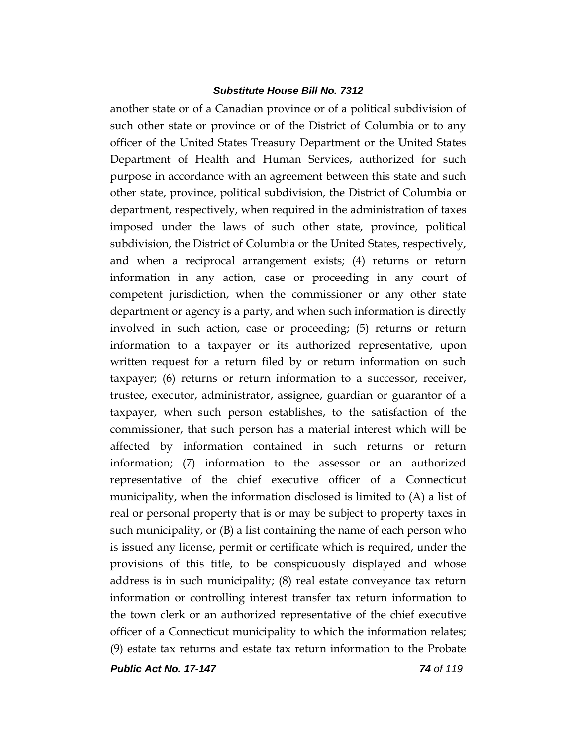another state or of a Canadian province or of a political subdivision of such other state or province or of the District of Columbia or to any officer of the United States Treasury Department or the United States Department of Health and Human Services, authorized for such purpose in accordance with an agreement between this state and such other state, province, political subdivision, the District of Columbia or department, respectively, when required in the administration of taxes imposed under the laws of such other state, province, political subdivision, the District of Columbia or the United States, respectively, and when a reciprocal arrangement exists; (4) returns or return information in any action, case or proceeding in any court of competent jurisdiction, when the commissioner or any other state department or agency is a party, and when such information is directly involved in such action, case or proceeding; (5) returns or return information to a taxpayer or its authorized representative, upon written request for a return filed by or return information on such taxpayer; (6) returns or return information to a successor, receiver, trustee, executor, administrator, assignee, guardian or guarantor of a taxpayer, when such person establishes, to the satisfaction of the commissioner, that such person has a material interest which will be affected by information contained in such returns or return information; (7) information to the assessor or an authorized representative of the chief executive officer of a Connecticut municipality, when the information disclosed is limited to (A) a list of real or personal property that is or may be subject to property taxes in such municipality, or (B) a list containing the name of each person who is issued any license, permit or certificate which is required, under the provisions of this title, to be conspicuously displayed and whose address is in such municipality; (8) real estate conveyance tax return information or controlling interest transfer tax return information to the town clerk or an authorized representative of the chief executive officer of a Connecticut municipality to which the information relates; (9) estate tax returns and estate tax return information to the Probate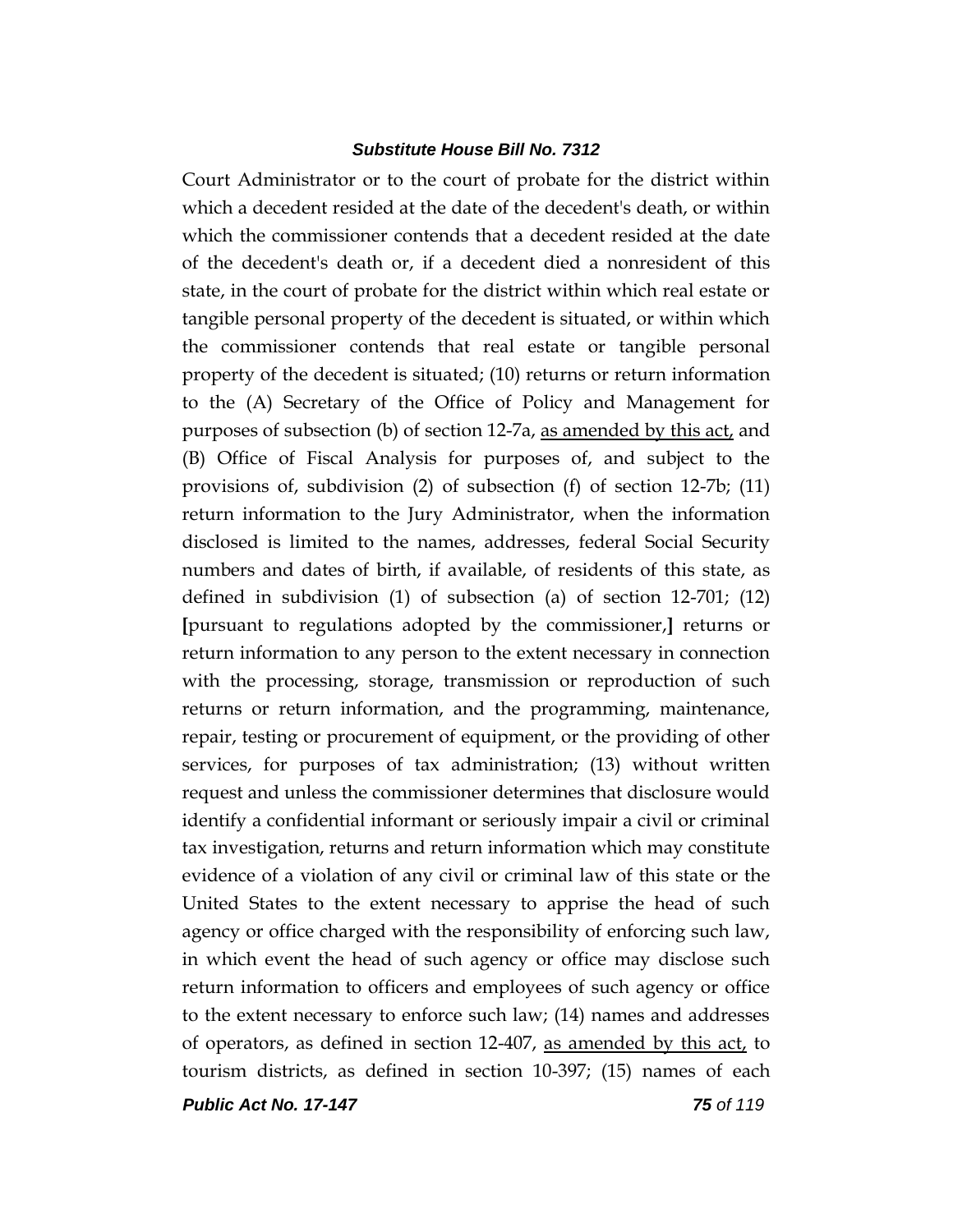Court Administrator or to the court of probate for the district within which a decedent resided at the date of the decedent's death, or within which the commissioner contends that a decedent resided at the date of the decedent's death or, if a decedent died a nonresident of this state, in the court of probate for the district within which real estate or tangible personal property of the decedent is situated, or within which the commissioner contends that real estate or tangible personal property of the decedent is situated; (10) returns or return information to the (A) Secretary of the Office of Policy and Management for purposes of subsection (b) of section 12-7a, <u>as amended by this act,</u> and (B) Office of Fiscal Analysis for purposes of, and subject to the provisions of, subdivision (2) of subsection (f) of section 12-7b; (11) return information to the Jury Administrator, when the information disclosed is limited to the names, addresses, federal Social Security numbers and dates of birth, if available, of residents of this state, as defined in subdivision (1) of subsection (a) of section 12-701; (12) **[**pursuant to regulations adopted by the commissioner,**]** returns or return information to any person to the extent necessary in connection with the processing, storage, transmission or reproduction of such returns or return information, and the programming, maintenance, repair, testing or procurement of equipment, or the providing of other services, for purposes of tax administration; (13) without written request and unless the commissioner determines that disclosure would identify a confidential informant or seriously impair a civil or criminal tax investigation, returns and return information which may constitute evidence of a violation of any civil or criminal law of this state or the United States to the extent necessary to apprise the head of such agency or office charged with the responsibility of enforcing such law, in which event the head of such agency or office may disclose such return information to officers and employees of such agency or office to the extent necessary to enforce such law; (14) names and addresses of operators, as defined in section 12-407, <u>as amended by this act,</u> to tourism districts, as defined in section 10-397; (15) names of each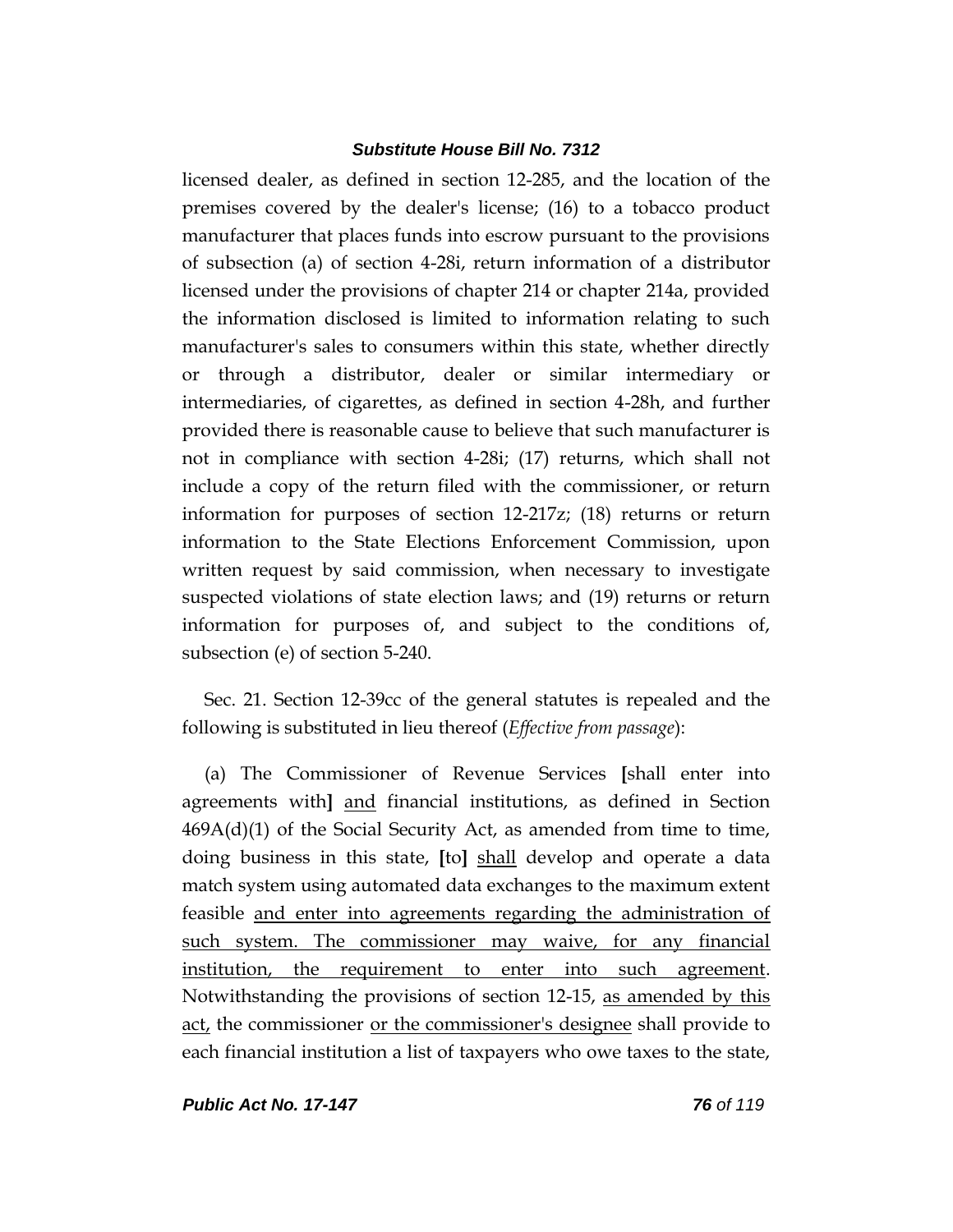licensed dealer, as defined in section 12-285, and the location of the premises covered by the dealer's license; (16) to a tobacco product manufacturer that places funds into escrow pursuant to the provisions of subsection (a) of section 4-28i, return information of a distributor licensed under the provisions of chapter 214 or chapter 214a, provided the information disclosed is limited to information relating to such manufacturer's sales to consumers within this state, whether directly or through a distributor, dealer or similar intermediary or intermediaries, of cigarettes, as defined in section 4-28h, and further provided there is reasonable cause to believe that such manufacturer is not in compliance with section 4-28i; (17) returns, which shall not include a copy of the return filed with the commissioner, or return information for purposes of section 12-217z; (18) returns or return information to the State Elections Enforcement Commission, upon written request by said commission, when necessary to investigate suspected violations of state election laws; and (19) returns or return information for purposes of, and subject to the conditions of, subsection (e) of section 5-240.

Sec. 21. Section 12-39cc of the general statutes is repealed and the following is substituted in lieu thereof (*Effective from passage*):

(a) The Commissioner of Revenue Services [shall enter into agreements with] <u>and</u> financial institutions, as defined in Section 469A(d)(1) of the Social Security Act, as amended from time to time, doing business in this state, [to] <u>shall</u> develop and operate a data match system using automated data exchanges to the maximum extent feasible <u>and enter into agreements regarding the administration of such system. The commissioner may waive, for any financial institution, the requirement to enter into such agreement</u>. Notwithstanding the provisions of section 12-15, <u>as amended by this act,</u> the commissioner <u>or the commissioner's designee</u> shall provide to each financial institution a list of taxpayers who owe taxes to the state,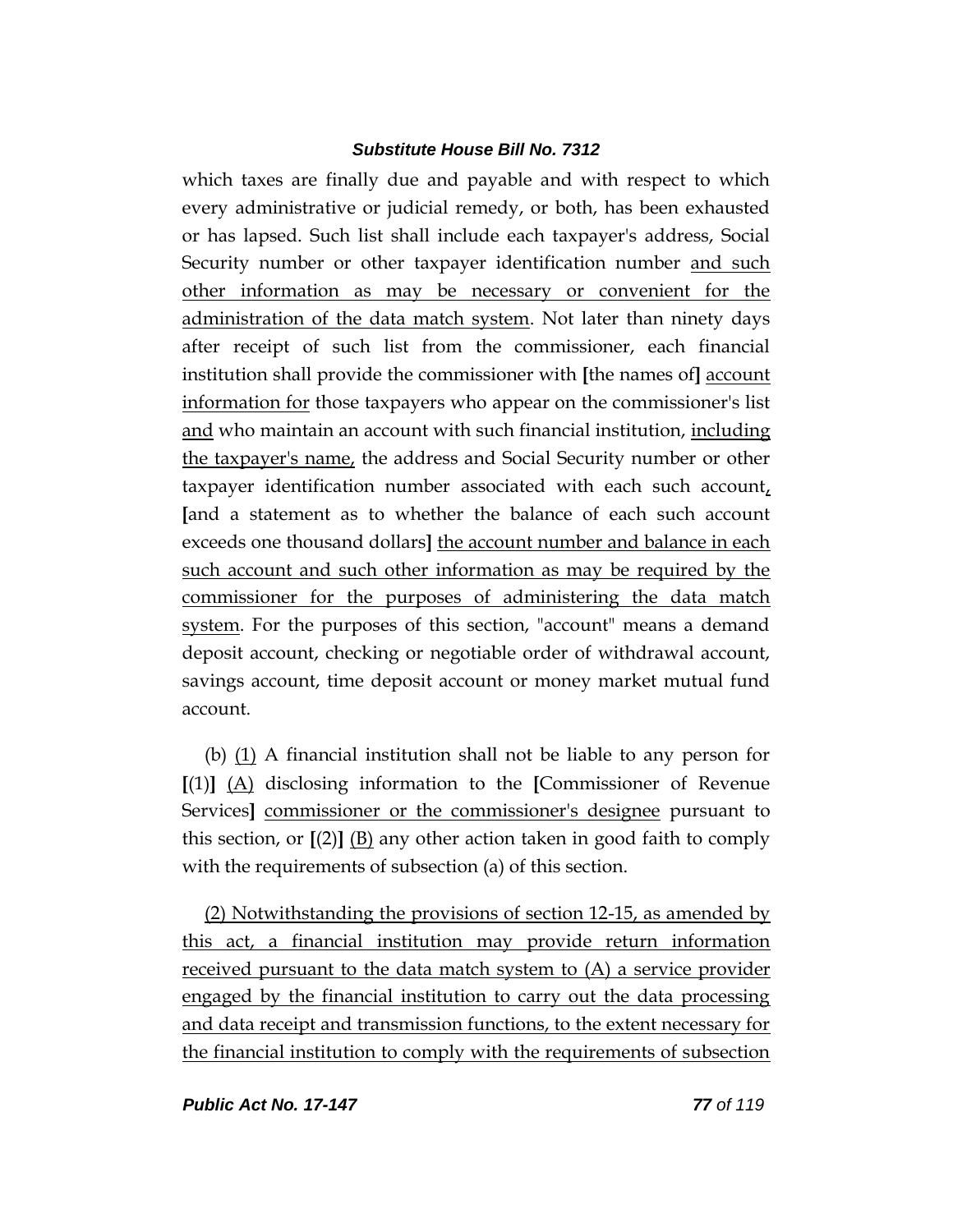which taxes are finally due and payable and with respect to which every administrative or judicial remedy, or both, has been exhausted or has lapsed. Such list shall include each taxpayer's address, Social Security number or other taxpayer identification number <u>and such other information as may be necessary or convenient for the administration of the data match system</u>. Not later than ninety days after receipt of such list from the commissioner, each financial institution shall provide the commissioner with **[**the names of**]** <u>account information for</u> those taxpayers who appear on the commissioner's list <u>and</u> who maintain an account with such financial institution, <u>including the taxpayer's name,</u> the address and Social Security number or other taxpayer identification number associated with each such account<u>,</u> **[**and a statement as to whether the balance of each such account exceeds one thousand dollars**]** <u>the account number and balance in each such account and such other information as may be required by the commissioner for the purposes of administering the data match system</u>. For the purposes of this section, "account" means a demand deposit account, checking or negotiable order of withdrawal account, savings account, time deposit account or money market mutual fund account.

(b) <u>(1)</u> A financial institution shall not be liable to any person for **[**(1)**]** <u>(A)</u> disclosing information to the **[**Commissioner of Revenue Services**]** <u>commissioner or the commissioner's designee</u> pursuant to this section, or **[**(2)**]** <u>(B)</u> any other action taken in good faith to comply with the requirements of subsection (a) of this section.

<u>(2) Notwithstanding the provisions of section 12-15, as amended by this act, a financial institution may provide return information received pursuant to the data match system to (A) a service provider engaged by the financial institution to carry out the data processing and data receipt and transmission functions, to the extent necessary for the financial institution to comply with the requirements of subsection</u>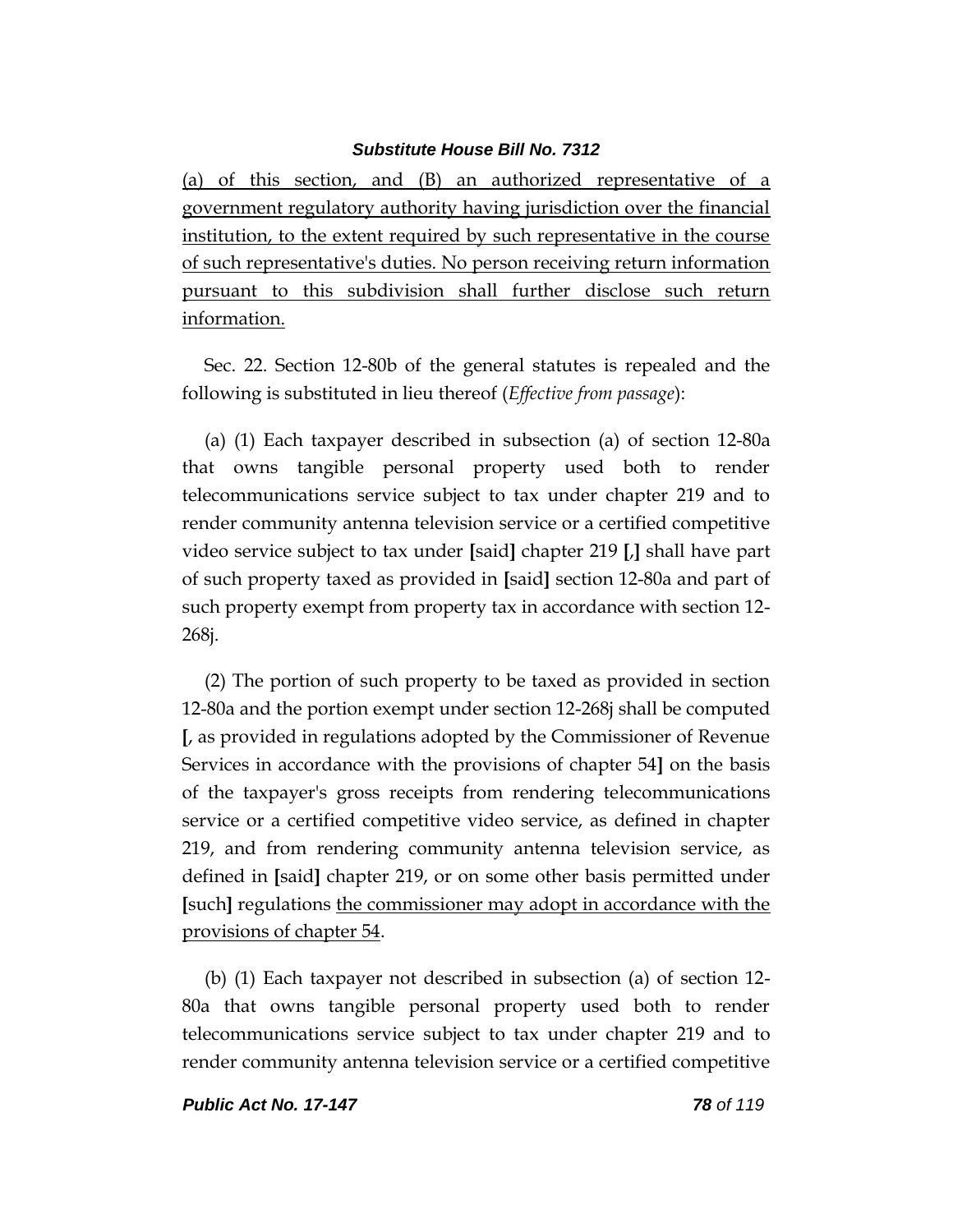(a) of this section, and (B) an authorized representative of a government regulatory authority having jurisdiction over the financial institution, to the extent required by such representative in the course of such representative's duties. No person receiving return information pursuant to this subdivision shall further disclose such return information.

Sec. 22. Section 12-80b of the general statutes is repealed and the following is substituted in lieu thereof (*Effective from passage*):

(a) (1) Each taxpayer described in subsection (a) of section 12-80a that owns tangible personal property used both to render telecommunications service subject to tax under chapter 219 and to render community antenna television service or a certified competitive video service subject to tax under [said] chapter 219 [,] shall have part of such property taxed as provided in [said] section 12-80a and part of such property exempt from property tax in accordance with section 12-268j.

(2) The portion of such property to be taxed as provided in section 12-80a and the portion exempt under section 12-268j shall be computed [, as provided in regulations adopted by the Commissioner of Revenue Services in accordance with the provisions of chapter 54] on the basis of the taxpayer's gross receipts from rendering telecommunications service or a certified competitive video service, as defined in chapter 219, and from rendering community antenna television service, as defined in [said] chapter 219, or on some other basis permitted under [such] regulations the commissioner may adopt in accordance with the provisions of chapter 54.

(b) (1) Each taxpayer not described in subsection (a) of section 12-80a that owns tangible personal property used both to render telecommunications service subject to tax under chapter 219 and to render community antenna television service or a certified competitive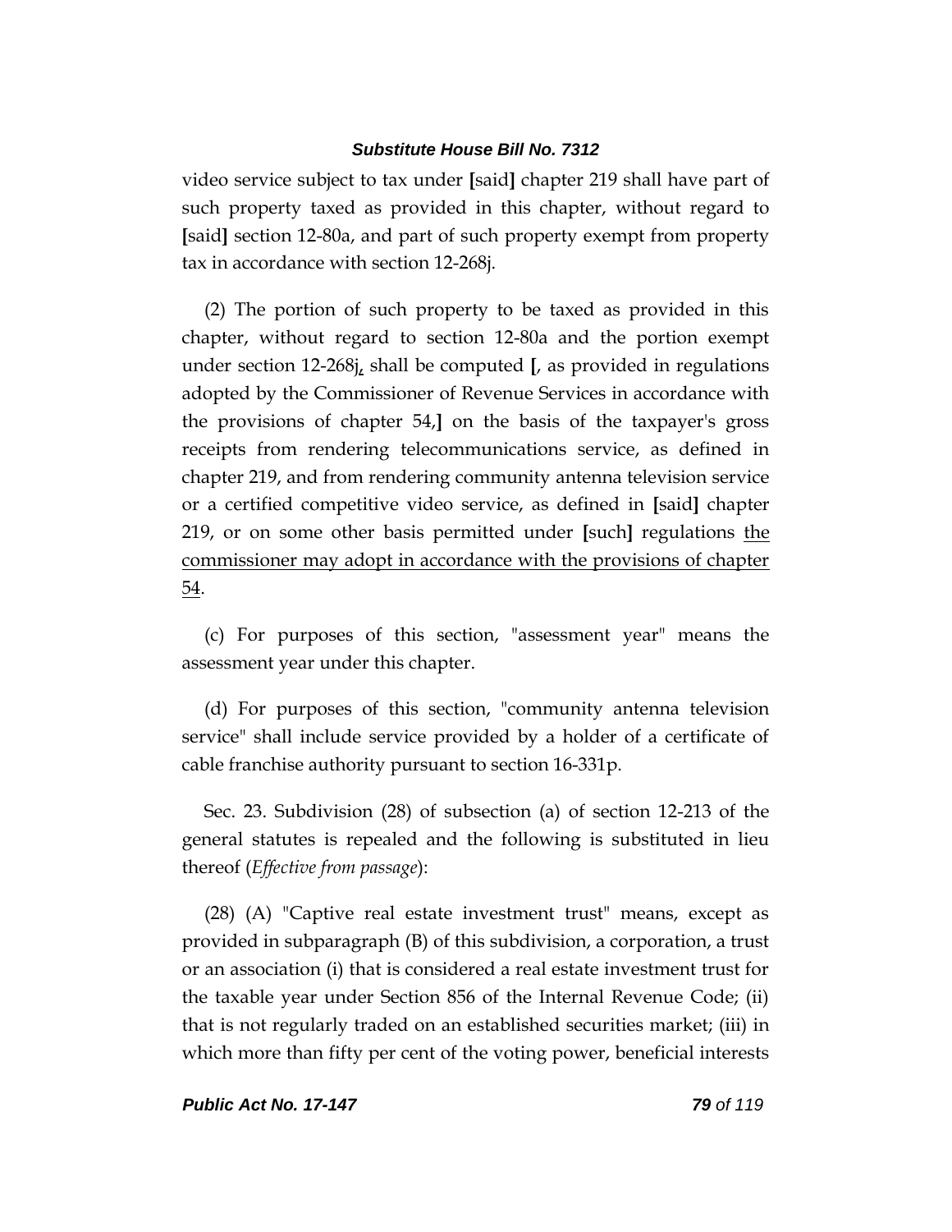video service subject to tax under [said] chapter 219 shall have part of such property taxed as provided in this chapter, without regard to [said] section 12-80a, and part of such property exempt from property tax in accordance with section 12-268j.

(2) The portion of such property to be taxed as provided in this chapter, without regard to section 12-80a and the portion exempt under section 12-268j, shall be computed [, as provided in regulations adopted by the Commissioner of Revenue Services in accordance with the provisions of chapter 54,] on the basis of the taxpayer's gross receipts from rendering telecommunications service, as defined in chapter 219, and from rendering community antenna television service or a certified competitive video service, as defined in [said] chapter 219, or on some other basis permitted under [such] regulations the commissioner may adopt in accordance with the provisions of chapter 54.

(c) For purposes of this section, "assessment year" means the assessment year under this chapter.

(d) For purposes of this section, "community antenna television service" shall include service provided by a holder of a certificate of cable franchise authority pursuant to section 16-331p.

Sec. 23. Subdivision (28) of subsection (a) of section 12-213 of the general statutes is repealed and the following is substituted in lieu thereof (*Effective from passage*):

(28) (A) "Captive real estate investment trust" means, except as provided in subparagraph (B) of this subdivision, a corporation, a trust or an association (i) that is considered a real estate investment trust for the taxable year under Section 856 of the Internal Revenue Code; (ii) that is not regularly traded on an established securities market; (iii) in which more than fifty per cent of the voting power, beneficial interests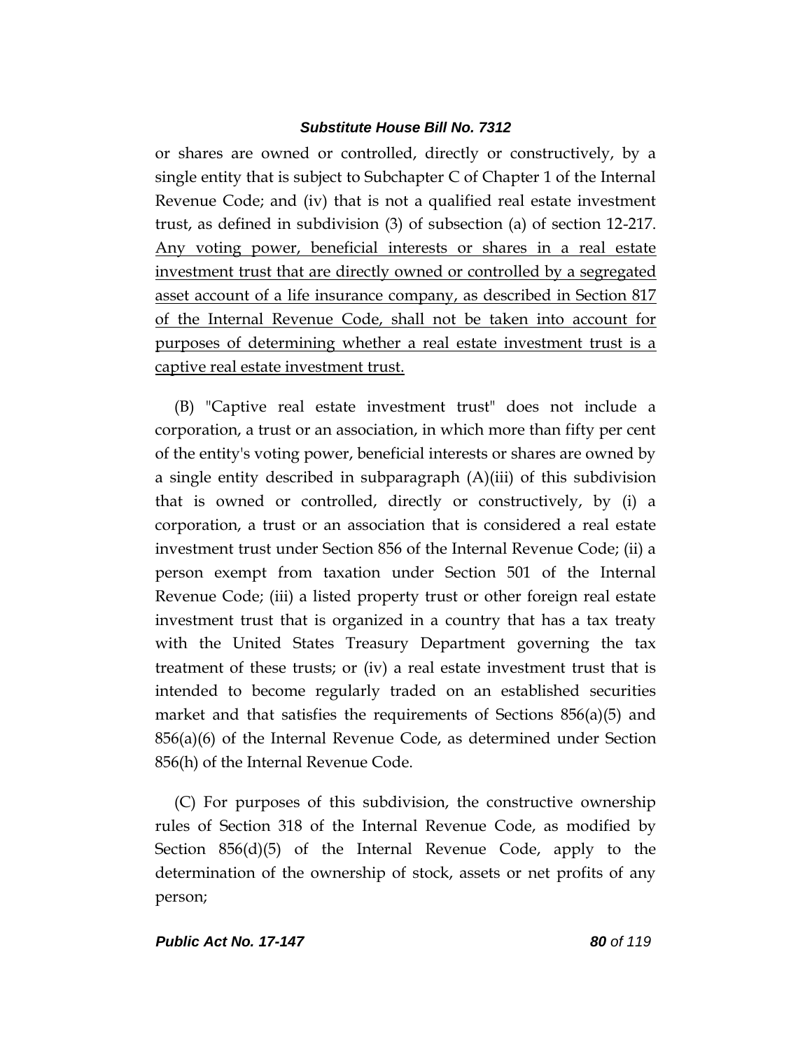or shares are owned or controlled, directly or constructively, by a single entity that is subject to Subchapter C of Chapter 1 of the Internal Revenue Code; and (iv) that is not a qualified real estate investment trust, as defined in subdivision (3) of subsection (a) of section 12-217. <u>Any voting power, beneficial interests or shares in a real estate investment trust that are directly owned or controlled by a segregated asset account of a life insurance company, as described in Section 817 of the Internal Revenue Code, shall not be taken into account for purposes of determining whether a real estate investment trust is a captive real estate investment trust.</u>

(B) "Captive real estate investment trust" does not include a corporation, a trust or an association, in which more than fifty per cent of the entity's voting power, beneficial interests or shares are owned by a single entity described in subparagraph (A)(iii) of this subdivision that is owned or controlled, directly or constructively, by (i) a corporation, a trust or an association that is considered a real estate investment trust under Section 856 of the Internal Revenue Code; (ii) a person exempt from taxation under Section 501 of the Internal Revenue Code; (iii) a listed property trust or other foreign real estate investment trust that is organized in a country that has a tax treaty with the United States Treasury Department governing the tax treatment of these trusts; or (iv) a real estate investment trust that is intended to become regularly traded on an established securities market and that satisfies the requirements of Sections 856(a)(5) and 856(a)(6) of the Internal Revenue Code, as determined under Section 856(h) of the Internal Revenue Code.

(C) For purposes of this subdivision, the constructive ownership rules of Section 318 of the Internal Revenue Code, as modified by Section 856(d)(5) of the Internal Revenue Code, apply to the determination of the ownership of stock, assets or net profits of any person;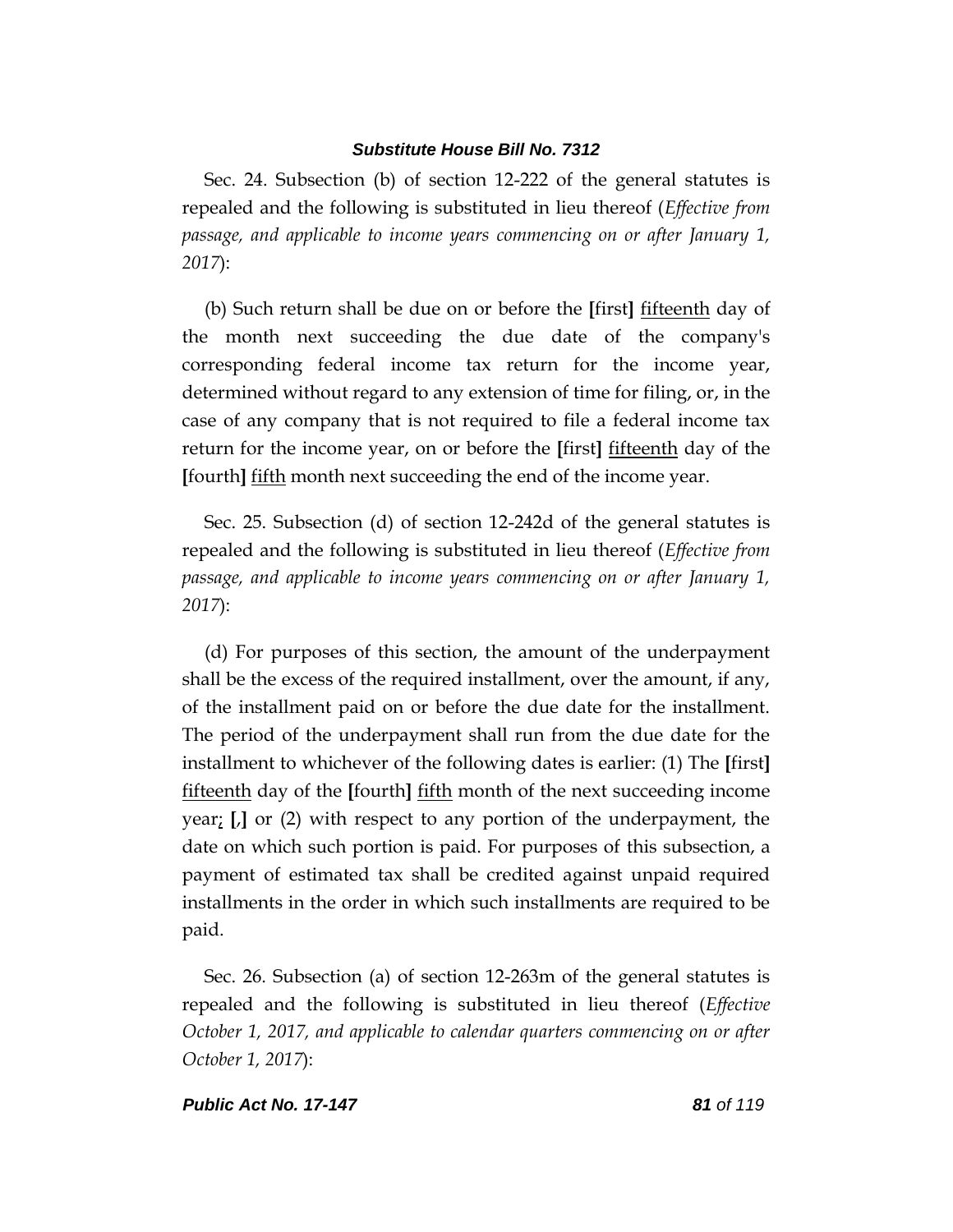Sec. 24. Subsection (b) of section 12-222 of the general statutes is repealed and the following is substituted in lieu thereof (*Effective from passage, and applicable to income years commencing on or after January 1, 2017*):

(b) Such return shall be due on or before the **[**first**]** fifteenth day of the month next succeeding the due date of the company's corresponding federal income tax return for the income year, determined without regard to any extension of time for filing, or, in the case of any company that is not required to file a federal income tax return for the income year, on or before the **[**first**]** fifteenth day of the **[**fourth**]** fifth month next succeeding the end of the income year.

Sec. 25. Subsection (d) of section 12-242d of the general statutes is repealed and the following is substituted in lieu thereof (*Effective from passage, and applicable to income years commencing on or after January 1, 2017*):

(d) For purposes of this section, the amount of the underpayment shall be the excess of the required installment, over the amount, if any, of the installment paid on or before the due date for the installment. The period of the underpayment shall run from the due date for the installment to whichever of the following dates is earlier: (1) The **[**first**]** fifteenth day of the **[**fourth**]** fifth month of the next succeeding income year; **[**,**]** or (2) with respect to any portion of the underpayment, the date on which such portion is paid. For purposes of this subsection, a payment of estimated tax shall be credited against unpaid required installments in the order in which such installments are required to be paid.

Sec. 26. Subsection (a) of section 12-263m of the general statutes is repealed and the following is substituted in lieu thereof (*Effective October 1, 2017, and applicable to calendar quarters commencing on or after October 1, 2017*):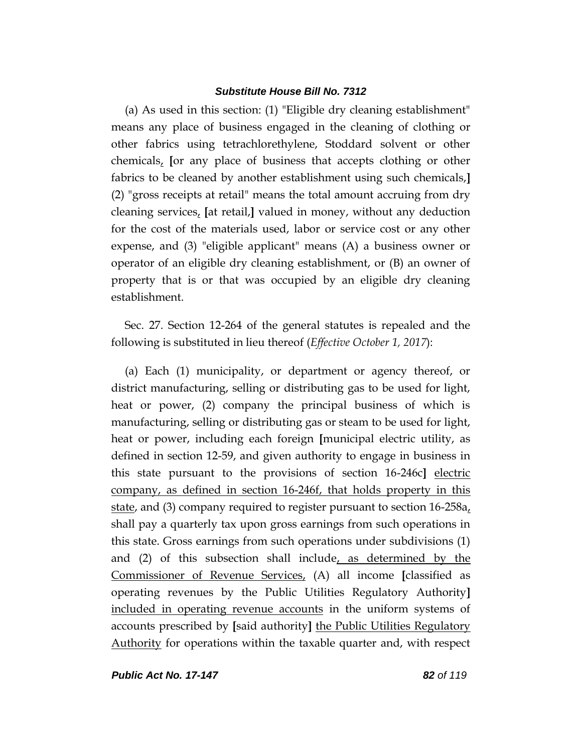(a) As used in this section: (1) "Eligible dry cleaning establishment" means any place of business engaged in the cleaning of clothing or other fabrics using tetrachlorethylene, Stoddard solvent or other chemicals, [or any place of business that accepts clothing or other fabrics to be cleaned by another establishment using such chemicals,] (2) "gross receipts at retail" means the total amount accruing from dry cleaning services, [at retail,] valued in money, without any deduction for the cost of the materials used, labor or service cost or any other expense, and (3) "eligible applicant" means (A) a business owner or operator of an eligible dry cleaning establishment, or (B) an owner of property that is or that was occupied by an eligible dry cleaning establishment.

Sec. 27. Section 12-264 of the general statutes is repealed and the following is substituted in lieu thereof (*Effective October 1, 2017*):

(a) Each (1) municipality, or department or agency thereof, or district manufacturing, selling or distributing gas to be used for light, heat or power, (2) company the principal business of which is manufacturing, selling or distributing gas or steam to be used for light, heat or power, including each foreign [municipal electric utility, as defined in section 12-59, and given authority to engage in business in this state pursuant to the provisions of section 16-246c] electric company, as defined in section 16-246f, that holds property in this state, and (3) company required to register pursuant to section 16-258a, shall pay a quarterly tax upon gross earnings from such operations in this state. Gross earnings from such operations under subdivisions (1) and (2) of this subsection shall include, as determined by the Commissioner of Revenue Services, (A) all income [classified as operating revenues by the Public Utilities Regulatory Authority] included in operating revenue accounts in the uniform systems of accounts prescribed by [said authority] the Public Utilities Regulatory Authority for operations within the taxable quarter and, with respect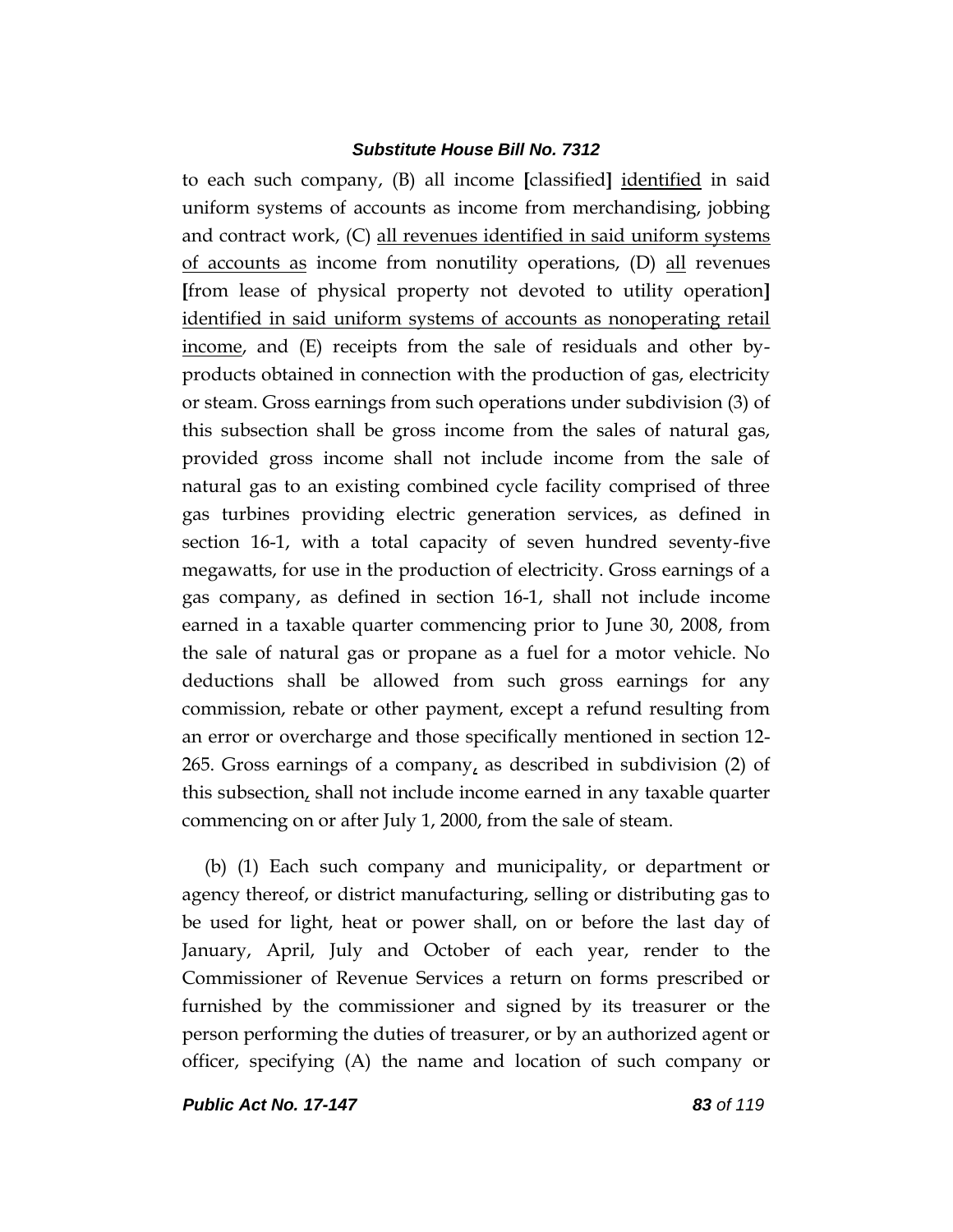to each such company, (B) all income [classified] <u>identified</u> in said uniform systems of accounts as income from merchandising, jobbing and contract work, (C) <u>all revenues identified in said uniform systems of accounts as</u> income from nonutility operations, (D) <u>all</u> revenues [from lease of physical property not devoted to utility operation] <u>identified in said uniform systems of accounts as nonoperating retail income</u>, and (E) receipts from the sale of residuals and other by-products obtained in connection with the production of gas, electricity or steam. Gross earnings from such operations under subdivision (3) of this subsection shall be gross income from the sales of natural gas, provided gross income shall not include income from the sale of natural gas to an existing combined cycle facility comprised of three gas turbines providing electric generation services, as defined in section 16-1, with a total capacity of seven hundred seventy-five megawatts, for use in the production of electricity. Gross earnings of a gas company, as defined in section 16-1, shall not include income earned in a taxable quarter commencing prior to June 30, 2008, from the sale of natural gas or propane as a fuel for a motor vehicle. No deductions shall be allowed from such gross earnings for any commission, rebate or other payment, except a refund resulting from an error or overcharge and those specifically mentioned in section 12-265. Gross earnings of a company<u>,</u> as described in subdivision (2) of this subsection<u>,</u> shall not include income earned in any taxable quarter commencing on or after July 1, 2000, from the sale of steam.

(b) (1) Each such company and municipality, or department or agency thereof, or district manufacturing, selling or distributing gas to be used for light, heat or power shall, on or before the last day of January, April, July and October of each year, render to the Commissioner of Revenue Services a return on forms prescribed or furnished by the commissioner and signed by its treasurer or the person performing the duties of treasurer, or by an authorized agent or officer, specifying (A) the name and location of such company or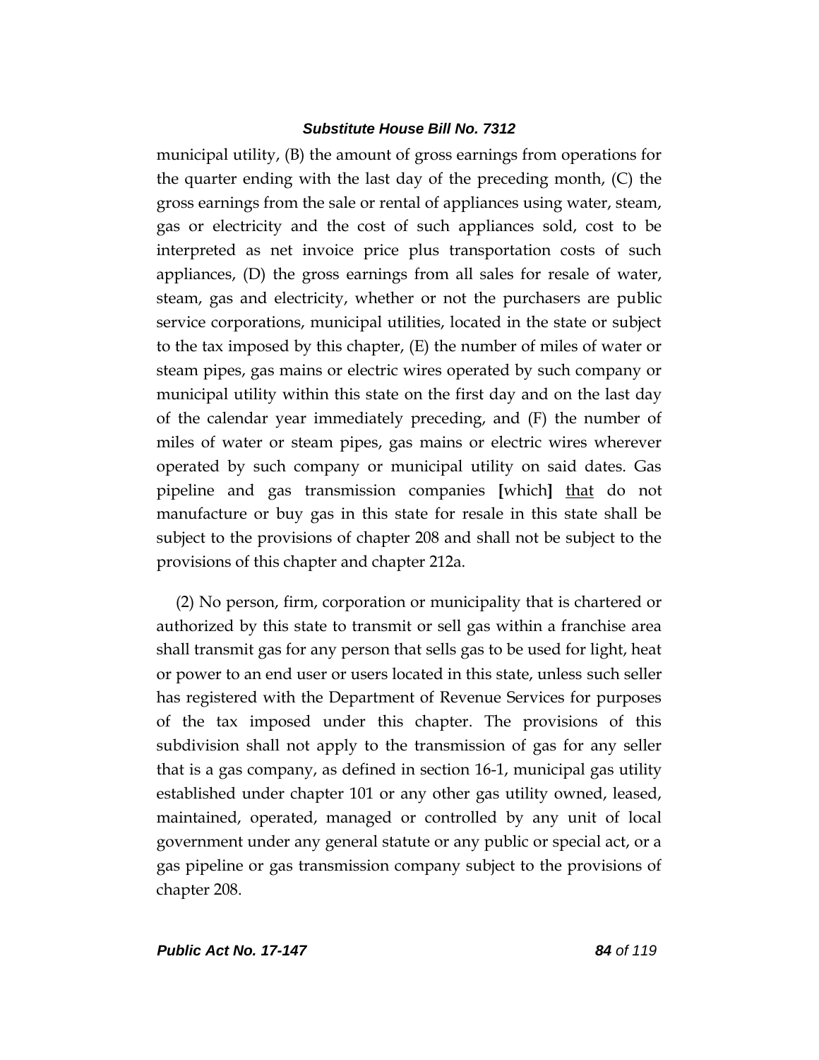municipal utility, (B) the amount of gross earnings from operations for the quarter ending with the last day of the preceding month, (C) the gross earnings from the sale or rental of appliances using water, steam, gas or electricity and the cost of such appliances sold, cost to be interpreted as net invoice price plus transportation costs of such appliances, (D) the gross earnings from all sales for resale of water, steam, gas and electricity, whether or not the purchasers are public service corporations, municipal utilities, located in the state or subject to the tax imposed by this chapter, (E) the number of miles of water or steam pipes, gas mains or electric wires operated by such company or municipal utility within this state on the first day and on the last day of the calendar year immediately preceding, and (F) the number of miles of water or steam pipes, gas mains or electric wires wherever operated by such company or municipal utility on said dates. Gas pipeline and gas transmission companies **[**which**]** <u>that</u> do not manufacture or buy gas in this state for resale in this state shall be subject to the provisions of chapter 208 and shall not be subject to the provisions of this chapter and chapter 212a.

(2) No person, firm, corporation or municipality that is chartered or authorized by this state to transmit or sell gas within a franchise area shall transmit gas for any person that sells gas to be used for light, heat or power to an end user or users located in this state, unless such seller has registered with the Department of Revenue Services for purposes of the tax imposed under this chapter. The provisions of this subdivision shall not apply to the transmission of gas for any seller that is a gas company, as defined in section 16-1, municipal gas utility established under chapter 101 or any other gas utility owned, leased, maintained, operated, managed or controlled by any unit of local government under any general statute or any public or special act, or a gas pipeline or gas transmission company subject to the provisions of chapter 208.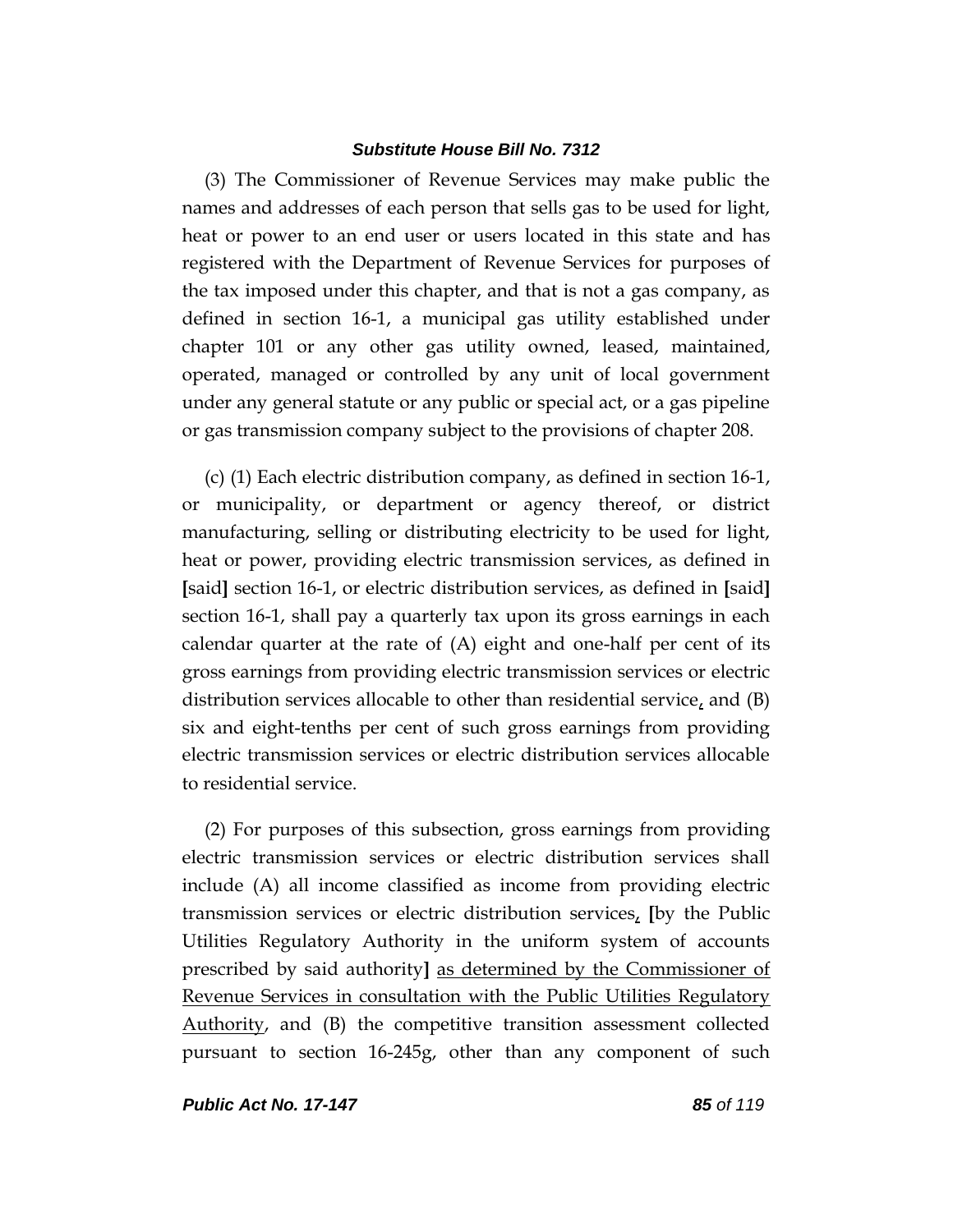(3) The Commissioner of Revenue Services may make public the names and addresses of each person that sells gas to be used for light, heat or power to an end user or users located in this state and has registered with the Department of Revenue Services for purposes of the tax imposed under this chapter, and that is not a gas company, as defined in section 16-1, a municipal gas utility established under chapter 101 or any other gas utility owned, leased, maintained, operated, managed or controlled by any unit of local government under any general statute or any public or special act, or a gas pipeline or gas transmission company subject to the provisions of chapter 208.

(c) (1) Each electric distribution company, as defined in section 16-1, or municipality, or department or agency thereof, or district manufacturing, selling or distributing electricity to be used for light, heat or power, providing electric transmission services, as defined in [said] section 16-1, or electric distribution services, as defined in [said] section 16-1, shall pay a quarterly tax upon its gross earnings in each calendar quarter at the rate of (A) eight and one-half per cent of its gross earnings from providing electric transmission services or electric distribution services allocable to other than residential service, and (B) six and eight-tenths per cent of such gross earnings from providing electric transmission services or electric distribution services allocable to residential service.

(2) For purposes of this subsection, gross earnings from providing electric transmission services or electric distribution services shall include (A) all income classified as income from providing electric transmission services or electric distribution services, [by the Public Utilities Regulatory Authority in the uniform system of accounts prescribed by said authority] <u>as determined by the Commissioner of Revenue Services in consultation with the Public Utilities Regulatory Authority</u>, and (B) the competitive transition assessment collected pursuant to section 16-245g, other than any component of such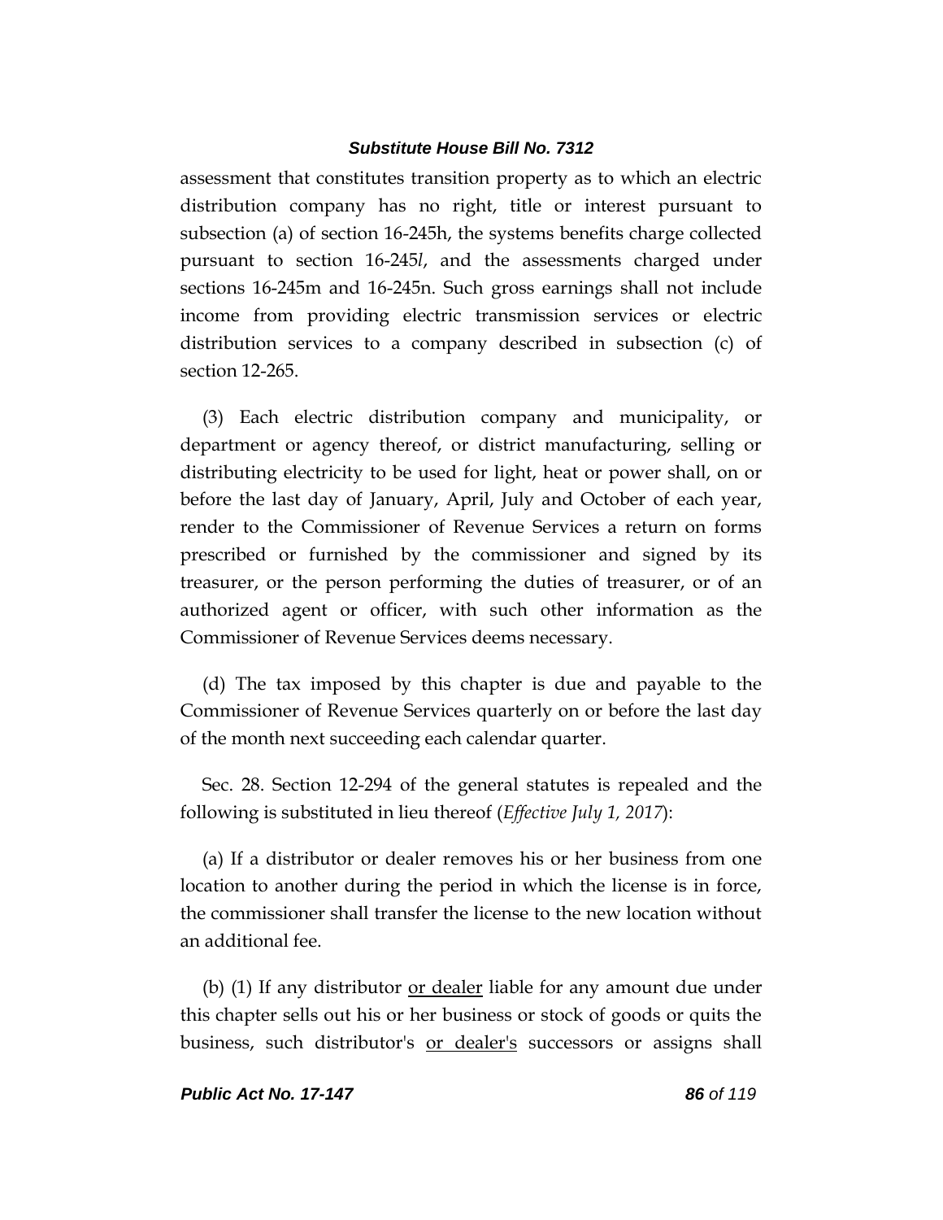assessment that constitutes transition property as to which an electric distribution company has no right, title or interest pursuant to subsection (a) of section 16-245h, the systems benefits charge collected pursuant to section 16-245*l*, and the assessments charged under sections 16-245m and 16-245n. Such gross earnings shall not include income from providing electric transmission services or electric distribution services to a company described in subsection (c) of section 12-265.

(3) Each electric distribution company and municipality, or department or agency thereof, or district manufacturing, selling or distributing electricity to be used for light, heat or power shall, on or before the last day of January, April, July and October of each year, render to the Commissioner of Revenue Services a return on forms prescribed or furnished by the commissioner and signed by its treasurer, or the person performing the duties of treasurer, or of an authorized agent or officer, with such other information as the Commissioner of Revenue Services deems necessary.

(d) The tax imposed by this chapter is due and payable to the Commissioner of Revenue Services quarterly on or before the last day of the month next succeeding each calendar quarter.

Sec. 28. Section 12-294 of the general statutes is repealed and the following is substituted in lieu thereof (*Effective July 1, 2017*):

(a) If a distributor or dealer removes his or her business from one location to another during the period in which the license is in force, the commissioner shall transfer the license to the new location without an additional fee.

(b) (1) If any distributor <u>or dealer</u> liable for any amount due under this chapter sells out his or her business or stock of goods or quits the business, such distributor's <u>or dealer's</u> successors or assigns shall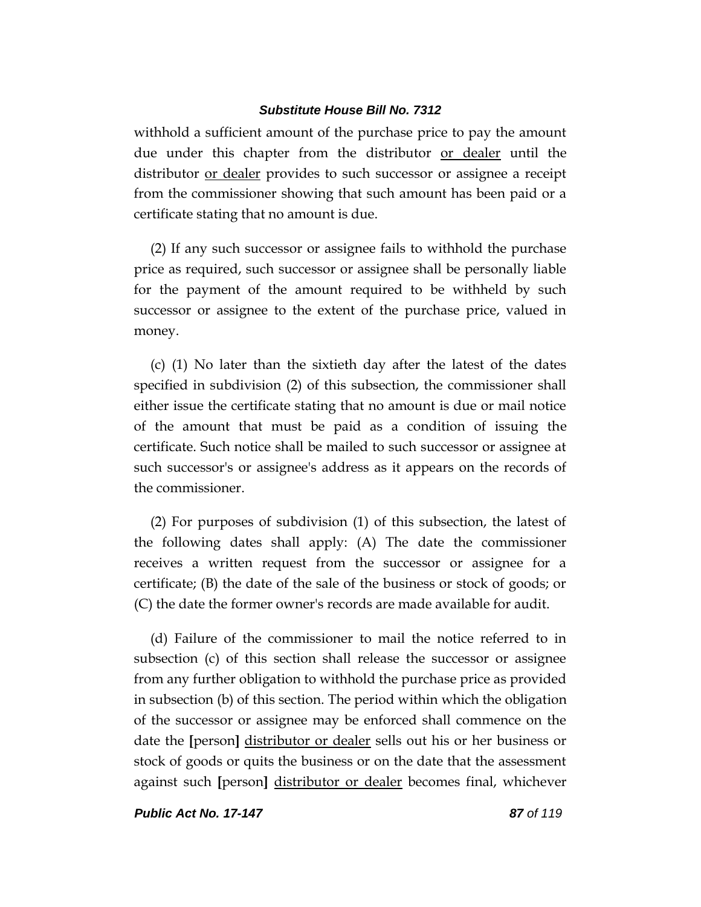withhold a sufficient amount of the purchase price to pay the amount due under this chapter from the distributor <u>or dealer</u> until the distributor <u>or dealer</u> provides to such successor or assignee a receipt from the commissioner showing that such amount has been paid or a certificate stating that no amount is due.

(2) If any such successor or assignee fails to withhold the purchase price as required, such successor or assignee shall be personally liable for the payment of the amount required to be withheld by such successor or assignee to the extent of the purchase price, valued in money.

(c) (1) No later than the sixtieth day after the latest of the dates specified in subdivision (2) of this subsection, the commissioner shall either issue the certificate stating that no amount is due or mail notice of the amount that must be paid as a condition of issuing the certificate. Such notice shall be mailed to such successor or assignee at such successor's or assignee's address as it appears on the records of the commissioner.

(2) For purposes of subdivision (1) of this subsection, the latest of the following dates shall apply: (A) The date the commissioner receives a written request from the successor or assignee for a certificate; (B) the date of the sale of the business or stock of goods; or (C) the date the former owner's records are made available for audit.

(d) Failure of the commissioner to mail the notice referred to in subsection (c) of this section shall release the successor or assignee from any further obligation to withhold the purchase price as provided in subsection (b) of this section. The period within which the obligation of the successor or assignee may be enforced shall commence on the date the **[**person**]** <u>distributor or dealer</u> sells out his or her business or stock of goods or quits the business or on the date that the assessment against such **[**person**]** <u>distributor or dealer</u> becomes final, whichever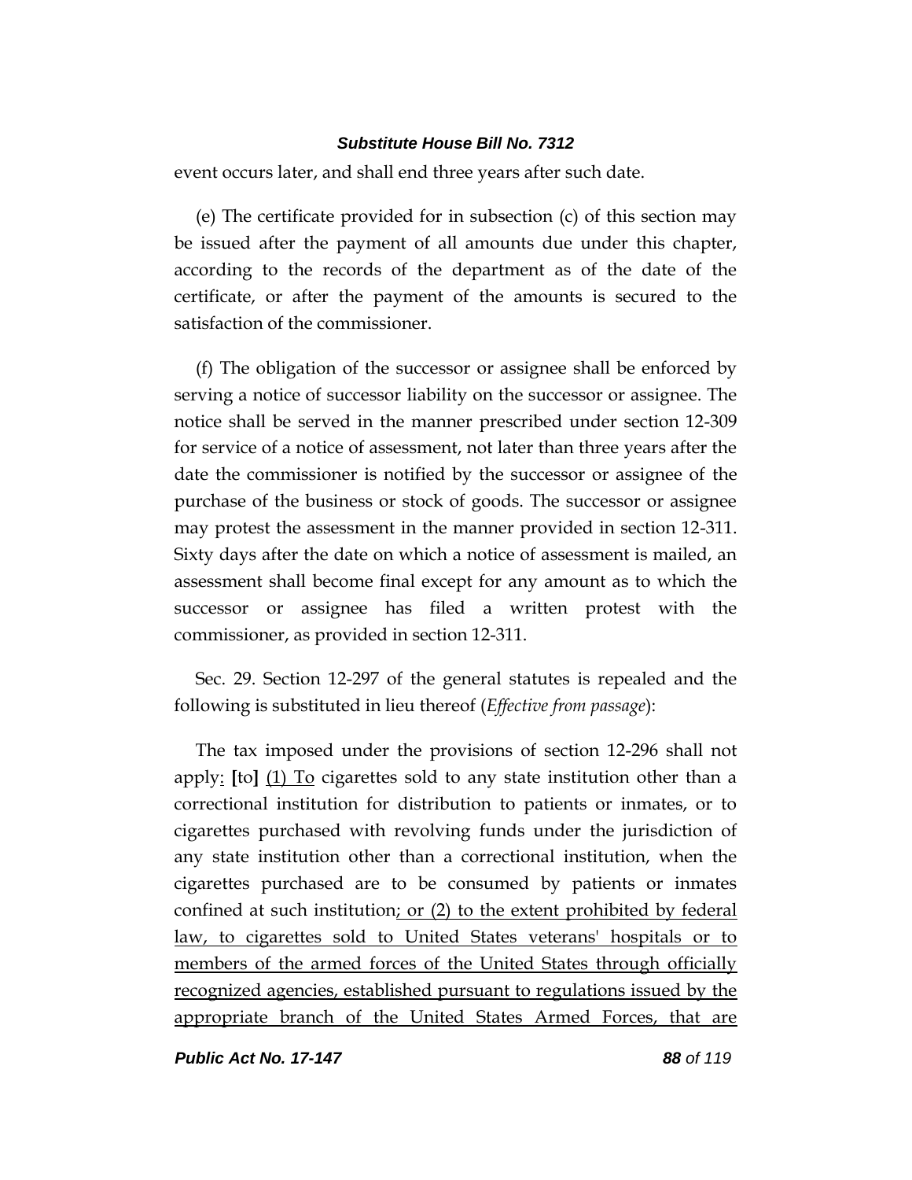event occurs later, and shall end three years after such date.

(e) The certificate provided for in subsection (c) of this section may be issued after the payment of all amounts due under this chapter, according to the records of the department as of the date of the certificate, or after the payment of the amounts is secured to the satisfaction of the commissioner.

(f) The obligation of the successor or assignee shall be enforced by serving a notice of successor liability on the successor or assignee. The notice shall be served in the manner prescribed under section 12-309 for service of a notice of assessment, not later than three years after the date the commissioner is notified by the successor or assignee of the purchase of the business or stock of goods. The successor or assignee may protest the assessment in the manner provided in section 12-311. Sixty days after the date on which a notice of assessment is mailed, an assessment shall become final except for any amount as to which the successor or assignee has filed a written protest with the commissioner, as provided in section 12-311.

Sec. 29. Section 12-297 of the general statutes is repealed and the following is substituted in lieu thereof (*Effective from passage*):

The tax imposed under the provisions of section 12-296 shall not apply<u>:</u> **[**to**]** <u>(1) To</u> cigarettes sold to any state institution other than a correctional institution for distribution to patients or inmates, or to cigarettes purchased with revolving funds under the jurisdiction of any state institution other than a correctional institution, when the cigarettes purchased are to be consumed by patients or inmates confined at such institution<u>; or (2) to the extent prohibited by federal law, to cigarettes sold to United States veterans' hospitals or to members of the armed forces of the United States through officially recognized agencies, established pursuant to regulations issued by the appropriate branch of the United States Armed Forces, that are</u>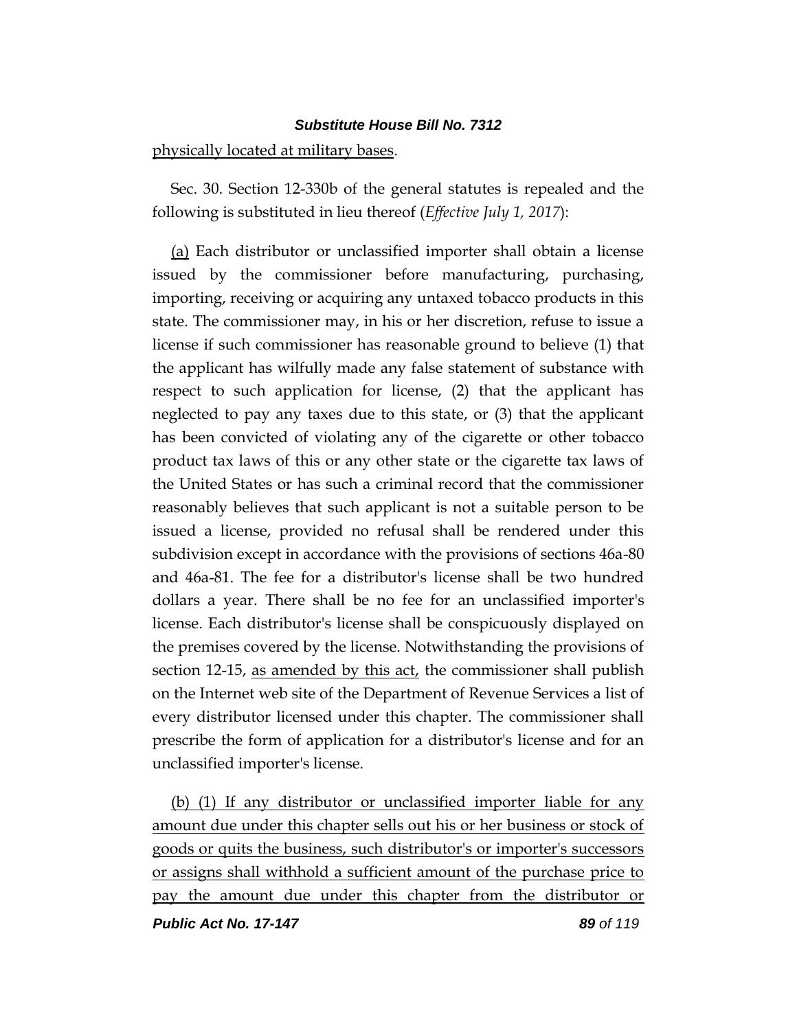physically located at military bases.

Sec. 30. Section 12-330b of the general statutes is repealed and the following is substituted in lieu thereof (*Effective July 1, 2017*):

(a) Each distributor or unclassified importer shall obtain a license issued by the commissioner before manufacturing, purchasing, importing, receiving or acquiring any untaxed tobacco products in this state. The commissioner may, in his or her discretion, refuse to issue a license if such commissioner has reasonable ground to believe (1) that the applicant has wilfully made any false statement of substance with respect to such application for license, (2) that the applicant has neglected to pay any taxes due to this state, or (3) that the applicant has been convicted of violating any of the cigarette or other tobacco product tax laws of this or any other state or the cigarette tax laws of the United States or has such a criminal record that the commissioner reasonably believes that such applicant is not a suitable person to be issued a license, provided no refusal shall be rendered under this subdivision except in accordance with the provisions of sections 46a-80 and 46a-81. The fee for a distributor's license shall be two hundred dollars a year. There shall be no fee for an unclassified importer's license. Each distributor's license shall be conspicuously displayed on the premises covered by the license. Notwithstanding the provisions of section 12-15, as amended by this act, the commissioner shall publish on the Internet web site of the Department of Revenue Services a list of every distributor licensed under this chapter. The commissioner shall prescribe the form of application for a distributor's license and for an unclassified importer's license.

(b) (1) If any distributor or unclassified importer liable for any amount due under this chapter sells out his or her business or stock of goods or quits the business, such distributor's or importer's successors or assigns shall withhold a sufficient amount of the purchase price to pay the amount due under this chapter from the distributor or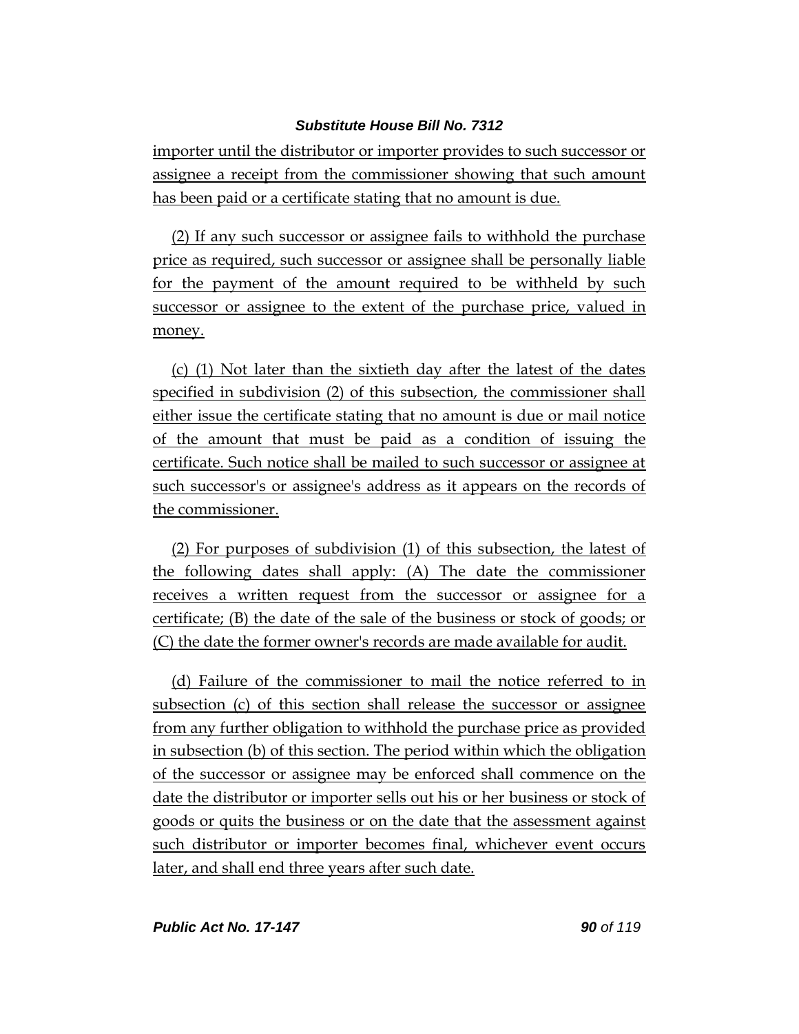importer until the distributor or importer provides to such successor or assignee a receipt from the commissioner showing that such amount has been paid or a certificate stating that no amount is due.

(2) If any such successor or assignee fails to withhold the purchase price as required, such successor or assignee shall be personally liable for the payment of the amount required to be withheld by such successor or assignee to the extent of the purchase price, valued in money.

(c) (1) Not later than the sixtieth day after the latest of the dates specified in subdivision (2) of this subsection, the commissioner shall either issue the certificate stating that no amount is due or mail notice of the amount that must be paid as a condition of issuing the certificate. Such notice shall be mailed to such successor or assignee at such successor's or assignee's address as it appears on the records of the commissioner.

(2) For purposes of subdivision (1) of this subsection, the latest of the following dates shall apply: (A) The date the commissioner receives a written request from the successor or assignee for a certificate; (B) the date of the sale of the business or stock of goods; or (C) the date the former owner's records are made available for audit.

(d) Failure of the commissioner to mail the notice referred to in subsection (c) of this section shall release the successor or assignee from any further obligation to withhold the purchase price as provided in subsection (b) of this section. The period within which the obligation of the successor or assignee may be enforced shall commence on the date the distributor or importer sells out his or her business or stock of goods or quits the business or on the date that the assessment against such distributor or importer becomes final, whichever event occurs later, and shall end three years after such date.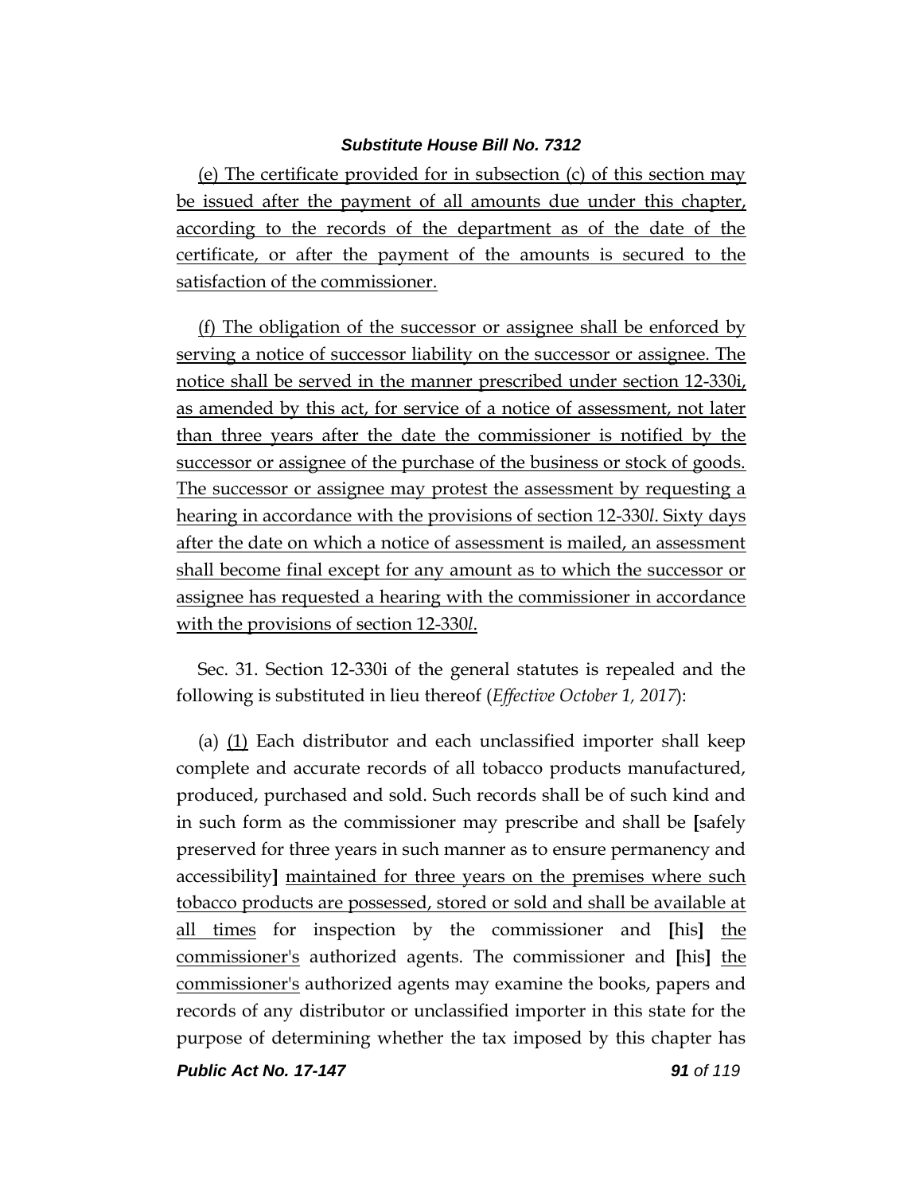(e) The certificate provided for in subsection (c) of this section may be issued after the payment of all amounts due under this chapter, according to the records of the department as of the date of the certificate, or after the payment of the amounts is secured to the satisfaction of the commissioner.

(f) The obligation of the successor or assignee shall be enforced by serving a notice of successor liability on the successor or assignee. The notice shall be served in the manner prescribed under section 12-330i, as amended by this act, for service of a notice of assessment, not later than three years after the date the commissioner is notified by the successor or assignee of the purchase of the business or stock of goods. The successor or assignee may protest the assessment by requesting a hearing in accordance with the provisions of section 12-330*l*. Sixty days after the date on which a notice of assessment is mailed, an assessment shall become final except for any amount as to which the successor or assignee has requested a hearing with the commissioner in accordance with the provisions of section 12-330*l*.

Sec. 31. Section 12-330i of the general statutes is repealed and the following is substituted in lieu thereof (*Effective October 1, 2017*):

(a) (1) Each distributor and each unclassified importer shall keep complete and accurate records of all tobacco products manufactured, produced, purchased and sold. Such records shall be of such kind and in such form as the commissioner may prescribe and shall be **[**safely preserved for three years in such manner as to ensure permanency and accessibility**]** maintained for three years on the premises where such tobacco products are possessed, stored or sold and shall be available at all times for inspection by the commissioner and **[**his**]** the commissioner's authorized agents. The commissioner and **[**his**]** the commissioner's authorized agents may examine the books, papers and records of any distributor or unclassified importer in this state for the purpose of determining whether the tax imposed by this chapter has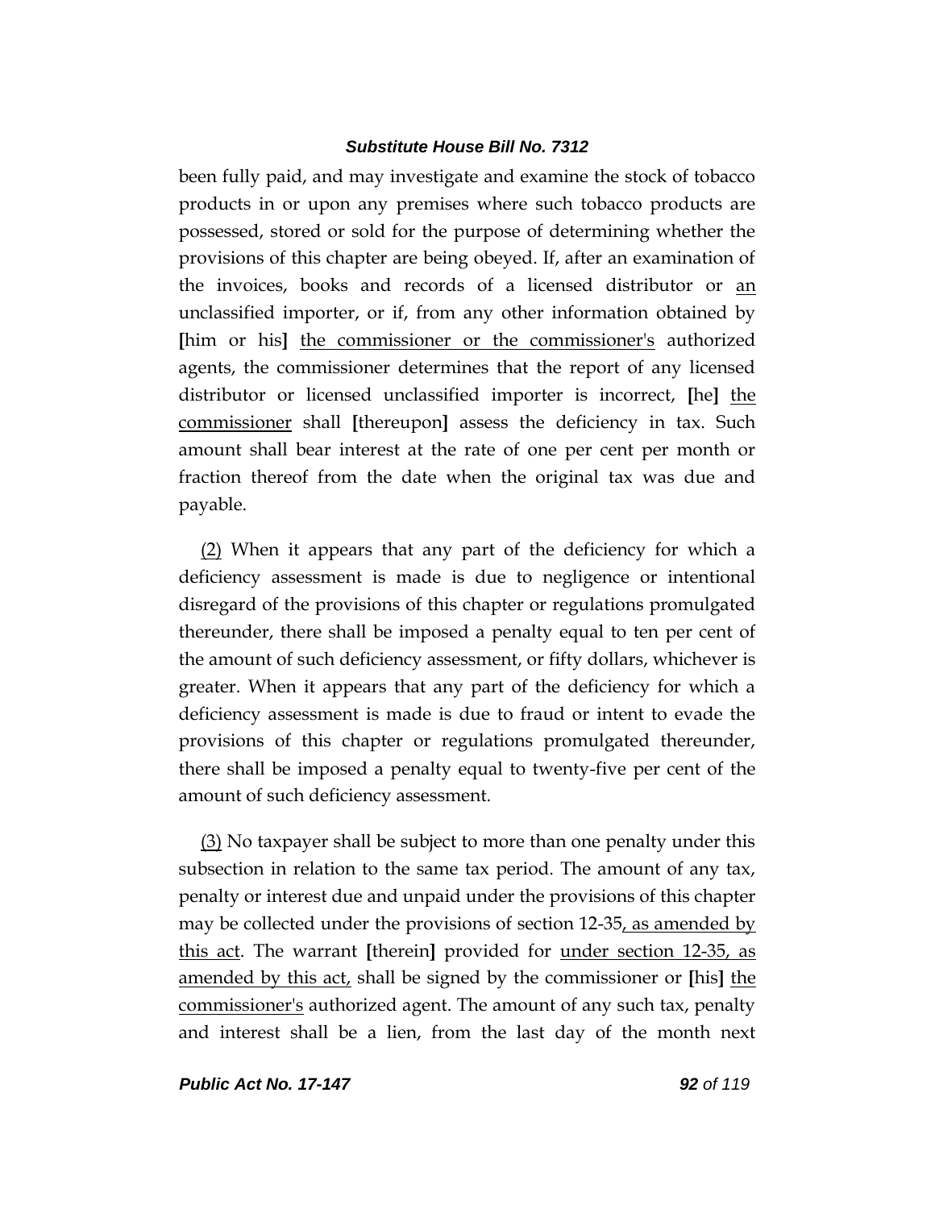been fully paid, and may investigate and examine the stock of tobacco products in or upon any premises where such tobacco products are possessed, stored or sold for the purpose of determining whether the provisions of this chapter are being obeyed. If, after an examination of the invoices, books and records of a licensed distributor or <u>an</u> unclassified importer, or if, from any other information obtained by **[**him or his**]** <u>the commissioner or the commissioner's</u> authorized agents, the commissioner determines that the report of any licensed distributor or licensed unclassified importer is incorrect, **[**he**]** <u>the commissioner</u> shall **[**thereupon**]** assess the deficiency in tax. Such amount shall bear interest at the rate of one per cent per month or fraction thereof from the date when the original tax was due and payable.

<u>(2)</u> When it appears that any part of the deficiency for which a deficiency assessment is made is due to negligence or intentional disregard of the provisions of this chapter or regulations promulgated thereunder, there shall be imposed a penalty equal to ten per cent of the amount of such deficiency assessment, or fifty dollars, whichever is greater. When it appears that any part of the deficiency for which a deficiency assessment is made is due to fraud or intent to evade the provisions of this chapter or regulations promulgated thereunder, there shall be imposed a penalty equal to twenty-five per cent of the amount of such deficiency assessment.

<u>(3)</u> No taxpayer shall be subject to more than one penalty under this subsection in relation to the same tax period. The amount of any tax, penalty or interest due and unpaid under the provisions of this chapter may be collected under the provisions of section 12-35<u>, as amended by this act</u>. The warrant **[**therein**]** provided for <u>under section 12-35, as amended by this act,</u> shall be signed by the commissioner or **[**his**]** <u>the commissioner's</u> authorized agent. The amount of any such tax, penalty and interest shall be a lien, from the last day of the month next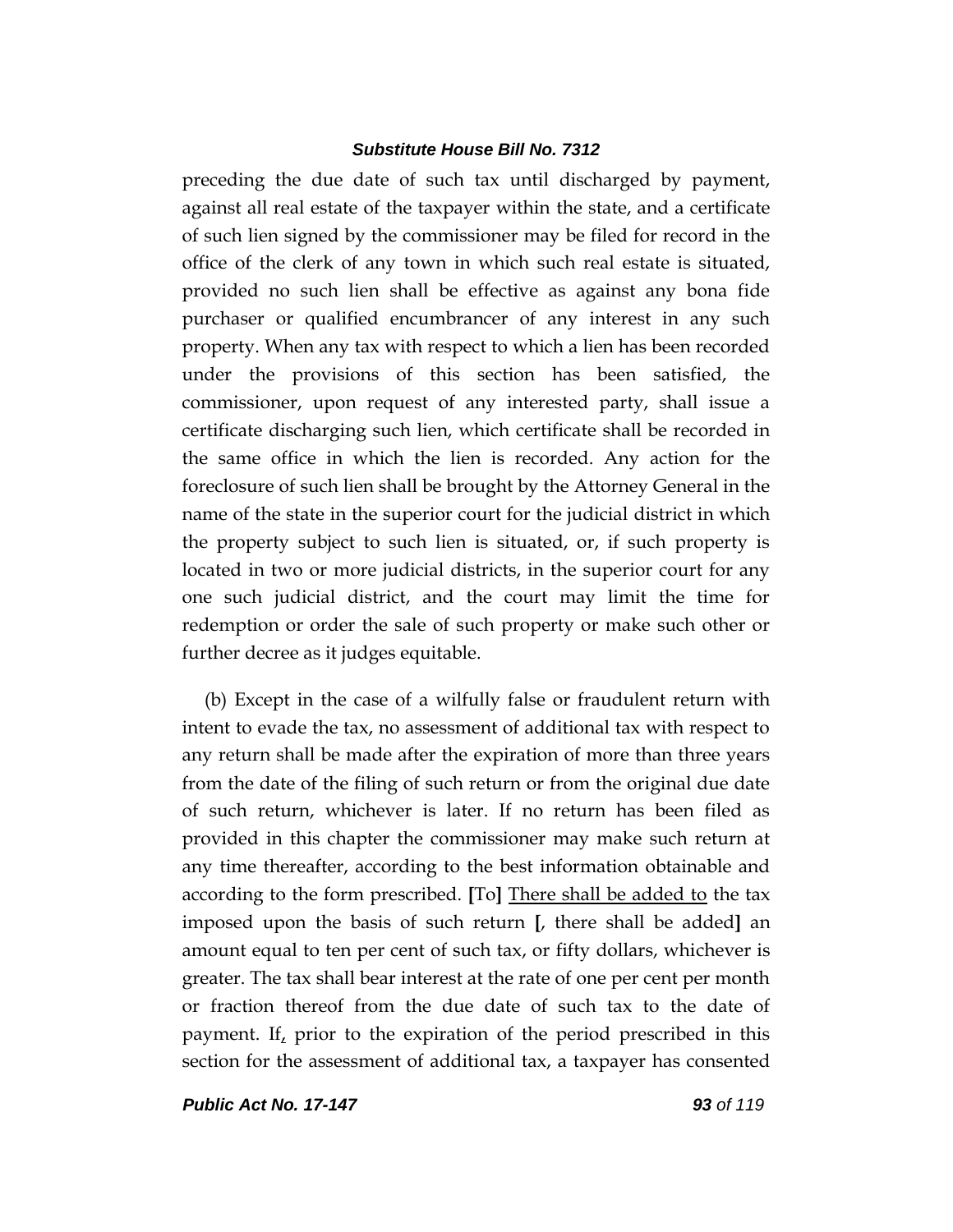preceding the due date of such tax until discharged by payment, against all real estate of the taxpayer within the state, and a certificate of such lien signed by the commissioner may be filed for record in the office of the clerk of any town in which such real estate is situated, provided no such lien shall be effective as against any bona fide purchaser or qualified encumbrancer of any interest in any such property. When any tax with respect to which a lien has been recorded under the provisions of this section has been satisfied, the commissioner, upon request of any interested party, shall issue a certificate discharging such lien, which certificate shall be recorded in the same office in which the lien is recorded. Any action for the foreclosure of such lien shall be brought by the Attorney General in the name of the state in the superior court for the judicial district in which the property subject to such lien is situated, or, if such property is located in two or more judicial districts, in the superior court for any one such judicial district, and the court may limit the time for redemption or order the sale of such property or make such other or further decree as it judges equitable.

(b) Except in the case of a wilfully false or fraudulent return with intent to evade the tax, no assessment of additional tax with respect to any return shall be made after the expiration of more than three years from the date of the filing of such return or from the original due date of such return, whichever is later. If no return has been filed as provided in this chapter the commissioner may make such return at any time thereafter, according to the best information obtainable and according to the form prescribed. **[**To**]** There shall be added to the tax imposed upon the basis of such return **[**, there shall be added**]** an amount equal to ten per cent of such tax, or fifty dollars, whichever is greater. The tax shall bear interest at the rate of one per cent per month or fraction thereof from the due date of such tax to the date of payment. If, prior to the expiration of the period prescribed in this section for the assessment of additional tax, a taxpayer has consented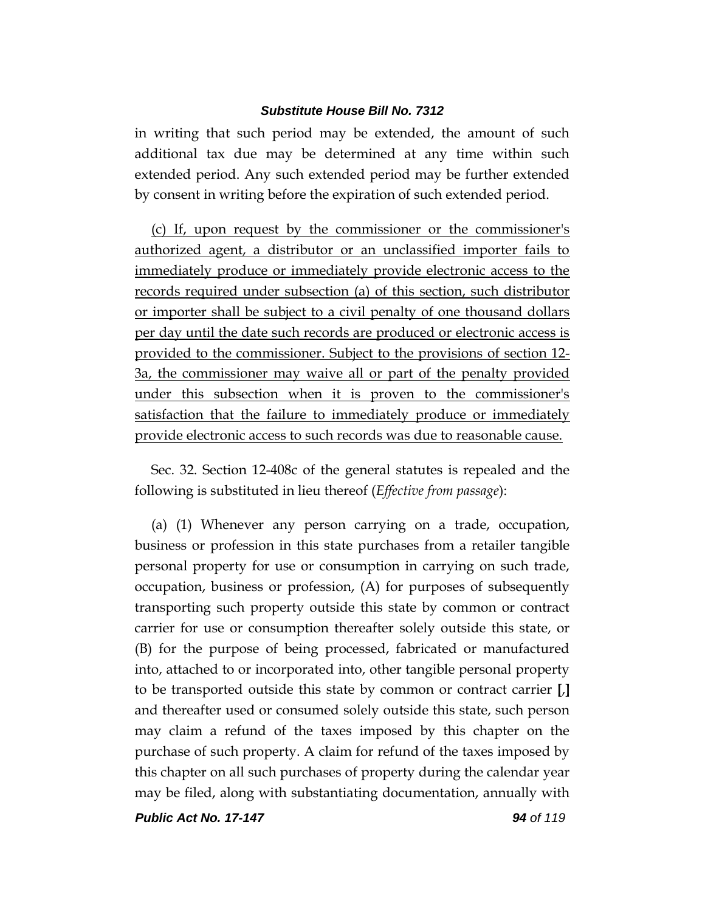in writing that such period may be extended, the amount of such additional tax due may be determined at any time within such extended period. Any such extended period may be further extended by consent in writing before the expiration of such extended period.

<u>(c) If, upon request by the commissioner or the commissioner's authorized agent, a distributor or an unclassified importer fails to immediately produce or immediately provide electronic access to the records required under subsection (a) of this section, such distributor or importer shall be subject to a civil penalty of one thousand dollars per day until the date such records are produced or electronic access is provided to the commissioner. Subject to the provisions of section 12-3a, the commissioner may waive all or part of the penalty provided under this subsection when it is proven to the commissioner's satisfaction that the failure to immediately produce or immediately provide electronic access to such records was due to reasonable cause.</u>

Sec. 32. Section 12-408c of the general statutes is repealed and the following is substituted in lieu thereof (*Effective from passage*):

(a) (1) Whenever any person carrying on a trade, occupation, business or profession in this state purchases from a retailer tangible personal property for use or consumption in carrying on such trade, occupation, business or profession, (A) for purposes of subsequently transporting such property outside this state by common or contract carrier for use or consumption thereafter solely outside this state, or (B) for the purpose of being processed, fabricated or manufactured into, attached to or incorporated into, other tangible personal property to be transported outside this state by common or contract carrier **[,]** and thereafter used or consumed solely outside this state, such person may claim a refund of the taxes imposed by this chapter on the purchase of such property. A claim for refund of the taxes imposed by this chapter on all such purchases of property during the calendar year may be filed, along with substantiating documentation, annually with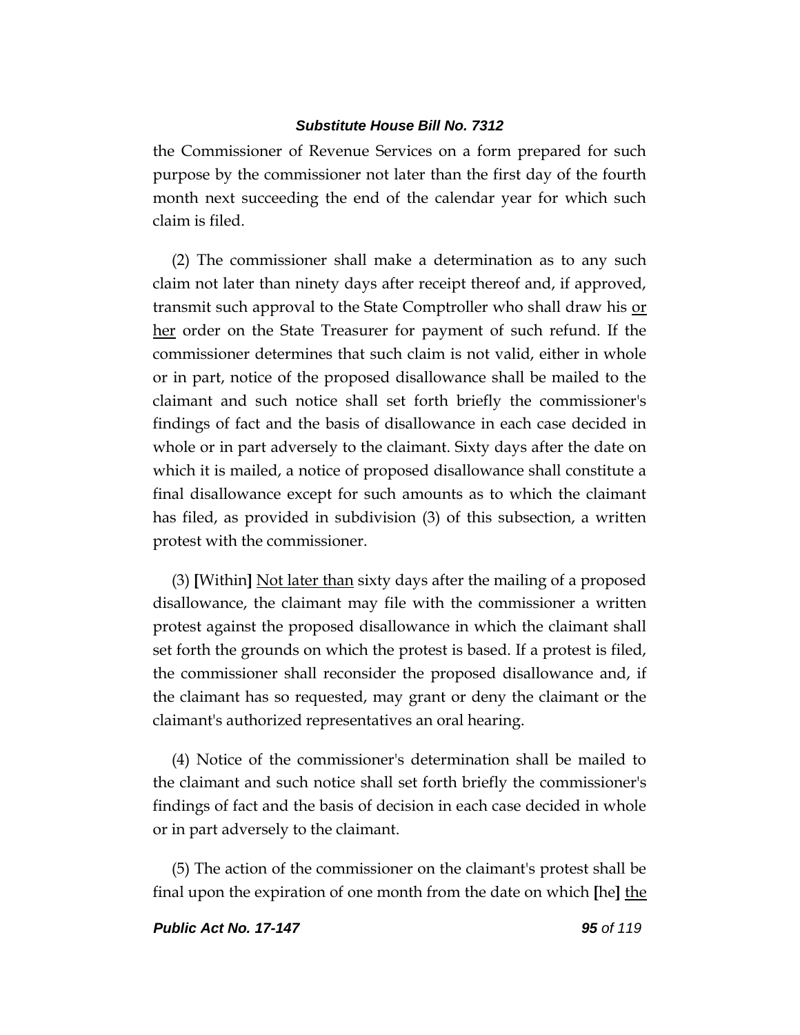the Commissioner of Revenue Services on a form prepared for such purpose by the commissioner not later than the first day of the fourth month next succeeding the end of the calendar year for which such claim is filed.

(2) The commissioner shall make a determination as to any such claim not later than ninety days after receipt thereof and, if approved, transmit such approval to the State Comptroller who shall draw his <u>or her</u> order on the State Treasurer for payment of such refund. If the commissioner determines that such claim is not valid, either in whole or in part, notice of the proposed disallowance shall be mailed to the claimant and such notice shall set forth briefly the commissioner's findings of fact and the basis of disallowance in each case decided in whole or in part adversely to the claimant. Sixty days after the date on which it is mailed, a notice of proposed disallowance shall constitute a final disallowance except for such amounts as to which the claimant has filed, as provided in subdivision (3) of this subsection, a written protest with the commissioner.

(3) **[**Within**]** <u>Not later than</u> sixty days after the mailing of a proposed disallowance, the claimant may file with the commissioner a written protest against the proposed disallowance in which the claimant shall set forth the grounds on which the protest is based. If a protest is filed, the commissioner shall reconsider the proposed disallowance and, if the claimant has so requested, may grant or deny the claimant or the claimant's authorized representatives an oral hearing.

(4) Notice of the commissioner's determination shall be mailed to the claimant and such notice shall set forth briefly the commissioner's findings of fact and the basis of decision in each case decided in whole or in part adversely to the claimant.

(5) The action of the commissioner on the claimant's protest shall be final upon the expiration of one month from the date on which **[**he**]** <u>the</u>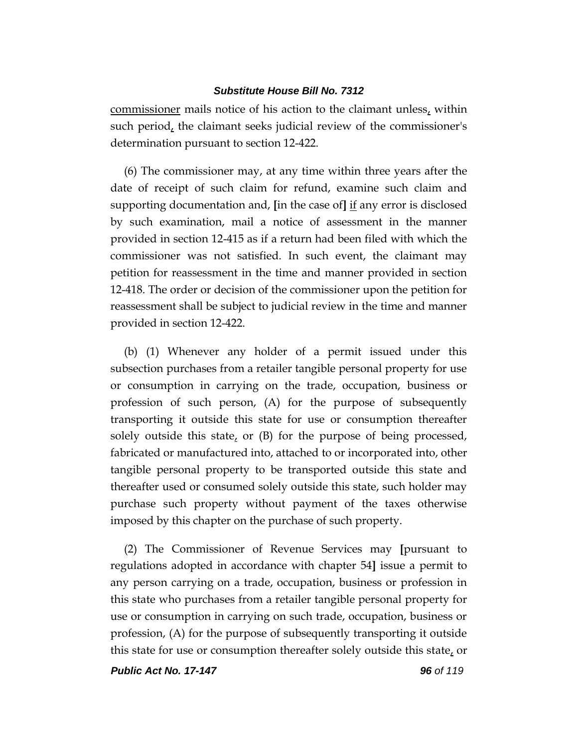commissioner mails notice of his action to the claimant unless, within such period, the claimant seeks judicial review of the commissioner's determination pursuant to section 12-422.

(6) The commissioner may, at any time within three years after the date of receipt of such claim for refund, examine such claim and supporting documentation and, [in the case of] if any error is disclosed by such examination, mail a notice of assessment in the manner provided in section 12-415 as if a return had been filed with which the commissioner was not satisfied. In such event, the claimant may petition for reassessment in the time and manner provided in section 12-418. The order or decision of the commissioner upon the petition for reassessment shall be subject to judicial review in the time and manner provided in section 12-422.

(b) (1) Whenever any holder of a permit issued under this subsection purchases from a retailer tangible personal property for use or consumption in carrying on the trade, occupation, business or profession of such person, (A) for the purpose of subsequently transporting it outside this state for use or consumption thereafter solely outside this state, or (B) for the purpose of being processed, fabricated or manufactured into, attached to or incorporated into, other tangible personal property to be transported outside this state and thereafter used or consumed solely outside this state, such holder may purchase such property without payment of the taxes otherwise imposed by this chapter on the purchase of such property.

(2) The Commissioner of Revenue Services may [pursuant to regulations adopted in accordance with chapter 54] issue a permit to any person carrying on a trade, occupation, business or profession in this state who purchases from a retailer tangible personal property for use or consumption in carrying on such trade, occupation, business or profession, (A) for the purpose of subsequently transporting it outside this state for use or consumption thereafter solely outside this state, or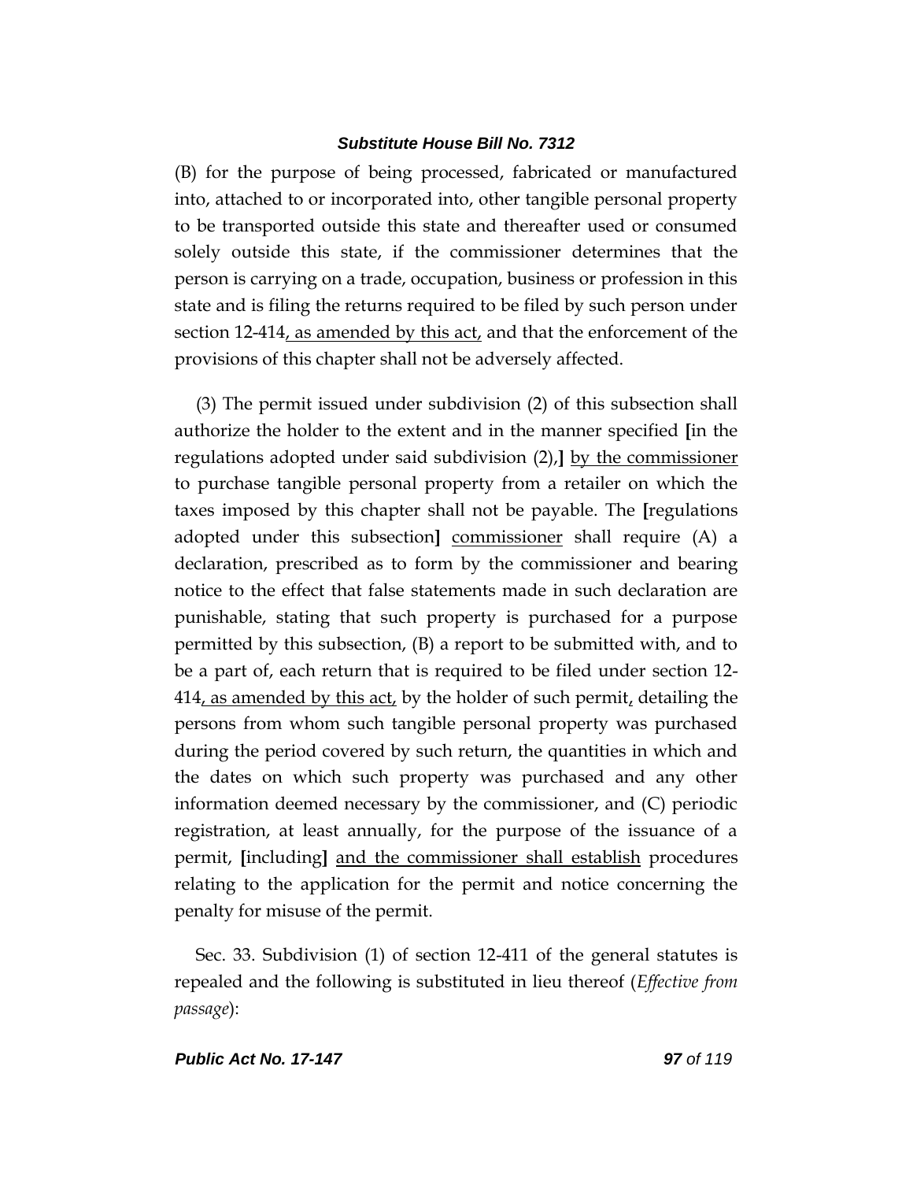(B) for the purpose of being processed, fabricated or manufactured into, attached to or incorporated into, other tangible personal property to be transported outside this state and thereafter used or consumed solely outside this state, if the commissioner determines that the person is carrying on a trade, occupation, business or profession in this state and is filing the returns required to be filed by such person under section 12-414, as amended by this act, and that the enforcement of the provisions of this chapter shall not be adversely affected.

(3) The permit issued under subdivision (2) of this subsection shall authorize the holder to the extent and in the manner specified [in the regulations adopted under said subdivision (2),] by the commissioner to purchase tangible personal property from a retailer on which the taxes imposed by this chapter shall not be payable. The [regulations adopted under this subsection] commissioner shall require (A) a declaration, prescribed as to form by the commissioner and bearing notice to the effect that false statements made in such declaration are punishable, stating that such property is purchased for a purpose permitted by this subsection, (B) a report to be submitted with, and to be a part of, each return that is required to be filed under section 12-414, as amended by this act, by the holder of such permit, detailing the persons from whom such tangible personal property was purchased during the period covered by such return, the quantities in which and the dates on which such property was purchased and any other information deemed necessary by the commissioner, and (C) periodic registration, at least annually, for the purpose of the issuance of a permit, [including] and the commissioner shall establish procedures relating to the application for the permit and notice concerning the penalty for misuse of the permit.

Sec. 33. Subdivision (1) of section 12-411 of the general statutes is repealed and the following is substituted in lieu thereof (*Effective from passage*):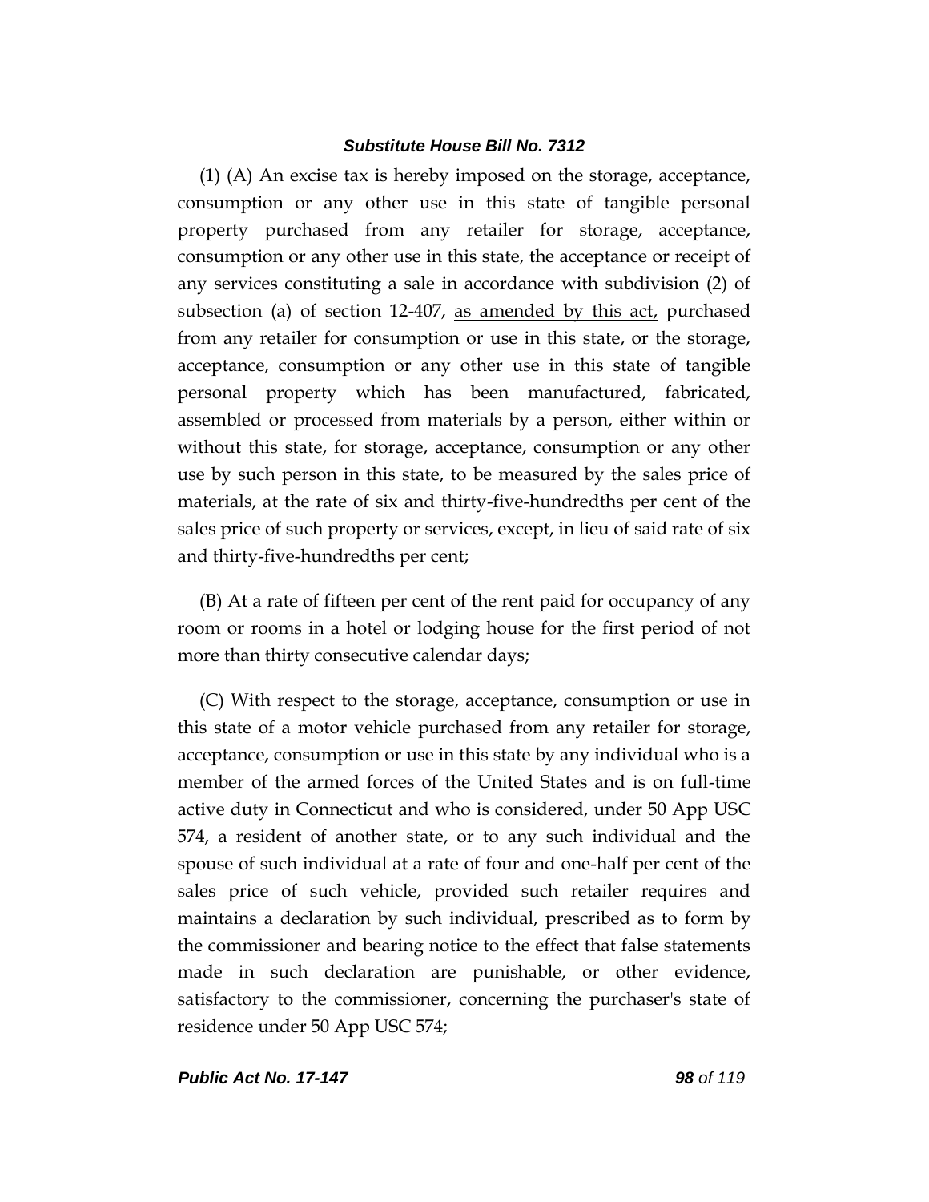(1) (A) An excise tax is hereby imposed on the storage, acceptance, consumption or any other use in this state of tangible personal property purchased from any retailer for storage, acceptance, consumption or any other use in this state, the acceptance or receipt of any services constituting a sale in accordance with subdivision (2) of subsection (a) of section 12-407, as amended by this act, purchased from any retailer for consumption or use in this state, or the storage, acceptance, consumption or any other use in this state of tangible personal property which has been manufactured, fabricated, assembled or processed from materials by a person, either within or without this state, for storage, acceptance, consumption or any other use by such person in this state, to be measured by the sales price of materials, at the rate of six and thirty-five-hundredths per cent of the sales price of such property or services, except, in lieu of said rate of six and thirty-five-hundredths per cent;

(B) At a rate of fifteen per cent of the rent paid for occupancy of any room or rooms in a hotel or lodging house for the first period of not more than thirty consecutive calendar days;

(C) With respect to the storage, acceptance, consumption or use in this state of a motor vehicle purchased from any retailer for storage, acceptance, consumption or use in this state by any individual who is a member of the armed forces of the United States and is on full-time active duty in Connecticut and who is considered, under 50 App USC 574, a resident of another state, or to any such individual and the spouse of such individual at a rate of four and one-half per cent of the sales price of such vehicle, provided such retailer requires and maintains a declaration by such individual, prescribed as to form by the commissioner and bearing notice to the effect that false statements made in such declaration are punishable, or other evidence, satisfactory to the commissioner, concerning the purchaser's state of residence under 50 App USC 574;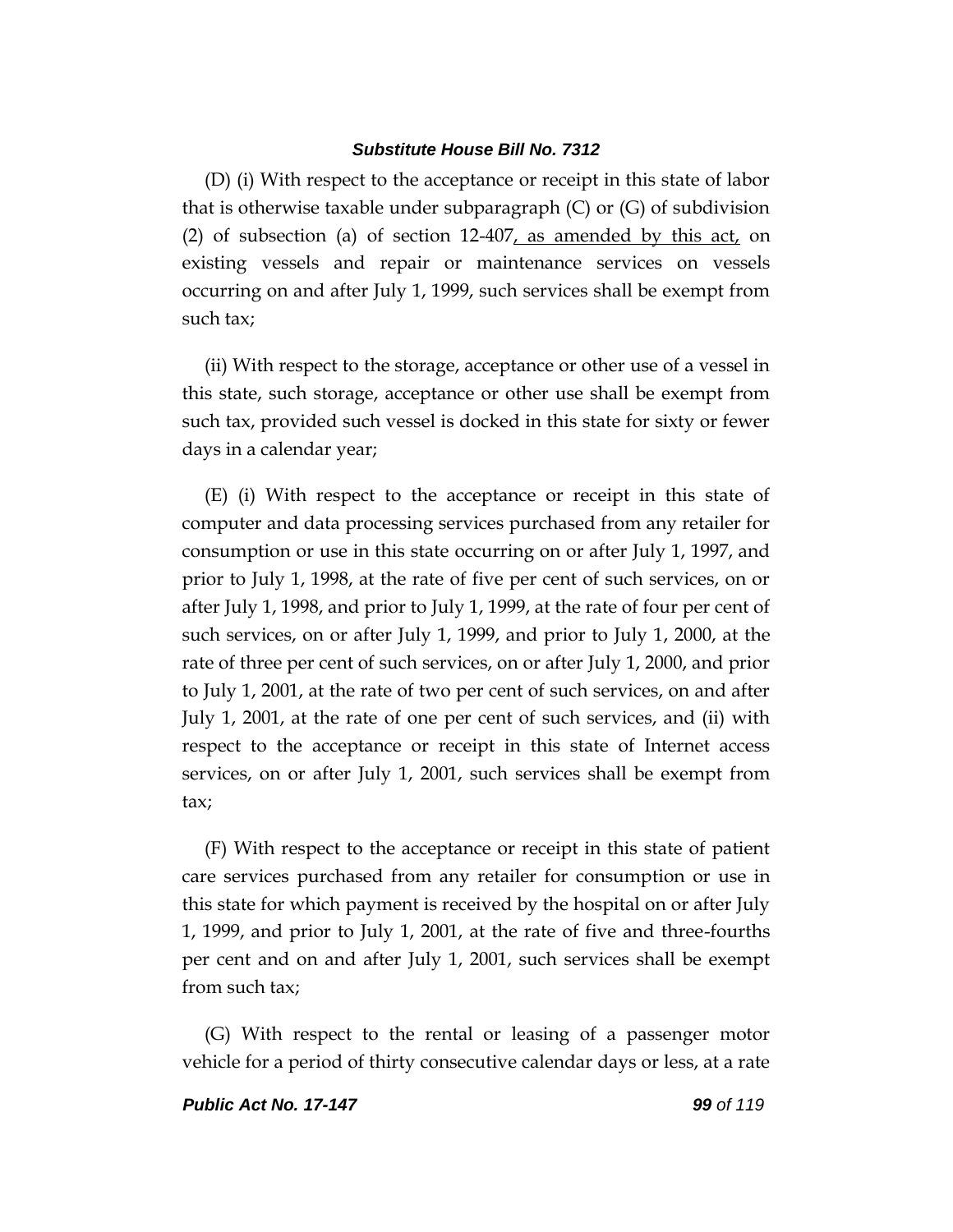(D) (i) With respect to the acceptance or receipt in this state of labor that is otherwise taxable under subparagraph (C) or (G) of subdivision (2) of subsection (a) of section 12-407<u>, as amended by this act,</u> on existing vessels and repair or maintenance services on vessels occurring on and after July 1, 1999, such services shall be exempt from such tax;

(ii) With respect to the storage, acceptance or other use of a vessel in this state, such storage, acceptance or other use shall be exempt from such tax, provided such vessel is docked in this state for sixty or fewer days in a calendar year;

(E) (i) With respect to the acceptance or receipt in this state of computer and data processing services purchased from any retailer for consumption or use in this state occurring on or after July 1, 1997, and prior to July 1, 1998, at the rate of five per cent of such services, on or after July 1, 1998, and prior to July 1, 1999, at the rate of four per cent of such services, on or after July 1, 1999, and prior to July 1, 2000, at the rate of three per cent of such services, on or after July 1, 2000, and prior to July 1, 2001, at the rate of two per cent of such services, on and after July 1, 2001, at the rate of one per cent of such services, and (ii) with respect to the acceptance or receipt in this state of Internet access services, on or after July 1, 2001, such services shall be exempt from tax;

(F) With respect to the acceptance or receipt in this state of patient care services purchased from any retailer for consumption or use in this state for which payment is received by the hospital on or after July 1, 1999, and prior to July 1, 2001, at the rate of five and three-fourths per cent and on and after July 1, 2001, such services shall be exempt from such tax;

(G) With respect to the rental or leasing of a passenger motor vehicle for a period of thirty consecutive calendar days or less, at a rate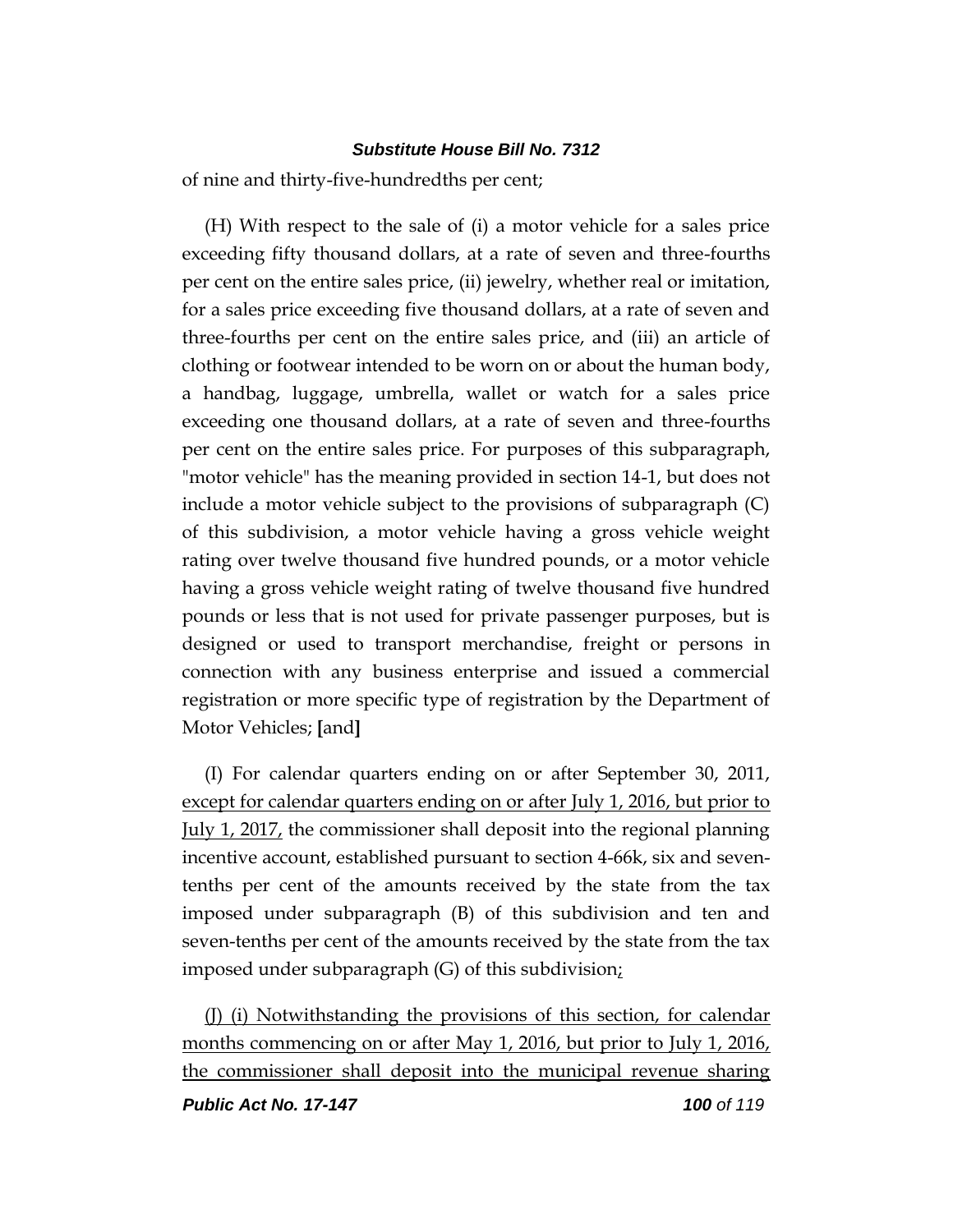of nine and thirty-five-hundredths per cent;

(H) With respect to the sale of (i) a motor vehicle for a sales price exceeding fifty thousand dollars, at a rate of seven and three-fourths per cent on the entire sales price, (ii) jewelry, whether real or imitation, for a sales price exceeding five thousand dollars, at a rate of seven and three-fourths per cent on the entire sales price, and (iii) an article of clothing or footwear intended to be worn on or about the human body, a handbag, luggage, umbrella, wallet or watch for a sales price exceeding one thousand dollars, at a rate of seven and three-fourths per cent on the entire sales price. For purposes of this subparagraph, "motor vehicle" has the meaning provided in section 14-1, but does not include a motor vehicle subject to the provisions of subparagraph (C) of this subdivision, a motor vehicle having a gross vehicle weight rating over twelve thousand five hundred pounds, or a motor vehicle having a gross vehicle weight rating of twelve thousand five hundred pounds or less that is not used for private passenger purposes, but is designed or used to transport merchandise, freight or persons in connection with any business enterprise and issued a commercial registration or more specific type of registration by the Department of Motor Vehicles; **[**and**]**

(I) For calendar quarters ending on or after September 30, 2011, <u>except for calendar quarters ending on or after July 1, 2016, but prior to July 1, 2017,</u> the commissioner shall deposit into the regional planning incentive account, established pursuant to section 4-66k, six and seven-tenths per cent of the amounts received by the state from the tax imposed under subparagraph (B) of this subdivision and ten and seven-tenths per cent of the amounts received by the state from the tax imposed under subparagraph (G) of this subdivision<u>;</u>

<u>(J) (i) Notwithstanding the provisions of this section, for calendar months commencing on or after May 1, 2016, but prior to July 1, 2016, the commissioner shall deposit into the municipal revenue sharing</u>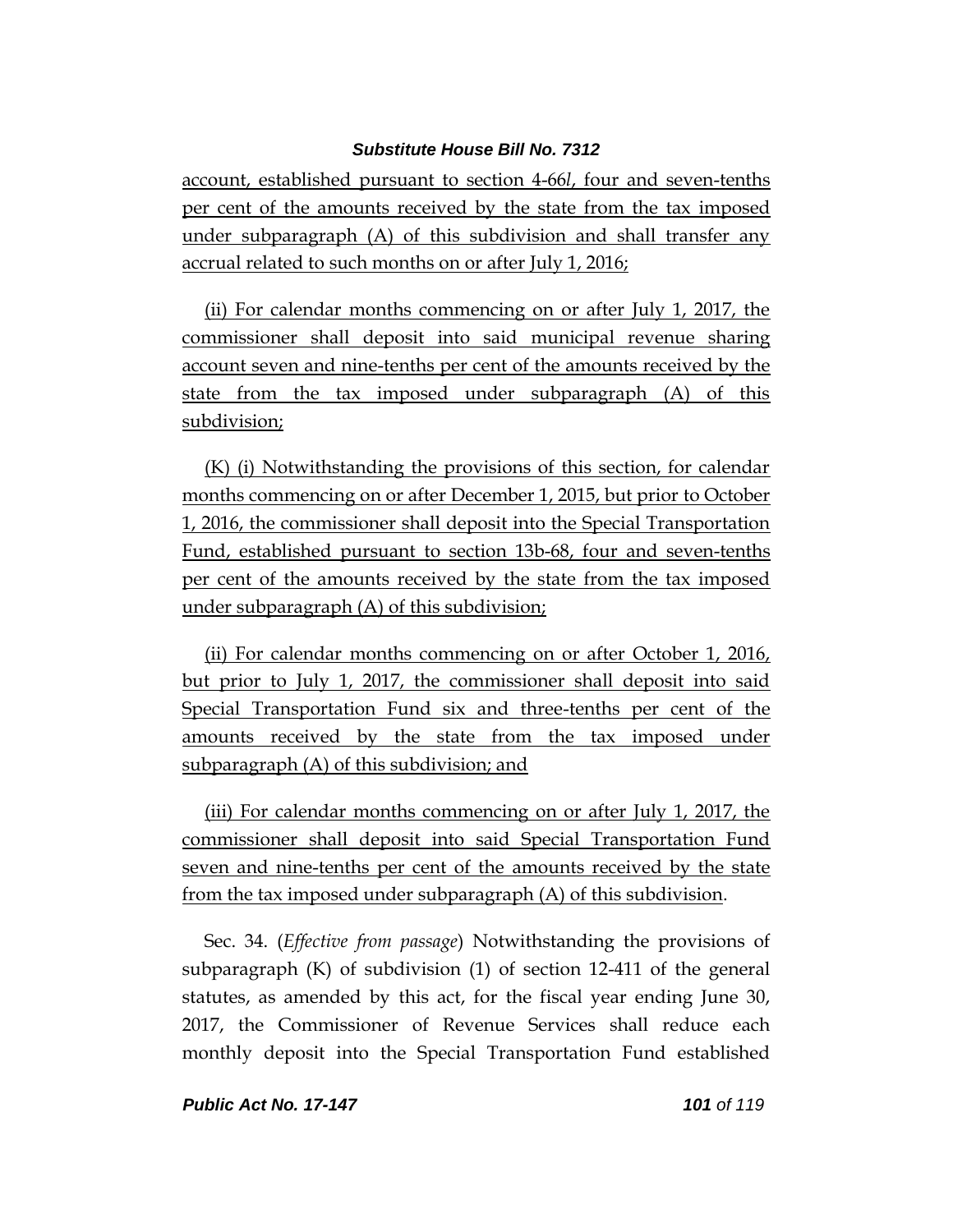account, established pursuant to section 4-66*l*, four and seven-tenths per cent of the amounts received by the state from the tax imposed under subparagraph (A) of this subdivision and shall transfer any accrual related to such months on or after July 1, 2016;

(ii) For calendar months commencing on or after July 1, 2017, the commissioner shall deposit into said municipal revenue sharing account seven and nine-tenths per cent of the amounts received by the state from the tax imposed under subparagraph (A) of this subdivision;

(K) (i) Notwithstanding the provisions of this section, for calendar months commencing on or after December 1, 2015, but prior to October 1, 2016, the commissioner shall deposit into the Special Transportation Fund, established pursuant to section 13b-68, four and seven-tenths per cent of the amounts received by the state from the tax imposed under subparagraph (A) of this subdivision;

(ii) For calendar months commencing on or after October 1, 2016, but prior to July 1, 2017, the commissioner shall deposit into said Special Transportation Fund six and three-tenths per cent of the amounts received by the state from the tax imposed under subparagraph (A) of this subdivision; and

(iii) For calendar months commencing on or after July 1, 2017, the commissioner shall deposit into said Special Transportation Fund seven and nine-tenths per cent of the amounts received by the state from the tax imposed under subparagraph (A) of this subdivision.

Sec. 34. (*Effective from passage*) Notwithstanding the provisions of subparagraph (K) of subdivision (1) of section 12-411 of the general statutes, as amended by this act, for the fiscal year ending June 30, 2017, the Commissioner of Revenue Services shall reduce each monthly deposit into the Special Transportation Fund established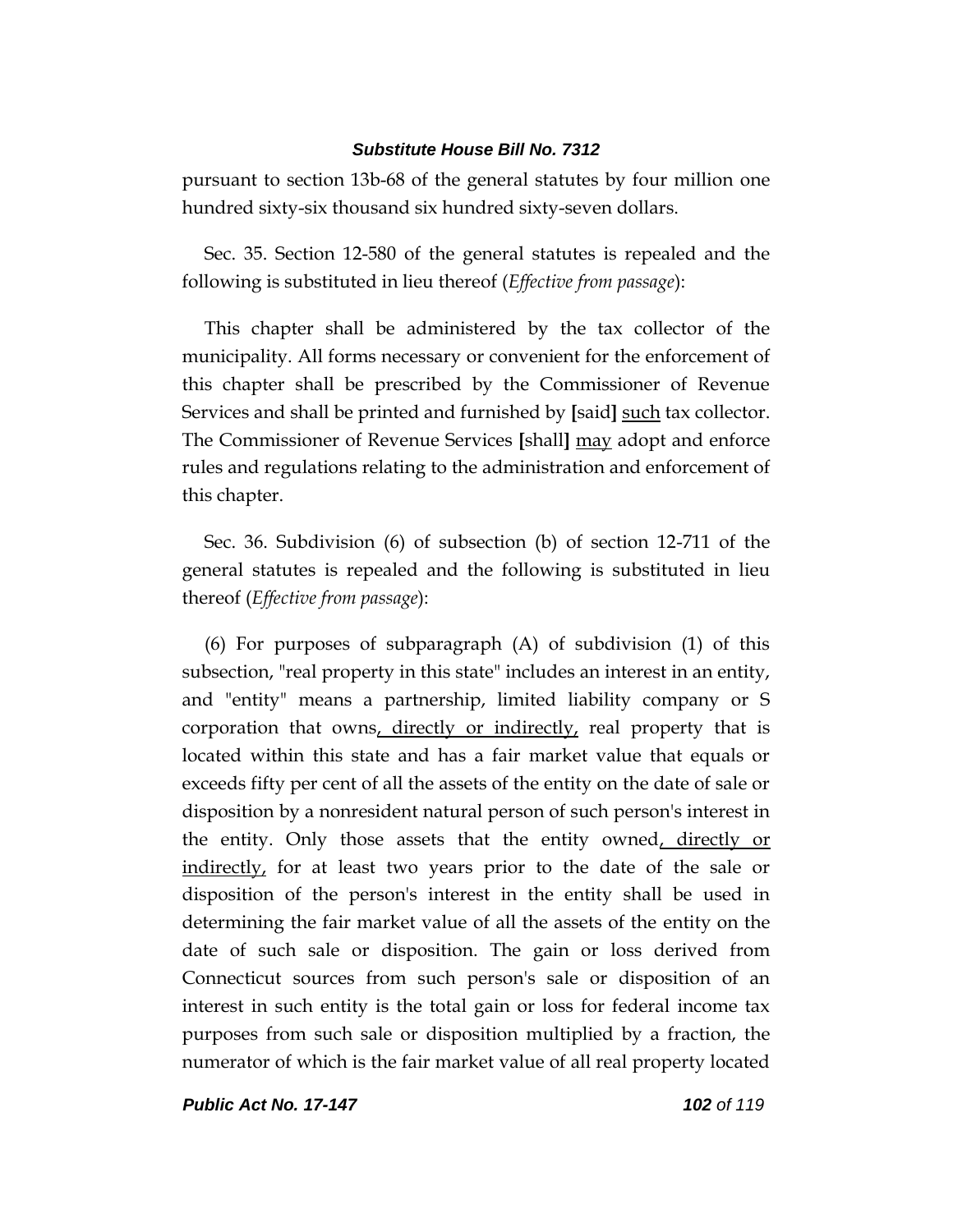pursuant to section 13b-68 of the general statutes by four million one hundred sixty-six thousand six hundred sixty-seven dollars.

Sec. 35. Section 12-580 of the general statutes is repealed and the following is substituted in lieu thereof (*Effective from passage*):

This chapter shall be administered by the tax collector of the municipality. All forms necessary or convenient for the enforcement of this chapter shall be prescribed by the Commissioner of Revenue Services and shall be printed and furnished by **[**said**]** <u>such</u> tax collector. The Commissioner of Revenue Services **[**shall**]** <u>may</u> adopt and enforce rules and regulations relating to the administration and enforcement of this chapter.

Sec. 36. Subdivision (6) of subsection (b) of section 12-711 of the general statutes is repealed and the following is substituted in lieu thereof (*Effective from passage*):

(6) For purposes of subparagraph (A) of subdivision (1) of this subsection, "real property in this state" includes an interest in an entity, and "entity" means a partnership, limited liability company or S corporation that owns<u>, directly or indirectly,</u> real property that is located within this state and has a fair market value that equals or exceeds fifty per cent of all the assets of the entity on the date of sale or disposition by a nonresident natural person of such person's interest in the entity. Only those assets that the entity owned<u>, directly or indirectly,</u> for at least two years prior to the date of the sale or disposition of the person's interest in the entity shall be used in determining the fair market value of all the assets of the entity on the date of such sale or disposition. The gain or loss derived from Connecticut sources from such person's sale or disposition of an interest in such entity is the total gain or loss for federal income tax purposes from such sale or disposition multiplied by a fraction, the numerator of which is the fair market value of all real property located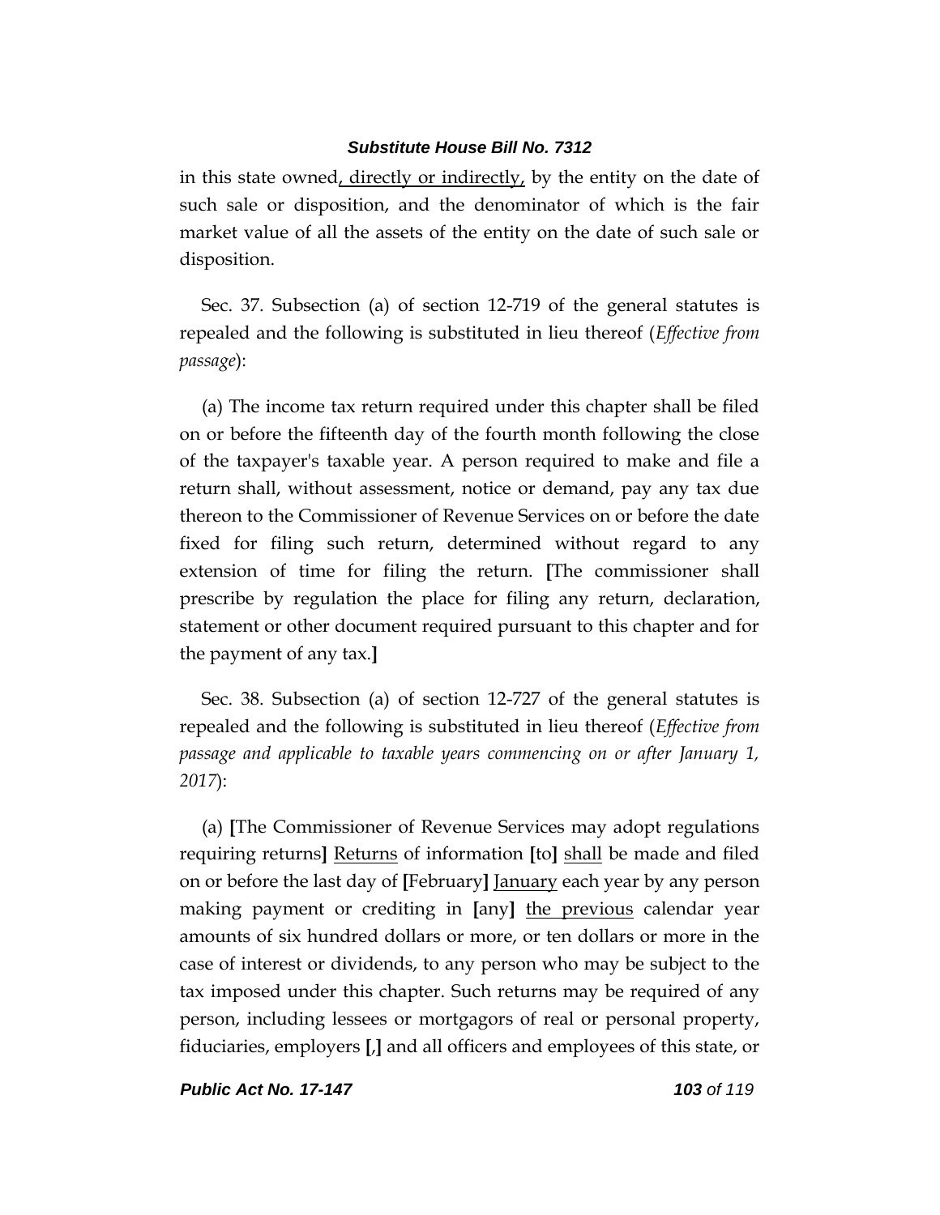in this state owned, directly or indirectly, by the entity on the date of such sale or disposition, and the denominator of which is the fair market value of all the assets of the entity on the date of such sale or disposition.

Sec. 37. Subsection (a) of section 12-719 of the general statutes is repealed and the following is substituted in lieu thereof (*Effective from passage*):

(a) The income tax return required under this chapter shall be filed on or before the fifteenth day of the fourth month following the close of the taxpayer's taxable year. A person required to make and file a return shall, without assessment, notice or demand, pay any tax due thereon to the Commissioner of Revenue Services on or before the date fixed for filing such return, determined without regard to any extension of time for filing the return. **[**The commissioner shall prescribe by regulation the place for filing any return, declaration, statement or other document required pursuant to this chapter and for the payment of any tax.**]**

Sec. 38. Subsection (a) of section 12-727 of the general statutes is repealed and the following is substituted in lieu thereof (*Effective from passage and applicable to taxable years commencing on or after January 1, 2017*):

(a) **[**The Commissioner of Revenue Services may adopt regulations requiring returns**]** Returns of information **[**to**]** shall be made and filed on or before the last day of **[**February**]** January each year by any person making payment or crediting in **[**any**]** the previous calendar year amounts of six hundred dollars or more, or ten dollars or more in the case of interest or dividends, to any person who may be subject to the tax imposed under this chapter. Such returns may be required of any person, including lessees or mortgagors of real or personal property, fiduciaries, employers **[**,**]** and all officers and employees of this state, or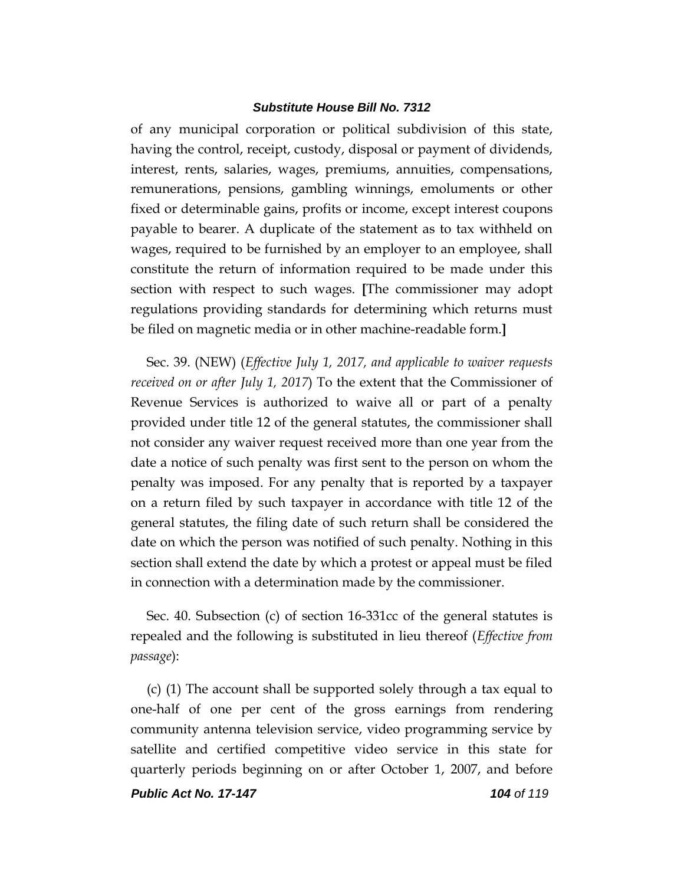of any municipal corporation or political subdivision of this state, having the control, receipt, custody, disposal or payment of dividends, interest, rents, salaries, wages, premiums, annuities, compensations, remunerations, pensions, gambling winnings, emoluments or other fixed or determinable gains, profits or income, except interest coupons payable to bearer. A duplicate of the statement as to tax withheld on wages, required to be furnished by an employer to an employee, shall constitute the return of information required to be made under this section with respect to such wages. **[**The commissioner may adopt regulations providing standards for determining which returns must be filed on magnetic media or in other machine-readable form.**]**

Sec. 39. (NEW) (*Effective July 1, 2017, and applicable to waiver requests received on or after July 1, 2017*) To the extent that the Commissioner of Revenue Services is authorized to waive all or part of a penalty provided under title 12 of the general statutes, the commissioner shall not consider any waiver request received more than one year from the date a notice of such penalty was first sent to the person on whom the penalty was imposed. For any penalty that is reported by a taxpayer on a return filed by such taxpayer in accordance with title 12 of the general statutes, the filing date of such return shall be considered the date on which the person was notified of such penalty. Nothing in this section shall extend the date by which a protest or appeal must be filed in connection with a determination made by the commissioner.

Sec. 40. Subsection (c) of section 16-331cc of the general statutes is repealed and the following is substituted in lieu thereof (*Effective from passage*):

(c) (1) The account shall be supported solely through a tax equal to one-half of one per cent of the gross earnings from rendering community antenna television service, video programming service by satellite and certified competitive video service in this state for quarterly periods beginning on or after October 1, 2007, and before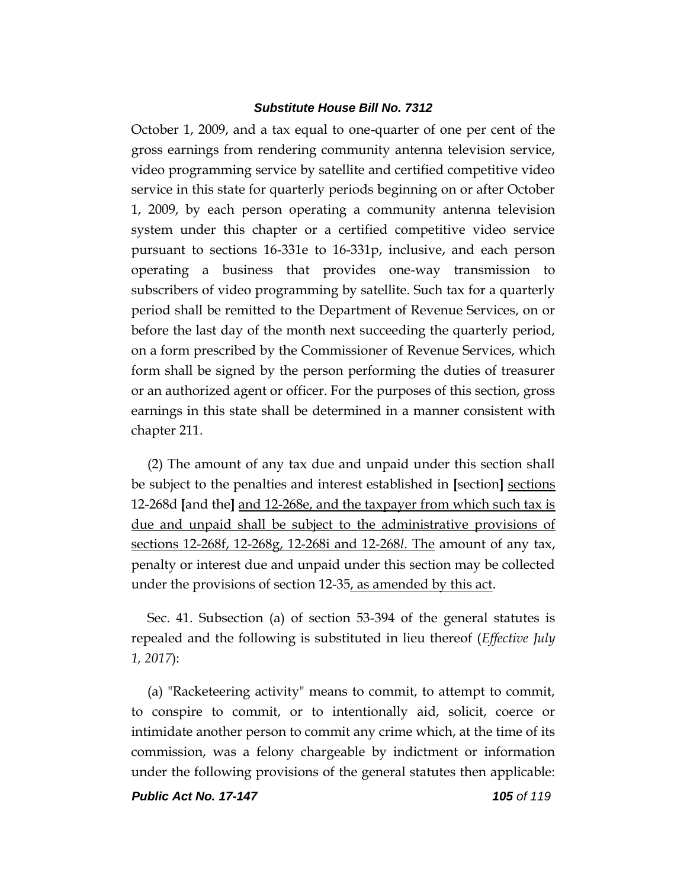October 1, 2009, and a tax equal to one-quarter of one per cent of the gross earnings from rendering community antenna television service, video programming service by satellite and certified competitive video service in this state for quarterly periods beginning on or after October 1, 2009, by each person operating a community antenna television system under this chapter or a certified competitive video service pursuant to sections 16-331e to 16-331p, inclusive, and each person operating a business that provides one-way transmission to subscribers of video programming by satellite. Such tax for a quarterly period shall be remitted to the Department of Revenue Services, on or before the last day of the month next succeeding the quarterly period, on a form prescribed by the Commissioner of Revenue Services, which form shall be signed by the person performing the duties of treasurer or an authorized agent or officer. For the purposes of this section, gross earnings in this state shall be determined in a manner consistent with chapter 211.

(2) The amount of any tax due and unpaid under this section shall be subject to the penalties and interest established in **[**section**]** <u>sections</u> 12-268d **[**and the**]** <u>and 12-268e, and the taxpayer from which such tax is due and unpaid shall be subject to the administrative provisions of sections 12-268f, 12-268g, 12-268i and 12-268*l*. The</u> amount of any tax, penalty or interest due and unpaid under this section may be collected under the provisions of section 12-35<u>, as amended by this act</u>.

Sec. 41. Subsection (a) of section 53-394 of the general statutes is repealed and the following is substituted in lieu thereof (*Effective July 1, 2017*):

(a) "Racketeering activity" means to commit, to attempt to commit, to conspire to commit, or to intentionally aid, solicit, coerce or intimidate another person to commit any crime which, at the time of its commission, was a felony chargeable by indictment or information under the following provisions of the general statutes then applicable: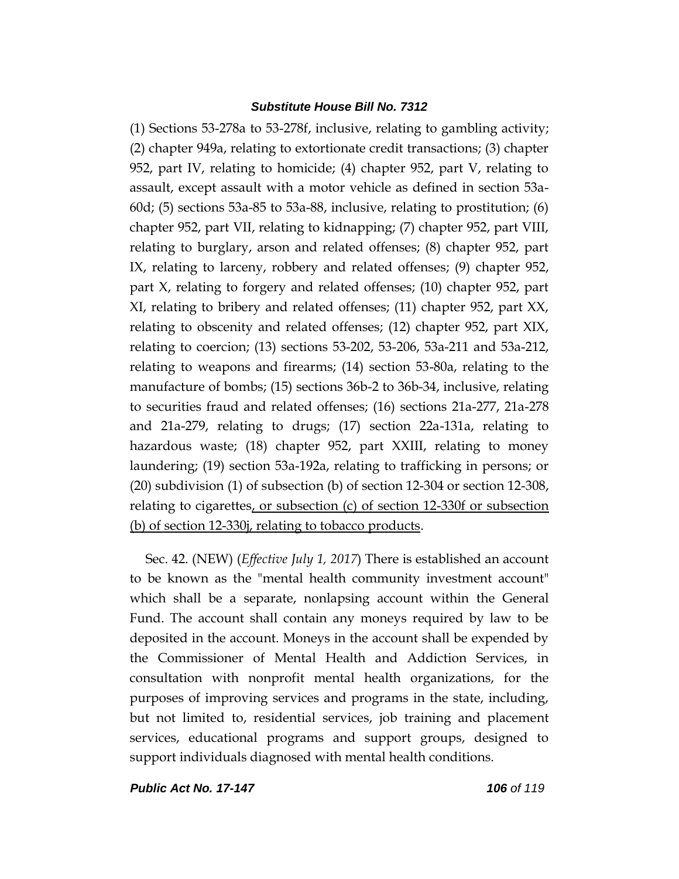(1) Sections 53-278a to 53-278f, inclusive, relating to gambling activity; (2) chapter 949a, relating to extortionate credit transactions; (3) chapter 952, part IV, relating to homicide; (4) chapter 952, part V, relating to assault, except assault with a motor vehicle as defined in section 53a-60d; (5) sections 53a-85 to 53a-88, inclusive, relating to prostitution; (6) chapter 952, part VII, relating to kidnapping; (7) chapter 952, part VIII, relating to burglary, arson and related offenses; (8) chapter 952, part IX, relating to larceny, robbery and related offenses; (9) chapter 952, part X, relating to forgery and related offenses; (10) chapter 952, part XI, relating to bribery and related offenses; (11) chapter 952, part XX, relating to obscenity and related offenses; (12) chapter 952, part XIX, relating to coercion; (13) sections 53-202, 53-206, 53a-211 and 53a-212, relating to weapons and firearms; (14) section 53-80a, relating to the manufacture of bombs; (15) sections 36b-2 to 36b-34, inclusive, relating to securities fraud and related offenses; (16) sections 21a-277, 21a-278 and 21a-279, relating to drugs; (17) section 22a-131a, relating to hazardous waste; (18) chapter 952, part XXIII, relating to money laundering; (19) section 53a-192a, relating to trafficking in persons; or (20) subdivision (1) of subsection (b) of section 12-304 or section 12-308, relating to cigarettes, or subsection (c) of section 12-330f or subsection (b) of section 12-330j, relating to tobacco products.

Sec. 42. (NEW) (*Effective July 1, 2017*) There is established an account to be known as the "mental health community investment account" which shall be a separate, nonlapsing account within the General Fund. The account shall contain any moneys required by law to be deposited in the account. Moneys in the account shall be expended by the Commissioner of Mental Health and Addiction Services, in consultation with nonprofit mental health organizations, for the purposes of improving services and programs in the state, including, but not limited to, residential services, job training and placement services, educational programs and support groups, designed to support individuals diagnosed with mental health conditions.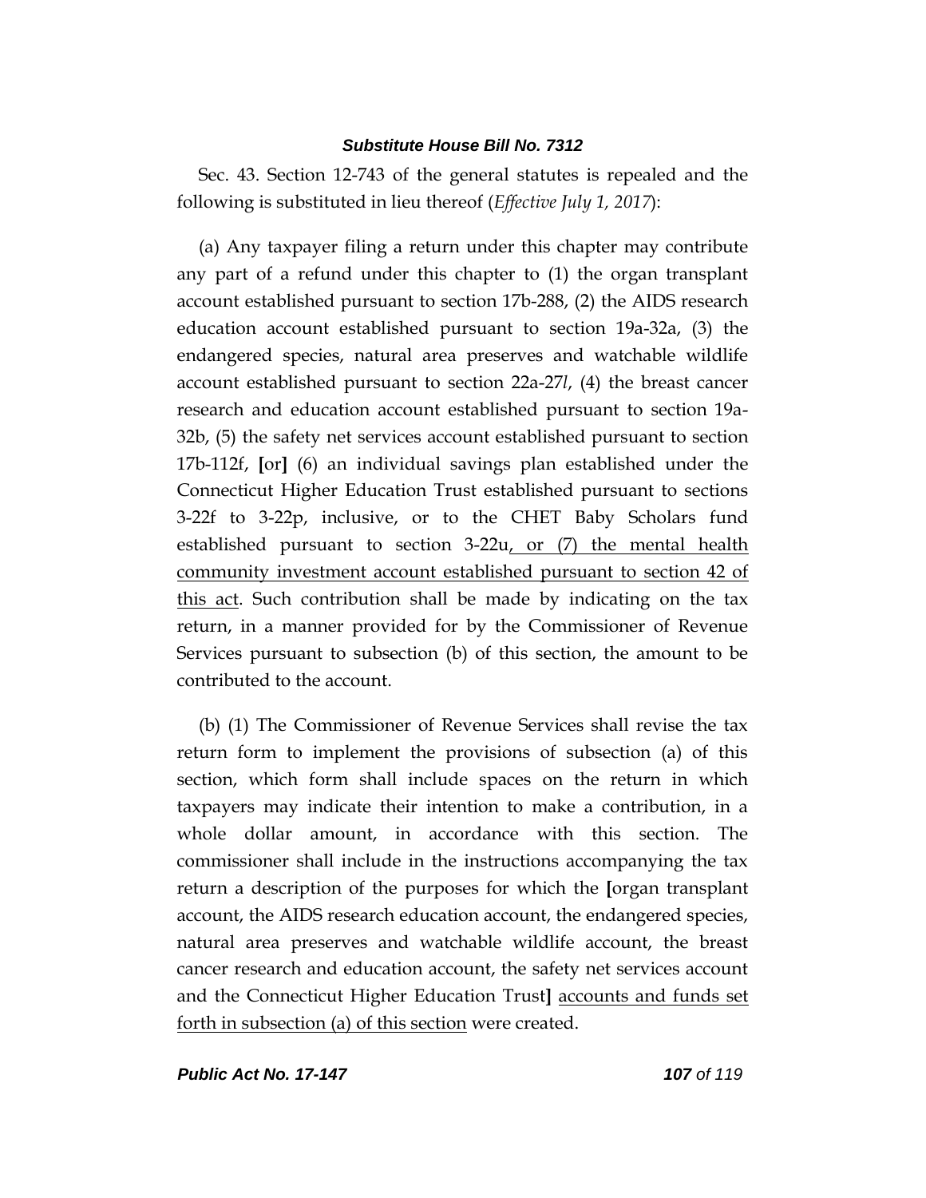Sec. 43. Section 12-743 of the general statutes is repealed and the following is substituted in lieu thereof (*Effective July 1, 2017*):

(a) Any taxpayer filing a return under this chapter may contribute any part of a refund under this chapter to (1) the organ transplant account established pursuant to section 17b-288, (2) the AIDS research education account established pursuant to section 19a-32a, (3) the endangered species, natural area preserves and watchable wildlife account established pursuant to section 22a-27*l*, (4) the breast cancer research and education account established pursuant to section 19a-32b, (5) the safety net services account established pursuant to section 17b-112f, **[**or**]** (6) an individual savings plan established under the Connecticut Higher Education Trust established pursuant to sections 3-22f to 3-22p, inclusive, or to the CHET Baby Scholars fund established pursuant to section 3-22u<u>, or (7) the mental health community investment account established pursuant to section 42 of this act</u>. Such contribution shall be made by indicating on the tax return, in a manner provided for by the Commissioner of Revenue Services pursuant to subsection (b) of this section, the amount to be contributed to the account.

(b) (1) The Commissioner of Revenue Services shall revise the tax return form to implement the provisions of subsection (a) of this section, which form shall include spaces on the return in which taxpayers may indicate their intention to make a contribution, in a whole dollar amount, in accordance with this section. The commissioner shall include in the instructions accompanying the tax return a description of the purposes for which the **[**organ transplant account, the AIDS research education account, the endangered species, natural area preserves and watchable wildlife account, the breast cancer research and education account, the safety net services account and the Connecticut Higher Education Trust**]** <u>accounts and funds set forth in subsection (a) of this section</u> were created.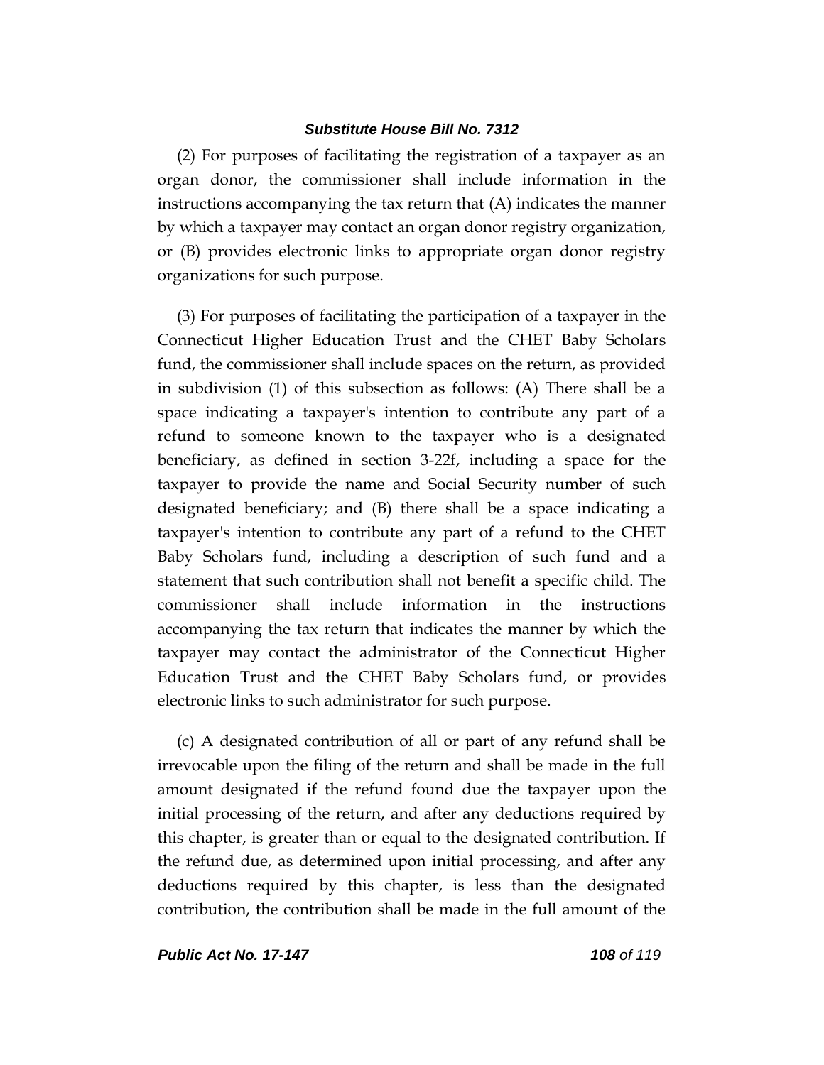(2) For purposes of facilitating the registration of a taxpayer as an organ donor, the commissioner shall include information in the instructions accompanying the tax return that (A) indicates the manner by which a taxpayer may contact an organ donor registry organization, or (B) provides electronic links to appropriate organ donor registry organizations for such purpose.

(3) For purposes of facilitating the participation of a taxpayer in the Connecticut Higher Education Trust and the CHET Baby Scholars fund, the commissioner shall include spaces on the return, as provided in subdivision (1) of this subsection as follows: (A) There shall be a space indicating a taxpayer's intention to contribute any part of a refund to someone known to the taxpayer who is a designated beneficiary, as defined in section 3-22f, including a space for the taxpayer to provide the name and Social Security number of such designated beneficiary; and (B) there shall be a space indicating a taxpayer's intention to contribute any part of a refund to the CHET Baby Scholars fund, including a description of such fund and a statement that such contribution shall not benefit a specific child. The commissioner shall include information in the instructions accompanying the tax return that indicates the manner by which the taxpayer may contact the administrator of the Connecticut Higher Education Trust and the CHET Baby Scholars fund, or provides electronic links to such administrator for such purpose.

(c) A designated contribution of all or part of any refund shall be irrevocable upon the filing of the return and shall be made in the full amount designated if the refund found due the taxpayer upon the initial processing of the return, and after any deductions required by this chapter, is greater than or equal to the designated contribution. If the refund due, as determined upon initial processing, and after any deductions required by this chapter, is less than the designated contribution, the contribution shall be made in the full amount of the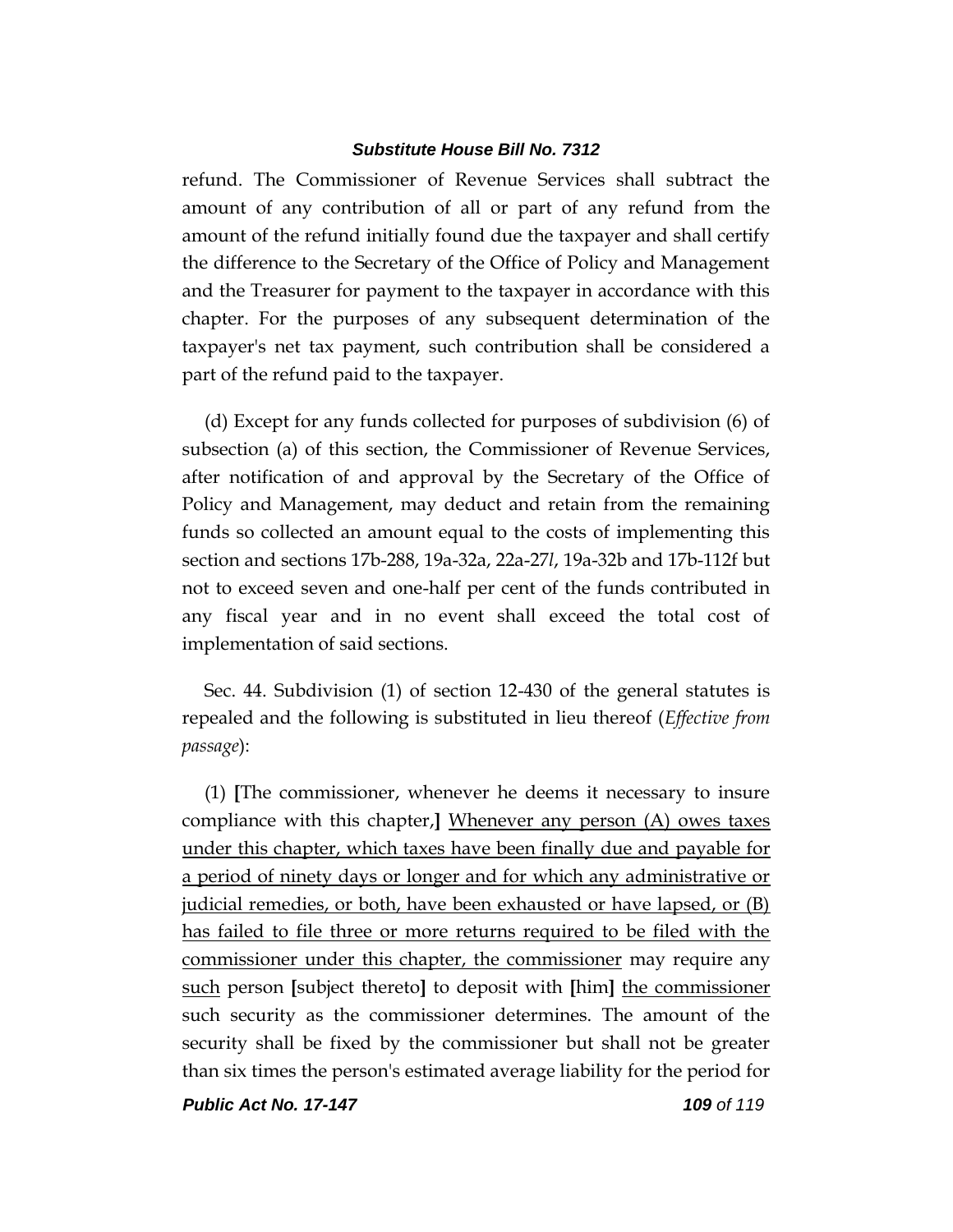refund. The Commissioner of Revenue Services shall subtract the amount of any contribution of all or part of any refund from the amount of the refund initially found due the taxpayer and shall certify the difference to the Secretary of the Office of Policy and Management and the Treasurer for payment to the taxpayer in accordance with this chapter. For the purposes of any subsequent determination of the taxpayer's net tax payment, such contribution shall be considered a part of the refund paid to the taxpayer.

(d) Except for any funds collected for purposes of subdivision (6) of subsection (a) of this section, the Commissioner of Revenue Services, after notification of and approval by the Secretary of the Office of Policy and Management, may deduct and retain from the remaining funds so collected an amount equal to the costs of implementing this section and sections 17b-288, 19a-32a, 22a-27*l*, 19a-32b and 17b-112f but not to exceed seven and one-half per cent of the funds contributed in any fiscal year and in no event shall exceed the total cost of implementation of said sections.

Sec. 44. Subdivision (1) of section 12-430 of the general statutes is repealed and the following is substituted in lieu thereof (*Effective from passage*):

(1) **[**The commissioner, whenever he deems it necessary to insure compliance with this chapter,**]** <u>Whenever any person (A) owes taxes under this chapter, which taxes have been finally due and payable for a period of ninety days or longer and for which any administrative or judicial remedies, or both, have been exhausted or have lapsed, or (B) has failed to file three or more returns required to be filed with the commissioner under this chapter, the commissioner</u> may require any <u>such</u> person **[**subject thereto**]** to deposit with **[**him**]** <u>the commissioner</u> such security as the commissioner determines. The amount of the security shall be fixed by the commissioner but shall not be greater than six times the person's estimated average liability for the period for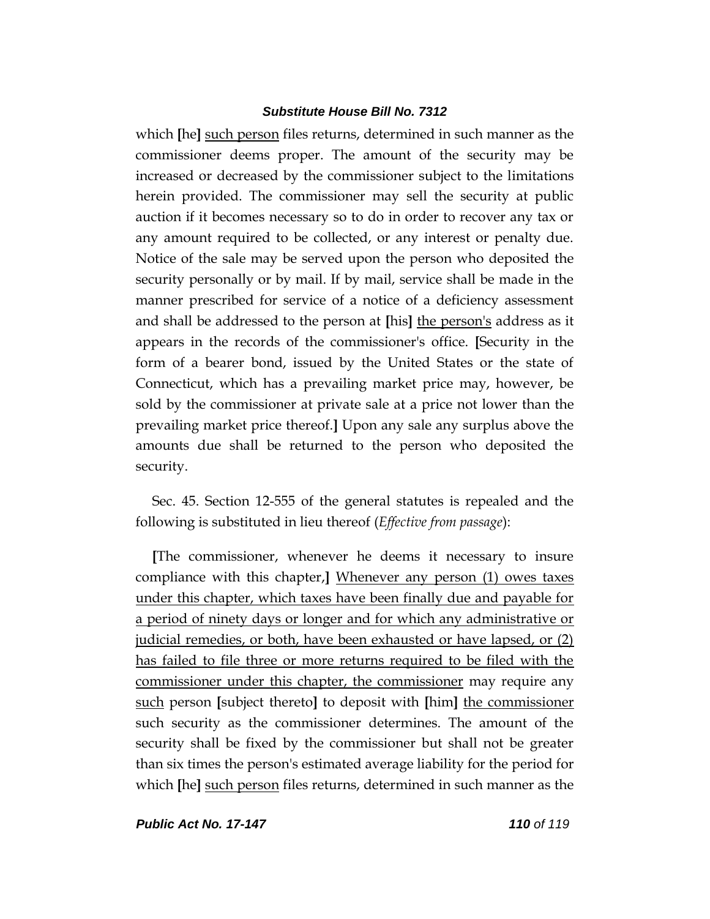which [he] <u>such person</u> files returns, determined in such manner as the commissioner deems proper. The amount of the security may be increased or decreased by the commissioner subject to the limitations herein provided. The commissioner may sell the security at public auction if it becomes necessary so to do in order to recover any tax or any amount required to be collected, or any interest or penalty due. Notice of the sale may be served upon the person who deposited the security personally or by mail. If by mail, service shall be made in the manner prescribed for service of a notice of a deficiency assessment and shall be addressed to the person at [his] <u>the person's</u> address as it appears in the records of the commissioner's office. [Security in the form of a bearer bond, issued by the United States or the state of Connecticut, which has a prevailing market price may, however, be sold by the commissioner at private sale at a price not lower than the prevailing market price thereof.] Upon any sale any surplus above the amounts due shall be returned to the person who deposited the security.

Sec. 45. Section 12-555 of the general statutes is repealed and the following is substituted in lieu thereof (*Effective from passage*):

[The commissioner, whenever he deems it necessary to insure compliance with this chapter,] <u>Whenever any person (1) owes taxes under this chapter, which taxes have been finally due and payable for a period of ninety days or longer and for which any administrative or judicial remedies, or both, have been exhausted or have lapsed, or (2) has failed to file three or more returns required to be filed with the commissioner under this chapter, the commissioner</u> may require any <u>such</u> person [subject thereto] to deposit with [him] <u>the commissioner</u> such security as the commissioner determines. The amount of the security shall be fixed by the commissioner but shall not be greater than six times the person's estimated average liability for the period for which [he] <u>such person</u> files returns, determined in such manner as the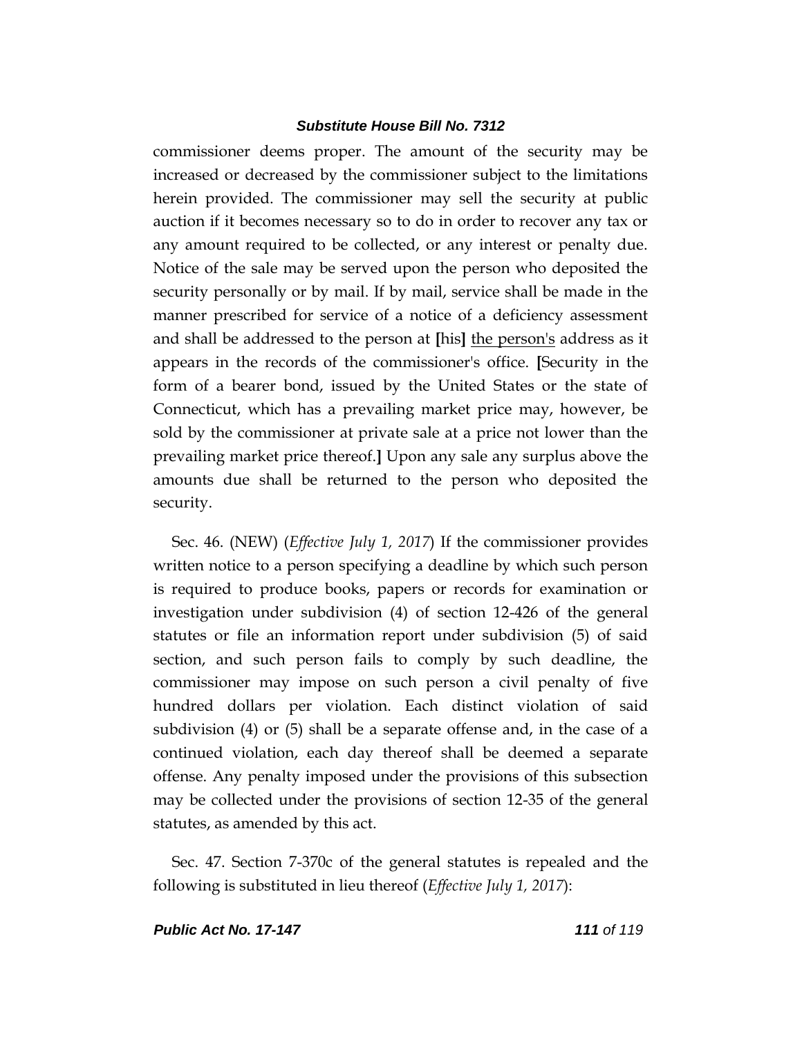commissioner deems proper. The amount of the security may be increased or decreased by the commissioner subject to the limitations herein provided. The commissioner may sell the security at public auction if it becomes necessary so to do in order to recover any tax or any amount required to be collected, or any interest or penalty due. Notice of the sale may be served upon the person who deposited the security personally or by mail. If by mail, service shall be made in the manner prescribed for service of a notice of a deficiency assessment and shall be addressed to the person at **[**his**]** <u>the person's</u> address as it appears in the records of the commissioner's office. **[**Security in the form of a bearer bond, issued by the United States or the state of Connecticut, which has a prevailing market price may, however, be sold by the commissioner at private sale at a price not lower than the prevailing market price thereof.**]** Upon any sale any surplus above the amounts due shall be returned to the person who deposited the security.

Sec. 46. (NEW) (*Effective July 1, 2017*) If the commissioner provides written notice to a person specifying a deadline by which such person is required to produce books, papers or records for examination or investigation under subdivision (4) of section 12-426 of the general statutes or file an information report under subdivision (5) of said section, and such person fails to comply by such deadline, the commissioner may impose on such person a civil penalty of five hundred dollars per violation. Each distinct violation of said subdivision (4) or (5) shall be a separate offense and, in the case of a continued violation, each day thereof shall be deemed a separate offense. Any penalty imposed under the provisions of this subsection may be collected under the provisions of section 12-35 of the general statutes, as amended by this act.

Sec. 47. Section 7-370c of the general statutes is repealed and the following is substituted in lieu thereof (*Effective July 1, 2017*):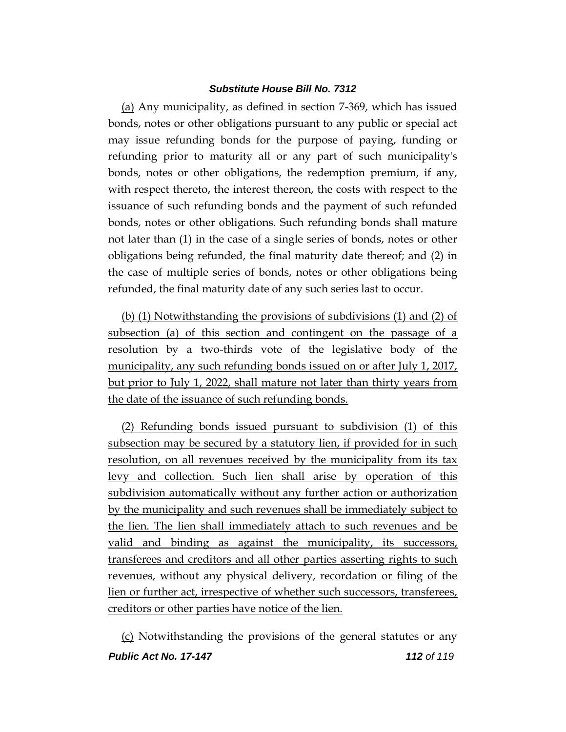(a) Any municipality, as defined in section 7-369, which has issued bonds, notes or other obligations pursuant to any public or special act may issue refunding bonds for the purpose of paying, funding or refunding prior to maturity all or any part of such municipality's bonds, notes or other obligations, the redemption premium, if any, with respect thereto, the interest thereon, the costs with respect to the issuance of such refunding bonds and the payment of such refunded bonds, notes or other obligations. Such refunding bonds shall mature not later than (1) in the case of a single series of bonds, notes or other obligations being refunded, the final maturity date thereof; and (2) in the case of multiple series of bonds, notes or other obligations being refunded, the final maturity date of any such series last to occur.

(b) (1) Notwithstanding the provisions of subdivisions (1) and (2) of subsection (a) of this section and contingent on the passage of a resolution by a two-thirds vote of the legislative body of the municipality, any such refunding bonds issued on or after July 1, 2017, but prior to July 1, 2022, shall mature not later than thirty years from the date of the issuance of such refunding bonds.

(2) Refunding bonds issued pursuant to subdivision (1) of this subsection may be secured by a statutory lien, if provided for in such resolution, on all revenues received by the municipality from its tax levy and collection. Such lien shall arise by operation of this subdivision automatically without any further action or authorization by the municipality and such revenues shall be immediately subject to the lien. The lien shall immediately attach to such revenues and be valid and binding as against the municipality, its successors, transferees and creditors and all other parties asserting rights to such revenues, without any physical delivery, recordation or filing of the lien or further act, irrespective of whether such successors, transferees, creditors or other parties have notice of the lien.

(c) Notwithstanding the provisions of the general statutes or any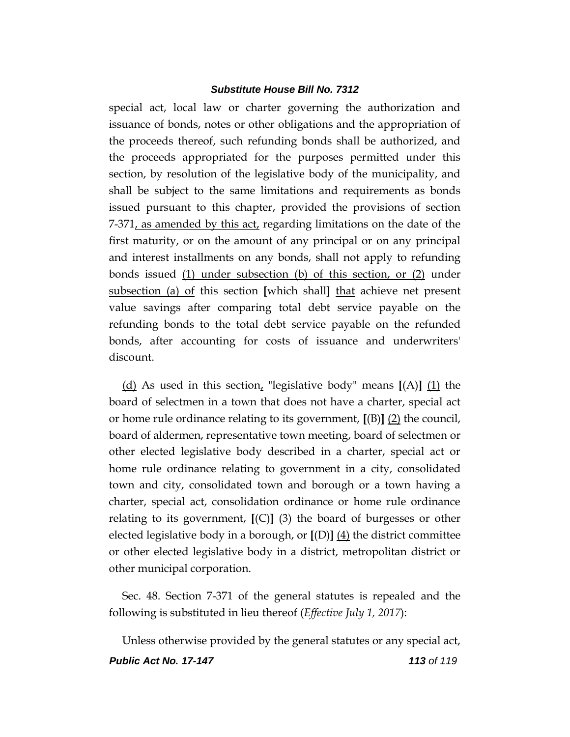special act, local law or charter governing the authorization and issuance of bonds, notes or other obligations and the appropriation of the proceeds thereof, such refunding bonds shall be authorized, and the proceeds appropriated for the purposes permitted under this section, by resolution of the legislative body of the municipality, and shall be subject to the same limitations and requirements as bonds issued pursuant to this chapter, provided the provisions of section 7-371<u>, as amended by this act,</u> regarding limitations on the date of the first maturity, or on the amount of any principal or on any principal and interest installments on any bonds, shall not apply to refunding bonds issued <u>(1) under subsection (b) of this section, or (2)</u> under <u>subsection (a) of</u> this section **[**which shall**]** <u>that</u> achieve net present value savings after comparing total debt service payable on the refunding bonds to the total debt service payable on the refunded bonds, after accounting for costs of issuance and underwriters' discount.

<u>(d)</u> As used in this section<u>,</u> "legislative body" means **[**(A)**]** <u>(1)</u> the board of selectmen in a town that does not have a charter, special act or home rule ordinance relating to its government, **[**(B)**]** <u>(2)</u> the council, board of aldermen, representative town meeting, board of selectmen or other elected legislative body described in a charter, special act or home rule ordinance relating to government in a city, consolidated town and city, consolidated town and borough or a town having a charter, special act, consolidation ordinance or home rule ordinance relating to its government, **[**(C)**]** <u>(3)</u> the board of burgesses or other elected legislative body in a borough, or **[**(D)**]** <u>(4)</u> the district committee or other elected legislative body in a district, metropolitan district or other municipal corporation.

Sec. 48. Section 7-371 of the general statutes is repealed and the following is substituted in lieu thereof (*Effective July 1, 2017*):

Unless otherwise provided by the general statutes or any special act,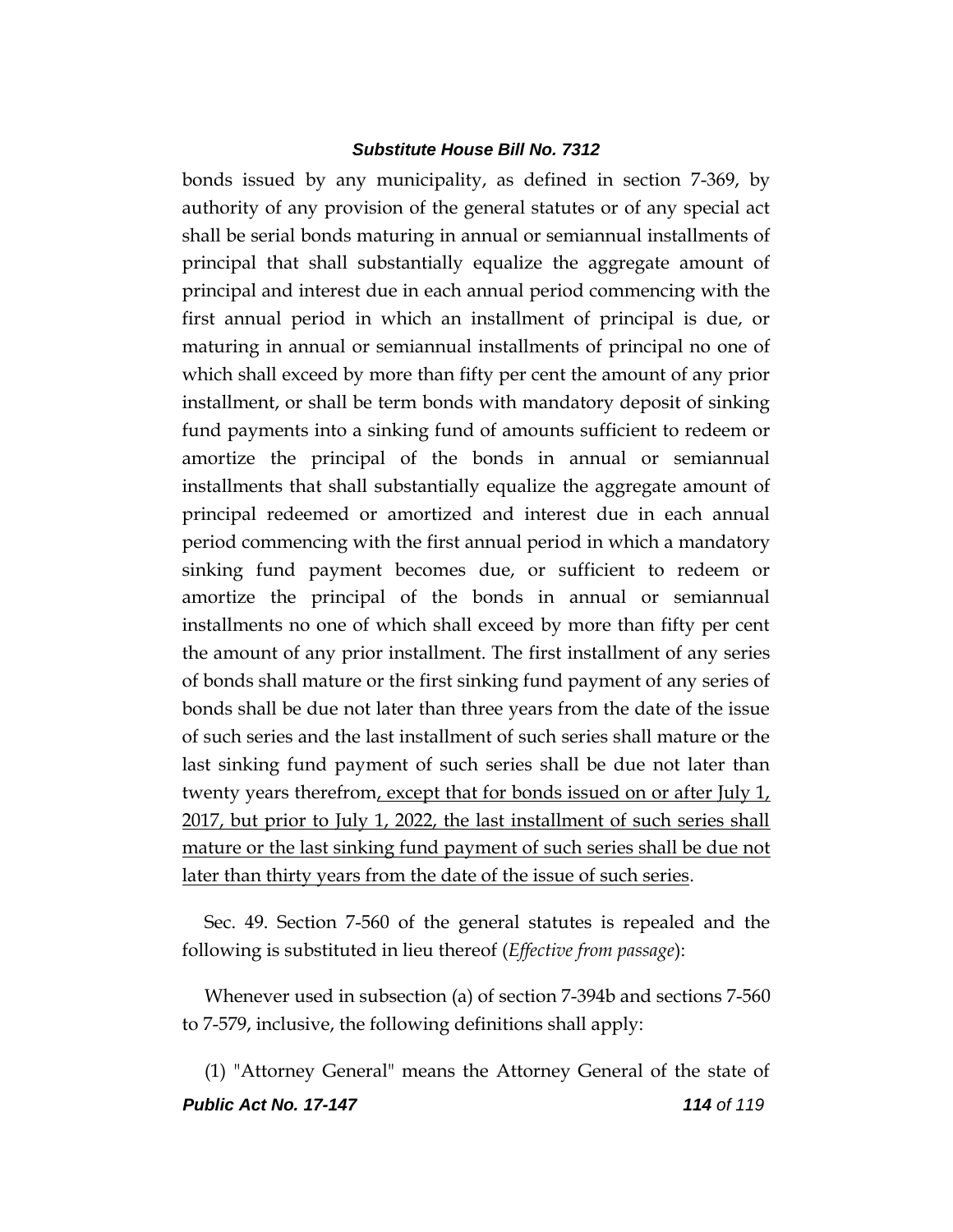bonds issued by any municipality, as defined in section 7-369, by authority of any provision of the general statutes or of any special act shall be serial bonds maturing in annual or semiannual installments of principal that shall substantially equalize the aggregate amount of principal and interest due in each annual period commencing with the first annual period in which an installment of principal is due, or maturing in annual or semiannual installments of principal no one of which shall exceed by more than fifty per cent the amount of any prior installment, or shall be term bonds with mandatory deposit of sinking fund payments into a sinking fund of amounts sufficient to redeem or amortize the principal of the bonds in annual or semiannual installments that shall substantially equalize the aggregate amount of principal redeemed or amortized and interest due in each annual period commencing with the first annual period in which a mandatory sinking fund payment becomes due, or sufficient to redeem or amortize the principal of the bonds in annual or semiannual installments no one of which shall exceed by more than fifty per cent the amount of any prior installment. The first installment of any series of bonds shall mature or the first sinking fund payment of any series of bonds shall be due not later than three years from the date of the issue of such series and the last installment of such series shall mature or the last sinking fund payment of such series shall be due not later than twenty years therefrom<u>, except that for bonds issued on or after July 1, 2017, but prior to July 1, 2022, the last installment of such series shall mature or the last sinking fund payment of such series shall be due not later than thirty years from the date of the issue of such series</u>.

Sec. 49. Section 7-560 of the general statutes is repealed and the following is substituted in lieu thereof (*Effective from passage*):

Whenever used in subsection (a) of section 7-394b and sections 7-560 to 7-579, inclusive, the following definitions shall apply:

(1) "Attorney General" means the Attorney General of the state of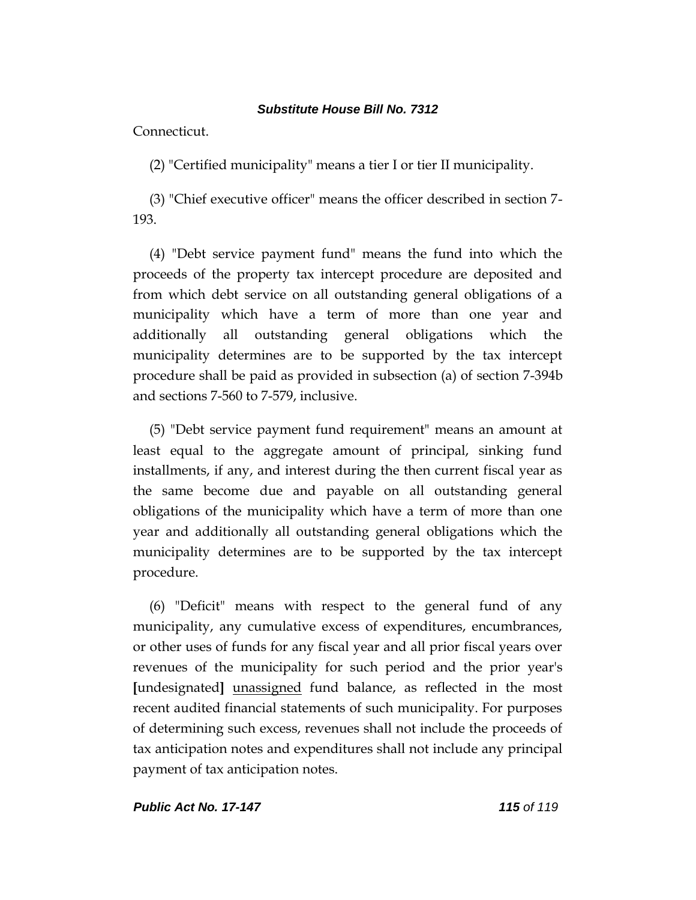Connecticut.

(2) "Certified municipality" means a tier I or tier II municipality.

(3) "Chief executive officer" means the officer described in section 7-193.

(4) "Debt service payment fund" means the fund into which the proceeds of the property tax intercept procedure are deposited and from which debt service on all outstanding general obligations of a municipality which have a term of more than one year and additionally all outstanding general obligations which the municipality determines are to be supported by the tax intercept procedure shall be paid as provided in subsection (a) of section 7-394b and sections 7-560 to 7-579, inclusive.

(5) "Debt service payment fund requirement" means an amount at least equal to the aggregate amount of principal, sinking fund installments, if any, and interest during the then current fiscal year as the same become due and payable on all outstanding general obligations of the municipality which have a term of more than one year and additionally all outstanding general obligations which the municipality determines are to be supported by the tax intercept procedure.

(6) "Deficit" means with respect to the general fund of any municipality, any cumulative excess of expenditures, encumbrances, or other uses of funds for any fiscal year and all prior fiscal years over revenues of the municipality for such period and the prior year's **[**undesignated**]** <u>unassigned</u> fund balance, as reflected in the most recent audited financial statements of such municipality. For purposes of determining such excess, revenues shall not include the proceeds of tax anticipation notes and expenditures shall not include any principal payment of tax anticipation notes.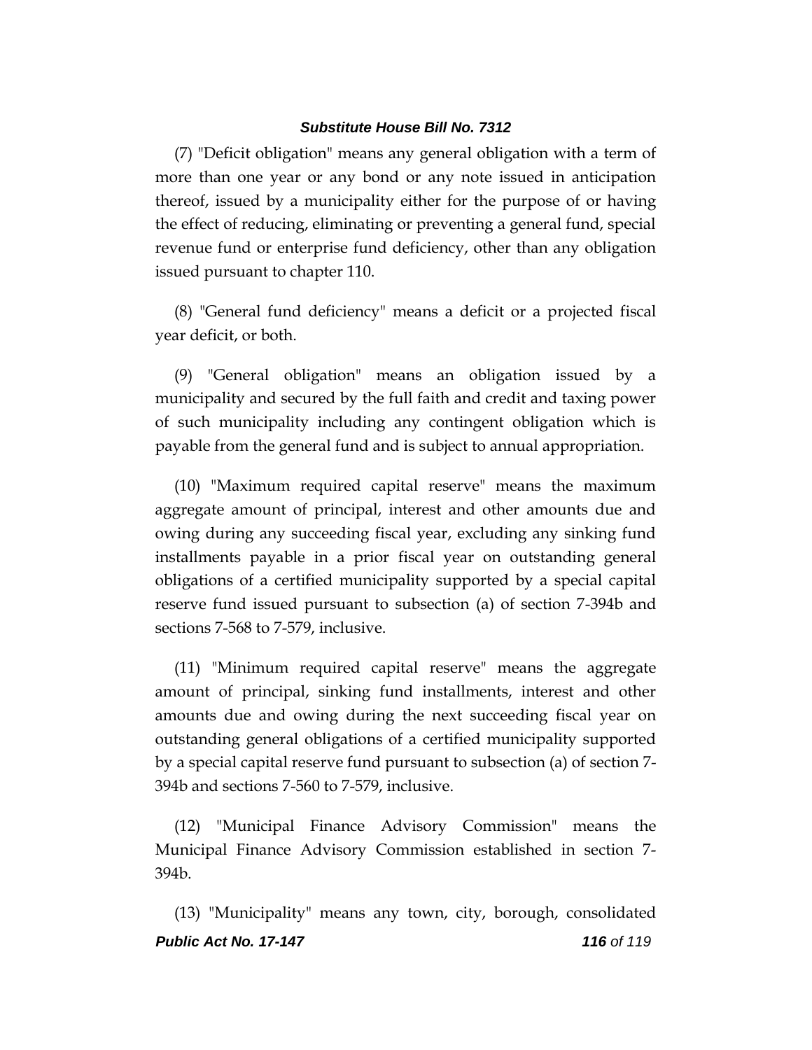(7) "Deficit obligation" means any general obligation with a term of more than one year or any bond or any note issued in anticipation thereof, issued by a municipality either for the purpose of or having the effect of reducing, eliminating or preventing a general fund, special revenue fund or enterprise fund deficiency, other than any obligation issued pursuant to chapter 110.

(8) "General fund deficiency" means a deficit or a projected fiscal year deficit, or both.

(9) "General obligation" means an obligation issued by a municipality and secured by the full faith and credit and taxing power of such municipality including any contingent obligation which is payable from the general fund and is subject to annual appropriation.

(10) "Maximum required capital reserve" means the maximum aggregate amount of principal, interest and other amounts due and owing during any succeeding fiscal year, excluding any sinking fund installments payable in a prior fiscal year on outstanding general obligations of a certified municipality supported by a special capital reserve fund issued pursuant to subsection (a) of section 7-394b and sections 7-568 to 7-579, inclusive.

(11) "Minimum required capital reserve" means the aggregate amount of principal, sinking fund installments, interest and other amounts due and owing during the next succeeding fiscal year on outstanding general obligations of a certified municipality supported by a special capital reserve fund pursuant to subsection (a) of section 7-394b and sections 7-560 to 7-579, inclusive.

(12) "Municipal Finance Advisory Commission" means the Municipal Finance Advisory Commission established in section 7-394b.

(13) "Municipality" means any town, city, borough, consolidated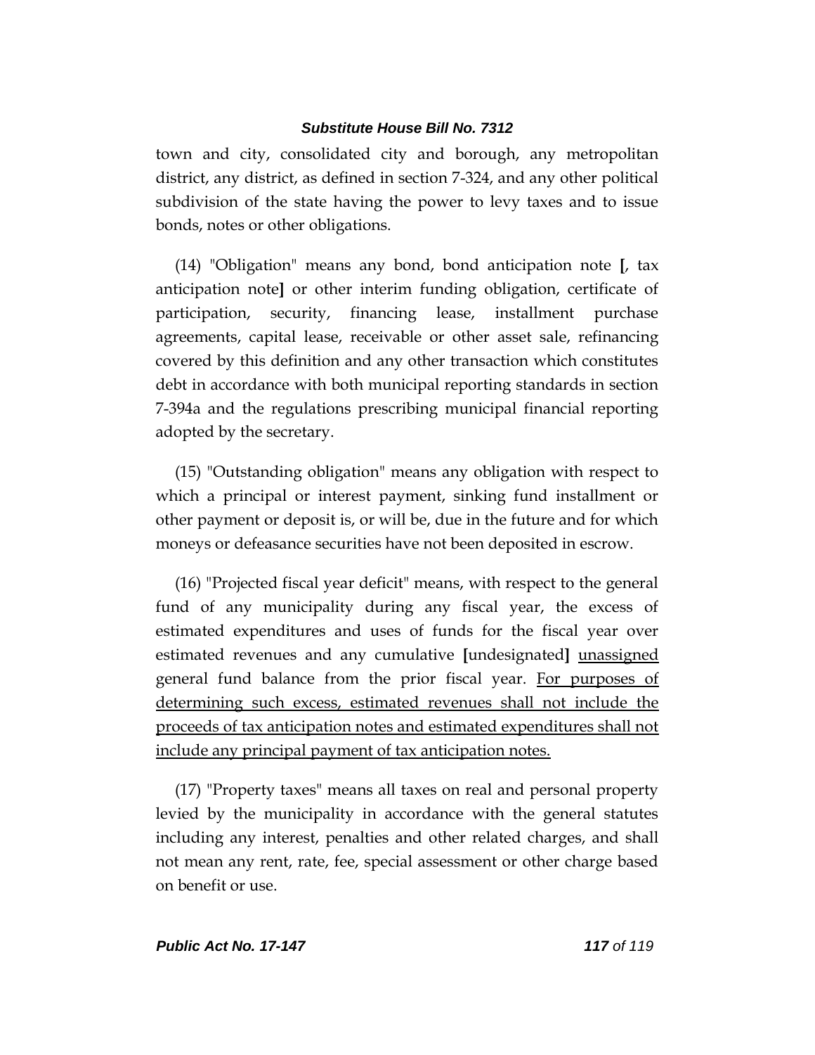town and city, consolidated city and borough, any metropolitan district, any district, as defined in section 7-324, and any other political subdivision of the state having the power to levy taxes and to issue bonds, notes or other obligations.

(14) "Obligation" means any bond, bond anticipation note [, tax anticipation note] or other interim funding obligation, certificate of participation, security, financing lease, installment purchase agreements, capital lease, receivable or other asset sale, refinancing covered by this definition and any other transaction which constitutes debt in accordance with both municipal reporting standards in section 7-394a and the regulations prescribing municipal financial reporting adopted by the secretary.

(15) "Outstanding obligation" means any obligation with respect to which a principal or interest payment, sinking fund installment or other payment or deposit is, or will be, due in the future and for which moneys or defeasance securities have not been deposited in escrow.

(16) "Projected fiscal year deficit" means, with respect to the general fund of any municipality during any fiscal year, the excess of estimated expenditures and uses of funds for the fiscal year over estimated revenues and any cumulative [undesignated] <u>unassigned</u> general fund balance from the prior fiscal year. <u>For purposes of determining such excess, estimated revenues shall not include the proceeds of tax anticipation notes and estimated expenditures shall not include any principal payment of tax anticipation notes.</u>

(17) "Property taxes" means all taxes on real and personal property levied by the municipality in accordance with the general statutes including any interest, penalties and other related charges, and shall not mean any rent, rate, fee, special assessment or other charge based on benefit or use.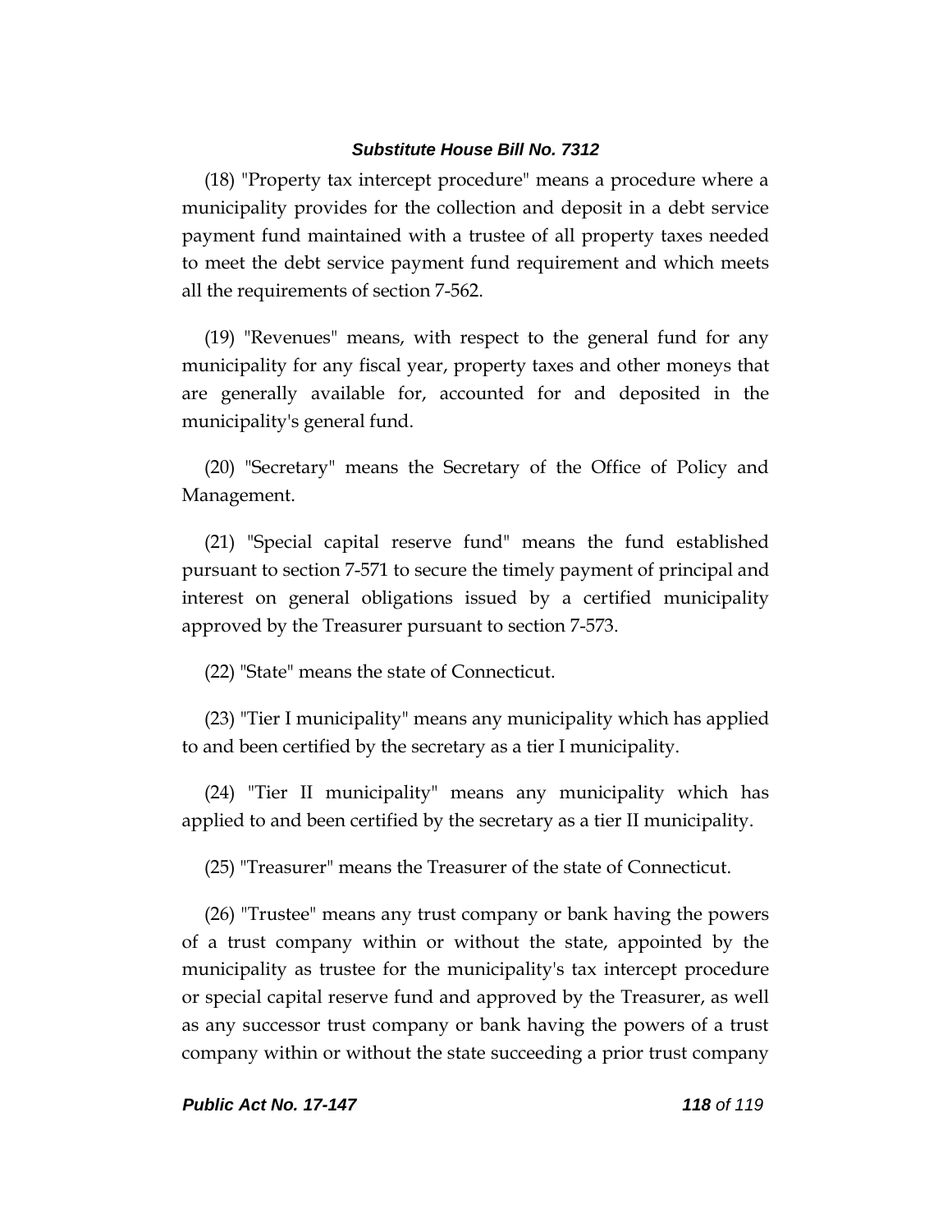(18) "Property tax intercept procedure" means a procedure where a municipality provides for the collection and deposit in a debt service payment fund maintained with a trustee of all property taxes needed to meet the debt service payment fund requirement and which meets all the requirements of section 7-562.

(19) "Revenues" means, with respect to the general fund for any municipality for any fiscal year, property taxes and other moneys that are generally available for, accounted for and deposited in the municipality's general fund.

(20) "Secretary" means the Secretary of the Office of Policy and Management.

(21) "Special capital reserve fund" means the fund established pursuant to section 7-571 to secure the timely payment of principal and interest on general obligations issued by a certified municipality approved by the Treasurer pursuant to section 7-573.

(22) "State" means the state of Connecticut.

(23) "Tier I municipality" means any municipality which has applied to and been certified by the secretary as a tier I municipality.

(24) "Tier II municipality" means any municipality which has applied to and been certified by the secretary as a tier II municipality.

(25) "Treasurer" means the Treasurer of the state of Connecticut.

(26) "Trustee" means any trust company or bank having the powers of a trust company within or without the state, appointed by the municipality as trustee for the municipality's tax intercept procedure or special capital reserve fund and approved by the Treasurer, as well as any successor trust company or bank having the powers of a trust company within or without the state succeeding a prior trust company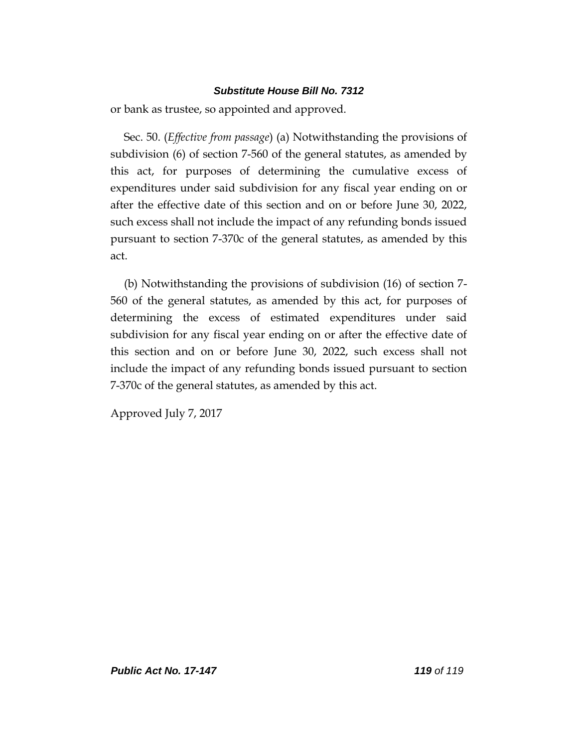or bank as trustee, so appointed and approved.

Sec. 50. (*Effective from passage*) (a) Notwithstanding the provisions of subdivision (6) of section 7-560 of the general statutes, as amended by this act, for purposes of determining the cumulative excess of expenditures under said subdivision for any fiscal year ending on or after the effective date of this section and on or before June 30, 2022, such excess shall not include the impact of any refunding bonds issued pursuant to section 7-370c of the general statutes, as amended by this act.

(b) Notwithstanding the provisions of subdivision (16) of section 7-560 of the general statutes, as amended by this act, for purposes of determining the excess of estimated expenditures under said subdivision for any fiscal year ending on or after the effective date of this section and on or before June 30, 2022, such excess shall not include the impact of any refunding bonds issued pursuant to section 7-370c of the general statutes, as amended by this act.

Approved July 7, 2017